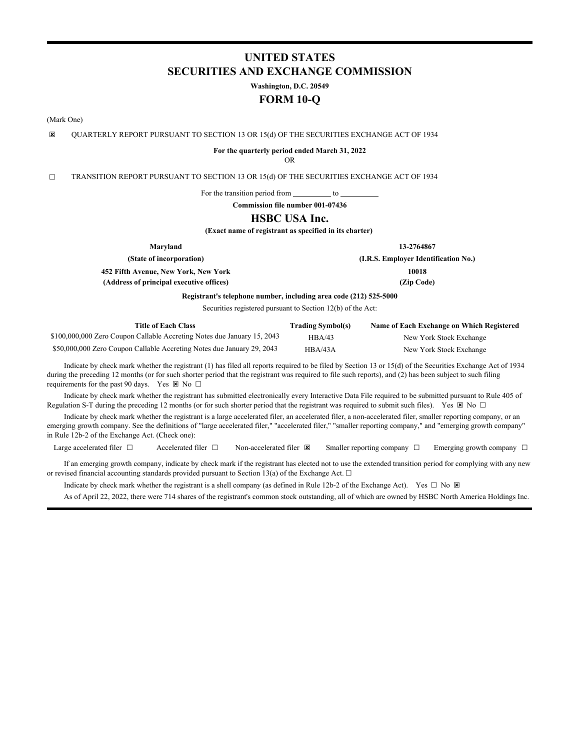# UNITED STATES
# SECURITIES AND EXCHANGE COMMISSION

**Washington, D.C. 20549**

# FORM 10-Q

(Mark One)

☒ QUARTERLY REPORT PURSUANT TO SECTION 13 OR 15(d) OF THE SECURITIES EXCHANGE ACT OF 1934

**For the quarterly period ended March 31, 2022**

OR

☐ TRANSITION REPORT PURSUANT TO SECTION 13 OR 15(d) OF THE SECURITIES EXCHANGE ACT OF 1934

For the transition period from __________ to __________

**Commission file number 001-07436**

# HSBC USA Inc.

**(Exact name of registrant as specified in its charter)**

| **Maryland** | **13-2764867** |
|---|---|
| **(State of incorporation)** | **(I.R.S. Employer Identification No.)** |
| **452 Fifth Avenue, New York, New York** | **10018** |
| **(Address of principal executive offices)** | **(Zip Code)** |

**Registrant's telephone number, including area code (212) 525-5000**

Securities registered pursuant to Section 12(b) of the Act:

| Title of Each Class | Trading Symbol(s) | Name of Each Exchange on Which Registered |
|---|---|---|
| $100,000,000 Zero Coupon Callable Accreting Notes due January 15, 2043 | HBA/43 | New York Stock Exchange |
| $50,000,000 Zero Coupon Callable Accreting Notes due January 29, 2043 | HBA/43A | New York Stock Exchange |

Indicate by check mark whether the registrant (1) has filed all reports required to be filed by Section 13 or 15(d) of the Securities Exchange Act of 1934 during the preceding 12 months (or for such shorter period that the registrant was required to file such reports), and (2) has been subject to such filing requirements for the past 90 days. Yes ☒ No ☐

Indicate by check mark whether the registrant has submitted electronically every Interactive Data File required to be submitted pursuant to Rule 405 of Regulation S-T during the preceding 12 months (or for such shorter period that the registrant was required to submit such files). Yes ☒ No ☐

Indicate by check mark whether the registrant is a large accelerated filer, an accelerated filer, a non-accelerated filer, smaller reporting company, or an emerging growth company. See the definitions of "large accelerated filer," "accelerated filer," "smaller reporting company," and "emerging growth company" in Rule 12b-2 of the Exchange Act. (Check one):

Large accelerated filer ☐ Accelerated filer ☐ Non-accelerated filer ☒ Smaller reporting company ☐ Emerging growth company ☐

If an emerging growth company, indicate by check mark if the registrant has elected not to use the extended transition period for complying with any new or revised financial accounting standards provided pursuant to Section 13(a) of the Exchange Act. ☐

Indicate by check mark whether the registrant is a shell company (as defined in Rule 12b-2 of the Exchange Act). Yes ☐ No ☒

As of April 22, 2022, there were 714 shares of the registrant's common stock outstanding, all of which are owned by HSBC North America Holdings Inc.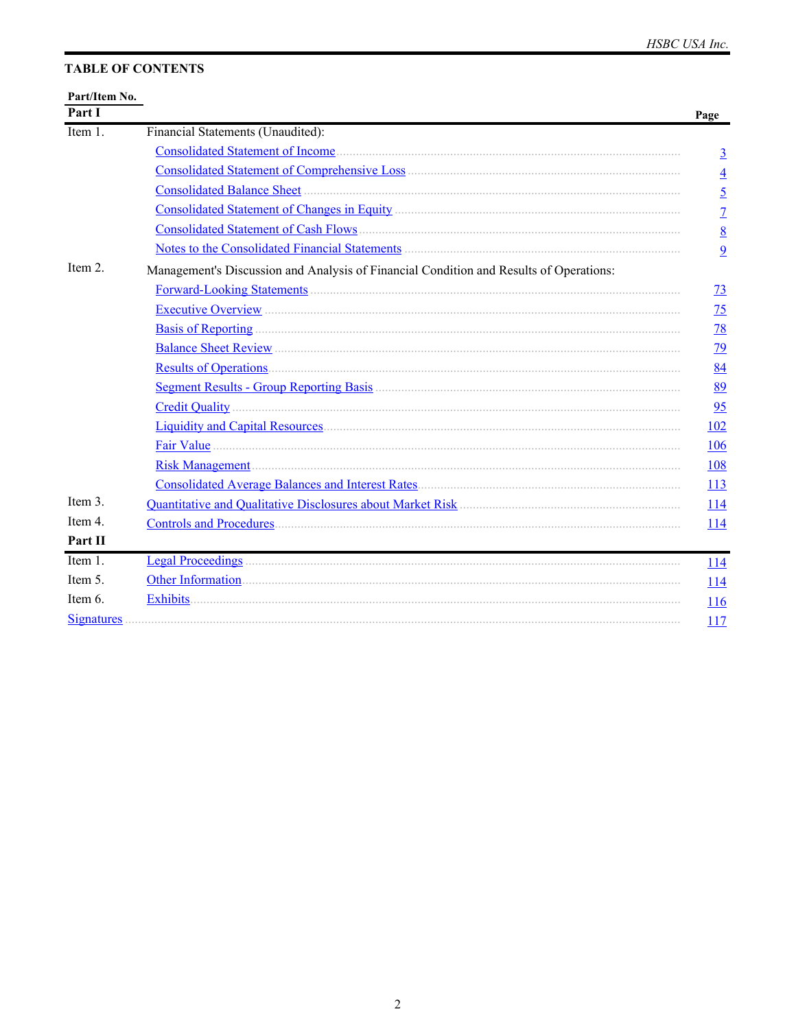## TABLE OF CONTENTS

| Part/Item No. | | Page |
|---|---|---|
| **Part I** | | |
| Item 1. | Financial Statements (Unaudited): | |
| | Consolidated Statement of Income | 3 |
| | Consolidated Statement of Comprehensive Loss | 4 |
| | Consolidated Balance Sheet | 5 |
| | Consolidated Statement of Changes in Equity | 7 |
| | Consolidated Statement of Cash Flows | 8 |
| | Notes to the Consolidated Financial Statements | 9 |
| Item 2. | Management's Discussion and Analysis of Financial Condition and Results of Operations: | |
| | Forward-Looking Statements | 73 |
| | Executive Overview | 75 |
| | Basis of Reporting | 78 |
| | Balance Sheet Review | 79 |
| | Results of Operations | 84 |
| | Segment Results - Group Reporting Basis | 89 |
| | Credit Quality | 95 |
| | Liquidity and Capital Resources | 102 |
| | Fair Value | 106 |
| | Risk Management | 108 |
| | Consolidated Average Balances and Interest Rates | 113 |
| Item 3. | Quantitative and Qualitative Disclosures about Market Risk | 114 |
| Item 4. | Controls and Procedures | 114 |
| **Part II** | | |
| Item 1. | Legal Proceedings | 114 |
| Item 5. | Other Information | 114 |
| Item 6. | Exhibits | 116 |
| Signatures | | 117 |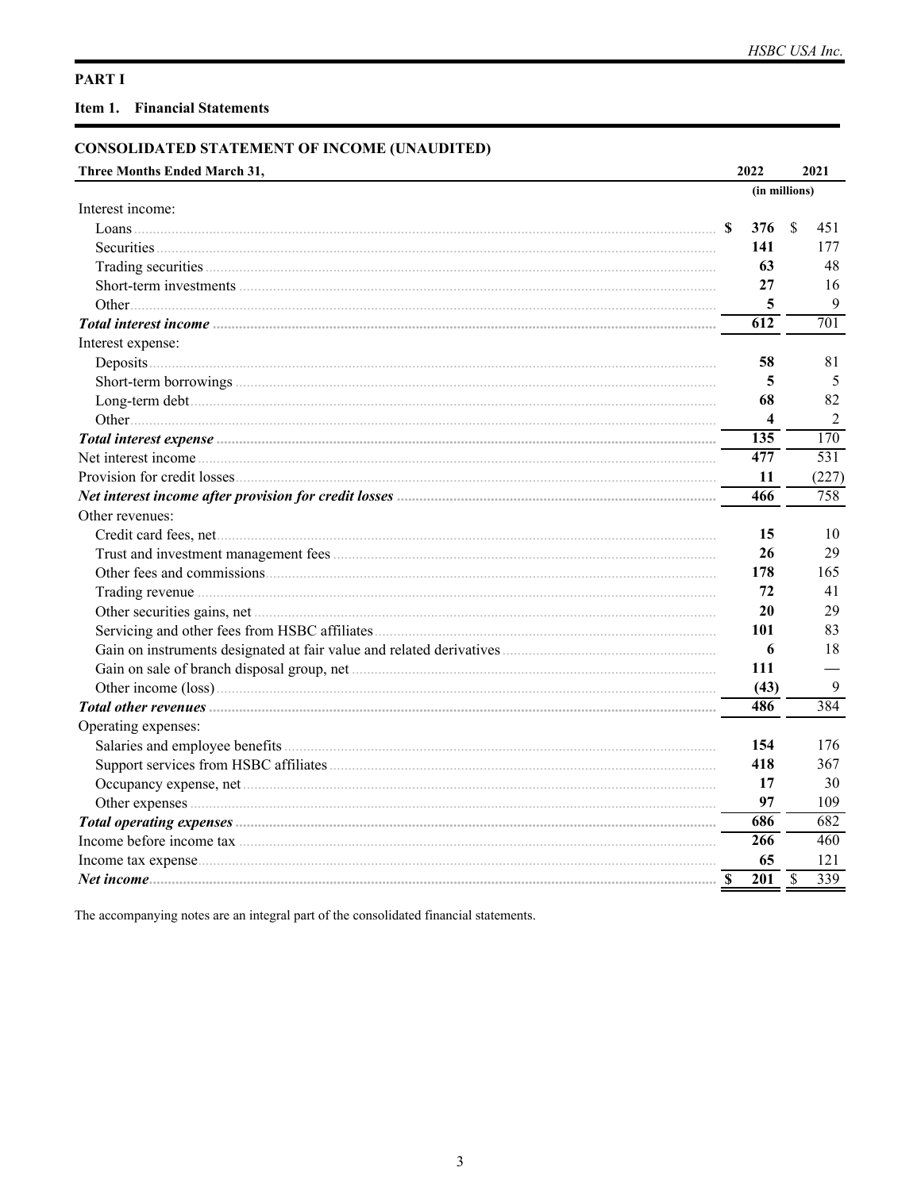## PART I

### Item 1. Financial Statements

## CONSOLIDATED STATEMENT OF INCOME (UNAUDITED)

| Three Months Ended March 31, | 2022 | 2021 |
|---|---|---|
| | (in millions) | |
| Interest income: | | |
| Loans | **$ 376** | $ 451 |
| Securities | **141** | 177 |
| Trading securities | **63** | 48 |
| Short-term investments | **27** | 16 |
| Other | **5** | 9 |
| ***Total interest income*** | **612** | 701 |
| Interest expense: | | |
| Deposits | **58** | 81 |
| Short-term borrowings | **5** | 5 |
| Long-term debt | **68** | 82 |
| Other | **4** | 2 |
| ***Total interest expense*** | **135** | 170 |
| Net interest income | **477** | 531 |
| Provision for credit losses | **11** | (227) |
| ***Net interest income after provision for credit losses*** | **466** | 758 |
| Other revenues: | | |
| Credit card fees, net | **15** | 10 |
| Trust and investment management fees | **26** | 29 |
| Other fees and commissions | **178** | 165 |
| Trading revenue | **72** | 41 |
| Other securities gains, net | **20** | 29 |
| Servicing and other fees from HSBC affiliates | **101** | 83 |
| Gain on instruments designated at fair value and related derivatives | **6** | 18 |
| Gain on sale of branch disposal group, net | **111** | — |
| Other income (loss) | **(43)** | 9 |
| ***Total other revenues*** | **486** | 384 |
| Operating expenses: | | |
| Salaries and employee benefits | **154** | 176 |
| Support services from HSBC affiliates | **418** | 367 |
| Occupancy expense, net | **17** | 30 |
| Other expenses | **97** | 109 |
| ***Total operating expenses*** | **686** | 682 |
| Income before income tax | **266** | 460 |
| Income tax expense | **65** | 121 |
| ***Net income*** | **$ 201** | $ 339 |

The accompanying notes are an integral part of the consolidated financial statements.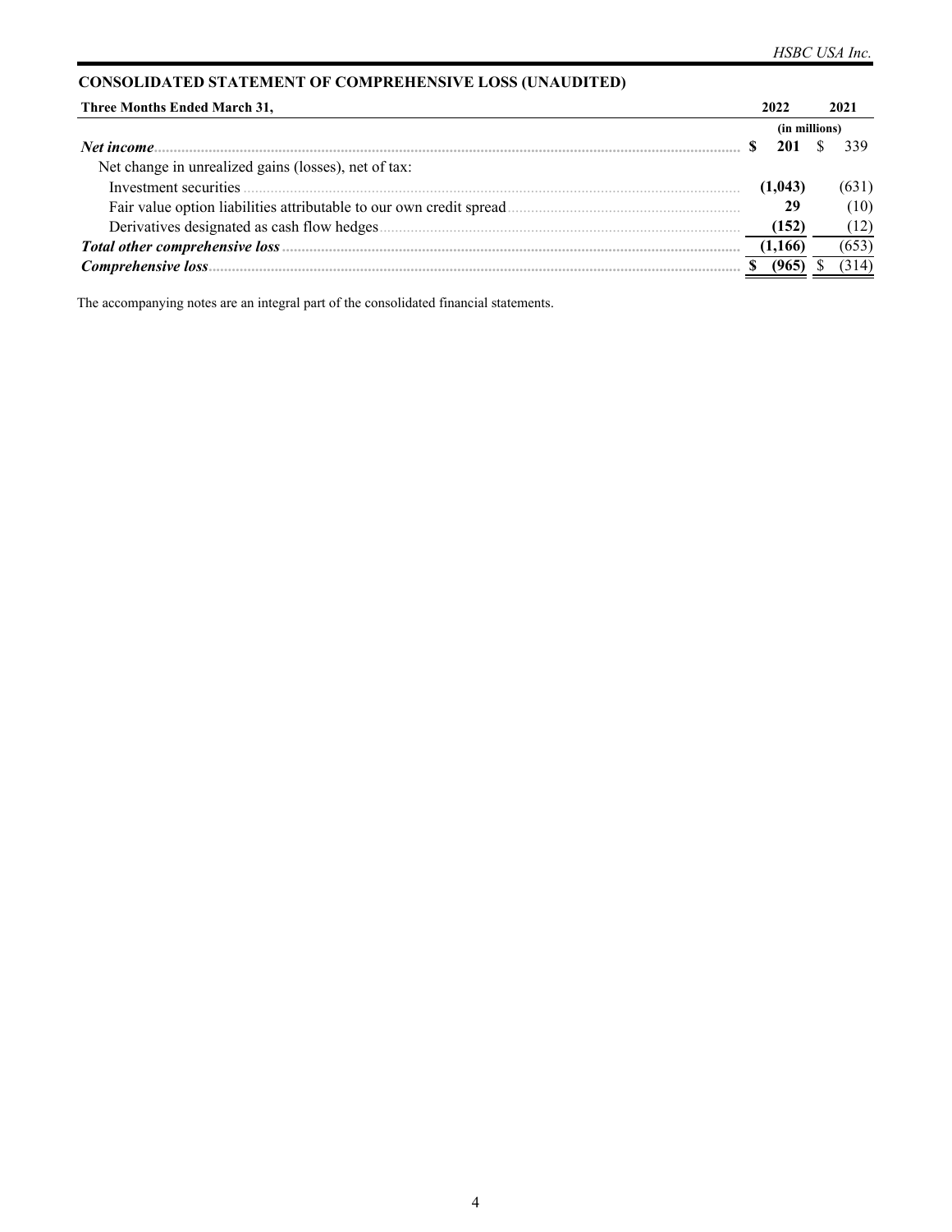## CONSOLIDATED STATEMENT OF COMPREHENSIVE LOSS (UNAUDITED)

| Three Months Ended March 31, | 2022 | 2021 |
|---|---|---|
| | (in millions) | |
| ***Net income*** | **$ 201** | $ 339 |
| Net change in unrealized gains (losses), net of tax: | | |
| Investment securities | **(1,043)** | (631) |
| Fair value option liabilities attributable to our own credit spread | **29** | (10) |
| Derivatives designated as cash flow hedges | **(152)** | (12) |
| ***Total other comprehensive loss*** | **(1,166)** | (653) |
| ***Comprehensive loss*** | **$ (965)** | $ (314) |

The accompanying notes are an integral part of the consolidated financial statements.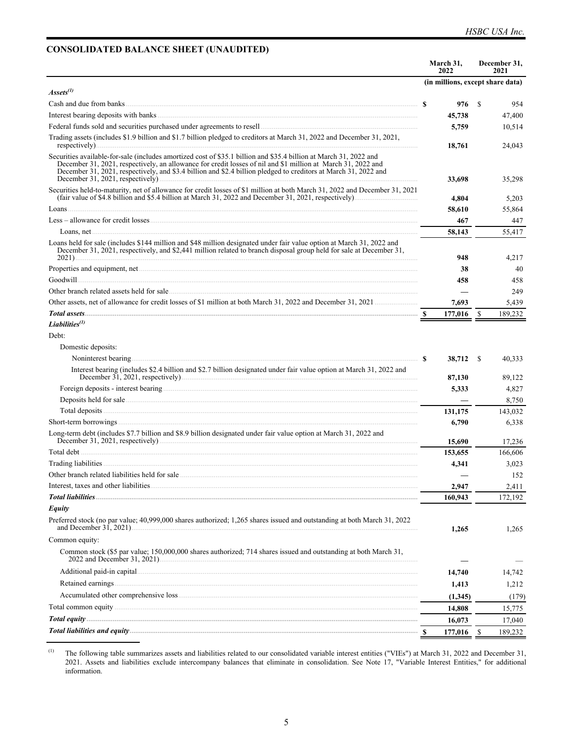## CONSOLIDATED BALANCE SHEET (UNAUDITED)

| | March 31, 2022 | December 31, 2021 |
|---|---|---|
| | (in millions, except share data) | |
| ***Assets***[(1)] | | |
| Cash and due from banks | $ 976 | $ 954 |
| Interest bearing deposits with banks | 45,738 | 47,400 |
| Federal funds sold and securities purchased under agreements to resell | 5,759 | 10,514 |
| Trading assets (includes $1.9 billion and $1.7 billion pledged to creditors at March 31, 2022 and December 31, 2021, respectively) | 18,761 | 24,043 |
| Securities available-for-sale (includes amortized cost of $35.1 billion and $35.4 billion at March 31, 2022 and December 31, 2021, respectively, an allowance for credit losses of nil and $1 million at March 31, 2022 and December 31, 2021, respectively, and $3.4 billion and $2.4 billion pledged to creditors at March 31, 2022 and December 31, 2021, respectively) | 33,698 | 35,298 |
| Securities held-to-maturity, net of allowance for credit losses of $1 million at both March 31, 2022 and December 31, 2021 (fair value of $4.8 billion and $5.4 billion at March 31, 2022 and December 31, 2021, respectively) | 4,804 | 5,203 |
| Loans | 58,610 | 55,864 |
| Less – allowance for credit losses | 467 | 447 |
| Loans, net | 58,143 | 55,417 |
| Loans held for sale (includes $144 million and $48 million designated under fair value option at March 31, 2022 and December 31, 2021, respectively, and $2,441 million related to branch disposal group held for sale at December 31, 2021) | 948 | 4,217 |
| Properties and equipment, net | 38 | 40 |
| Goodwill | 458 | 458 |
| Other branch related assets held for sale | — | 249 |
| Other assets, net of allowance for credit losses of $1 million at both March 31, 2022 and December 31, 2021 | 7,693 | 5,439 |
| ***Total assets*** | $ 177,016 | $ 189,232 |
| ***Liabilities***[(1)] | | |
| Debt: | | |
| Domestic deposits: | | |
| Noninterest bearing | $ 38,712 | $ 40,333 |
| Interest bearing (includes $2.4 billion and $2.7 billion designated under fair value option at March 31, 2022 and December 31, 2021, respectively) | 87,130 | 89,122 |
| Foreign deposits - interest bearing | 5,333 | 4,827 |
| Deposits held for sale | — | 8,750 |
| Total deposits | 131,175 | 143,032 |
| Short-term borrowings | 6,790 | 6,338 |
| Long-term debt (includes $7.7 billion and $8.9 billion designated under fair value option at March 31, 2022 and December 31, 2021, respectively) | 15,690 | 17,236 |
| Total debt | 153,655 | 166,606 |
| Trading liabilities | 4,341 | 3,023 |
| Other branch related liabilities held for sale | — | 152 |
| Interest, taxes and other liabilities | 2,947 | 2,411 |
| ***Total liabilities*** | 160,943 | 172,192 |
| ***Equity*** | | |
| Preferred stock (no par value; 40,999,000 shares authorized; 1,265 shares issued and outstanding at both March 31, 2022 and December 31, 2021) | 1,265 | 1,265 |
| Common equity: | | |
| Common stock ($5 par value; 150,000,000 shares authorized; 714 shares issued and outstanding at both March 31, 2022 and December 31, 2021) | — | — |
| Additional paid-in capital | 14,740 | 14,742 |
| Retained earnings | 1,413 | 1,212 |
| Accumulated other comprehensive loss | (1,345) | (179) |
| Total common equity | 14,808 | 15,775 |
| ***Total equity*** | 16,073 | 17,040 |
| ***Total liabilities and equity*** | $ 177,016 | $ 189,232 |

(1) The following table summarizes assets and liabilities related to our consolidated variable interest entities ("VIEs") at March 31, 2022 and December 31, 2021. Assets and liabilities exclude intercompany balances that eliminate in consolidation. See Note 17, "Variable Interest Entities," for additional information.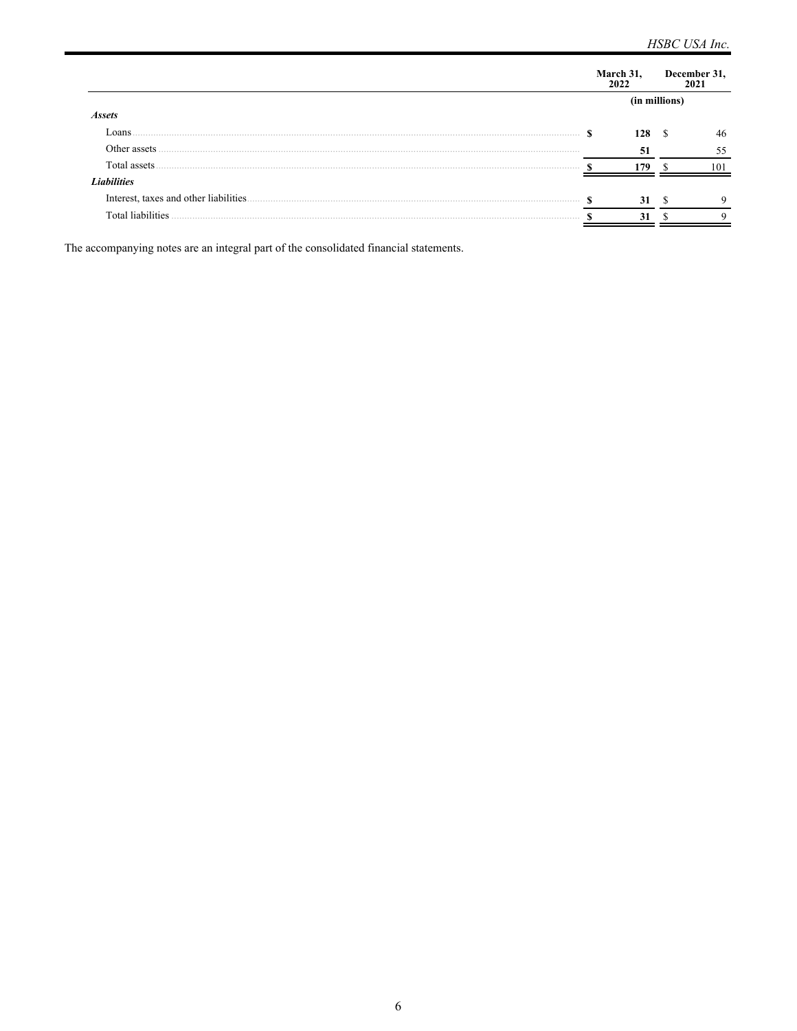| | March 31, 2022 | December 31, 2021 |
|---|---|---|
| | (in millions) | |
| ***Assets*** | | |
| Loans | **$ 128** | $ 46 |
| Other assets | **51** | 55 |
| Total assets | **$ 179** | $ 101 |
| ***Liabilities*** | | |
| Interest, taxes and other liabilities | **$ 31** | $ 9 |
| Total liabilities | **$ 31** | $ 9 |

The accompanying notes are an integral part of the consolidated financial statements.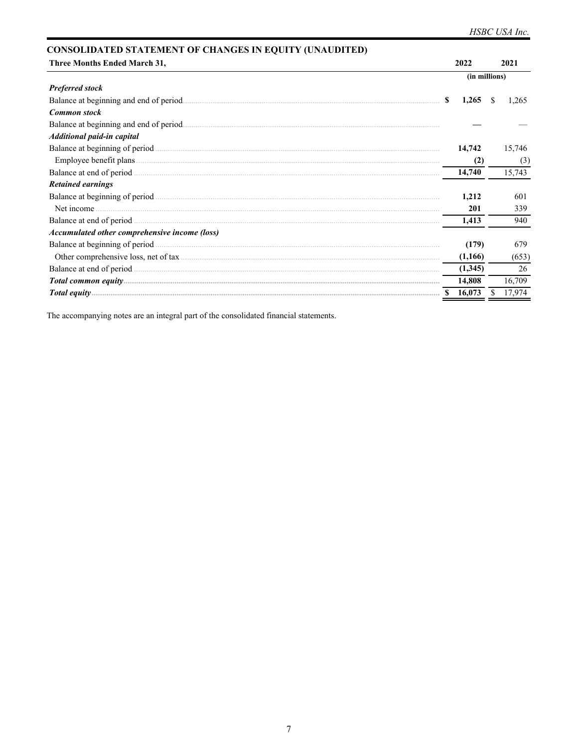## CONSOLIDATED STATEMENT OF CHANGES IN EQUITY (UNAUDITED)

| Three Months Ended March 31, | 2022 | 2021 |
|---|---|---|
| | (in millions) | |
| ***Preferred stock*** | | |
| Balance at beginning and end of period | **$ 1,265** | $ 1,265 |
| ***Common stock*** | | |
| Balance at beginning and end of period | **—** | — |
| ***Additional paid-in capital*** | | |
| Balance at beginning of period | **14,742** | 15,746 |
| Employee benefit plans | **(2)** | (3) |
| Balance at end of period | **14,740** | 15,743 |
| ***Retained earnings*** | | |
| Balance at beginning of period | **1,212** | 601 |
| Net income | **201** | 339 |
| Balance at end of period | **1,413** | 940 |
| ***Accumulated other comprehensive income (loss)*** | | |
| Balance at beginning of period | **(179)** | 679 |
| Other comprehensive loss, net of tax | **(1,166)** | (653) |
| Balance at end of period | **(1,345)** | 26 |
| ***Total common equity*** | **14,808** | 16,709 |
| ***Total equity*** | **$ 16,073** | $ 17,974 |

The accompanying notes are an integral part of the consolidated financial statements.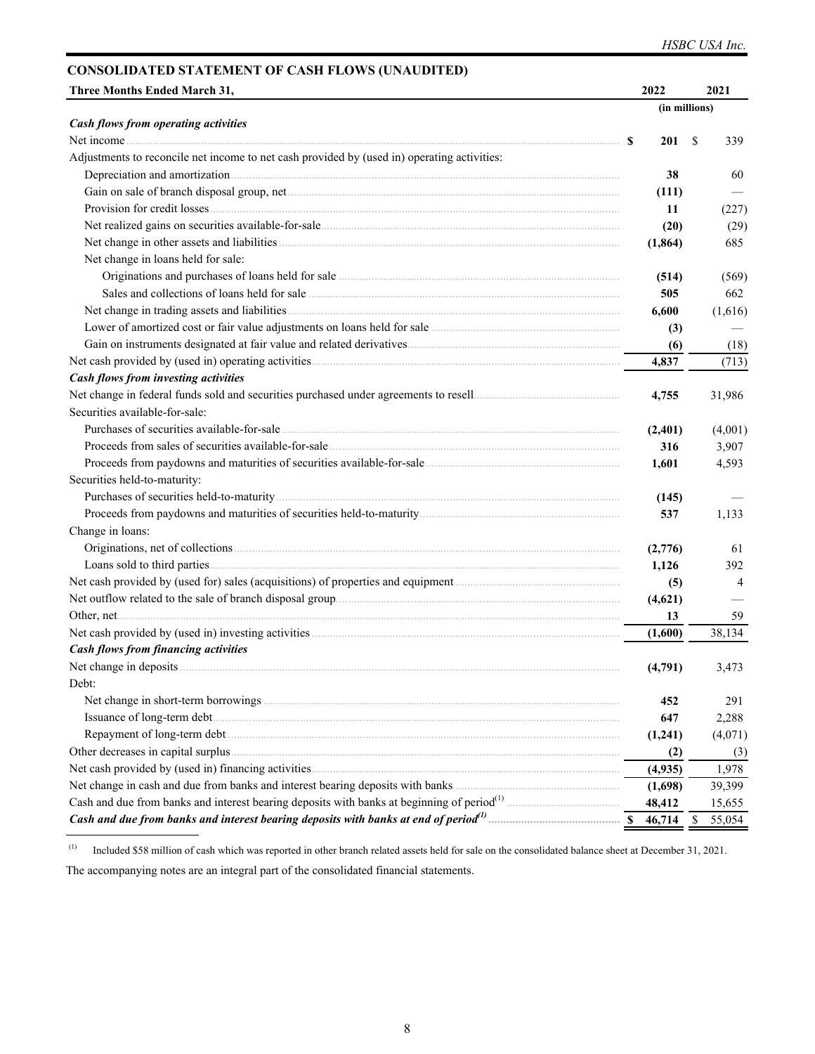## CONSOLIDATED STATEMENT OF CASH FLOWS (UNAUDITED)

| Three Months Ended March 31, | 2022 | 2021 |
|---|---|---|
| | (in millions) | |
| ***Cash flows from operating activities*** | | |
| Net income | $ 201 | $ 339 |
| Adjustments to reconcile net income to net cash provided by (used in) operating activities: | | |
| Depreciation and amortization | 38 | 60 |
| Gain on sale of branch disposal group, net | (111) | — |
| Provision for credit losses | 11 | (227) |
| Net realized gains on securities available-for-sale | (20) | (29) |
| Net change in other assets and liabilities | (1,864) | 685 |
| Net change in loans held for sale: | | |
| Originations and purchases of loans held for sale | (514) | (569) |
| Sales and collections of loans held for sale | 505 | 662 |
| Net change in trading assets and liabilities | 6,600 | (1,616) |
| Lower of amortized cost or fair value adjustments on loans held for sale | (3) | — |
| Gain on instruments designated at fair value and related derivatives | (6) | (18) |
| Net cash provided by (used in) operating activities | 4,837 | (713) |
| ***Cash flows from investing activities*** | | |
| Net change in federal funds sold and securities purchased under agreements to resell | 4,755 | 31,986 |
| Securities available-for-sale: | | |
| Purchases of securities available-for-sale | (2,401) | (4,001) |
| Proceeds from sales of securities available-for-sale | 316 | 3,907 |
| Proceeds from paydowns and maturities of securities available-for-sale | 1,601 | 4,593 |
| Securities held-to-maturity: | | |
| Purchases of securities held-to-maturity | (145) | — |
| Proceeds from paydowns and maturities of securities held-to-maturity | 537 | 1,133 |
| Change in loans: | | |
| Originations, net of collections | (2,776) | 61 |
| Loans sold to third parties | 1,126 | 392 |
| Net cash provided by (used for) sales (acquisitions) of properties and equipment | (5) | 4 |
| Net outflow related to the sale of branch disposal group | (4,621) | — |
| Other, net | 13 | 59 |
| Net cash provided by (used in) investing activities | (1,600) | 38,134 |
| ***Cash flows from financing activities*** | | |
| Net change in deposits | (4,791) | 3,473 |
| Debt: | | |
| Net change in short-term borrowings | 452 | 291 |
| Issuance of long-term debt | 647 | 2,288 |
| Repayment of long-term debt | (1,241) | (4,071) |
| Other decreases in capital surplus | (2) | (3) |
| Net cash provided by (used in) financing activities | (4,935) | 1,978 |
| Net change in cash and due from banks and interest bearing deposits with banks | (1,698) | 39,399 |
| Cash and due from banks and interest bearing deposits with banks at beginning of period[(1)] | 48,412 | 15,655 |
| ***Cash and due from banks and interest bearing deposits with banks at end of period[(1)]*** | $ 46,714 | $ 55,054 |

[(1)] Included $58 million of cash which was reported in other branch related assets held for sale on the consolidated balance sheet at December 31, 2021.

The accompanying notes are an integral part of the consolidated financial statements.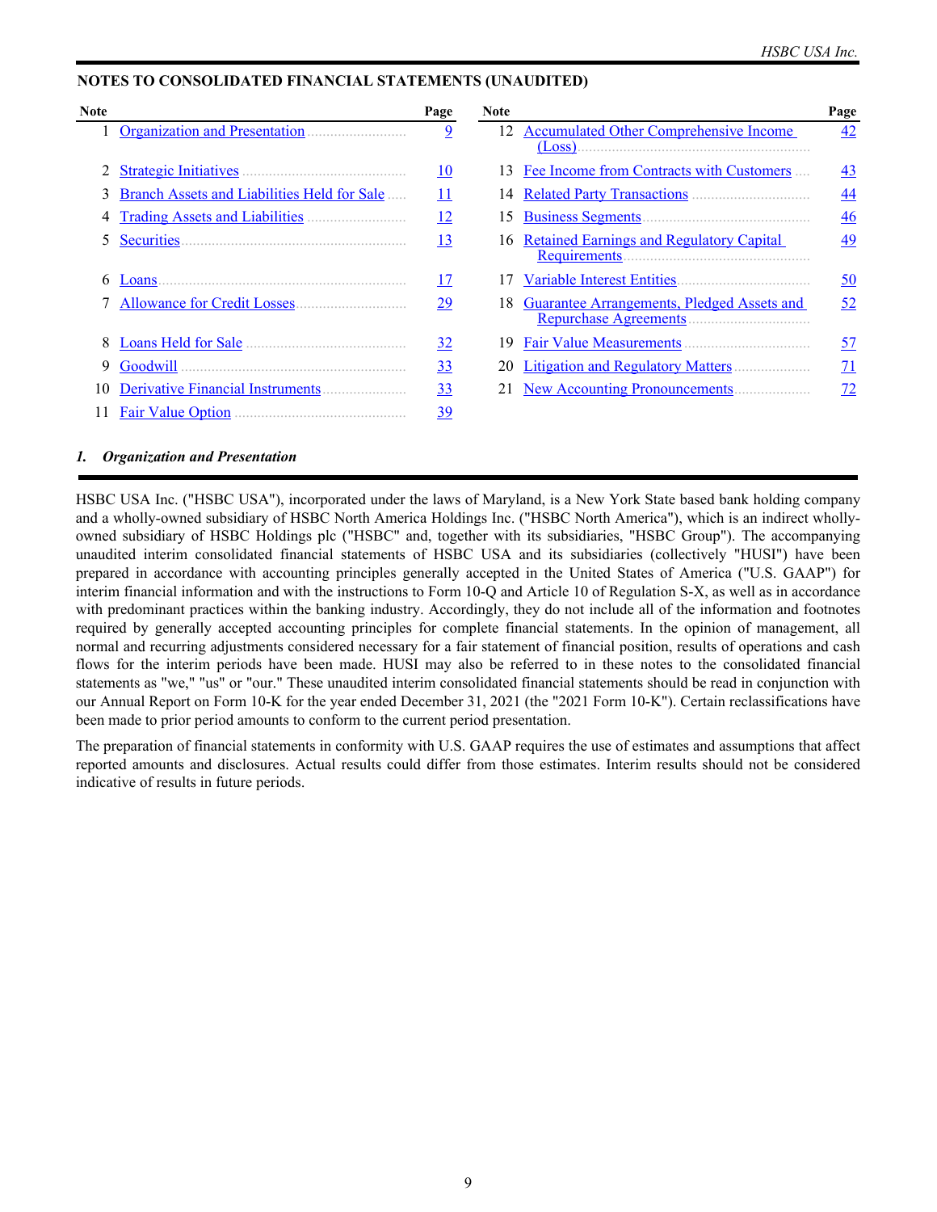## NOTES TO CONSOLIDATED FINANCIAL STATEMENTS (UNAUDITED)

| Note | | Page | Note | | Page |
|---|---|---|---|---|---|
| 1 | Organization and Presentation | 9 | 12 | Accumulated Other Comprehensive Income (Loss) | 42 |
| 2 | Strategic Initiatives | 10 | 13 | Fee Income from Contracts with Customers | 43 |
| 3 | Branch Assets and Liabilities Held for Sale | 11 | 14 | Related Party Transactions | 44 |
| 4 | Trading Assets and Liabilities | 12 | 15 | Business Segments | 46 |
| 5 | Securities | 13 | 16 | Retained Earnings and Regulatory Capital Requirements | 49 |
| 6 | Loans | 17 | 17 | Variable Interest Entities | 50 |
| 7 | Allowance for Credit Losses | 29 | 18 | Guarantee Arrangements, Pledged Assets and Repurchase Agreements | 52 |
| 8 | Loans Held for Sale | 32 | 19 | Fair Value Measurements | 57 |
| 9 | Goodwill | 33 | 20 | Litigation and Regulatory Matters | 71 |
| 10 | Derivative Financial Instruments | 33 | 21 | New Accounting Pronouncements | 72 |
| 11 | Fair Value Option | 39 | | | |

### *1. Organization and Presentation*

HSBC USA Inc. ("HSBC USA"), incorporated under the laws of Maryland, is a New York State based bank holding company and a wholly-owned subsidiary of HSBC North America Holdings Inc. ("HSBC North America"), which is an indirect wholly-owned subsidiary of HSBC Holdings plc ("HSBC" and, together with its subsidiaries, "HSBC Group"). The accompanying unaudited interim consolidated financial statements of HSBC USA and its subsidiaries (collectively "HUSI") have been prepared in accordance with accounting principles generally accepted in the United States of America ("U.S. GAAP") for interim financial information and with the instructions to Form 10-Q and Article 10 of Regulation S-X, as well as in accordance with predominant practices within the banking industry. Accordingly, they do not include all of the information and footnotes required by generally accepted accounting principles for complete financial statements. In the opinion of management, all normal and recurring adjustments considered necessary for a fair statement of financial position, results of operations and cash flows for the interim periods have been made. HUSI may also be referred to in these notes to the consolidated financial statements as "we," "us" or "our." These unaudited interim consolidated financial statements should be read in conjunction with our Annual Report on Form 10-K for the year ended December 31, 2021 (the "2021 Form 10-K"). Certain reclassifications have been made to prior period amounts to conform to the current period presentation.

The preparation of financial statements in conformity with U.S. GAAP requires the use of estimates and assumptions that affect reported amounts and disclosures. Actual results could differ from those estimates. Interim results should not be considered indicative of results in future periods.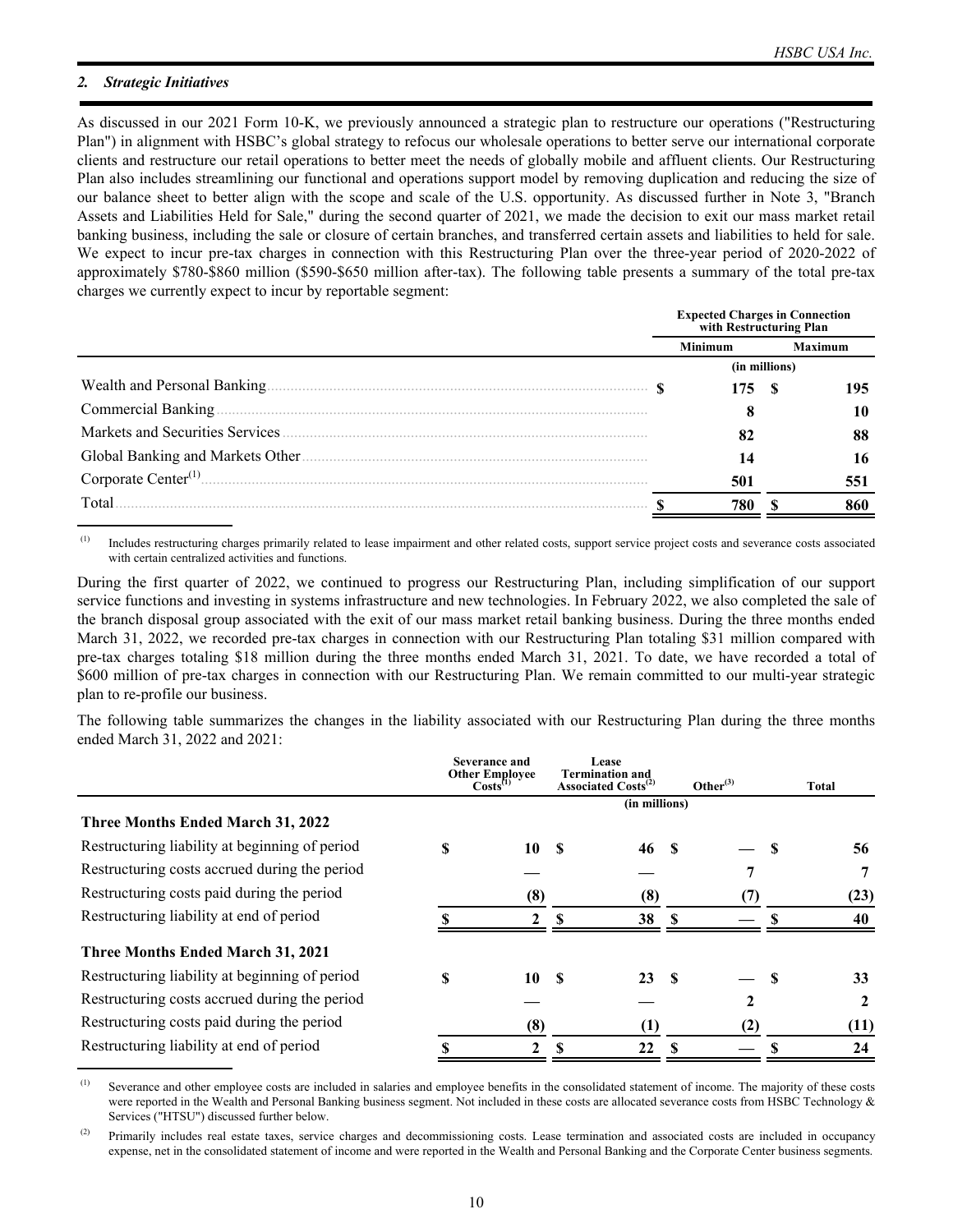## 2. *Strategic Initiatives*

As discussed in our 2021 Form 10-K, we previously announced a strategic plan to restructure our operations ("Restructuring Plan") in alignment with HSBC's global strategy to refocus our wholesale operations to better serve our international corporate clients and restructure our retail operations to better meet the needs of globally mobile and affluent clients. Our Restructuring Plan also includes streamlining our functional and operations support model by removing duplication and reducing the size of our balance sheet to better align with the scope and scale of the U.S. opportunity. As discussed further in Note 3, "Branch Assets and Liabilities Held for Sale," during the second quarter of 2021, we made the decision to exit our mass market retail banking business, including the sale or closure of certain branches, and transferred certain assets and liabilities to held for sale. We expect to incur pre-tax charges in connection with this Restructuring Plan over the three-year period of 2020-2022 of approximately \$780-\$860 million (\$590-\$650 million after-tax). The following table presents a summary of the total pre-tax charges we currently expect to incur by reportable segment:

| | Expected Charges in Connection with Restructuring Plan | |
|---|---|---|
| | Minimum | Maximum |
| | (in millions) | |
| Wealth and Personal Banking | $ 175 | $ 195 |
| Commercial Banking | 8 | 10 |
| Markets and Securities Services | 82 | 88 |
| Global Banking and Markets Other | 14 | 16 |
| Corporate Center[(1)] | 501 | 551 |
| Total | $ 780 | $ 860 |

(1) Includes restructuring charges primarily related to lease impairment and other related costs, support service project costs and severance costs associated with certain centralized activities and functions.

During the first quarter of 2022, we continued to progress our Restructuring Plan, including simplification of our support service functions and investing in systems infrastructure and new technologies. In February 2022, we also completed the sale of the branch disposal group associated with the exit of our mass market retail banking business. During the three months ended March 31, 2022, we recorded pre-tax charges in connection with our Restructuring Plan totaling \$31 million compared with pre-tax charges totaling \$18 million during the three months ended March 31, 2021. To date, we have recorded a total of \$600 million of pre-tax charges in connection with our Restructuring Plan. We remain committed to our multi-year strategic plan to re-profile our business.

The following table summarizes the changes in the liability associated with our Restructuring Plan during the three months ended March 31, 2022 and 2021:

| | Severance and Other Employee Costs[(1)] | Lease Termination and Associated Costs[(2)] | Other[(3)] | Total |
|---|---|---|---|---|
| | | (in millions) | | |
| **Three Months Ended March 31, 2022** | | | | |
| Restructuring liability at beginning of period | $ 10 | $ 46 | $ — | $ 56 |
| Restructuring costs accrued during the period | — | — | 7 | 7 |
| Restructuring costs paid during the period | (8) | (8) | (7) | (23) |
| Restructuring liability at end of period | $ 2 | $ 38 | $ — | $ 40 |
| **Three Months Ended March 31, 2021** | | | | |
| Restructuring liability at beginning of period | $ 10 | $ 23 | $ — | $ 33 |
| Restructuring costs accrued during the period | — | — | 2 | 2 |
| Restructuring costs paid during the period | (8) | (1) | (2) | (11) |
| Restructuring liability at end of period | $ 2 | $ 22 | $ — | $ 24 |

(1) Severance and other employee costs are included in salaries and employee benefits in the consolidated statement of income. The majority of these costs were reported in the Wealth and Personal Banking business segment. Not included in these costs are allocated severance costs from HSBC Technology & Services ("HTSU") discussed further below.

(2) Primarily includes real estate taxes, service charges and decommissioning costs. Lease termination and associated costs are included in occupancy expense, net in the consolidated statement of income and were reported in the Wealth and Personal Banking and the Corporate Center business segments.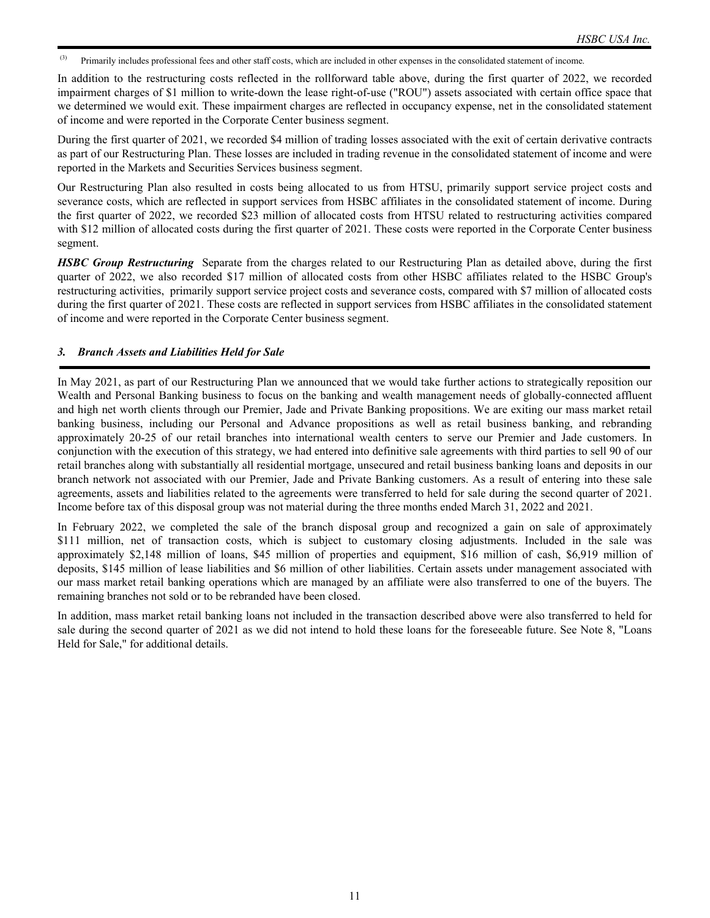[3] Primarily includes professional fees and other staff costs, which are included in other expenses in the consolidated statement of income.

In addition to the restructuring costs reflected in the rollforward table above, during the first quarter of 2022, we recorded impairment charges of $1 million to write-down the lease right-of-use ("ROU") assets associated with certain office space that we determined we would exit. These impairment charges are reflected in occupancy expense, net in the consolidated statement of income and were reported in the Corporate Center business segment.

During the first quarter of 2021, we recorded $4 million of trading losses associated with the exit of certain derivative contracts as part of our Restructuring Plan. These losses are included in trading revenue in the consolidated statement of income and were reported in the Markets and Securities Services business segment.

Our Restructuring Plan also resulted in costs being allocated to us from HTSU, primarily support service project costs and severance costs, which are reflected in support services from HSBC affiliates in the consolidated statement of income. During the first quarter of 2022, we recorded $23 million of allocated costs from HTSU related to restructuring activities compared with $12 million of allocated costs during the first quarter of 2021. These costs were reported in the Corporate Center business segment.

***HSBC Group Restructuring*** Separate from the charges related to our Restructuring Plan as detailed above, during the first quarter of 2022, we also recorded $17 million of allocated costs from other HSBC affiliates related to the HSBC Group's restructuring activities, primarily support service project costs and severance costs, compared with $7 million of allocated costs during the first quarter of 2021. These costs are reflected in support services from HSBC affiliates in the consolidated statement of income and were reported in the Corporate Center business segment.

### *3. Branch Assets and Liabilities Held for Sale*

In May 2021, as part of our Restructuring Plan we announced that we would take further actions to strategically reposition our Wealth and Personal Banking business to focus on the banking and wealth management needs of globally-connected affluent and high net worth clients through our Premier, Jade and Private Banking propositions. We are exiting our mass market retail banking business, including our Personal and Advance propositions as well as retail business banking, and rebranding approximately 20-25 of our retail branches into international wealth centers to serve our Premier and Jade customers. In conjunction with the execution of this strategy, we had entered into definitive sale agreements with third parties to sell 90 of our retail branches along with substantially all residential mortgage, unsecured and retail business banking loans and deposits in our branch network not associated with our Premier, Jade and Private Banking customers. As a result of entering into these sale agreements, assets and liabilities related to the agreements were transferred to held for sale during the second quarter of 2021. Income before tax of this disposal group was not material during the three months ended March 31, 2022 and 2021.

In February 2022, we completed the sale of the branch disposal group and recognized a gain on sale of approximately $111 million, net of transaction costs, which is subject to customary closing adjustments. Included in the sale was approximately $2,148 million of loans, $45 million of properties and equipment, $16 million of cash, $6,919 million of deposits, $145 million of lease liabilities and $6 million of other liabilities. Certain assets under management associated with our mass market retail banking operations which are managed by an affiliate were also transferred to one of the buyers. The remaining branches not sold or to be rebranded have been closed.

In addition, mass market retail banking loans not included in the transaction described above were also transferred to held for sale during the second quarter of 2021 as we did not intend to hold these loans for the foreseeable future. See Note 8, "Loans Held for Sale," for additional details.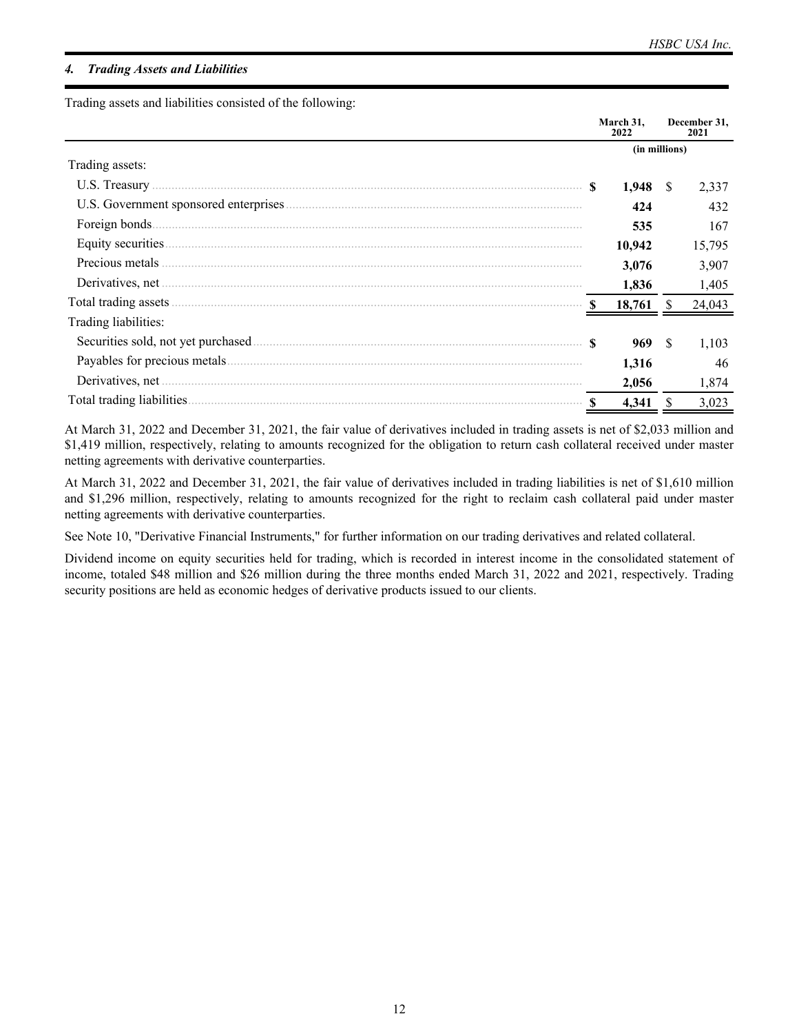## 4. *Trading Assets and Liabilities*

Trading assets and liabilities consisted of the following:

| | March 31, 2022 | December 31, 2021 |
|---|---|---|
| | (in millions) | |
| Trading assets: | | |
| U.S. Treasury | **$ 1,948** | $ 2,337 |
| U.S. Government sponsored enterprises | **424** | 432 |
| Foreign bonds | **535** | 167 |
| Equity securities | **10,942** | 15,795 |
| Precious metals | **3,076** | 3,907 |
| Derivatives, net | **1,836** | 1,405 |
| Total trading assets | **$ 18,761** | $ 24,043 |
| Trading liabilities: | | |
| Securities sold, not yet purchased | **$ 969** | $ 1,103 |
| Payables for precious metals | **1,316** | 46 |
| Derivatives, net | **2,056** | 1,874 |
| Total trading liabilities | **$ 4,341** | $ 3,023 |

At March 31, 2022 and December 31, 2021, the fair value of derivatives included in trading assets is net of $2,033 million and $1,419 million, respectively, relating to amounts recognized for the obligation to return cash collateral received under master netting agreements with derivative counterparties.

At March 31, 2022 and December 31, 2021, the fair value of derivatives included in trading liabilities is net of $1,610 million and $1,296 million, respectively, relating to amounts recognized for the right to reclaim cash collateral paid under master netting agreements with derivative counterparties.

See Note 10, "Derivative Financial Instruments," for further information on our trading derivatives and related collateral.

Dividend income on equity securities held for trading, which is recorded in interest income in the consolidated statement of income, totaled $48 million and $26 million during the three months ended March 31, 2022 and 2021, respectively. Trading security positions are held as economic hedges of derivative products issued to our clients.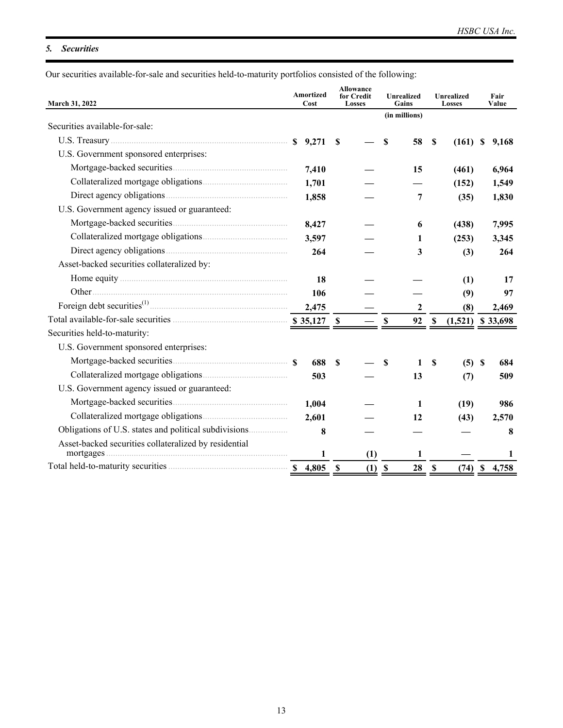### *5. Securities*

Our securities available-for-sale and securities held-to-maturity portfolios consisted of the following:

| March 31, 2022 | Amortized Cost | Allowance for Credit Losses | Unrealized Gains | Unrealized Losses | Fair Value |
|---|---|---|---|---|---|
| | | | (in millions) | | |
| Securities available-for-sale: | | | | | |
| U.S. Treasury | $ 9,271 | $ — | $ 58 | $ (161) | $ 9,168 |
| U.S. Government sponsored enterprises: | | | | | |
| Mortgage-backed securities | 7,410 | — | 15 | (461) | 6,964 |
| Collateralized mortgage obligations | 1,701 | — | — | (152) | 1,549 |
| Direct agency obligations | 1,858 | — | 7 | (35) | 1,830 |
| U.S. Government agency issued or guaranteed: | | | | | |
| Mortgage-backed securities | 8,427 | — | 6 | (438) | 7,995 |
| Collateralized mortgage obligations | 3,597 | — | 1 | (253) | 3,345 |
| Direct agency obligations | 264 | — | 3 | (3) | 264 |
| Asset-backed securities collateralized by: | | | | | |
| Home equity | 18 | — | — | (1) | 17 |
| Other | 106 | — | — | (9) | 97 |
| Foreign debt securities[1] | 2,475 | — | 2 | (8) | 2,469 |
| Total available-for-sale securities | $ 35,127 | $ — | $ 92 | $ (1,521) | $ 33,698 |
| Securities held-to-maturity: | | | | | |
| U.S. Government sponsored enterprises: | | | | | |
| Mortgage-backed securities | $ 688 | $ — | $ 1 | $ (5) | $ 684 |
| Collateralized mortgage obligations | 503 | — | 13 | (7) | 509 |
| U.S. Government agency issued or guaranteed: | | | | | |
| Mortgage-backed securities | 1,004 | — | 1 | (19) | 986 |
| Collateralized mortgage obligations | 2,601 | — | 12 | (43) | 2,570 |
| Obligations of U.S. states and political subdivisions | 8 | — | — | — | 8 |
| Asset-backed securities collateralized by residential mortgages | 1 | (1) | 1 | — | 1 |
| Total held-to-maturity securities | $ 4,805 | $ (1) | $ 28 | $ (74) | $ 4,758 |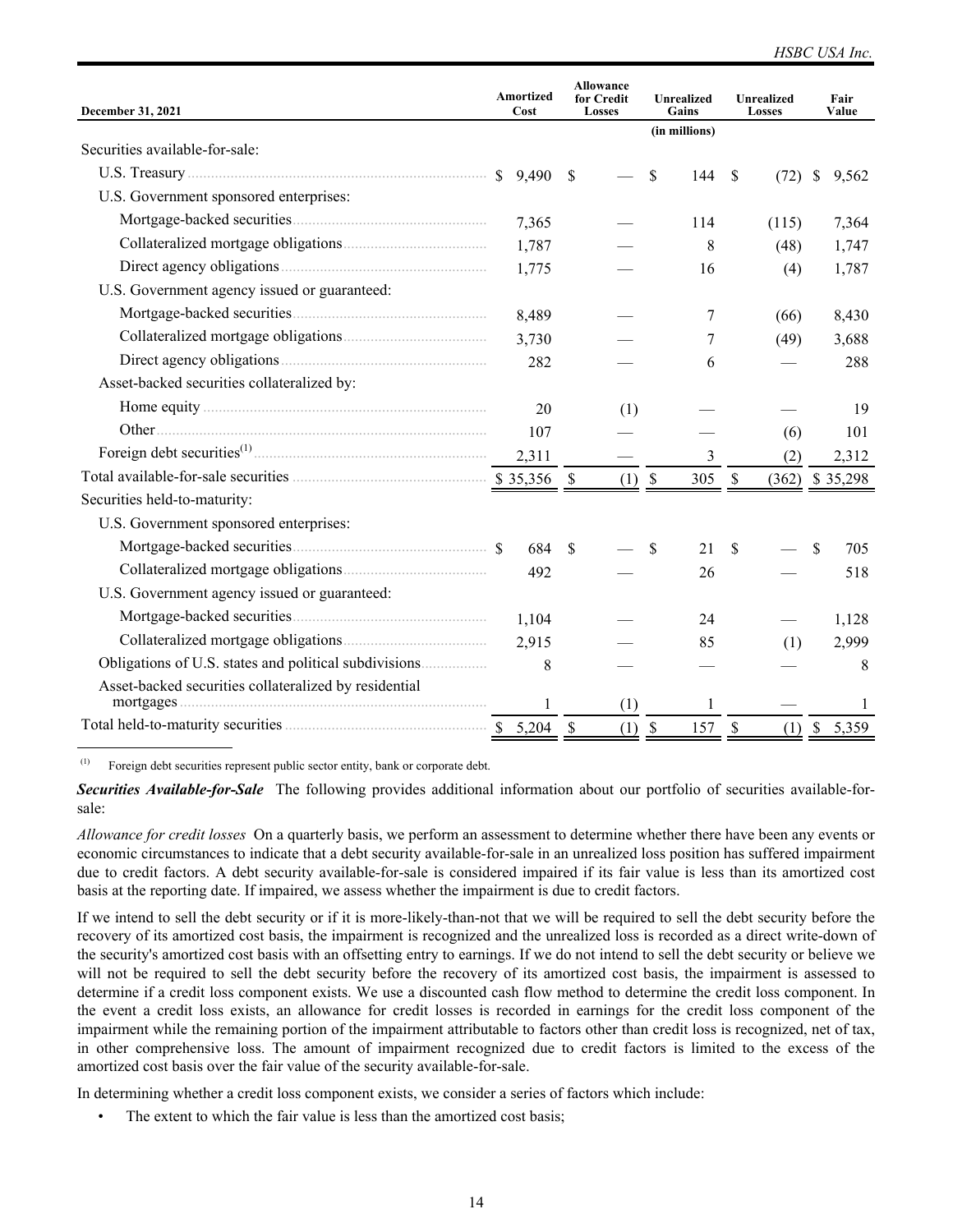| December 31, 2021 | Amortized Cost | Allowance for Credit Losses | Unrealized Gains | Unrealized Losses | Fair Value |
|---|---|---|---|---|---|
| | | | (in millions) | | |
| Securities available-for-sale: | | | | | |
| U.S. Treasury | $ 9,490 | $ — | $ 144 | $ (72) | $ 9,562 |
| U.S. Government sponsored enterprises: | | | | | |
| Mortgage-backed securities | 7,365 | — | 114 | (115) | 7,364 |
| Collateralized mortgage obligations | 1,787 | — | 8 | (48) | 1,747 |
| Direct agency obligations | 1,775 | — | 16 | (4) | 1,787 |
| U.S. Government agency issued or guaranteed: | | | | | |
| Mortgage-backed securities | 8,489 | — | 7 | (66) | 8,430 |
| Collateralized mortgage obligations | 3,730 | — | 7 | (49) | 3,688 |
| Direct agency obligations | 282 | — | 6 | — | 288 |
| Asset-backed securities collateralized by: | | | | | |
| Home equity | 20 | (1) | — | — | 19 |
| Other | 107 | — | — | (6) | 101 |
| Foreign debt securities[(1)] | 2,311 | — | 3 | (2) | 2,312 |
| Total available-for-sale securities | $ 35,356 | $ (1) | $ 305 | $ (362) | $ 35,298 |
| Securities held-to-maturity: | | | | | |
| U.S. Government sponsored enterprises: | | | | | |
| Mortgage-backed securities | $ 684 | $ — | $ 21 | $ — | $ 705 |
| Collateralized mortgage obligations | 492 | — | 26 | — | 518 |
| U.S. Government agency issued or guaranteed: | | | | | |
| Mortgage-backed securities | 1,104 | — | 24 | — | 1,128 |
| Collateralized mortgage obligations | 2,915 | — | 85 | (1) | 2,999 |
| Obligations of U.S. states and political subdivisions | 8 | — | — | — | 8 |
| Asset-backed securities collateralized by residential mortgages | 1 | (1) | 1 | — | 1 |
| Total held-to-maturity securities | $ 5,204 | $ (1) | $ 157 | $ (1) | $ 5,359 |

(1) Foreign debt securities represent public sector entity, bank or corporate debt.

***Securities Available-for-Sale*** The following provides additional information about our portfolio of securities available-for-sale:

*Allowance for credit losses* On a quarterly basis, we perform an assessment to determine whether there have been any events or economic circumstances to indicate that a debt security available-for-sale in an unrealized loss position has suffered impairment due to credit factors. A debt security available-for-sale is considered impaired if its fair value is less than its amortized cost basis at the reporting date. If impaired, we assess whether the impairment is due to credit factors.

If we intend to sell the debt security or if it is more-likely-than-not that we will be required to sell the debt security before the recovery of its amortized cost basis, the impairment is recognized and the unrealized loss is recorded as a direct write-down of the security's amortized cost basis with an offsetting entry to earnings. If we do not intend to sell the debt security or believe we will not be required to sell the debt security before the recovery of its amortized cost basis, the impairment is assessed to determine if a credit loss component exists. We use a discounted cash flow method to determine the credit loss component. In the event a credit loss exists, an allowance for credit losses is recorded in earnings for the credit loss component of the impairment while the remaining portion of the impairment attributable to factors other than credit loss is recognized, net of tax, in other comprehensive loss. The amount of impairment recognized due to credit factors is limited to the excess of the amortized cost basis over the fair value of the security available-for-sale.

In determining whether a credit loss component exists, we consider a series of factors which include:

- The extent to which the fair value is less than the amortized cost basis;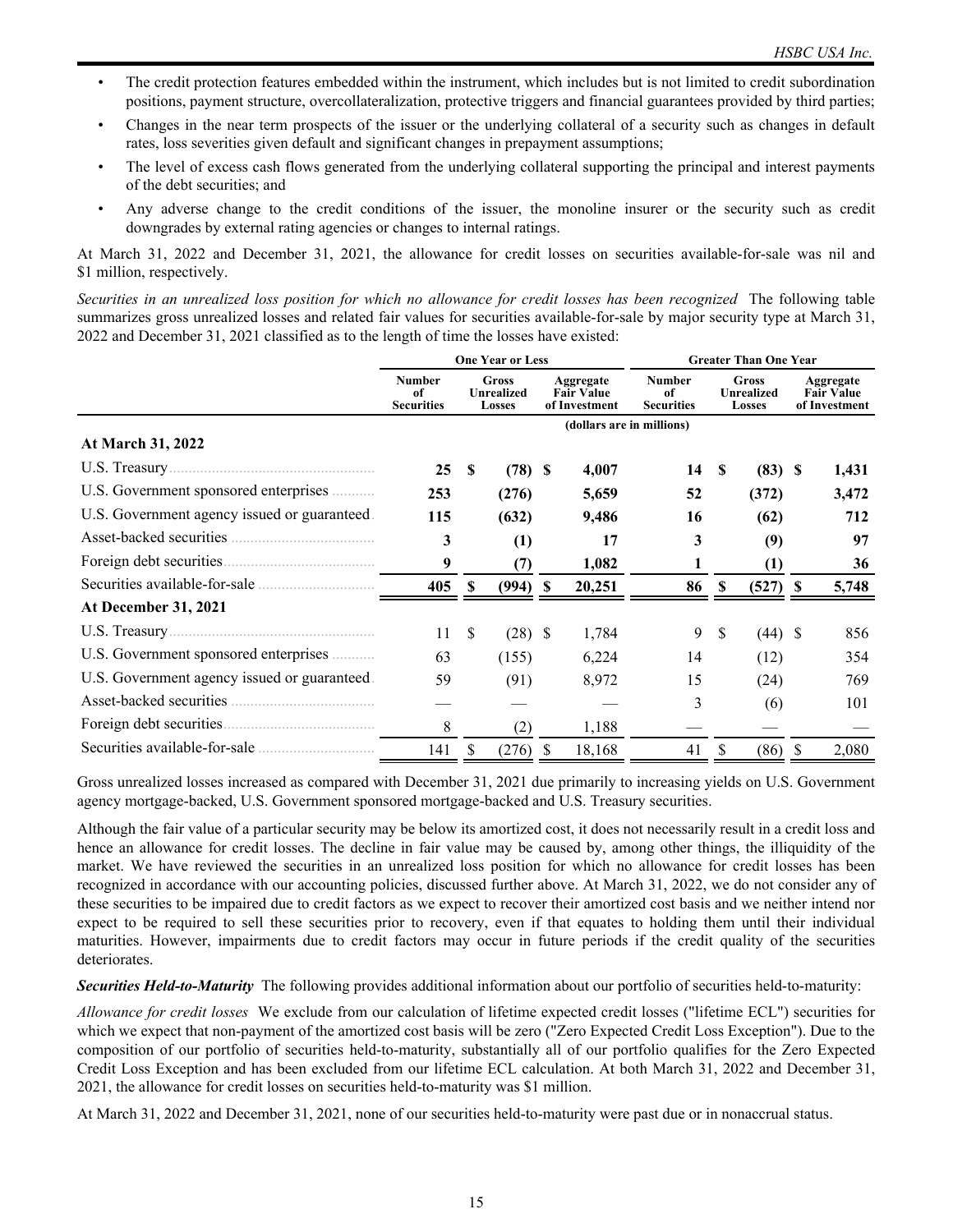- The credit protection features embedded within the instrument, which includes but is not limited to credit subordination positions, payment structure, overcollateralization, protective triggers and financial guarantees provided by third parties;
- Changes in the near term prospects of the issuer or the underlying collateral of a security such as changes in default rates, loss severities given default and significant changes in prepayment assumptions;
- The level of excess cash flows generated from the underlying collateral supporting the principal and interest payments of the debt securities; and
- Any adverse change to the credit conditions of the issuer, the monoline insurer or the security such as credit downgrades by external rating agencies or changes to internal ratings.

At March 31, 2022 and December 31, 2021, the allowance for credit losses on securities available-for-sale was nil and $1 million, respectively.

*Securities in an unrealized loss position for which no allowance for credit losses has been recognized* The following table summarizes gross unrealized losses and related fair values for securities available-for-sale by major security type at March 31, 2022 and December 31, 2021 classified as to the length of time the losses have existed:

| | One Year or Less | | | Greater Than One Year | | |
|---|---|---|---|---|---|---|
| | Number of Securities | Gross Unrealized Losses | Aggregate Fair Value of Investment | Number of Securities | Gross Unrealized Losses | Aggregate Fair Value of Investment |
| | (dollars are in millions) | | | | | |
| **At March 31, 2022** | | | | | | |
| U.S. Treasury | **25** | **$ (78)** | **$ 4,007** | **14** | **$ (83)** | **$ 1,431** |
| U.S. Government sponsored enterprises | **253** | **(276)** | **5,659** | **52** | **(372)** | **3,472** |
| U.S. Government agency issued or guaranteed | **115** | **(632)** | **9,486** | **16** | **(62)** | **712** |
| Asset-backed securities | **3** | **(1)** | **17** | **3** | **(9)** | **97** |
| Foreign debt securities | **9** | **(7)** | **1,082** | **1** | **(1)** | **36** |
| Securities available-for-sale | **405** | **$ (994)** | **$ 20,251** | **86** | **$ (527)** | **$ 5,748** |
| **At December 31, 2021** | | | | | | |
| U.S. Treasury | 11 | $ (28) | $ 1,784 | 9 | $ (44) | $ 856 |
| U.S. Government sponsored enterprises | 63 | (155) | 6,224 | 14 | (12) | 354 |
| U.S. Government agency issued or guaranteed | 59 | (91) | 8,972 | 15 | (24) | 769 |
| Asset-backed securities | — | — | — | 3 | (6) | 101 |
| Foreign debt securities | 8 | (2) | 1,188 | — | — | — |
| Securities available-for-sale | 141 | $ (276) | $ 18,168 | 41 | $ (86) | $ 2,080 |

Gross unrealized losses increased as compared with December 31, 2021 due primarily to increasing yields on U.S. Government agency mortgage-backed, U.S. Government sponsored mortgage-backed and U.S. Treasury securities.

Although the fair value of a particular security may be below its amortized cost, it does not necessarily result in a credit loss and hence an allowance for credit losses. The decline in fair value may be caused by, among other things, the illiquidity of the market. We have reviewed the securities in an unrealized loss position for which no allowance for credit losses has been recognized in accordance with our accounting policies, discussed further above. At March 31, 2022, we do not consider any of these securities to be impaired due to credit factors as we expect to recover their amortized cost basis and we neither intend nor expect to be required to sell these securities prior to recovery, even if that equates to holding them until their individual maturities. However, impairments due to credit factors may occur in future periods if the credit quality of the securities deteriorates.

***Securities Held-to-Maturity*** The following provides additional information about our portfolio of securities held-to-maturity:

*Allowance for credit losses* We exclude from our calculation of lifetime expected credit losses ("lifetime ECL") securities for which we expect that non-payment of the amortized cost basis will be zero ("Zero Expected Credit Loss Exception"). Due to the composition of our portfolio of securities held-to-maturity, substantially all of our portfolio qualifies for the Zero Expected Credit Loss Exception and has been excluded from our lifetime ECL calculation. At both March 31, 2022 and December 31, 2021, the allowance for credit losses on securities held-to-maturity was $1 million.

At March 31, 2022 and December 31, 2021, none of our securities held-to-maturity were past due or in nonaccrual status.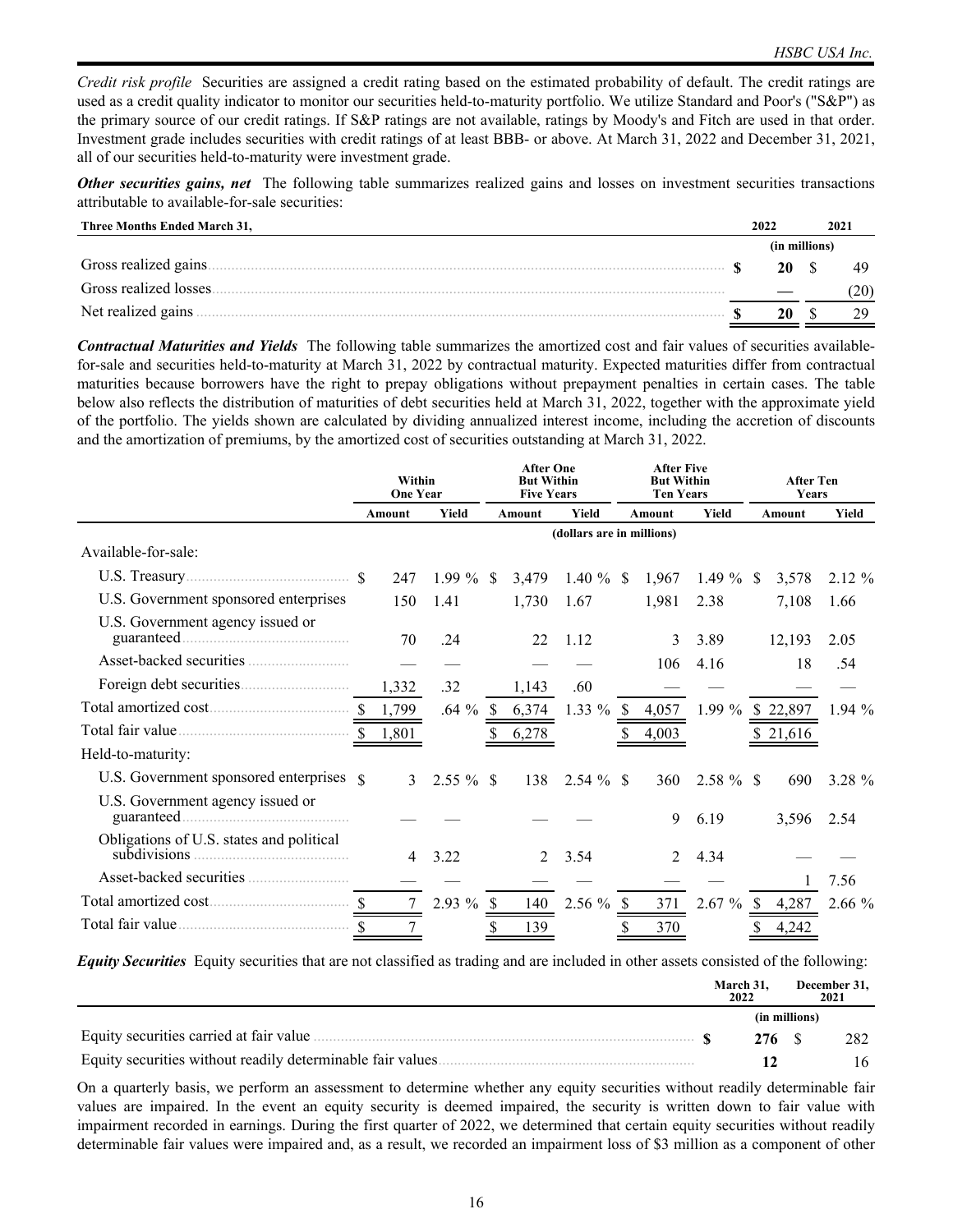*Credit risk profile* Securities are assigned a credit rating based on the estimated probability of default. The credit ratings are used as a credit quality indicator to monitor our securities held-to-maturity portfolio. We utilize Standard and Poor's ("S&P") as the primary source of our credit ratings. If S&P ratings are not available, ratings by Moody's and Fitch are used in that order. Investment grade includes securities with credit ratings of at least BBB- or above. At March 31, 2022 and December 31, 2021, all of our securities held-to-maturity were investment grade.

***Other securities gains, net*** The following table summarizes realized gains and losses on investment securities transactions attributable to available-for-sale securities:

| Three Months Ended March 31, | 2022 | 2021 |
|---|---|---|
| | (in millions) | |
| Gross realized gains | $ 20 | $ 49 |
| Gross realized losses | — | (20) |
| Net realized gains | $ 20 | $ 29 |

***Contractual Maturities and Yields*** The following table summarizes the amortized cost and fair values of securities available-for-sale and securities held-to-maturity at March 31, 2022 by contractual maturity. Expected maturities differ from contractual maturities because borrowers have the right to prepay obligations without prepayment penalties in certain cases. The table below also reflects the distribution of maturities of debt securities held at March 31, 2022, together with the approximate yield of the portfolio. The yields shown are calculated by dividing annualized interest income, including the accretion of discounts and the amortization of premiums, by the amortized cost of securities outstanding at March 31, 2022.

| | Within One Year | | After One But Within Five Years | | After Five But Within Ten Years | | After Ten Years | |
|---|---|---|---|---|---|---|---|---|
| | Amount | Yield | Amount | Yield | Amount | Yield | Amount | Yield |
| | (dollars are in millions) | | | | | | | |
| Available-for-sale: | | | | | | | | |
| U.S. Treasury | $ 247 | 1.99 % | $ 3,479 | 1.40 % | $ 1,967 | 1.49 % | $ 3,578 | 2.12 % |
| U.S. Government sponsored enterprises | 150 | 1.41 | 1,730 | 1.67 | 1,981 | 2.38 | 7,108 | 1.66 |
| U.S. Government agency issued or guaranteed | 70 | .24 | 22 | 1.12 | 3 | 3.89 | 12,193 | 2.05 |
| Asset-backed securities | — | — | — | — | 106 | 4.16 | 18 | .54 |
| Foreign debt securities | 1,332 | .32 | 1,143 | .60 | — | — | — | — |
| Total amortized cost | $ 1,799 | .64 % | $ 6,374 | 1.33 % | $ 4,057 | 1.99 % | $ 22,897 | 1.94 % |
| Total fair value | $ 1,801 | | $ 6,278 | | $ 4,003 | | $ 21,616 | |
| Held-to-maturity: | | | | | | | | |
| U.S. Government sponsored enterprises | $ 3 | 2.55 % | $ 138 | 2.54 % | $ 360 | 2.58 % | $ 690 | 3.28 % |
| U.S. Government agency issued or guaranteed | — | — | — | — | 9 | 6.19 | 3,596 | 2.54 |
| Obligations of U.S. states and political subdivisions | 4 | 3.22 | 2 | 3.54 | 2 | 4.34 | — | — |
| Asset-backed securities | — | — | — | — | — | — | 1 | 7.56 |
| Total amortized cost | $ 7 | 2.93 % | $ 140 | 2.56 % | $ 371 | 2.67 % | $ 4,287 | 2.66 % |
| Total fair value | $ 7 | | $ 139 | | $ 370 | | $ 4,242 | |

***Equity Securities*** Equity securities that are not classified as trading and are included in other assets consisted of the following:

| | March 31, 2022 | December 31, 2021 |
|---|---|---|
| | (in millions) | |
| Equity securities carried at fair value | $ 276 | $ 282 |
| Equity securities without readily determinable fair values | 12 | 16 |

On a quarterly basis, we perform an assessment to determine whether any equity securities without readily determinable fair values are impaired. In the event an equity security is deemed impaired, the security is written down to fair value with impairment recorded in earnings. During the first quarter of 2022, we determined that certain equity securities without readily determinable fair values were impaired and, as a result, we recorded an impairment loss of $3 million as a component of other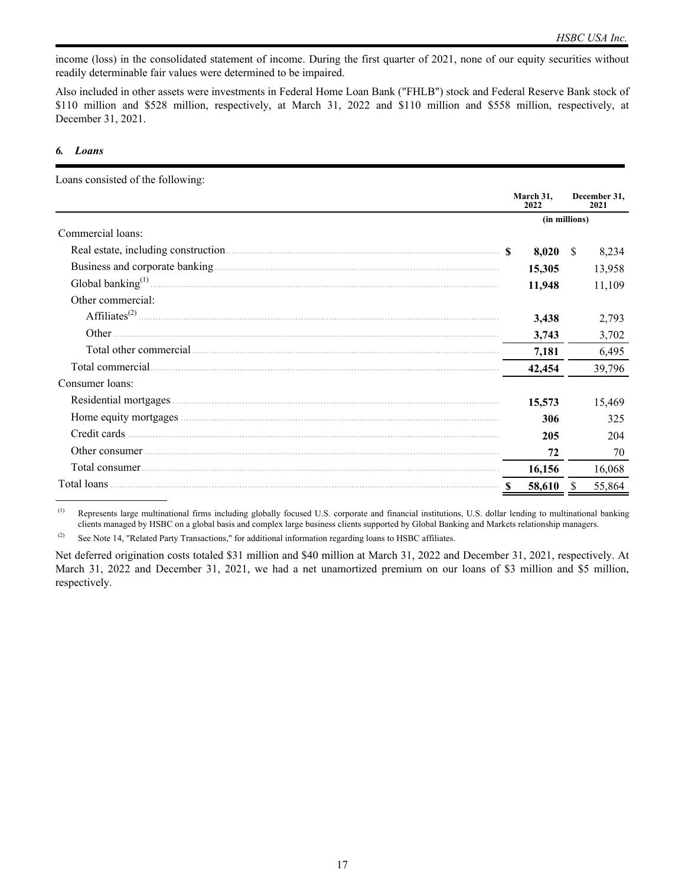income (loss) in the consolidated statement of income. During the first quarter of 2021, none of our equity securities without readily determinable fair values were determined to be impaired.

Also included in other assets were investments in Federal Home Loan Bank ("FHLB") stock and Federal Reserve Bank stock of $110 million and $528 million, respectively, at March 31, 2022 and $110 million and $558 million, respectively, at December 31, 2021.

### *6. Loans*

Loans consisted of the following:

| | March 31, 2022 | December 31, 2021 |
|---|---|---|
| | (in millions) | |
| Commercial loans: | | |
| Real estate, including construction | **$ 8,020** | $ 8,234 |
| Business and corporate banking | **15,305** | 13,958 |
| Global banking[1] | **11,948** | 11,109 |
| Other commercial: | | |
| Affiliates[2] | **3,438** | 2,793 |
| Other | **3,743** | 3,702 |
| Total other commercial | **7,181** | 6,495 |
| Total commercial | **42,454** | 39,796 |
| Consumer loans: | | |
| Residential mortgages | **15,573** | 15,469 |
| Home equity mortgages | **306** | 325 |
| Credit cards | **205** | 204 |
| Other consumer | **72** | 70 |
| Total consumer | **16,156** | 16,068 |
| Total loans | **$ 58,610** | $ 55,864 |

(1) Represents large multinational firms including globally focused U.S. corporate and financial institutions, U.S. dollar lending to multinational banking clients managed by HSBC on a global basis and complex large business clients supported by Global Banking and Markets relationship managers.

(2) See Note 14, "Related Party Transactions," for additional information regarding loans to HSBC affiliates.

Net deferred origination costs totaled $31 million and $40 million at March 31, 2022 and December 31, 2021, respectively. At March 31, 2022 and December 31, 2021, we had a net unamortized premium on our loans of $3 million and $5 million, respectively.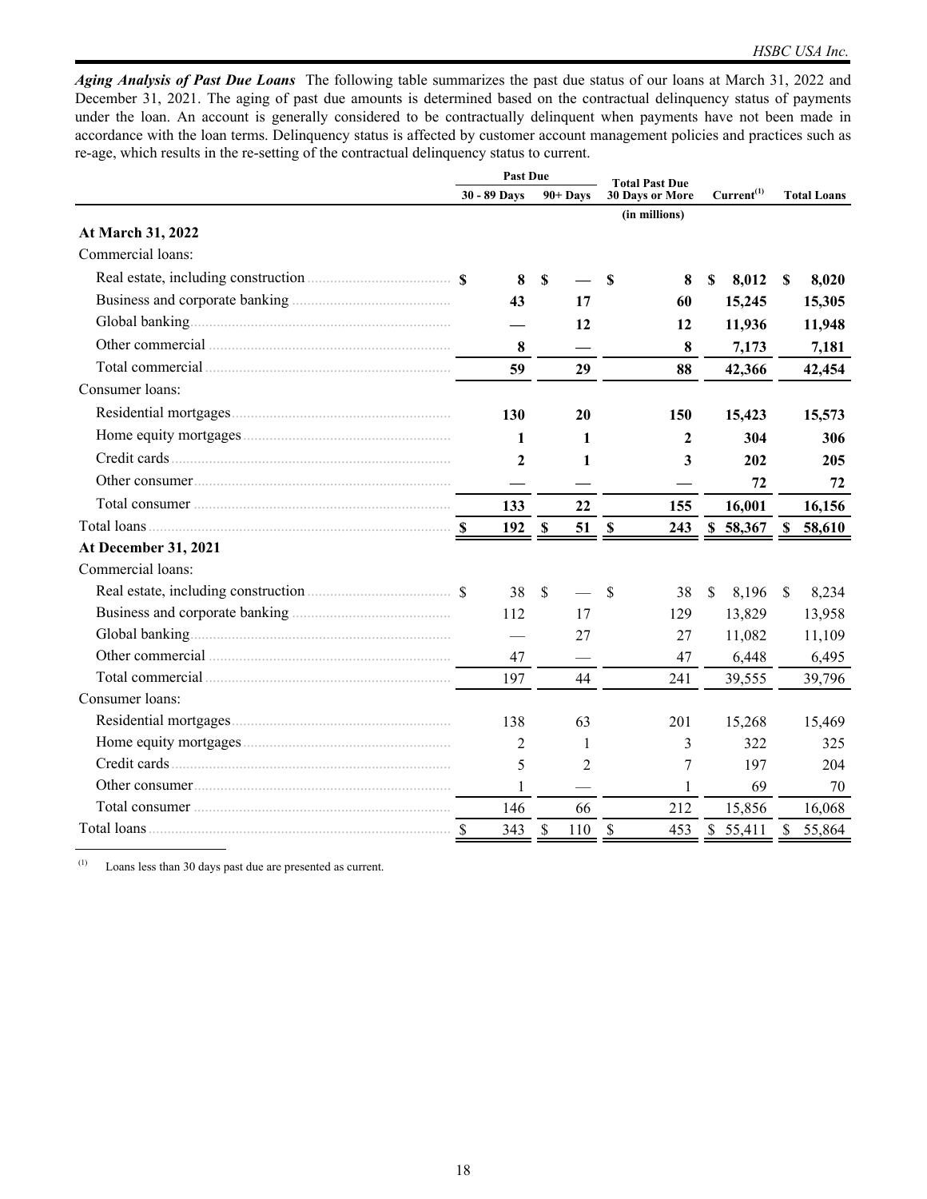***Aging Analysis of Past Due Loans*** The following table summarizes the past due status of our loans at March 31, 2022 and December 31, 2021. The aging of past due amounts is determined based on the contractual delinquency status of payments under the loan. An account is generally considered to be contractually delinquent when payments have not been made in accordance with the loan terms. Delinquency status is affected by customer account management policies and practices such as re-age, which results in the re-setting of the contractual delinquency status to current.

| | Past Due | | Total Past Due 30 Days or More | Current[(1)] | Total Loans |
|---|---|---|---|---|---|
| | 30 - 89 Days | 90+ Days | | | |
| | | | (in millions) | | |
| **At March 31, 2022** | | | | | |
| Commercial loans: | | | | | |
| Real estate, including construction | **$ 8** | **$ —** | **$ 8** | **$ 8,012** | **$ 8,020** |
| Business and corporate banking | **43** | **17** | **60** | **15,245** | **15,305** |
| Global banking | **—** | **12** | **12** | **11,936** | **11,948** |
| Other commercial | **8** | **—** | **8** | **7,173** | **7,181** |
| Total commercial | **59** | **29** | **88** | **42,366** | **42,454** |
| Consumer loans: | | | | | |
| Residential mortgages | **130** | **20** | **150** | **15,423** | **15,573** |
| Home equity mortgages | **1** | **1** | **2** | **304** | **306** |
| Credit cards | **2** | **1** | **3** | **202** | **205** |
| Other consumer | **—** | **—** | **—** | **72** | **72** |
| Total consumer | **133** | **22** | **155** | **16,001** | **16,156** |
| Total loans | **$ 192** | **$ 51** | **$ 243** | **$ 58,367** | **$ 58,610** |
| **At December 31, 2021** | | | | | |
| Commercial loans: | | | | | |
| Real estate, including construction | $ 38 | $ — | $ 38 | $ 8,196 | $ 8,234 |
| Business and corporate banking | 112 | 17 | 129 | 13,829 | 13,958 |
| Global banking | — | 27 | 27 | 11,082 | 11,109 |
| Other commercial | 47 | — | 47 | 6,448 | 6,495 |
| Total commercial | 197 | 44 | 241 | 39,555 | 39,796 |
| Consumer loans: | | | | | |
| Residential mortgages | 138 | 63 | 201 | 15,268 | 15,469 |
| Home equity mortgages | 2 | 1 | 3 | 322 | 325 |
| Credit cards | 5 | 2 | 7 | 197 | 204 |
| Other consumer | 1 | — | 1 | 69 | 70 |
| Total consumer | 146 | 66 | 212 | 15,856 | 16,068 |
| Total loans | $ 343 | $ 110 | $ 453 | $ 55,411 | $ 55,864 |

(1) Loans less than 30 days past due are presented as current.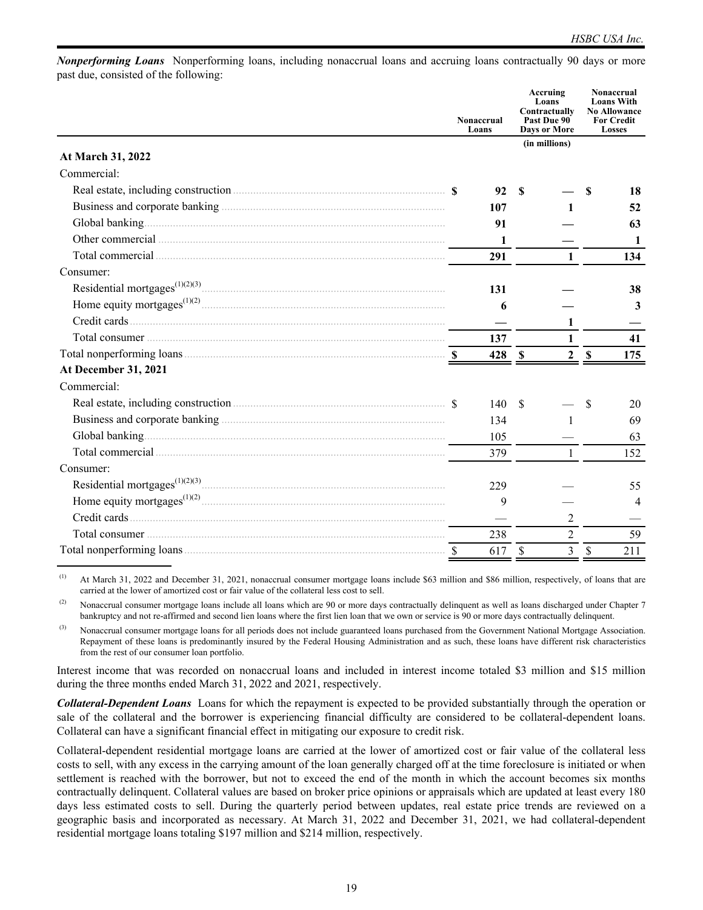***Nonperforming Loans*** Nonperforming loans, including nonaccrual loans and accruing loans contractually 90 days or more past due, consisted of the following:

| | Nonaccrual Loans | Accruing Loans Contractually Past Due 90 Days or More | Nonaccrual Loans With No Allowance For Credit Losses |
|---|---|---|---|
| | | (in millions) | |
| **At March 31, 2022** | | | |
| Commercial: | | | |
| Real estate, including construction | **$ 92** | **$ —** | **$ 18** |
| Business and corporate banking | **107** | **1** | **52** |
| Global banking | **91** | **—** | **63** |
| Other commercial | **1** | **—** | **1** |
| Total commercial | **291** | **1** | **134** |
| Consumer: | | | |
| Residential mortgages[1][2][3] | **131** | **—** | **38** |
| Home equity mortgages[1][2] | **6** | **—** | **3** |
| Credit cards | **—** | **1** | **—** |
| Total consumer | **137** | **1** | **41** |
| Total nonperforming loans | **$ 428** | **$ 2** | **$ 175** |
| **At December 31, 2021** | | | |
| Commercial: | | | |
| Real estate, including construction | $ 140 | $ — | $ 20 |
| Business and corporate banking | 134 | 1 | 69 |
| Global banking | 105 | — | 63 |
| Total commercial | 379 | 1 | 152 |
| Consumer: | | | |
| Residential mortgages[1][2][3] | 229 | — | 55 |
| Home equity mortgages[1][2] | 9 | — | 4 |
| Credit cards | — | 2 | — |
| Total consumer | 238 | 2 | 59 |
| Total nonperforming loans | $ 617 | $ 3 | $ 211 |

(1) At March 31, 2022 and December 31, 2021, nonaccrual consumer mortgage loans include $63 million and $86 million, respectively, of loans that are carried at the lower of amortized cost or fair value of the collateral less cost to sell.

(2) Nonaccrual consumer mortgage loans include all loans which are 90 or more days contractually delinquent as well as loans discharged under Chapter 7 bankruptcy and not re-affirmed and second lien loans where the first lien loan that we own or service is 90 or more days contractually delinquent.

(3) Nonaccrual consumer mortgage loans for all periods does not include guaranteed loans purchased from the Government National Mortgage Association. Repayment of these loans is predominantly insured by the Federal Housing Administration and as such, these loans have different risk characteristics from the rest of our consumer loan portfolio.

Interest income that was recorded on nonaccrual loans and included in interest income totaled $3 million and $15 million during the three months ended March 31, 2022 and 2021, respectively.

***Collateral-Dependent Loans*** Loans for which the repayment is expected to be provided substantially through the operation or sale of the collateral and the borrower is experiencing financial difficulty are considered to be collateral-dependent loans. Collateral can have a significant financial effect in mitigating our exposure to credit risk.

Collateral-dependent residential mortgage loans are carried at the lower of amortized cost or fair value of the collateral less costs to sell, with any excess in the carrying amount of the loan generally charged off at the time foreclosure is initiated or when settlement is reached with the borrower, but not to exceed the end of the month in which the account becomes six months contractually delinquent. Collateral values are based on broker price opinions or appraisals which are updated at least every 180 days less estimated costs to sell. During the quarterly period between updates, real estate price trends are reviewed on a geographic basis and incorporated as necessary. At March 31, 2022 and December 31, 2021, we had collateral-dependent residential mortgage loans totaling $197 million and $214 million, respectively.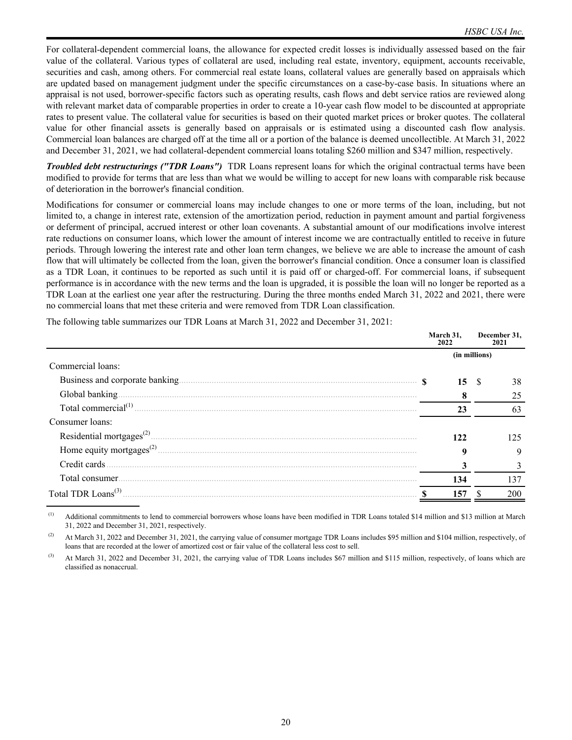For collateral-dependent commercial loans, the allowance for expected credit losses is individually assessed based on the fair value of the collateral. Various types of collateral are used, including real estate, inventory, equipment, accounts receivable, securities and cash, among others. For commercial real estate loans, collateral values are generally based on appraisals which are updated based on management judgment under the specific circumstances on a case-by-case basis. In situations where an appraisal is not used, borrower-specific factors such as operating results, cash flows and debt service ratios are reviewed along with relevant market data of comparable properties in order to create a 10-year cash flow model to be discounted at appropriate rates to present value. The collateral value for securities is based on their quoted market prices or broker quotes. The collateral value for other financial assets is generally based on appraisals or is estimated using a discounted cash flow analysis. Commercial loan balances are charged off at the time all or a portion of the balance is deemed uncollectible. At March 31, 2022 and December 31, 2021, we had collateral-dependent commercial loans totaling $260 million and $347 million, respectively.

***Troubled debt restructurings ("TDR Loans")*** TDR Loans represent loans for which the original contractual terms have been modified to provide for terms that are less than what we would be willing to accept for new loans with comparable risk because of deterioration in the borrower's financial condition.

Modifications for consumer or commercial loans may include changes to one or more terms of the loan, including, but not limited to, a change in interest rate, extension of the amortization period, reduction in payment amount and partial forgiveness or deferment of principal, accrued interest or other loan covenants. A substantial amount of our modifications involve interest rate reductions on consumer loans, which lower the amount of interest income we are contractually entitled to receive in future periods. Through lowering the interest rate and other loan term changes, we believe we are able to increase the amount of cash flow that will ultimately be collected from the loan, given the borrower's financial condition. Once a consumer loan is classified as a TDR Loan, it continues to be reported as such until it is paid off or charged-off. For commercial loans, if subsequent performance is in accordance with the new terms and the loan is upgraded, it is possible the loan will no longer be reported as a TDR Loan at the earliest one year after the restructuring. During the three months ended March 31, 2022 and 2021, there were no commercial loans that met these criteria and were removed from TDR Loan classification.

The following table summarizes our TDR Loans at March 31, 2022 and December 31, 2021:

| | March 31, 2022 | December 31, 2021 |
|---|---|---|
| | (in millions) | |
| Commercial loans: | | |
| Business and corporate banking | **$ 15** | $ 38 |
| Global banking | **8** | 25 |
| Total commercial[1] | **23** | 63 |
| Consumer loans: | | |
| Residential mortgages[2] | **122** | 125 |
| Home equity mortgages[2] | **9** | 9 |
| Credit cards | **3** | 3 |
| Total consumer | **134** | 137 |
| Total TDR Loans[3] | **$ 157** | $ 200 |

[1] Additional commitments to lend to commercial borrowers whose loans have been modified in TDR Loans totaled $14 million and $13 million at March 31, 2022 and December 31, 2021, respectively.

[2] At March 31, 2022 and December 31, 2021, the carrying value of consumer mortgage TDR Loans includes $95 million and $104 million, respectively, of loans that are recorded at the lower of amortized cost or fair value of the collateral less cost to sell.

[3] At March 31, 2022 and December 31, 2021, the carrying value of TDR Loans includes $67 million and $115 million, respectively, of loans which are classified as nonaccrual.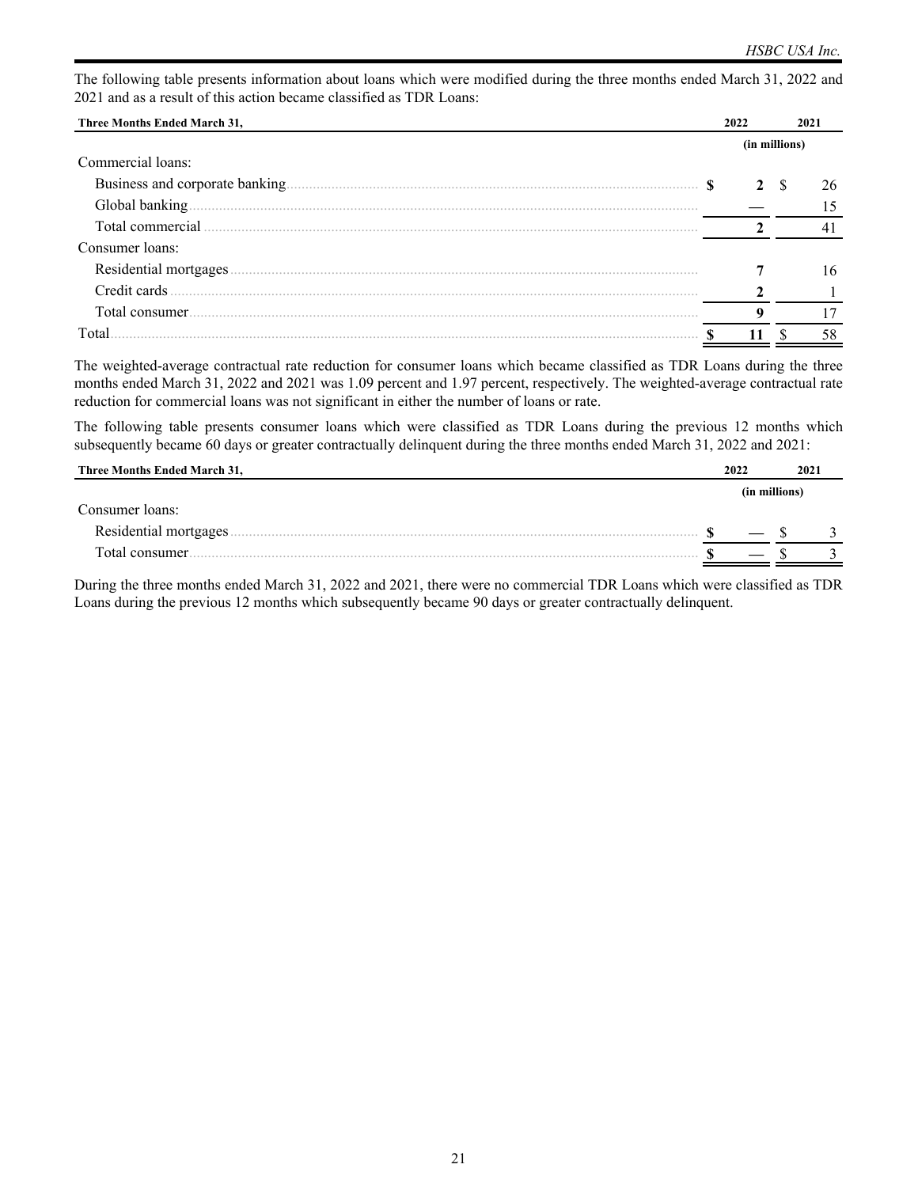The following table presents information about loans which were modified during the three months ended March 31, 2022 and 2021 and as a result of this action became classified as TDR Loans:

| Three Months Ended March 31, | 2022 | 2021 |
|---|---|---|
| | (in millions) | |
| Commercial loans: | | |
| Business and corporate banking | **$ 2** | $ 26 |
| Global banking | **—** | 15 |
| Total commercial | **2** | 41 |
| Consumer loans: | | |
| Residential mortgages | **7** | 16 |
| Credit cards | **2** | 1 |
| Total consumer | **9** | 17 |
| Total | **$ 11** | $ 58 |

The weighted-average contractual rate reduction for consumer loans which became classified as TDR Loans during the three months ended March 31, 2022 and 2021 was 1.09 percent and 1.97 percent, respectively. The weighted-average contractual rate reduction for commercial loans was not significant in either the number of loans or rate.

The following table presents consumer loans which were classified as TDR Loans during the previous 12 months which subsequently became 60 days or greater contractually delinquent during the three months ended March 31, 2022 and 2021:

| Three Months Ended March 31, | 2022 | 2021 |
|---|---|---|
| | (in millions) | |
| Consumer loans: | | |
| Residential mortgages | **$ —** | $ 3 |
| Total consumer | **$ —** | $ 3 |

During the three months ended March 31, 2022 and 2021, there were no commercial TDR Loans which were classified as TDR Loans during the previous 12 months which subsequently became 90 days or greater contractually delinquent.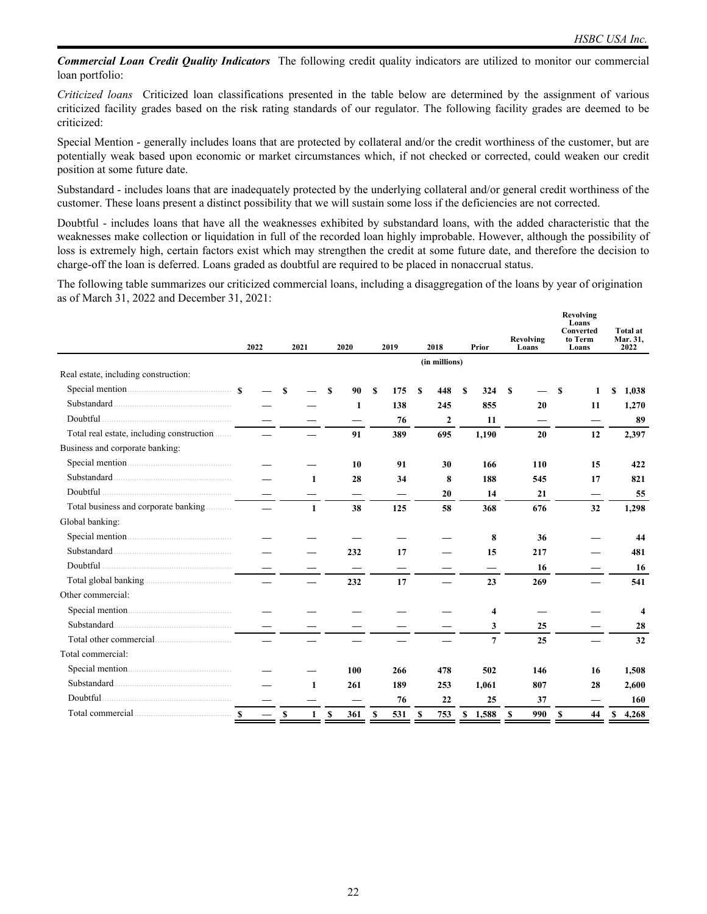***Commercial Loan Credit Quality Indicators*** The following credit quality indicators are utilized to monitor our commercial loan portfolio:

*Criticized loans* Criticized loan classifications presented in the table below are determined by the assignment of various criticized facility grades based on the risk rating standards of our regulator. The following facility grades are deemed to be criticized:

Special Mention - generally includes loans that are protected by collateral and/or the credit worthiness of the customer, but are potentially weak based upon economic or market circumstances which, if not checked or corrected, could weaken our credit position at some future date.

Substandard - includes loans that are inadequately protected by the underlying collateral and/or general credit worthiness of the customer. These loans present a distinct possibility that we will sustain some loss if the deficiencies are not corrected.

Doubtful - includes loans that have all the weaknesses exhibited by substandard loans, with the added characteristic that the weaknesses make collection or liquidation in full of the recorded loan highly improbable. However, although the possibility of loss is extremely high, certain factors exist which may strengthen the credit at some future date, and therefore the decision to charge-off the loan is deferred. Loans graded as doubtful are required to be placed in nonaccrual status.

The following table summarizes our criticized commercial loans, including a disaggregation of the loans by year of origination as of March 31, 2022 and December 31, 2021:

| | 2022 | 2021 | 2020 | 2019 | 2018 | Prior | Revolving Loans | Revolving Loans Converted to Term Loans | Total at Mar. 31, 2022 |
|---|---|---|---|---|---|---|---|---|---|
| | | | | | (in millions) | | | | |
| Real estate, including construction: | | | | | | | | | |
| Special mention | $ — | $ — | $ 90 | $ 175 | $ 448 | $ 324 | $ — | $ 1 | $ 1,038 |
| Substandard | — | — | 1 | 138 | 245 | 855 | 20 | 11 | 1,270 |
| Doubtful | — | — | — | 76 | 2 | 11 | — | — | 89 |
| Total real estate, including construction | — | — | 91 | 389 | 695 | 1,190 | 20 | 12 | 2,397 |
| Business and corporate banking: | | | | | | | | | |
| Special mention | — | — | 10 | 91 | 30 | 166 | 110 | 15 | 422 |
| Substandard | — | 1 | 28 | 34 | 8 | 188 | 545 | 17 | 821 |
| Doubtful | — | — | — | — | 20 | 14 | 21 | — | 55 |
| Total business and corporate banking | — | 1 | 38 | 125 | 58 | 368 | 676 | 32 | 1,298 |
| Global banking: | | | | | | | | | |
| Special mention | — | — | — | — | — | 8 | 36 | — | 44 |
| Substandard | — | — | 232 | 17 | — | 15 | 217 | — | 481 |
| Doubtful | — | — | — | — | — | — | 16 | — | 16 |
| Total global banking | — | — | 232 | 17 | — | 23 | 269 | — | 541 |
| Other commercial: | | | | | | | | | |
| Special mention | — | — | — | — | — | 4 | — | — | 4 |
| Substandard | — | — | — | — | — | 3 | 25 | — | 28 |
| Total other commercial | — | — | — | — | — | 7 | 25 | — | 32 |
| Total commercial: | | | | | | | | | |
| Special mention | — | — | 100 | 266 | 478 | 502 | 146 | 16 | 1,508 |
| Substandard | — | 1 | 261 | 189 | 253 | 1,061 | 807 | 28 | 2,600 |
| Doubtful | — | — | — | 76 | 22 | 25 | 37 | — | 160 |
| Total commercial | $ — | $ 1 | $ 361 | $ 531 | $ 753 | $ 1,588 | $ 990 | $ 44 | $ 4,268 |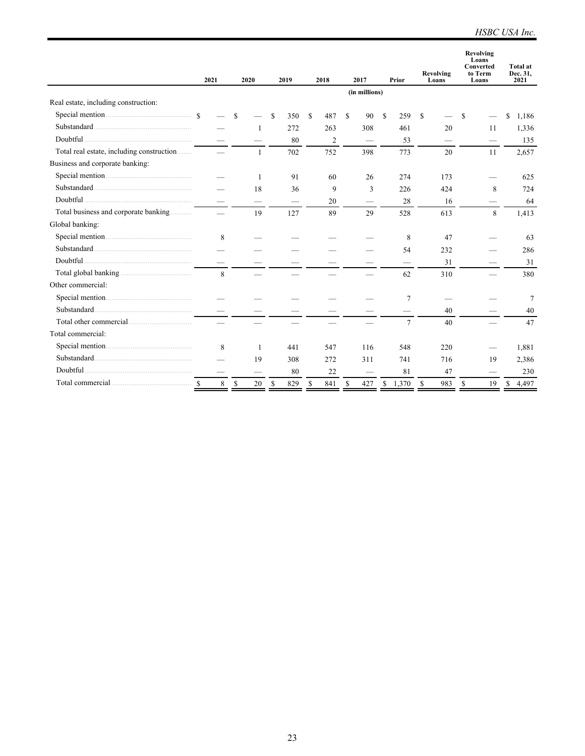| | 2021 | 2020 | 2019 | 2018 | 2017 | Prior | Revolving Loans | Revolving Loans Converted to Term Loans | Total at Dec. 31, 2021 |
|---|---|---|---|---|---|---|---|---|---|
| | | | | | (in millions) | | | | |
| Real estate, including construction: | | | | | | | | | |
| Special mention | $ — | $ — | $ 350 | $ 487 | $ 90 | $ 259 | $ — | $ — | $ 1,186 |
| Substandard | — | 1 | 272 | 263 | 308 | 461 | 20 | 11 | 1,336 |
| Doubtful | — | — | 80 | 2 | — | 53 | — | — | 135 |
| Total real estate, including construction | — | 1 | 702 | 752 | 398 | 773 | 20 | 11 | 2,657 |
| Business and corporate banking: | | | | | | | | | |
| Special mention | — | 1 | 91 | 60 | 26 | 274 | 173 | — | 625 |
| Substandard | — | 18 | 36 | 9 | 3 | 226 | 424 | 8 | 724 |
| Doubtful | — | — | — | 20 | — | 28 | 16 | — | 64 |
| Total business and corporate banking | — | 19 | 127 | 89 | 29 | 528 | 613 | 8 | 1,413 |
| Global banking: | | | | | | | | | |
| Special mention | 8 | — | — | — | — | 8 | 47 | — | 63 |
| Substandard | — | — | — | — | — | 54 | 232 | — | 286 |
| Doubtful | — | — | — | — | — | — | 31 | — | 31 |
| Total global banking | 8 | — | — | — | — | 62 | 310 | — | 380 |
| Other commercial: | | | | | | | | | |
| Special mention | — | — | — | — | — | 7 | — | — | 7 |
| Substandard | — | — | — | — | — | — | 40 | — | 40 |
| Total other commercial | — | — | — | — | — | 7 | 40 | — | 47 |
| Total commercial: | | | | | | | | | |
| Special mention | 8 | 1 | 441 | 547 | 116 | 548 | 220 | — | 1,881 |
| Substandard | — | 19 | 308 | 272 | 311 | 741 | 716 | 19 | 2,386 |
| Doubtful | — | — | 80 | 22 | — | 81 | 47 | — | 230 |
| Total commercial | $ 8 | $ 20 | $ 829 | $ 841 | $ 427 | $ 1,370 | $ 983 | $ 19 | $ 4,497 |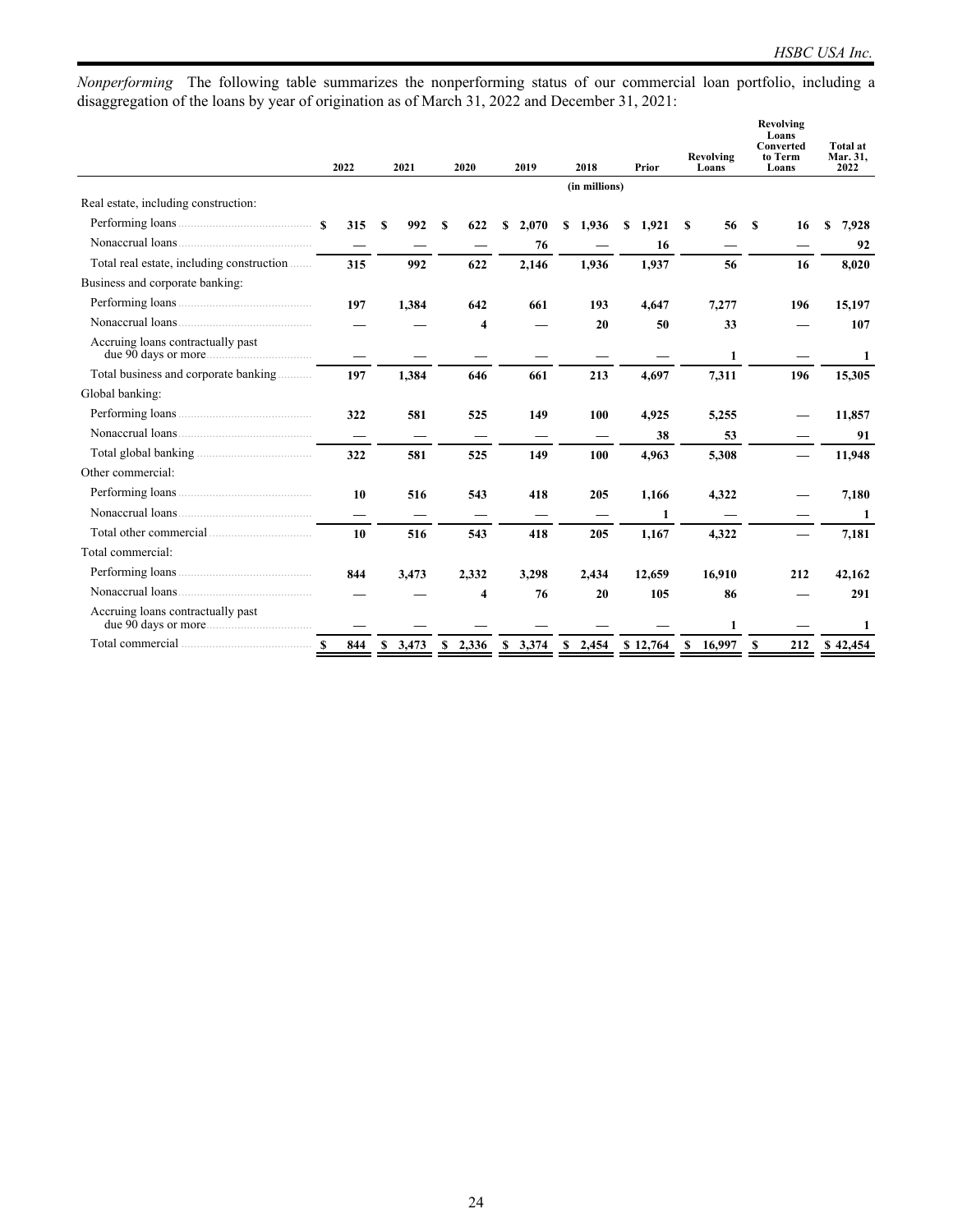*Nonperforming* The following table summarizes the nonperforming status of our commercial loan portfolio, including a disaggregation of the loans by year of origination as of March 31, 2022 and December 31, 2021:

| | 2022 | 2021 | 2020 | 2019 | 2018 | Prior | Revolving Loans | Revolving Loans Converted to Term Loans | Total at Mar. 31, 2022 |
|---|---|---|---|---|---|---|---|---|---|
| | | | | | (in millions) | | | | |
| Real estate, including construction: | | | | | | | | | |
| Performing loans | $ 315 | $ 992 | $ 622 | $ 2,070 | $ 1,936 | $ 1,921 | $ 56 | $ 16 | $ 7,928 |
| Nonaccrual loans | — | — | — | 76 | — | 16 | — | — | 92 |
| Total real estate, including construction | 315 | 992 | 622 | 2,146 | 1,936 | 1,937 | 56 | 16 | 8,020 |
| Business and corporate banking: | | | | | | | | | |
| Performing loans | 197 | 1,384 | 642 | 661 | 193 | 4,647 | 7,277 | 196 | 15,197 |
| Nonaccrual loans | — | — | 4 | — | 20 | 50 | 33 | — | 107 |
| Accruing loans contractually past due 90 days or more | — | — | — | — | — | — | 1 | — | 1 |
| Total business and corporate banking | 197 | 1,384 | 646 | 661 | 213 | 4,697 | 7,311 | 196 | 15,305 |
| Global banking: | | | | | | | | | |
| Performing loans | 322 | 581 | 525 | 149 | 100 | 4,925 | 5,255 | — | 11,857 |
| Nonaccrual loans | — | — | — | — | — | 38 | 53 | — | 91 |
| Total global banking | 322 | 581 | 525 | 149 | 100 | 4,963 | 5,308 | — | 11,948 |
| Other commercial: | | | | | | | | | |
| Performing loans | 10 | 516 | 543 | 418 | 205 | 1,166 | 4,322 | — | 7,180 |
| Nonaccrual loans | — | — | — | — | — | 1 | — | — | 1 |
| Total other commercial | 10 | 516 | 543 | 418 | 205 | 1,167 | 4,322 | — | 7,181 |
| Total commercial: | | | | | | | | | |
| Performing loans | 844 | 3,473 | 2,332 | 3,298 | 2,434 | 12,659 | 16,910 | 212 | 42,162 |
| Nonaccrual loans | — | — | 4 | 76 | 20 | 105 | 86 | — | 291 |
| Accruing loans contractually past due 90 days or more | — | — | — | — | — | — | 1 | — | 1 |
| Total commercial | $ 844 | $ 3,473 | $ 2,336 | $ 3,374 | $ 2,454 | $ 12,764 | $ 16,997 | $ 212 | $ 42,454 |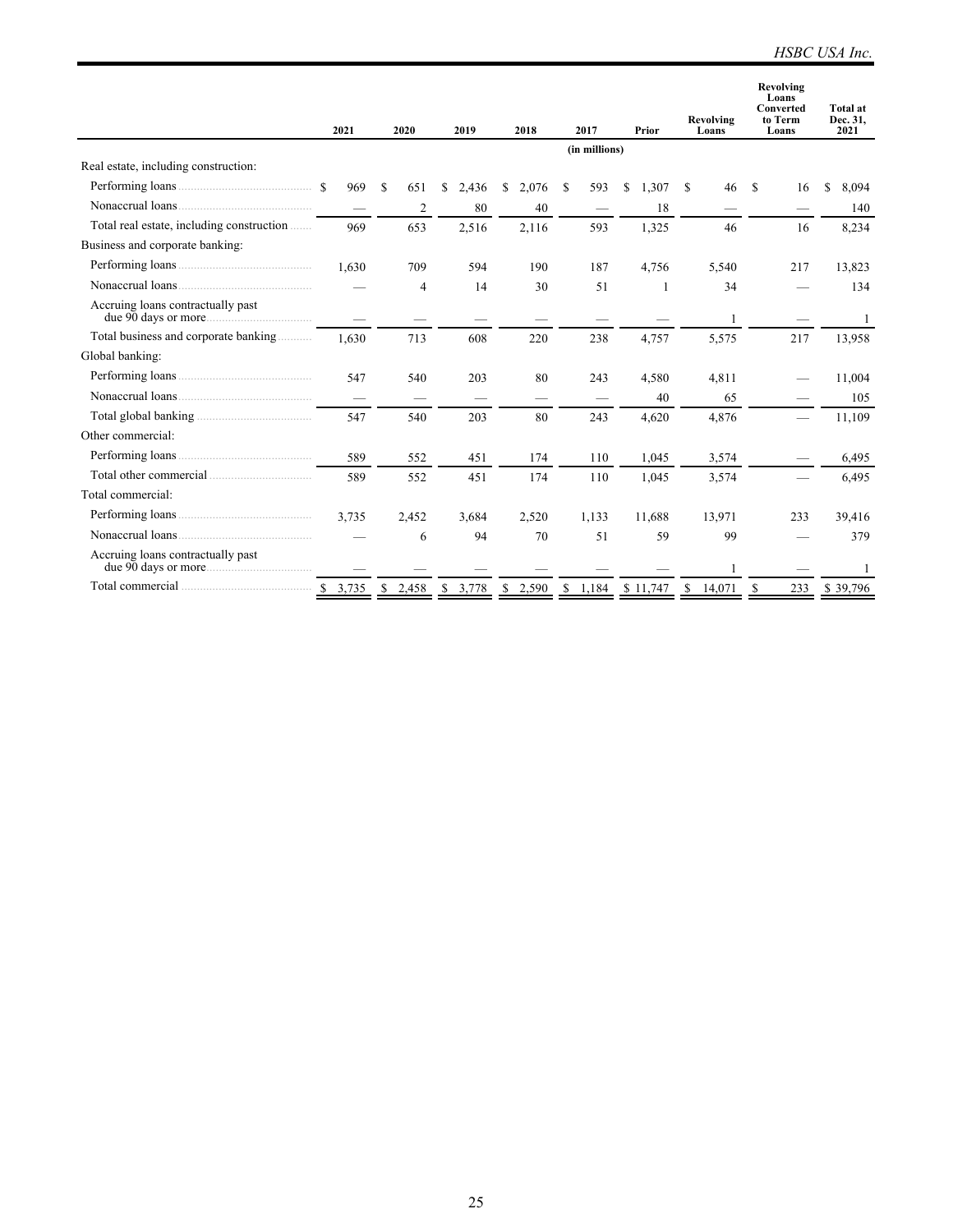| | 2021 | 2020 | 2019 | 2018 | 2017 | Prior | Revolving Loans | Revolving Loans Converted to Term Loans | Total at Dec. 31, 2021 |
|---|---|---|---|---|---|---|---|---|---|
| | (in millions) | | | | | | | | |
| Real estate, including construction: | | | | | | | | | |
| Performing loans | $ 969 | $ 651 | $ 2,436 | $ 2,076 | $ 593 | $ 1,307 | $ 46 | $ 16 | $ 8,094 |
| Nonaccrual loans | — | 2 | 80 | 40 | — | 18 | — | — | 140 |
| Total real estate, including construction | 969 | 653 | 2,516 | 2,116 | 593 | 1,325 | 46 | 16 | 8,234 |
| Business and corporate banking: | | | | | | | | | |
| Performing loans | 1,630 | 709 | 594 | 190 | 187 | 4,756 | 5,540 | 217 | 13,823 |
| Nonaccrual loans | — | 4 | 14 | 30 | 51 | 1 | 34 | — | 134 |
| Accruing loans contractually past due 90 days or more | — | — | — | — | — | — | 1 | — | 1 |
| Total business and corporate banking | 1,630 | 713 | 608 | 220 | 238 | 4,757 | 5,575 | 217 | 13,958 |
| Global banking: | | | | | | | | | |
| Performing loans | 547 | 540 | 203 | 80 | 243 | 4,580 | 4,811 | — | 11,004 |
| Nonaccrual loans | — | — | — | — | — | 40 | 65 | — | 105 |
| Total global banking | 547 | 540 | 203 | 80 | 243 | 4,620 | 4,876 | — | 11,109 |
| Other commercial: | | | | | | | | | |
| Performing loans | 589 | 552 | 451 | 174 | 110 | 1,045 | 3,574 | — | 6,495 |
| Total other commercial | 589 | 552 | 451 | 174 | 110 | 1,045 | 3,574 | — | 6,495 |
| Total commercial: | | | | | | | | | |
| Performing loans | 3,735 | 2,452 | 3,684 | 2,520 | 1,133 | 11,688 | 13,971 | 233 | 39,416 |
| Nonaccrual loans | — | 6 | 94 | 70 | 51 | 59 | 99 | — | 379 |
| Accruing loans contractually past due 90 days or more | — | — | — | — | — | — | 1 | — | 1 |
| Total commercial | $ 3,735 | $ 2,458 | $ 3,778 | $ 2,590 | $ 1,184 | $ 11,747 | $ 14,071 | $ 233 | $ 39,796 |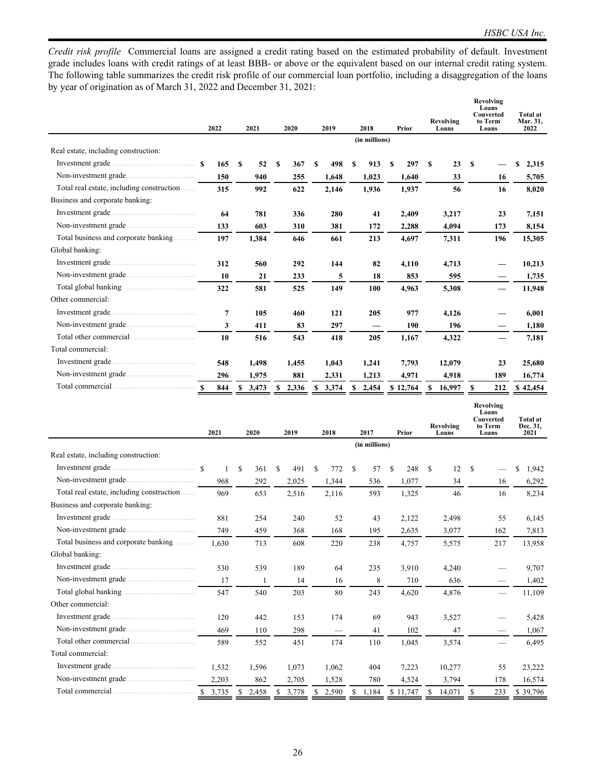*Credit risk profile* Commercial loans are assigned a credit rating based on the estimated probability of default. Investment grade includes loans with credit ratings of at least BBB- or above or the equivalent based on our internal credit rating system. The following table summarizes the credit risk profile of our commercial loan portfolio, including a disaggregation of the loans by year of origination as of March 31, 2022 and December 31, 2021:

| | 2022 | 2021 | 2020 | 2019 | 2018 | Prior | Revolving Loans | Revolving Loans Converted to Term Loans | Total at Mar. 31, 2022 |
|---|---|---|---|---|---|---|---|---|---|
| | | | | | (in millions) | | | | |
| Real estate, including construction: | | | | | | | | | |
| Investment grade | **$ 165** | **$ 52** | **$ 367** | **$ 498** | **$ 913** | **$ 297** | **$ 23** | **$ —** | **$ 2,315** |
| Non-investment grade | **150** | **940** | **255** | **1,648** | **1,023** | **1,640** | **33** | **16** | **5,705** |
| Total real estate, including construction | **315** | **992** | **622** | **2,146** | **1,936** | **1,937** | **56** | **16** | **8,020** |
| Business and corporate banking: | | | | | | | | | |
| Investment grade | **64** | **781** | **336** | **280** | **41** | **2,409** | **3,217** | **23** | **7,151** |
| Non-investment grade | **133** | **603** | **310** | **381** | **172** | **2,288** | **4,094** | **173** | **8,154** |
| Total business and corporate banking | **197** | **1,384** | **646** | **661** | **213** | **4,697** | **7,311** | **196** | **15,305** |
| Global banking: | | | | | | | | | |
| Investment grade | **312** | **560** | **292** | **144** | **82** | **4,110** | **4,713** | **—** | **10,213** |
| Non-investment grade | **10** | **21** | **233** | **5** | **18** | **853** | **595** | **—** | **1,735** |
| Total global banking | **322** | **581** | **525** | **149** | **100** | **4,963** | **5,308** | **—** | **11,948** |
| Other commercial: | | | | | | | | | |
| Investment grade | **7** | **105** | **460** | **121** | **205** | **977** | **4,126** | **—** | **6,001** |
| Non-investment grade | **3** | **411** | **83** | **297** | **—** | **190** | **196** | **—** | **1,180** |
| Total other commercial | **10** | **516** | **543** | **418** | **205** | **1,167** | **4,322** | **—** | **7,181** |
| Total commercial: | | | | | | | | | |
| Investment grade | **548** | **1,498** | **1,455** | **1,043** | **1,241** | **7,793** | **12,079** | **23** | **25,680** |
| Non-investment grade | **296** | **1,975** | **881** | **2,331** | **1,213** | **4,971** | **4,918** | **189** | **16,774** |
| Total commercial | **$ 844** | **$ 3,473** | **$ 2,336** | **$ 3,374** | **$ 2,454** | **$ 12,764** | **$ 16,997** | **$ 212** | **$ 42,454** |

| | 2021 | 2020 | 2019 | 2018 | 2017 | Prior | Revolving Loans | Revolving Loans Converted to Term Loans | Total at Dec. 31, 2021 |
|---|---|---|---|---|---|---|---|---|---|
| | | | | | (in millions) | | | | |
| Real estate, including construction: | | | | | | | | | |
| Investment grade | $ 1 | $ 361 | $ 491 | $ 772 | $ 57 | $ 248 | $ 12 | $ — | $ 1,942 |
| Non-investment grade | 968 | 292 | 2,025 | 1,344 | 536 | 1,077 | 34 | 16 | 6,292 |
| Total real estate, including construction | 969 | 653 | 2,516 | 2,116 | 593 | 1,325 | 46 | 16 | 8,234 |
| Business and corporate banking: | | | | | | | | | |
| Investment grade | 881 | 254 | 240 | 52 | 43 | 2,122 | 2,498 | 55 | 6,145 |
| Non-investment grade | 749 | 459 | 368 | 168 | 195 | 2,635 | 3,077 | 162 | 7,813 |
| Total business and corporate banking | 1,630 | 713 | 608 | 220 | 238 | 4,757 | 5,575 | 217 | 13,958 |
| Global banking: | | | | | | | | | |
| Investment grade | 530 | 539 | 189 | 64 | 235 | 3,910 | 4,240 | — | 9,707 |
| Non-investment grade | 17 | 1 | 14 | 16 | 8 | 710 | 636 | — | 1,402 |
| Total global banking | 547 | 540 | 203 | 80 | 243 | 4,620 | 4,876 | — | 11,109 |
| Other commercial: | | | | | | | | | |
| Investment grade | 120 | 442 | 153 | 174 | 69 | 943 | 3,527 | — | 5,428 |
| Non-investment grade | 469 | 110 | 298 | — | 41 | 102 | 47 | — | 1,067 |
| Total other commercial | 589 | 552 | 451 | 174 | 110 | 1,045 | 3,574 | — | 6,495 |
| Total commercial: | | | | | | | | | |
| Investment grade | 1,532 | 1,596 | 1,073 | 1,062 | 404 | 7,223 | 10,277 | 55 | 23,222 |
| Non-investment grade | 2,203 | 862 | 2,705 | 1,528 | 780 | 4,524 | 3,794 | 178 | 16,574 |
| Total commercial | $ 3,735 | $ 2,458 | $ 3,778 | $ 2,590 | $ 1,184 | $ 11,747 | $ 14,071 | $ 233 | $ 39,796 |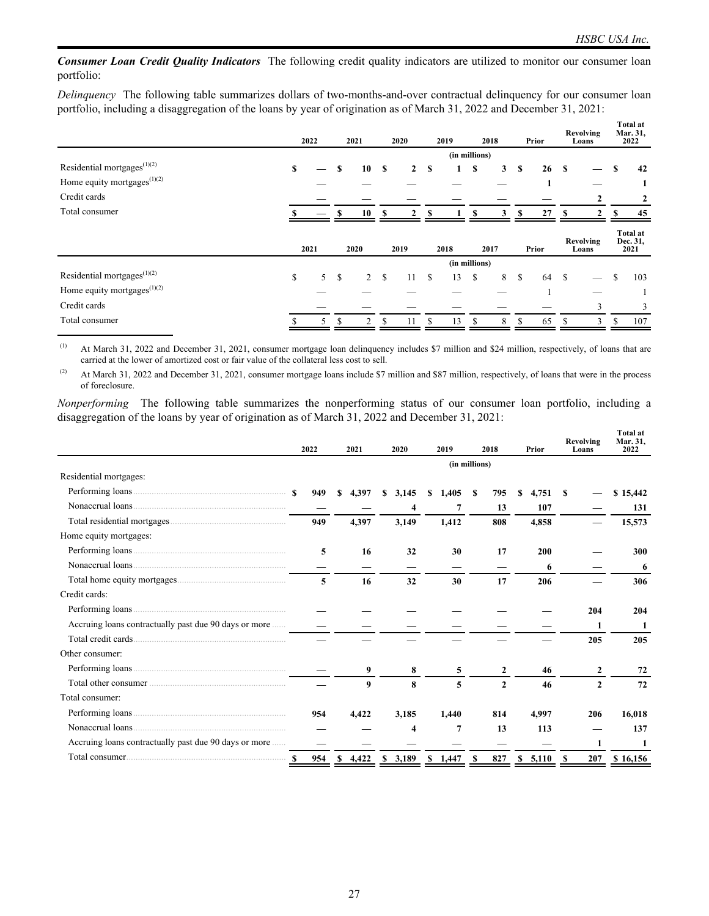***Consumer Loan Credit Quality Indicators*** The following credit quality indicators are utilized to monitor our consumer loan portfolio:

*Delinquency* The following table summarizes dollars of two-months-and-over contractual delinquency for our consumer loan portfolio, including a disaggregation of the loans by year of origination as of March 31, 2022 and December 31, 2021:

| | 2022 | 2021 | 2020 | 2019 | 2018 | Prior | Revolving Loans | Total at Mar. 31, 2022 |
|---|---|---|---|---|---|---|---|---|
| | | | | (in millions) | | | | |
| Residential mortgages[(1)(2)] | $ — | $ 10 | $ 2 | $ 1 | $ 3 | $ 26 | $ — | $ 42 |
| Home equity mortgages[(1)(2)] | — | — | — | — | — | 1 | — | 1 |
| Credit cards | — | — | — | — | — | — | 2 | 2 |
| Total consumer | $ — | $ 10 | $ 2 | $ 1 | $ 3 | $ 27 | $ 2 | $ 45 |

| | 2021 | 2020 | 2019 | 2018 | 2017 | Prior | Revolving Loans | Total at Dec. 31, 2021 |
|---|---|---|---|---|---|---|---|---|
| | | | | (in millions) | | | | |
| Residential mortgages[(1)(2)] | $ 5 | $ 2 | $ 11 | $ 13 | $ 8 | $ 64 | $ — | $ 103 |
| Home equity mortgages[(1)(2)] | — | — | — | — | — | 1 | — | 1 |
| Credit cards | — | — | — | — | — | — | 3 | 3 |
| Total consumer | $ 5 | $ 2 | $ 11 | $ 13 | $ 8 | $ 65 | $ 3 | $ 107 |

(1) At March 31, 2022 and December 31, 2021, consumer mortgage loan delinquency includes $7 million and $24 million, respectively, of loans that are carried at the lower of amortized cost or fair value of the collateral less cost to sell.

(2) At March 31, 2022 and December 31, 2021, consumer mortgage loans include $7 million and $87 million, respectively, of loans that were in the process of foreclosure.

*Nonperforming* The following table summarizes the nonperforming status of our consumer loan portfolio, including a disaggregation of the loans by year of origination as of March 31, 2022 and December 31, 2021:

| | 2022 | 2021 | 2020 | 2019 | 2018 | Prior | Revolving Loans | Total at Mar. 31, 2022 |
|---|---|---|---|---|---|---|---|---|
| | | | | (in millions) | | | | |
| Residential mortgages: | | | | | | | | |
| Performing loans | $ 949 | $ 4,397 | $ 3,145 | $ 1,405 | $ 795 | $ 4,751 | $ — | $ 15,442 |
| Nonaccrual loans | — | — | 4 | 7 | 13 | 107 | — | 131 |
| Total residential mortgages | 949 | 4,397 | 3,149 | 1,412 | 808 | 4,858 | — | 15,573 |
| Home equity mortgages: | | | | | | | | |
| Performing loans | 5 | 16 | 32 | 30 | 17 | 200 | — | 300 |
| Nonaccrual loans | — | — | — | — | — | 6 | — | 6 |
| Total home equity mortgages | 5 | 16 | 32 | 30 | 17 | 206 | — | 306 |
| Credit cards: | | | | | | | | |
| Performing loans | — | — | — | — | — | — | 204 | 204 |
| Accruing loans contractually past due 90 days or more | — | — | — | — | — | — | 1 | 1 |
| Total credit cards | — | — | — | — | — | — | 205 | 205 |
| Other consumer: | | | | | | | | |
| Performing loans | — | 9 | 8 | 5 | 2 | 46 | 2 | 72 |
| Total other consumer | — | 9 | 8 | 5 | 2 | 46 | 2 | 72 |
| Total consumer: | | | | | | | | |
| Performing loans | 954 | 4,422 | 3,185 | 1,440 | 814 | 4,997 | 206 | 16,018 |
| Nonaccrual loans | — | — | 4 | 7 | 13 | 113 | — | 137 |
| Accruing loans contractually past due 90 days or more | — | — | — | — | — | — | 1 | 1 |
| Total consumer | $ 954 | $ 4,422 | $ 3,189 | $ 1,447 | $ 827 | $ 5,110 | $ 207 | $ 16,156 |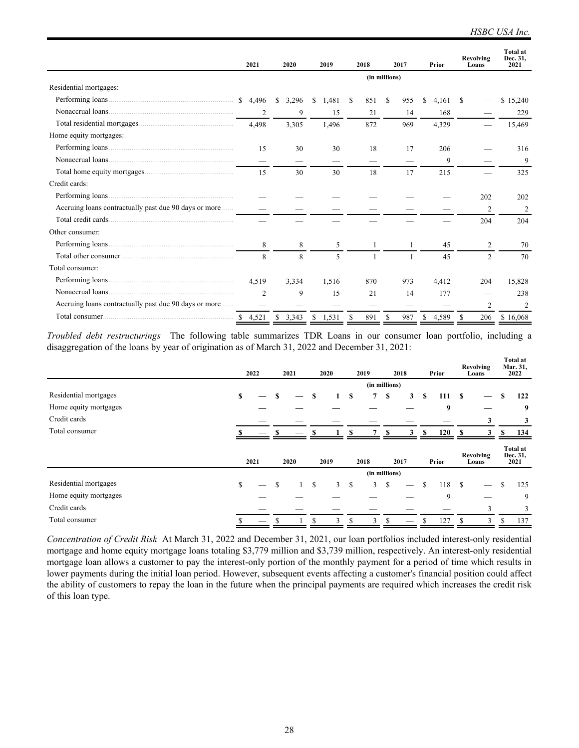| | 2021 | 2020 | 2019 | 2018 | 2017 | Prior | Revolving Loans | Total at Dec. 31, 2021 |
|---|---|---|---|---|---|---|---|---|
| | | | | (in millions) | | | | |
| Residential mortgages: | | | | | | | | |
| Performing loans | $ 4,496 | $ 3,296 | $ 1,481 | $ 851 | $ 955 | $ 4,161 | $ — | $ 15,240 |
| Nonaccrual loans | 2 | 9 | 15 | 21 | 14 | 168 | — | 229 |
| Total residential mortgages | 4,498 | 3,305 | 1,496 | 872 | 969 | 4,329 | — | 15,469 |
| Home equity mortgages: | | | | | | | | |
| Performing loans | 15 | 30 | 30 | 18 | 17 | 206 | — | 316 |
| Nonaccrual loans | — | — | — | — | — | 9 | — | 9 |
| Total home equity mortgages | 15 | 30 | 30 | 18 | 17 | 215 | — | 325 |
| Credit cards: | | | | | | | | |
| Performing loans | — | — | — | — | — | — | 202 | 202 |
| Accruing loans contractually past due 90 days or more | — | — | — | — | — | — | 2 | 2 |
| Total credit cards | — | — | — | — | — | — | 204 | 204 |
| Other consumer: | | | | | | | | |
| Performing loans | 8 | 8 | 5 | 1 | 1 | 45 | 2 | 70 |
| Total other consumer | 8 | 8 | 5 | 1 | 1 | 45 | 2 | 70 |
| Total consumer: | | | | | | | | |
| Performing loans | 4,519 | 3,334 | 1,516 | 870 | 973 | 4,412 | 204 | 15,828 |
| Nonaccrual loans | 2 | 9 | 15 | 21 | 14 | 177 | — | 238 |
| Accruing loans contractually past due 90 days or more | — | — | — | — | — | — | 2 | 2 |
| Total consumer | $ 4,521 | $ 3,343 | $ 1,531 | $ 891 | $ 987 | $ 4,589 | $ 206 | $ 16,068 |

*Troubled debt restructurings* The following table summarizes TDR Loans in our consumer loan portfolio, including a disaggregation of the loans by year of origination as of March 31, 2022 and December 31, 2021:

| | 2022 | 2021 | 2020 | 2019 | 2018 | Prior | Revolving Loans | Total at Mar. 31, 2022 |
|---|---|---|---|---|---|---|---|---|
| | | | | (in millions) | | | | |
| Residential mortgages | **$ —** | **$ —** | **$ 1** | **$ 7** | **$ 3** | **$ 111** | **$ —** | **$ 122** |
| Home equity mortgages | **—** | **—** | **—** | **—** | **—** | **9** | **—** | **9** |
| Credit cards | **—** | **—** | **—** | **—** | **—** | **—** | **3** | **3** |
| Total consumer | **$ —** | **$ —** | **$ 1** | **$ 7** | **$ 3** | **$ 120** | **$ 3** | **$ 134** |

| | 2021 | 2020 | 2019 | 2018 | 2017 | Prior | Revolving Loans | Total at Dec. 31, 2021 |
|---|---|---|---|---|---|---|---|---|
| | | | | (in millions) | | | | |
| Residential mortgages | $ — | $ 1 | $ 3 | $ 3 | $ — | $ 118 | $ — | $ 125 |
| Home equity mortgages | — | — | — | — | — | 9 | — | 9 |
| Credit cards | — | — | — | — | — | — | 3 | 3 |
| Total consumer | $ — | $ 1 | $ 3 | $ 3 | $ — | $ 127 | $ 3 | $ 137 |

*Concentration of Credit Risk* At March 31, 2022 and December 31, 2021, our loan portfolios included interest-only residential mortgage and home equity mortgage loans totaling $3,779 million and $3,739 million, respectively. An interest-only residential mortgage loan allows a customer to pay the interest-only portion of the monthly payment for a period of time which results in lower payments during the initial loan period. However, subsequent events affecting a customer's financial position could affect the ability of customers to repay the loan in the future when the principal payments are required which increases the credit risk of this loan type.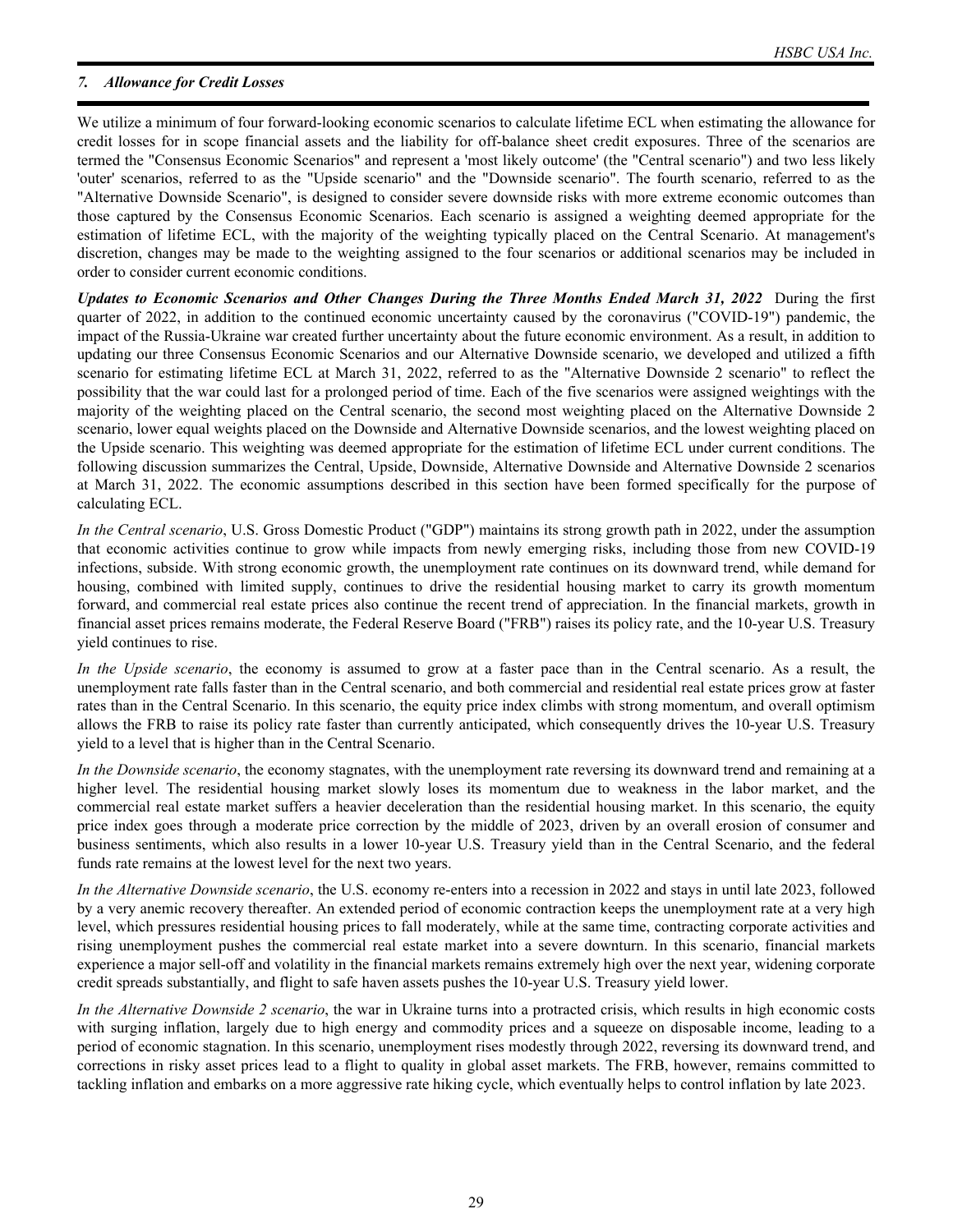## 7. Allowance for Credit Losses

We utilize a minimum of four forward-looking economic scenarios to calculate lifetime ECL when estimating the allowance for credit losses for in scope financial assets and the liability for off-balance sheet credit exposures. Three of the scenarios are termed the "Consensus Economic Scenarios" and represent a 'most likely outcome' (the "Central scenario") and two less likely 'outer' scenarios, referred to as the "Upside scenario" and the "Downside scenario". The fourth scenario, referred to as the "Alternative Downside Scenario", is designed to consider severe downside risks with more extreme economic outcomes than those captured by the Consensus Economic Scenarios. Each scenario is assigned a weighting deemed appropriate for the estimation of lifetime ECL, with the majority of the weighting typically placed on the Central Scenario. At management's discretion, changes may be made to the weighting assigned to the four scenarios or additional scenarios may be included in order to consider current economic conditions.

***Updates to Economic Scenarios and Other Changes During the Three Months Ended March 31, 2022*** During the first quarter of 2022, in addition to the continued economic uncertainty caused by the coronavirus ("COVID-19") pandemic, the impact of the Russia-Ukraine war created further uncertainty about the future economic environment. As a result, in addition to updating our three Consensus Economic Scenarios and our Alternative Downside scenario, we developed and utilized a fifth scenario for estimating lifetime ECL at March 31, 2022, referred to as the "Alternative Downside 2 scenario" to reflect the possibility that the war could last for a prolonged period of time. Each of the five scenarios were assigned weightings with the majority of the weighting placed on the Central scenario, the second most weighting placed on the Alternative Downside 2 scenario, lower equal weights placed on the Downside and Alternative Downside scenarios, and the lowest weighting placed on the Upside scenario. This weighting was deemed appropriate for the estimation of lifetime ECL under current conditions. The following discussion summarizes the Central, Upside, Downside, Alternative Downside and Alternative Downside 2 scenarios at March 31, 2022. The economic assumptions described in this section have been formed specifically for the purpose of calculating ECL.

*In the Central scenario*, U.S. Gross Domestic Product ("GDP") maintains its strong growth path in 2022, under the assumption that economic activities continue to grow while impacts from newly emerging risks, including those from new COVID-19 infections, subside. With strong economic growth, the unemployment rate continues on its downward trend, while demand for housing, combined with limited supply, continues to drive the residential housing market to carry its growth momentum forward, and commercial real estate prices also continue the recent trend of appreciation. In the financial markets, growth in financial asset prices remains moderate, the Federal Reserve Board ("FRB") raises its policy rate, and the 10-year U.S. Treasury yield continues to rise.

*In the Upside scenario*, the economy is assumed to grow at a faster pace than in the Central scenario. As a result, the unemployment rate falls faster than in the Central scenario, and both commercial and residential real estate prices grow at faster rates than in the Central Scenario. In this scenario, the equity price index climbs with strong momentum, and overall optimism allows the FRB to raise its policy rate faster than currently anticipated, which consequently drives the 10-year U.S. Treasury yield to a level that is higher than in the Central Scenario.

*In the Downside scenario*, the economy stagnates, with the unemployment rate reversing its downward trend and remaining at a higher level. The residential housing market slowly loses its momentum due to weakness in the labor market, and the commercial real estate market suffers a heavier deceleration than the residential housing market. In this scenario, the equity price index goes through a moderate price correction by the middle of 2023, driven by an overall erosion of consumer and business sentiments, which also results in a lower 10-year U.S. Treasury yield than in the Central Scenario, and the federal funds rate remains at the lowest level for the next two years.

*In the Alternative Downside scenario*, the U.S. economy re-enters into a recession in 2022 and stays in until late 2023, followed by a very anemic recovery thereafter. An extended period of economic contraction keeps the unemployment rate at a very high level, which pressures residential housing prices to fall moderately, while at the same time, contracting corporate activities and rising unemployment pushes the commercial real estate market into a severe downturn. In this scenario, financial markets experience a major sell-off and volatility in the financial markets remains extremely high over the next year, widening corporate credit spreads substantially, and flight to safe haven assets pushes the 10-year U.S. Treasury yield lower.

*In the Alternative Downside 2 scenario*, the war in Ukraine turns into a protracted crisis, which results in high economic costs with surging inflation, largely due to high energy and commodity prices and a squeeze on disposable income, leading to a period of economic stagnation. In this scenario, unemployment rises modestly through 2022, reversing its downward trend, and corrections in risky asset prices lead to a flight to quality in global asset markets. The FRB, however, remains committed to tackling inflation and embarks on a more aggressive rate hiking cycle, which eventually helps to control inflation by late 2023.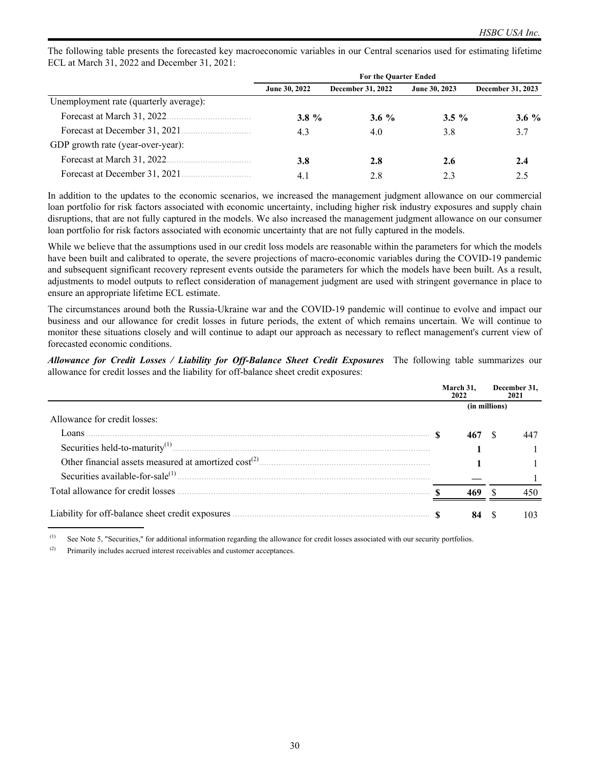The following table presents the forecasted key macroeconomic variables in our Central scenarios used for estimating lifetime ECL at March 31, 2022 and December 31, 2021:

| | For the Quarter Ended | | | |
|---|---|---|---|---|
| | June 30, 2022 | December 31, 2022 | June 30, 2023 | December 31, 2023 |
| Unemployment rate (quarterly average): | | | | |
| Forecast at March 31, 2022 | **3.8 %** | **3.6 %** | **3.5 %** | **3.6 %** |
| Forecast at December 31, 2021 | 4.3 | 4.0 | 3.8 | 3.7 |
| GDP growth rate (year-over-year): | | | | |
| Forecast at March 31, 2022 | **3.8** | **2.8** | **2.6** | **2.4** |
| Forecast at December 31, 2021 | 4.1 | 2.8 | 2.3 | 2.5 |

In addition to the updates to the economic scenarios, we increased the management judgment allowance on our commercial loan portfolio for risk factors associated with economic uncertainty, including higher risk industry exposures and supply chain disruptions, that are not fully captured in the models. We also increased the management judgment allowance on our consumer loan portfolio for risk factors associated with economic uncertainty that are not fully captured in the models.

While we believe that the assumptions used in our credit loss models are reasonable within the parameters for which the models have been built and calibrated to operate, the severe projections of macro-economic variables during the COVID-19 pandemic and subsequent significant recovery represent events outside the parameters for which the models have been built. As a result, adjustments to model outputs to reflect consideration of management judgment are used with stringent governance in place to ensure an appropriate lifetime ECL estimate.

The circumstances around both the Russia-Ukraine war and the COVID-19 pandemic will continue to evolve and impact our business and our allowance for credit losses in future periods, the extent of which remains uncertain. We will continue to monitor these situations closely and will continue to adapt our approach as necessary to reflect management's current view of forecasted economic conditions.

***Allowance for Credit Losses / Liability for Off-Balance Sheet Credit Exposures*** The following table summarizes our allowance for credit losses and the liability for off-balance sheet credit exposures:

| | March 31, 2022 | December 31, 2021 |
|---|---|---|
| | (in millions) | |
| Allowance for credit losses: | | |
| Loans | **$ 467** | $ 447 |
| Securities held-to-maturity[1] | **1** | 1 |
| Other financial assets measured at amortized cost[2] | **1** | 1 |
| Securities available-for-sale[1] | **—** | 1 |
| Total allowance for credit losses | **$ 469** | $ 450 |
| Liability for off-balance sheet credit exposures | **$ 84** | $ 103 |

[1] See Note 5, "Securities," for additional information regarding the allowance for credit losses associated with our security portfolios.

[2] Primarily includes accrued interest receivables and customer acceptances.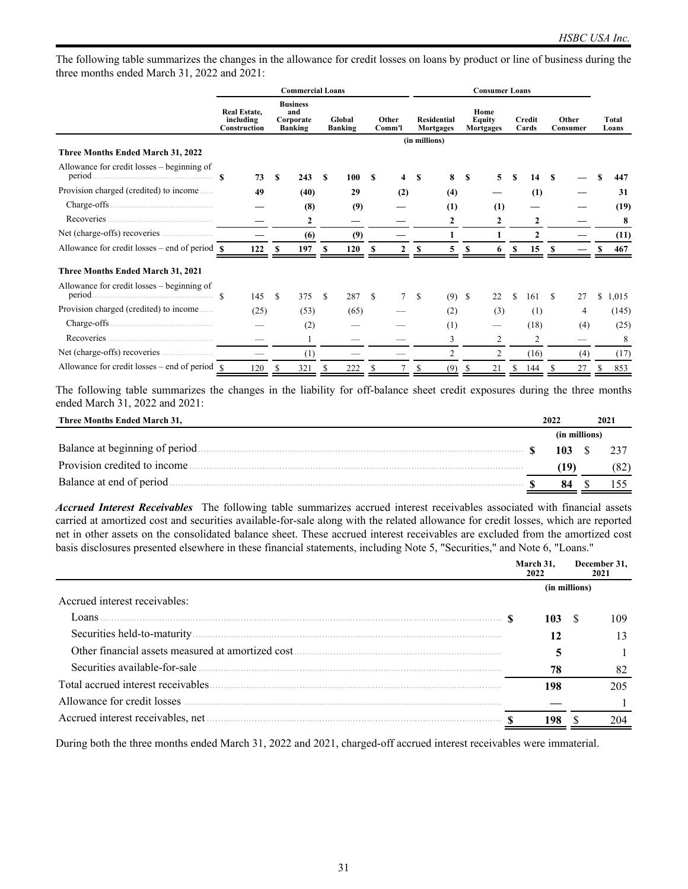The following table summarizes the changes in the allowance for credit losses on loans by product or line of business during the three months ended March 31, 2022 and 2021:

| | Commercial Loans | | | | Consumer Loans | | | | |
|---|---|---|---|---|---|---|---|---|---|
| | Real Estate, including Construction | Business and Corporate Banking | Global Banking | Other Comm'l | Residential Mortgages | Home Equity Mortgages | Credit Cards | Other Consumer | Total Loans |
| | (in millions) | | | | | | | | |
| **Three Months Ended March 31, 2022** | | | | | | | | | |
| Allowance for credit losses – beginning of period | **$ 73** | **$ 243** | **$ 100** | **$ 4** | **$ 8** | **$ 5** | **$ 14** | **$ —** | **$ 447** |
| Provision charged (credited) to income | **49** | **(40)** | **29** | **(2)** | **(4)** | **—** | **(1)** | **—** | **31** |
| Charge-offs | **—** | **(8)** | **(9)** | **—** | **(1)** | **(1)** | **—** | **—** | **(19)** |
| Recoveries | **—** | **2** | **—** | **—** | **2** | **2** | **2** | **—** | **8** |
| Net (charge-offs) recoveries | **—** | **(6)** | **(9)** | **—** | **1** | **1** | **2** | **—** | **(11)** |
| Allowance for credit losses – end of period | **$ 122** | **$ 197** | **$ 120** | **$ 2** | **$ 5** | **$ 6** | **$ 15** | **$ —** | **$ 467** |
| **Three Months Ended March 31, 2021** | | | | | | | | | |
| Allowance for credit losses – beginning of period | $ 145 | $ 375 | $ 287 | $ 7 | $ (9) | $ 22 | $ 161 | $ 27 | $ 1,015 |
| Provision charged (credited) to income | (25) | (53) | (65) | — | (2) | (3) | (1) | 4 | (145) |
| Charge-offs | — | (2) | — | — | (1) | — | (18) | (4) | (25) |
| Recoveries | — | 1 | — | — | 3 | 2 | 2 | — | 8 |
| Net (charge-offs) recoveries | — | (1) | — | — | 2 | 2 | (16) | (4) | (17) |
| Allowance for credit losses – end of period | $ 120 | $ 321 | $ 222 | $ 7 | $ (9) | $ 21 | $ 144 | $ 27 | $ 853 |

The following table summarizes the changes in the liability for off-balance sheet credit exposures during the three months ended March 31, 2022 and 2021:

| Three Months Ended March 31, | 2022 | 2021 |
|---|---|---|
| | (in millions) | |
| Balance at beginning of period | **$ 103** | $ 237 |
| Provision credited to income | **(19)** | (82) |
| Balance at end of period | **$ 84** | $ 155 |

***Accrued Interest Receivables*** The following table summarizes accrued interest receivables associated with financial assets carried at amortized cost and securities available-for-sale along with the related allowance for credit losses, which are reported net in other assets on the consolidated balance sheet. These accrued interest receivables are excluded from the amortized cost basis disclosures presented elsewhere in these financial statements, including Note 5, "Securities," and Note 6, "Loans."

| | March 31, 2022 | December 31, 2021 |
|---|---|---|
| | (in millions) | |
| Accrued interest receivables: | | |
| Loans | **$ 103** | $ 109 |
| Securities held-to-maturity | **12** | 13 |
| Other financial assets measured at amortized cost | **5** | 1 |
| Securities available-for-sale | **78** | 82 |
| Total accrued interest receivables | **198** | 205 |
| Allowance for credit losses | **—** | 1 |
| Accrued interest receivables, net | **$ 198** | $ 204 |

During both the three months ended March 31, 2022 and 2021, charged-off accrued interest receivables were immaterial.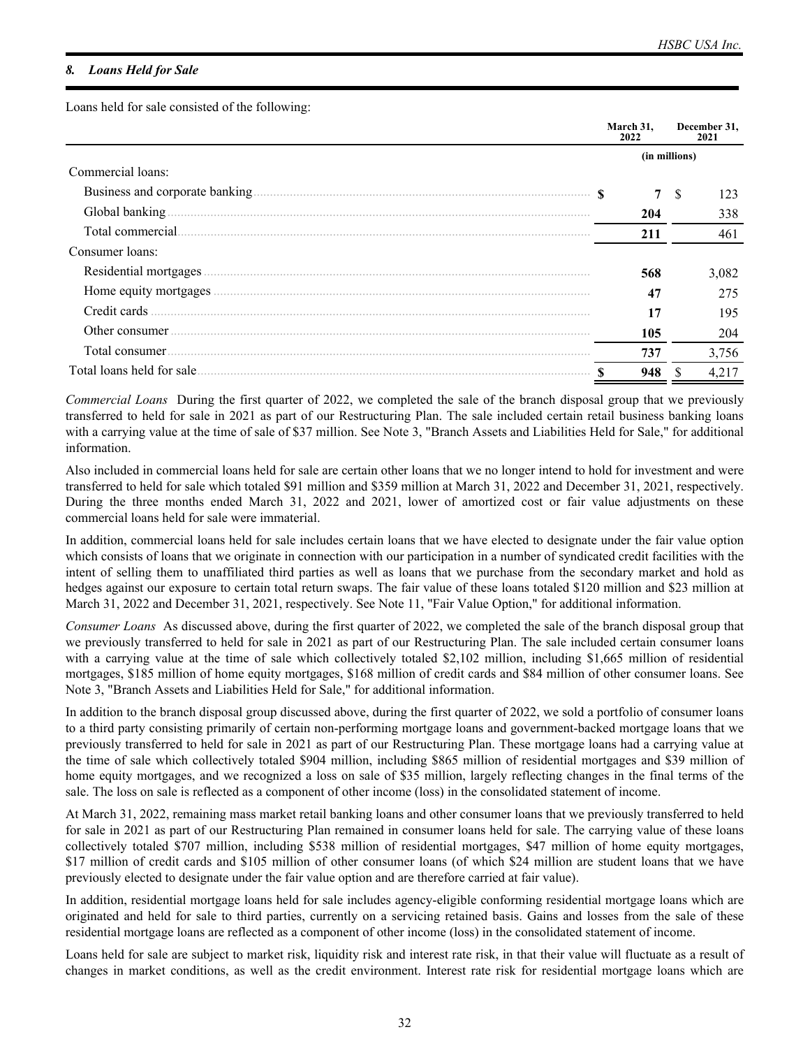## 8. Loans Held for Sale

Loans held for sale consisted of the following:

| | March 31, 2022 | December 31, 2021 |
|---|---|---|
| | (in millions) | |
| Commercial loans: | | |
| Business and corporate banking | $ **7** | $ 123 |
| Global banking | **204** | 338 |
| Total commercial | **211** | 461 |
| Consumer loans: | | |
| Residential mortgages | **568** | 3,082 |
| Home equity mortgages | **47** | 275 |
| Credit cards | **17** | 195 |
| Other consumer | **105** | 204 |
| Total consumer | **737** | 3,756 |
| Total loans held for sale | $ **948** | $ 4,217 |

*Commercial Loans* During the first quarter of 2022, we completed the sale of the branch disposal group that we previously transferred to held for sale in 2021 as part of our Restructuring Plan. The sale included certain retail business banking loans with a carrying value at the time of sale of $37 million. See Note 3, "Branch Assets and Liabilities Held for Sale," for additional information.

Also included in commercial loans held for sale are certain other loans that we no longer intend to hold for investment and were transferred to held for sale which totaled $91 million and $359 million at March 31, 2022 and December 31, 2021, respectively. During the three months ended March 31, 2022 and 2021, lower of amortized cost or fair value adjustments on these commercial loans held for sale were immaterial.

In addition, commercial loans held for sale includes certain loans that we have elected to designate under the fair value option which consists of loans that we originate in connection with our participation in a number of syndicated credit facilities with the intent of selling them to unaffiliated third parties as well as loans that we purchase from the secondary market and hold as hedges against our exposure to certain total return swaps. The fair value of these loans totaled $120 million and $23 million at March 31, 2022 and December 31, 2021, respectively. See Note 11, "Fair Value Option," for additional information.

*Consumer Loans* As discussed above, during the first quarter of 2022, we completed the sale of the branch disposal group that we previously transferred to held for sale in 2021 as part of our Restructuring Plan. The sale included certain consumer loans with a carrying value at the time of sale which collectively totaled $2,102 million, including $1,665 million of residential mortgages, $185 million of home equity mortgages, $168 million of credit cards and $84 million of other consumer loans. See Note 3, "Branch Assets and Liabilities Held for Sale," for additional information.

In addition to the branch disposal group discussed above, during the first quarter of 2022, we sold a portfolio of consumer loans to a third party consisting primarily of certain non-performing mortgage loans and government-backed mortgage loans that we previously transferred to held for sale in 2021 as part of our Restructuring Plan. These mortgage loans had a carrying value at the time of sale which collectively totaled $904 million, including $865 million of residential mortgages and $39 million of home equity mortgages, and we recognized a loss on sale of $35 million, largely reflecting changes in the final terms of the sale. The loss on sale is reflected as a component of other income (loss) in the consolidated statement of income.

At March 31, 2022, remaining mass market retail banking loans and other consumer loans that we previously transferred to held for sale in 2021 as part of our Restructuring Plan remained in consumer loans held for sale. The carrying value of these loans collectively totaled $707 million, including $538 million of residential mortgages, $47 million of home equity mortgages, $17 million of credit cards and $105 million of other consumer loans (of which $24 million are student loans that we have previously elected to designate under the fair value option and are therefore carried at fair value).

In addition, residential mortgage loans held for sale includes agency-eligible conforming residential mortgage loans which are originated and held for sale to third parties, currently on a servicing retained basis. Gains and losses from the sale of these residential mortgage loans are reflected as a component of other income (loss) in the consolidated statement of income.

Loans held for sale are subject to market risk, liquidity risk and interest rate risk, in that their value will fluctuate as a result of changes in market conditions, as well as the credit environment. Interest rate risk for residential mortgage loans which are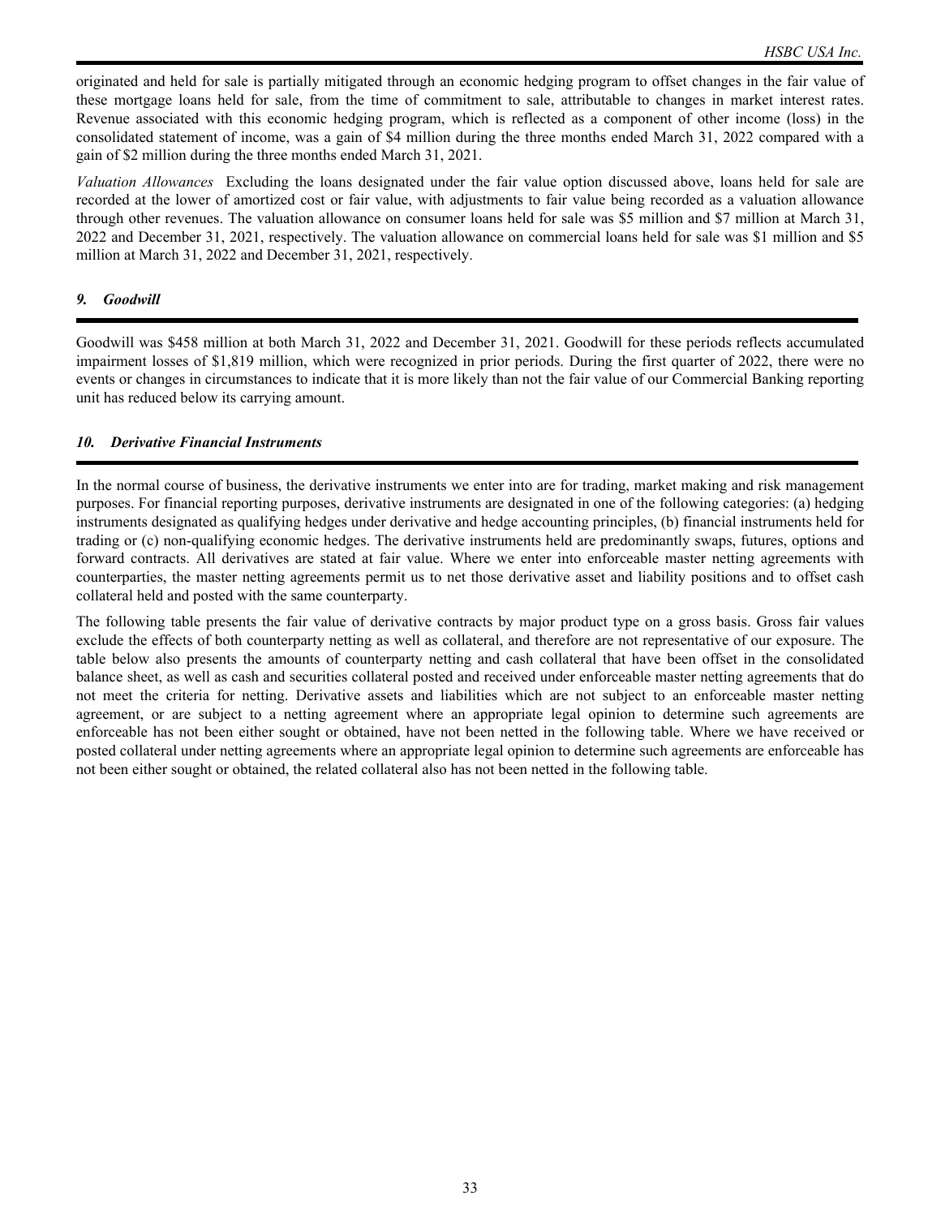originated and held for sale is partially mitigated through an economic hedging program to offset changes in the fair value of these mortgage loans held for sale, from the time of commitment to sale, attributable to changes in market interest rates. Revenue associated with this economic hedging program, which is reflected as a component of other income (loss) in the consolidated statement of income, was a gain of $4 million during the three months ended March 31, 2022 compared with a gain of $2 million during the three months ended March 31, 2021.

*Valuation Allowances* Excluding the loans designated under the fair value option discussed above, loans held for sale are recorded at the lower of amortized cost or fair value, with adjustments to fair value being recorded as a valuation allowance through other revenues. The valuation allowance on consumer loans held for sale was $5 million and $7 million at March 31, 2022 and December 31, 2021, respectively. The valuation allowance on commercial loans held for sale was $1 million and $5 million at March 31, 2022 and December 31, 2021, respectively.

## *9. Goodwill*

Goodwill was $458 million at both March 31, 2022 and December 31, 2021. Goodwill for these periods reflects accumulated impairment losses of $1,819 million, which were recognized in prior periods. During the first quarter of 2022, there were no events or changes in circumstances to indicate that it is more likely than not the fair value of our Commercial Banking reporting unit has reduced below its carrying amount.

## *10. Derivative Financial Instruments*

In the normal course of business, the derivative instruments we enter into are for trading, market making and risk management purposes. For financial reporting purposes, derivative instruments are designated in one of the following categories: (a) hedging instruments designated as qualifying hedges under derivative and hedge accounting principles, (b) financial instruments held for trading or (c) non-qualifying economic hedges. The derivative instruments held are predominantly swaps, futures, options and forward contracts. All derivatives are stated at fair value. Where we enter into enforceable master netting agreements with counterparties, the master netting agreements permit us to net those derivative asset and liability positions and to offset cash collateral held and posted with the same counterparty.

The following table presents the fair value of derivative contracts by major product type on a gross basis. Gross fair values exclude the effects of both counterparty netting as well as collateral, and therefore are not representative of our exposure. The table below also presents the amounts of counterparty netting and cash collateral that have been offset in the consolidated balance sheet, as well as cash and securities collateral posted and received under enforceable master netting agreements that do not meet the criteria for netting. Derivative assets and liabilities which are not subject to an enforceable master netting agreement, or are subject to a netting agreement where an appropriate legal opinion to determine such agreements are enforceable has not been either sought or obtained, have not been netted in the following table. Where we have received or posted collateral under netting agreements where an appropriate legal opinion to determine such agreements are enforceable has not been either sought or obtained, the related collateral also has not been netted in the following table.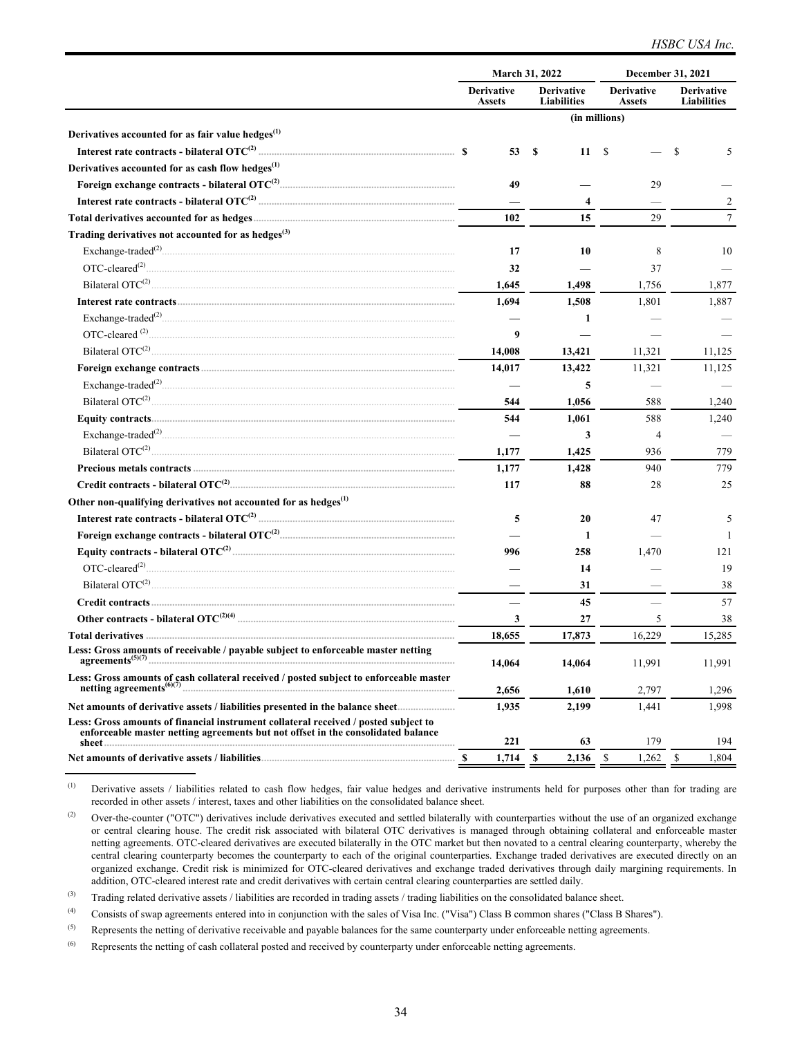| | March 31, 2022 | | December 31, 2021 | |
|---|---|---|---|---|
| | Derivative Assets | Derivative Liabilities | Derivative Assets | Derivative Liabilities |
| | (in millions) | | | |
| **Derivatives accounted for as fair value hedges[1]** | | | | |
| **Interest rate contracts - bilateral OTC[2]** | $ 53 | $ 11 | $ — | $ 5 |
| **Derivatives accounted for as cash flow hedges[1]** | | | | |
| **Foreign exchange contracts - bilateral OTC[2]** | 49 | — | 29 | — |
| **Interest rate contracts - bilateral OTC[2]** | — | 4 | — | 2 |
| **Total derivatives accounted for as hedges** | 102 | 15 | 29 | 7 |
| **Trading derivatives not accounted for as hedges[3]** | | | | |
| Exchange-traded[2] | 17 | 10 | 8 | 10 |
| OTC-cleared[2] | 32 | — | 37 | — |
| Bilateral OTC[2] | 1,645 | 1,498 | 1,756 | 1,877 |
| **Interest rate contracts** | 1,694 | 1,508 | 1,801 | 1,887 |
| Exchange-traded[2] | — | 1 | — | — |
| OTC-cleared [2] | 9 | — | — | — |
| Bilateral OTC[2] | 14,008 | 13,421 | 11,321 | 11,125 |
| **Foreign exchange contracts** | 14,017 | 13,422 | 11,321 | 11,125 |
| Exchange-traded[2] | — | 5 | — | — |
| Bilateral OTC[2] | 544 | 1,056 | 588 | 1,240 |
| **Equity contracts** | 544 | 1,061 | 588 | 1,240 |
| Exchange-traded[2] | — | 3 | 4 | — |
| Bilateral OTC[2] | 1,177 | 1,425 | 936 | 779 |
| **Precious metals contracts** | 1,177 | 1,428 | 940 | 779 |
| **Credit contracts - bilateral OTC[2]** | 117 | 88 | 28 | 25 |
| **Other non-qualifying derivatives not accounted for as hedges[1]** | | | | |
| **Interest rate contracts - bilateral OTC[2]** | 5 | 20 | 47 | 5 |
| **Foreign exchange contracts - bilateral OTC[2]** | — | 1 | — | 1 |
| **Equity contracts - bilateral OTC[2]** | 996 | 258 | 1,470 | 121 |
| OTC-cleared[2] | — | 14 | — | 19 |
| Bilateral OTC[2] | — | 31 | — | 38 |
| **Credit contracts** | — | 45 | — | 57 |
| **Other contracts - bilateral OTC[2][4]** | 3 | 27 | 5 | 38 |
| **Total derivatives** | 18,655 | 17,873 | 16,229 | 15,285 |
| **Less: Gross amounts of receivable / payable subject to enforceable master netting agreements[5][7]** | 14,064 | 14,064 | 11,991 | 11,991 |
| **Less: Gross amounts of cash collateral received / posted subject to enforceable master netting agreements[6][7]** | 2,656 | 1,610 | 2,797 | 1,296 |
| **Net amounts of derivative assets / liabilities presented in the balance sheet** | 1,935 | 2,199 | 1,441 | 1,998 |
| **Less: Gross amounts of financial instrument collateral received / posted subject to enforceable master netting agreements but not offset in the consolidated balance sheet** | 221 | 63 | 179 | 194 |
| **Net amounts of derivative assets / liabilities** | $ 1,714 | $ 2,136 | $ 1,262 | $ 1,804 |

[1] Derivative assets / liabilities related to cash flow hedges, fair value hedges and derivative instruments held for purposes other than for trading are recorded in other assets / interest, taxes and other liabilities on the consolidated balance sheet.

[2] Over-the-counter ("OTC") derivatives include derivatives executed and settled bilaterally with counterparties without the use of an organized exchange or central clearing house. The credit risk associated with bilateral OTC derivatives is managed through obtaining collateral and enforceable master netting agreements. OTC-cleared derivatives are executed bilaterally in the OTC market but then novated to a central clearing counterparty, whereby the central clearing counterparty becomes the counterparty to each of the original counterparties. Exchange traded derivatives are executed directly on an organized exchange. Credit risk is minimized for OTC-cleared derivatives and exchange traded derivatives through daily margining requirements. In addition, OTC-cleared interest rate and credit derivatives with certain central clearing counterparties are settled daily.

[3] Trading related derivative assets / liabilities are recorded in trading assets / trading liabilities on the consolidated balance sheet.

[4] Consists of swap agreements entered into in conjunction with the sales of Visa Inc. ("Visa") Class B common shares ("Class B Shares").

[5] Represents the netting of derivative receivable and payable balances for the same counterparty under enforceable netting agreements.

[6] Represents the netting of cash collateral posted and received by counterparty under enforceable netting agreements.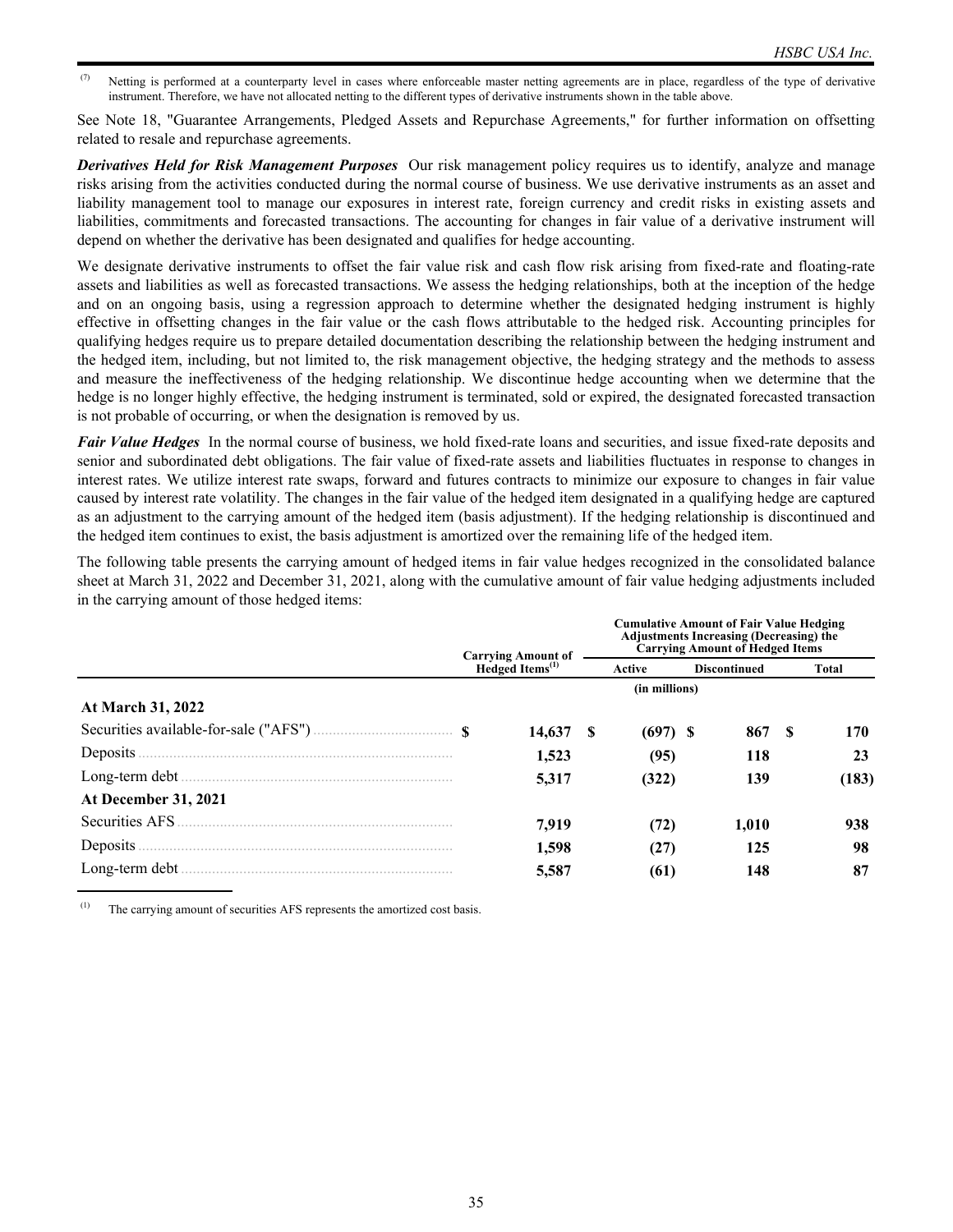(7) Netting is performed at a counterparty level in cases where enforceable master netting agreements are in place, regardless of the type of derivative instrument. Therefore, we have not allocated netting to the different types of derivative instruments shown in the table above.

See Note 18, "Guarantee Arrangements, Pledged Assets and Repurchase Agreements," for further information on offsetting related to resale and repurchase agreements.

***Derivatives Held for Risk Management Purposes*** Our risk management policy requires us to identify, analyze and manage risks arising from the activities conducted during the normal course of business. We use derivative instruments as an asset and liability management tool to manage our exposures in interest rate, foreign currency and credit risks in existing assets and liabilities, commitments and forecasted transactions. The accounting for changes in fair value of a derivative instrument will depend on whether the derivative has been designated and qualifies for hedge accounting.

We designate derivative instruments to offset the fair value risk and cash flow risk arising from fixed-rate and floating-rate assets and liabilities as well as forecasted transactions. We assess the hedging relationships, both at the inception of the hedge and on an ongoing basis, using a regression approach to determine whether the designated hedging instrument is highly effective in offsetting changes in the fair value or the cash flows attributable to the hedged risk. Accounting principles for qualifying hedges require us to prepare detailed documentation describing the relationship between the hedging instrument and the hedged item, including, but not limited to, the risk management objective, the hedging strategy and the methods to assess and measure the ineffectiveness of the hedging relationship. We discontinue hedge accounting when we determine that the hedge is no longer highly effective, the hedging instrument is terminated, sold or expired, the designated forecasted transaction is not probable of occurring, or when the designation is removed by us.

***Fair Value Hedges*** In the normal course of business, we hold fixed-rate loans and securities, and issue fixed-rate deposits and senior and subordinated debt obligations. The fair value of fixed-rate assets and liabilities fluctuates in response to changes in interest rates. We utilize interest rate swaps, forward and futures contracts to minimize our exposure to changes in fair value caused by interest rate volatility. The changes in the fair value of the hedged item designated in a qualifying hedge are captured as an adjustment to the carrying amount of the hedged item (basis adjustment). If the hedging relationship is discontinued and the hedged item continues to exist, the basis adjustment is amortized over the remaining life of the hedged item.

The following table presents the carrying amount of hedged items in fair value hedges recognized in the consolidated balance sheet at March 31, 2022 and December 31, 2021, along with the cumulative amount of fair value hedging adjustments included in the carrying amount of those hedged items:

| | Carrying Amount of Hedged Items[1] | Cumulative Amount of Fair Value Hedging Adjustments Increasing (Decreasing) the Carrying Amount of Hedged Items | | |
|---|---|---|---|---|
| | | Active | Discontinued | Total |
| | | (in millions) | | |
| **At March 31, 2022** | | | | |
| Securities available-for-sale ("AFS") | $ 14,637 | $ (697) | $ 867 | $ 170 |
| Deposits | 1,523 | (95) | 118 | 23 |
| Long-term debt | 5,317 | (322) | 139 | (183) |
| **At December 31, 2021** | | | | |
| Securities AFS | 7,919 | (72) | 1,010 | 938 |
| Deposits | 1,598 | (27) | 125 | 98 |
| Long-term debt | 5,587 | (61) | 148 | 87 |

(1) The carrying amount of securities AFS represents the amortized cost basis.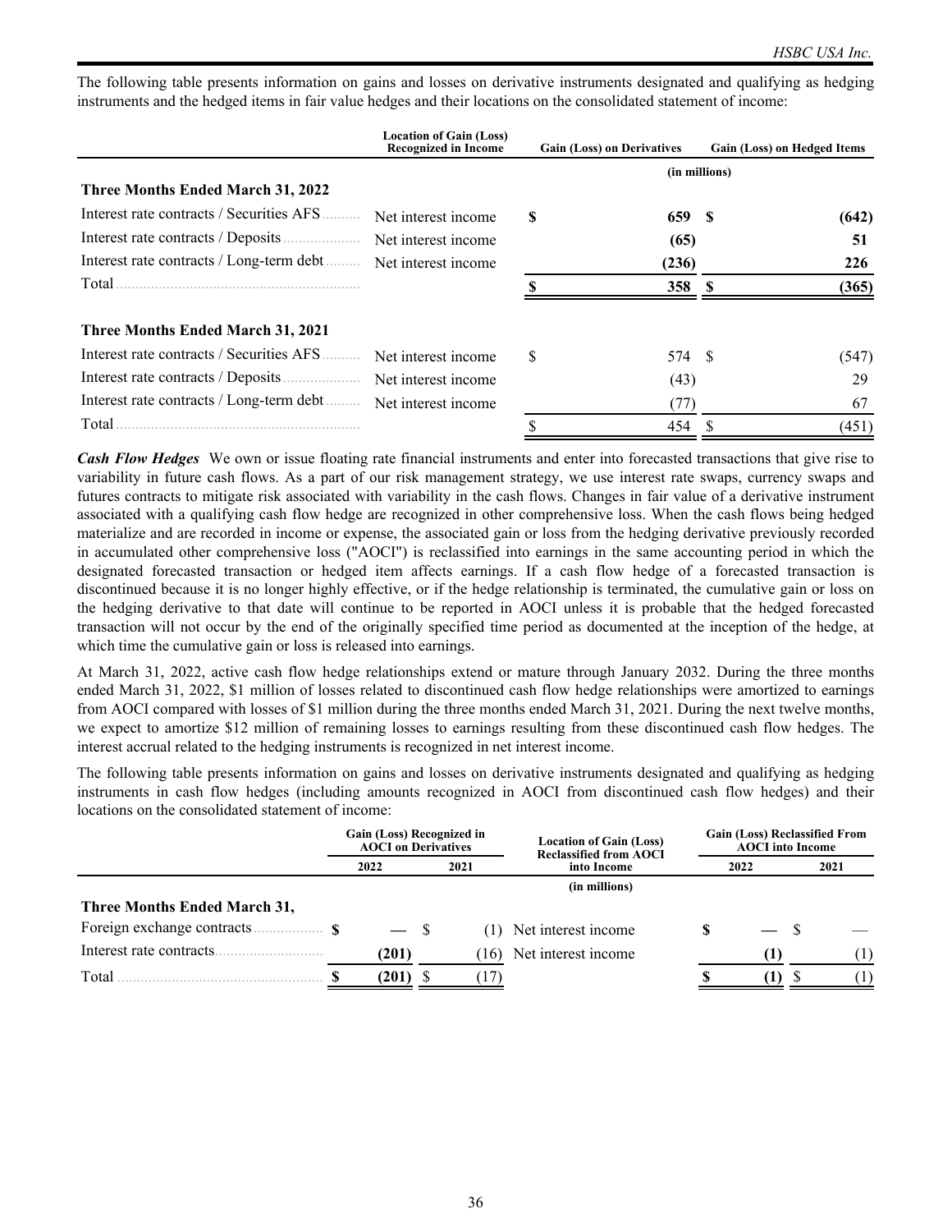The following table presents information on gains and losses on derivative instruments designated and qualifying as hedging instruments and the hedged items in fair value hedges and their locations on the consolidated statement of income:

| | Location of Gain (Loss) Recognized in Income | Gain (Loss) on Derivatives | Gain (Loss) on Hedged Items |
|---|---|---|---|
| | | (in millions) | |
| **Three Months Ended March 31, 2022** | | | |
| Interest rate contracts / Securities AFS | Net interest income | **$ 659** | **$ (642)** |
| Interest rate contracts / Deposits | Net interest income | **(65)** | **51** |
| Interest rate contracts / Long-term debt | Net interest income | **(236)** | **226** |
| Total | | **$ 358** | **$ (365)** |
| **Three Months Ended March 31, 2021** | | | |
| Interest rate contracts / Securities AFS | Net interest income | $ 574 | $ (547) |
| Interest rate contracts / Deposits | Net interest income | (43) | 29 |
| Interest rate contracts / Long-term debt | Net interest income | (77) | 67 |
| Total | | $ 454 | $ (451) |

***Cash Flow Hedges*** We own or issue floating rate financial instruments and enter into forecasted transactions that give rise to variability in future cash flows. As a part of our risk management strategy, we use interest rate swaps, currency swaps and futures contracts to mitigate risk associated with variability in the cash flows. Changes in fair value of a derivative instrument associated with a qualifying cash flow hedge are recognized in other comprehensive loss. When the cash flows being hedged materialize and are recorded in income or expense, the associated gain or loss from the hedging derivative previously recorded in accumulated other comprehensive loss ("AOCI") is reclassified into earnings in the same accounting period in which the designated forecasted transaction or hedged item affects earnings. If a cash flow hedge of a forecasted transaction is discontinued because it is no longer highly effective, or if the hedge relationship is terminated, the cumulative gain or loss on the hedging derivative to that date will continue to be reported in AOCI unless it is probable that the hedged forecasted transaction will not occur by the end of the originally specified time period as documented at the inception of the hedge, at which time the cumulative gain or loss is released into earnings.

At March 31, 2022, active cash flow hedge relationships extend or mature through January 2032. During the three months ended March 31, 2022, $1 million of losses related to discontinued cash flow hedge relationships were amortized to earnings from AOCI compared with losses of $1 million during the three months ended March 31, 2021. During the next twelve months, we expect to amortize $12 million of remaining losses to earnings resulting from these discontinued cash flow hedges. The interest accrual related to the hedging instruments is recognized in net interest income.

The following table presents information on gains and losses on derivative instruments designated and qualifying as hedging instruments in cash flow hedges (including amounts recognized in AOCI from discontinued cash flow hedges) and their locations on the consolidated statement of income:

| | Gain (Loss) Recognized in AOCI on Derivatives | | Location of Gain (Loss) Reclassified from AOCI into Income | Gain (Loss) Reclassified From AOCI into Income | |
|---|---|---|---|---|---|
| | 2022 | 2021 | | 2022 | 2021 |
| | | | (in millions) | | |
| **Three Months Ended March 31,** | | | | | |
| Foreign exchange contracts | **$ —** | $ (1) | Net interest income | **$ —** | $ — |
| Interest rate contracts | **(201)** | (16) | Net interest income | **(1)** | (1) |
| Total | **$ (201)** | $ (17) | | **$ (1)** | $ (1) |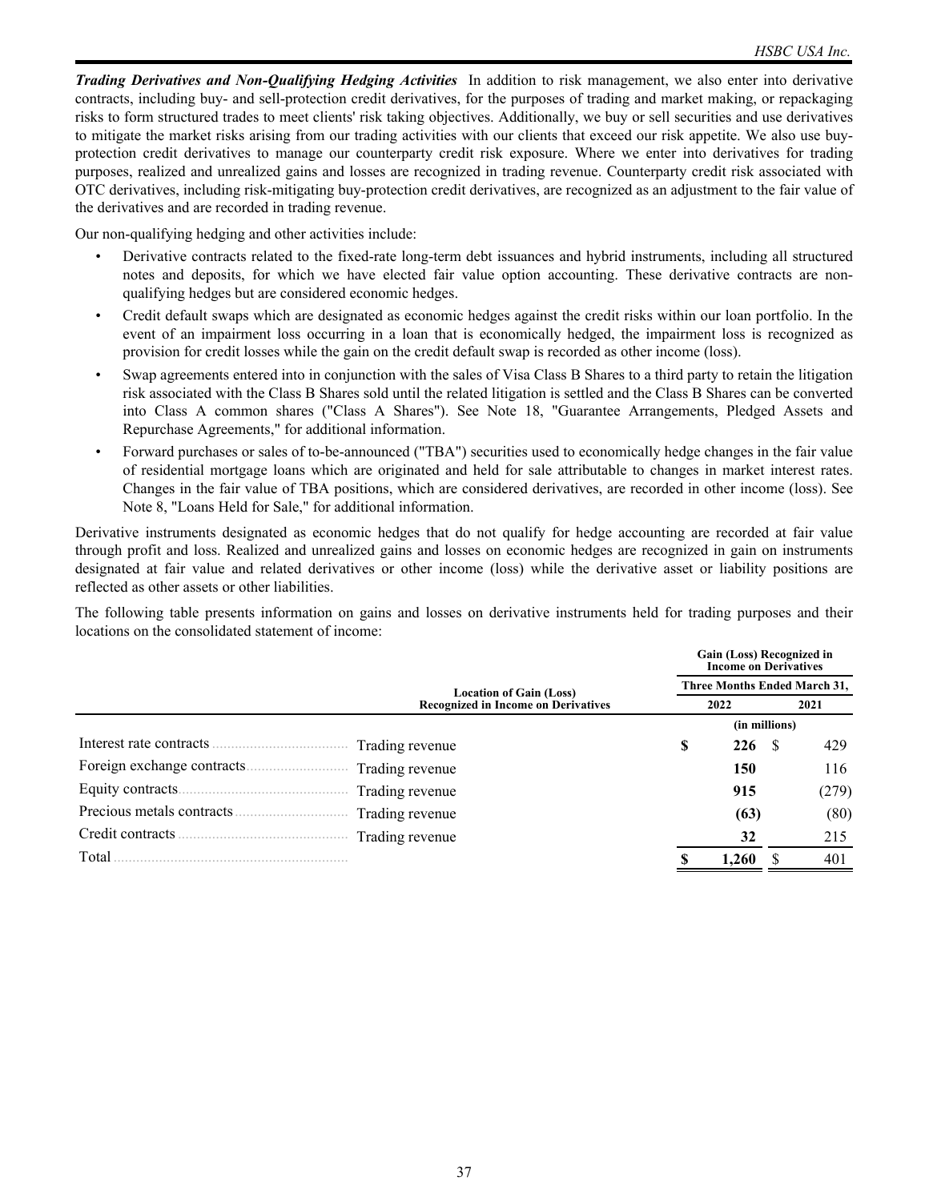***Trading Derivatives and Non-Qualifying Hedging Activities*** In addition to risk management, we also enter into derivative contracts, including buy- and sell-protection credit derivatives, for the purposes of trading and market making, or repackaging risks to form structured trades to meet clients' risk taking objectives. Additionally, we buy or sell securities and use derivatives to mitigate the market risks arising from our trading activities with our clients that exceed our risk appetite. We also use buy-protection credit derivatives to manage our counterparty credit risk exposure. Where we enter into derivatives for trading purposes, realized and unrealized gains and losses are recognized in trading revenue. Counterparty credit risk associated with OTC derivatives, including risk-mitigating buy-protection credit derivatives, are recognized as an adjustment to the fair value of the derivatives and are recorded in trading revenue.

Our non-qualifying hedging and other activities include:

- Derivative contracts related to the fixed-rate long-term debt issuances and hybrid instruments, including all structured notes and deposits, for which we have elected fair value option accounting. These derivative contracts are non-qualifying hedges but are considered economic hedges.
- Credit default swaps which are designated as economic hedges against the credit risks within our loan portfolio. In the event of an impairment loss occurring in a loan that is economically hedged, the impairment loss is recognized as provision for credit losses while the gain on the credit default swap is recorded as other income (loss).
- Swap agreements entered into in conjunction with the sales of Visa Class B Shares to a third party to retain the litigation risk associated with the Class B Shares sold until the related litigation is settled and the Class B Shares can be converted into Class A common shares ("Class A Shares"). See Note 18, "Guarantee Arrangements, Pledged Assets and Repurchase Agreements," for additional information.
- Forward purchases or sales of to-be-announced ("TBA") securities used to economically hedge changes in the fair value of residential mortgage loans which are originated and held for sale attributable to changes in market interest rates. Changes in the fair value of TBA positions, which are considered derivatives, are recorded in other income (loss). See Note 8, "Loans Held for Sale," for additional information.

Derivative instruments designated as economic hedges that do not qualify for hedge accounting are recorded at fair value through profit and loss. Realized and unrealized gains and losses on economic hedges are recognized in gain on instruments designated at fair value and related derivatives or other income (loss) while the derivative asset or liability positions are reflected as other assets or other liabilities.

The following table presents information on gains and losses on derivative instruments held for trading purposes and their locations on the consolidated statement of income:

| | Location of Gain (Loss) Recognized in Income on Derivatives | Gain (Loss) Recognized in Income on Derivatives | |
|---|---|---|---|
| | | Three Months Ended March 31, | |
| | | **2022** | 2021 |
| | | (in millions) | |
| Interest rate contracts | Trading revenue | **$ 226** | $ 429 |
| Foreign exchange contracts | Trading revenue | **150** | 116 |
| Equity contracts | Trading revenue | **915** | (279) |
| Precious metals contracts | Trading revenue | **(63)** | (80) |
| Credit contracts | Trading revenue | **32** | 215 |
| Total | | **$ 1,260** | $ 401 |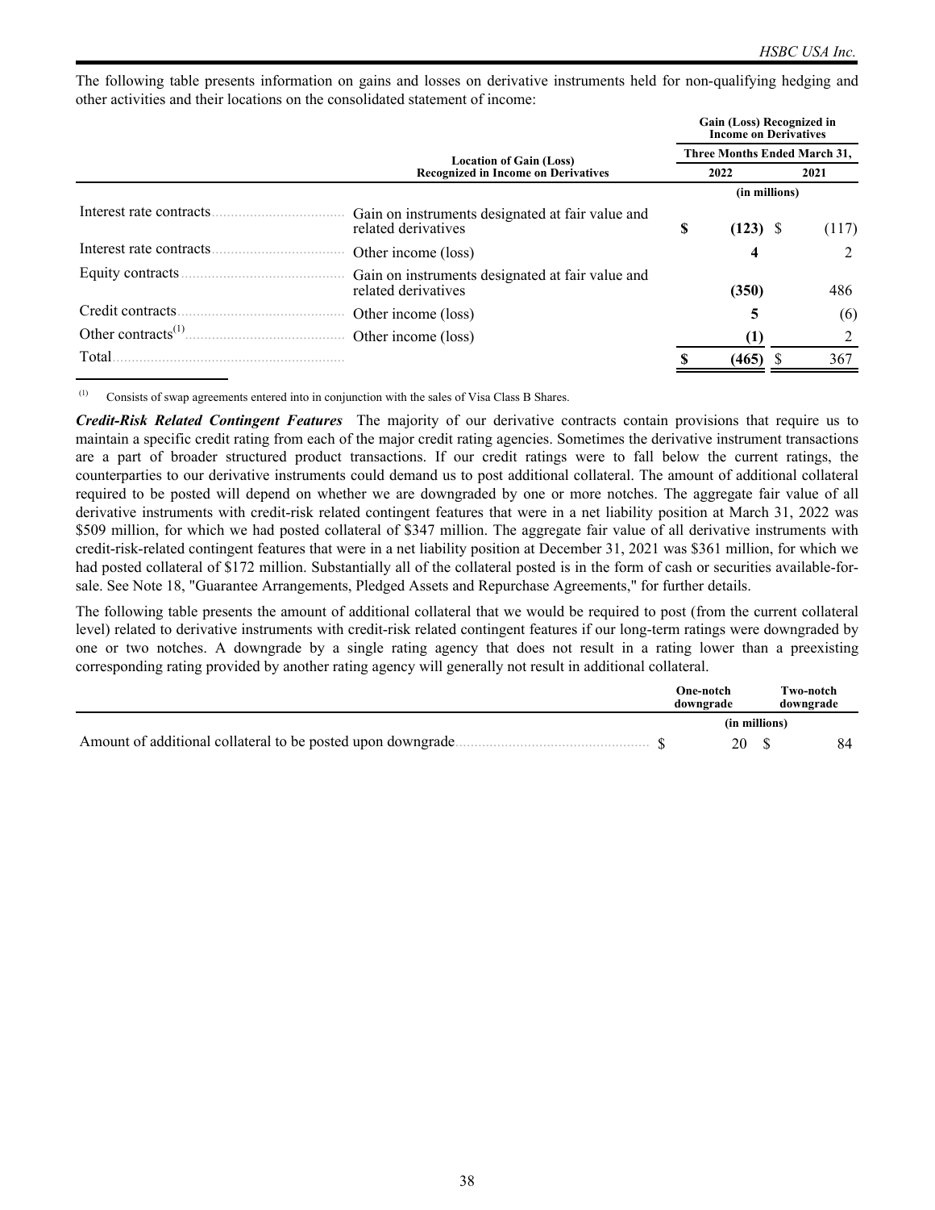The following table presents information on gains and losses on derivative instruments held for non-qualifying hedging and other activities and their locations on the consolidated statement of income:

| | Location of Gain (Loss) Recognized in Income on Derivatives | Gain (Loss) Recognized in Income on Derivatives | |
|---|---|---|---|
| | | Three Months Ended March 31, | |
| | | 2022 | 2021 |
| | | (in millions) | |
| Interest rate contracts | Gain on instruments designated at fair value and related derivatives | **$ (123)** | $ (117) |
| Interest rate contracts | Other income (loss) | **4** | 2 |
| Equity contracts | Gain on instruments designated at fair value and related derivatives | **(350)** | 486 |
| Credit contracts | Other income (loss) | **5** | (6) |
| Other contracts[(1)] | Other income (loss) | **(1)** | 2 |
| Total | | **$ (465)** | $ 367 |

(1) Consists of swap agreements entered into in conjunction with the sales of Visa Class B Shares.

***Credit-Risk Related Contingent Features*** The majority of our derivative contracts contain provisions that require us to maintain a specific credit rating from each of the major credit rating agencies. Sometimes the derivative instrument transactions are a part of broader structured product transactions. If our credit ratings were to fall below the current ratings, the counterparties to our derivative instruments could demand us to post additional collateral. The amount of additional collateral required to be posted will depend on whether we are downgraded by one or more notches. The aggregate fair value of all derivative instruments with credit-risk related contingent features that were in a net liability position at March 31, 2022 was $509 million, for which we had posted collateral of $347 million. The aggregate fair value of all derivative instruments with credit-risk-related contingent features that were in a net liability position at December 31, 2021 was $361 million, for which we had posted collateral of $172 million. Substantially all of the collateral posted is in the form of cash or securities available-for-sale. See Note 18, "Guarantee Arrangements, Pledged Assets and Repurchase Agreements," for further details.

The following table presents the amount of additional collateral that we would be required to post (from the current collateral level) related to derivative instruments with credit-risk related contingent features if our long-term ratings were downgraded by one or two notches. A downgrade by a single rating agency that does not result in a rating lower than a preexisting corresponding rating provided by another rating agency will generally not result in additional collateral.

| | One-notch downgrade | Two-notch downgrade |
|---|---|---|
| | (in millions) | |
| Amount of additional collateral to be posted upon downgrade | $ 20 | $ 84 |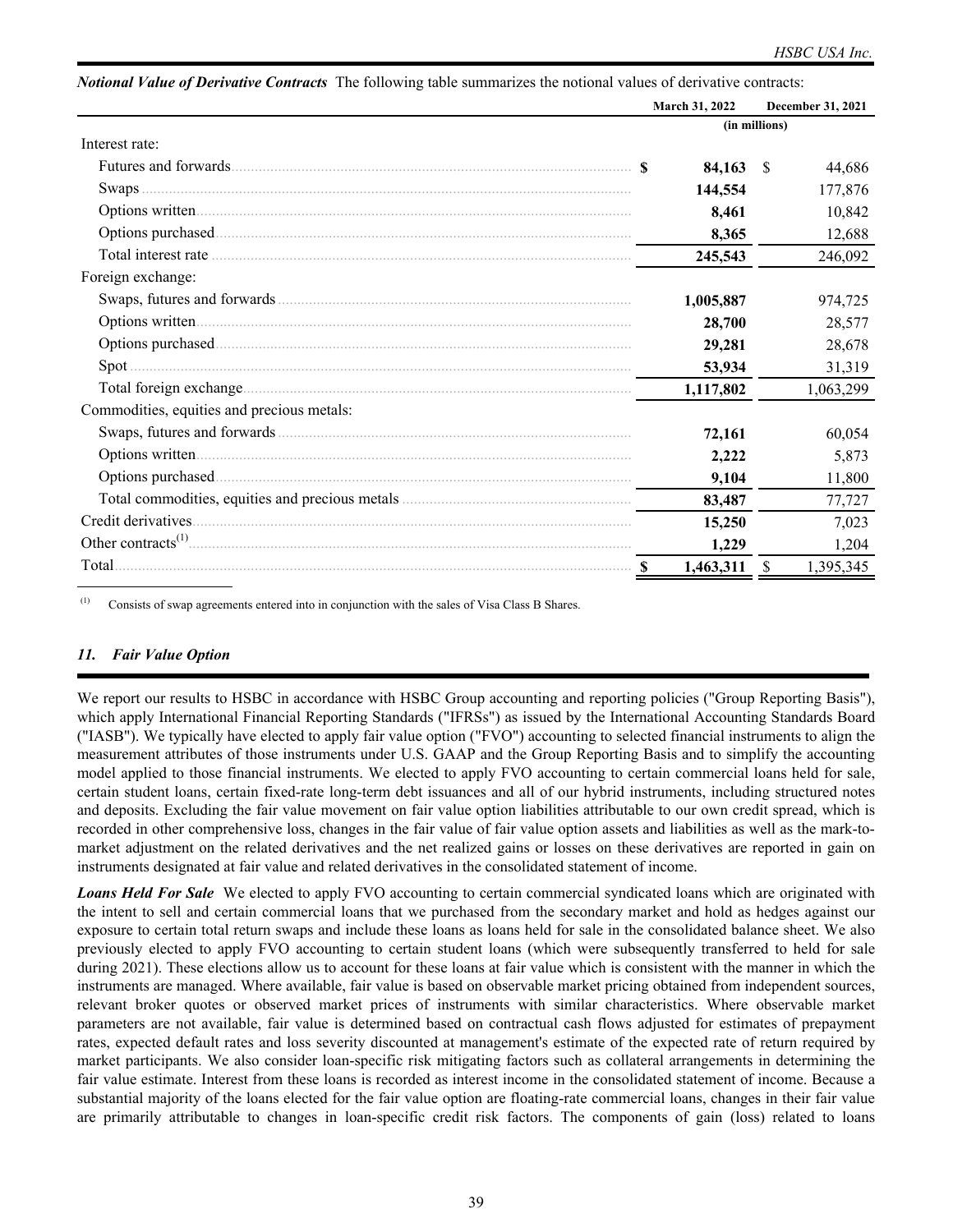***Notional Value of Derivative Contracts*** The following table summarizes the notional values of derivative contracts:

| | March 31, 2022 | December 31, 2021 |
|---|---|---|
| | (in millions) | |
| Interest rate: | | |
| Futures and forwards | **$ 84,163** | $ 44,686 |
| Swaps | **144,554** | 177,876 |
| Options written | **8,461** | 10,842 |
| Options purchased | **8,365** | 12,688 |
| Total interest rate | **245,543** | 246,092 |
| Foreign exchange: | | |
| Swaps, futures and forwards | **1,005,887** | 974,725 |
| Options written | **28,700** | 28,577 |
| Options purchased | **29,281** | 28,678 |
| Spot | **53,934** | 31,319 |
| Total foreign exchange | **1,117,802** | 1,063,299 |
| Commodities, equities and precious metals: | | |
| Swaps, futures and forwards | **72,161** | 60,054 |
| Options written | **2,222** | 5,873 |
| Options purchased | **9,104** | 11,800 |
| Total commodities, equities and precious metals | **83,487** | 77,727 |
| Credit derivatives | **15,250** | 7,023 |
| Other contracts[(1)] | **1,229** | 1,204 |
| Total | **$ 1,463,311** | $ 1,395,345 |

(1) Consists of swap agreements entered into in conjunction with the sales of Visa Class B Shares.

## *11. Fair Value Option*

We report our results to HSBC in accordance with HSBC Group accounting and reporting policies ("Group Reporting Basis"), which apply International Financial Reporting Standards ("IFRSs") as issued by the International Accounting Standards Board ("IASB"). We typically have elected to apply fair value option ("FVO") accounting to selected financial instruments to align the measurement attributes of those instruments under U.S. GAAP and the Group Reporting Basis and to simplify the accounting model applied to those financial instruments. We elected to apply FVO accounting to certain commercial loans held for sale, certain student loans, certain fixed-rate long-term debt issuances and all of our hybrid instruments, including structured notes and deposits. Excluding the fair value movement on fair value option liabilities attributable to our own credit spread, which is recorded in other comprehensive loss, changes in the fair value of fair value option assets and liabilities as well as the mark-to-market adjustment on the related derivatives and the net realized gains or losses on these derivatives are reported in gain on instruments designated at fair value and related derivatives in the consolidated statement of income.

***Loans Held For Sale*** We elected to apply FVO accounting to certain commercial syndicated loans which are originated with the intent to sell and certain commercial loans that we purchased from the secondary market and hold as hedges against our exposure to certain total return swaps and include these loans as loans held for sale in the consolidated balance sheet. We also previously elected to apply FVO accounting to certain student loans (which were subsequently transferred to held for sale during 2021). These elections allow us to account for these loans at fair value which is consistent with the manner in which the instruments are managed. Where available, fair value is based on observable market pricing obtained from independent sources, relevant broker quotes or observed market prices of instruments with similar characteristics. Where observable market parameters are not available, fair value is determined based on contractual cash flows adjusted for estimates of prepayment rates, expected default rates and loss severity discounted at management's estimate of the expected rate of return required by market participants. We also consider loan-specific risk mitigating factors such as collateral arrangements in determining the fair value estimate. Interest from these loans is recorded as interest income in the consolidated statement of income. Because a substantial majority of the loans elected for the fair value option are floating-rate commercial loans, changes in their fair value are primarily attributable to changes in loan-specific credit risk factors. The components of gain (loss) related to loans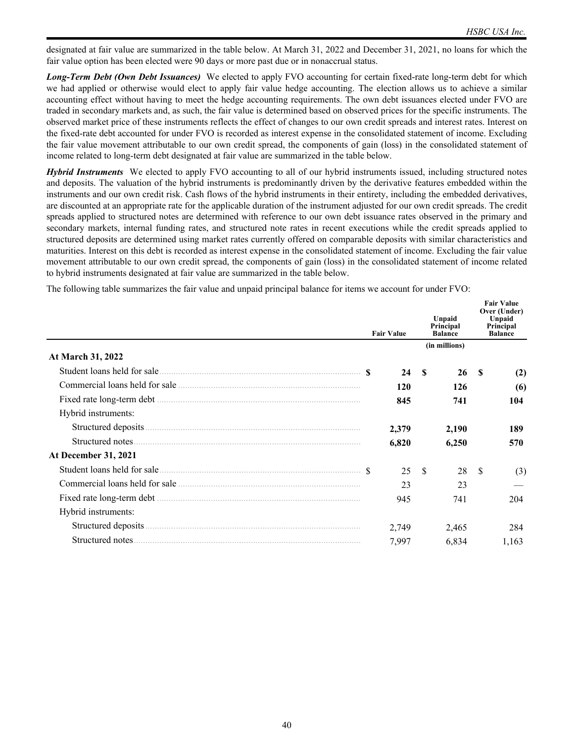designated at fair value are summarized in the table below. At March 31, 2022 and December 31, 2021, no loans for which the fair value option has been elected were 90 days or more past due or in nonaccrual status.

***Long-Term Debt (Own Debt Issuances)*** We elected to apply FVO accounting for certain fixed-rate long-term debt for which we had applied or otherwise would elect to apply fair value hedge accounting. The election allows us to achieve a similar accounting effect without having to meet the hedge accounting requirements. The own debt issuances elected under FVO are traded in secondary markets and, as such, the fair value is determined based on observed prices for the specific instruments. The observed market price of these instruments reflects the effect of changes to our own credit spreads and interest rates. Interest on the fixed-rate debt accounted for under FVO is recorded as interest expense in the consolidated statement of income. Excluding the fair value movement attributable to our own credit spread, the components of gain (loss) in the consolidated statement of income related to long-term debt designated at fair value are summarized in the table below.

***Hybrid Instruments*** We elected to apply FVO accounting to all of our hybrid instruments issued, including structured notes and deposits. The valuation of the hybrid instruments is predominantly driven by the derivative features embedded within the instruments and our own credit risk. Cash flows of the hybrid instruments in their entirety, including the embedded derivatives, are discounted at an appropriate rate for the applicable duration of the instrument adjusted for our own credit spreads. The credit spreads applied to structured notes are determined with reference to our own debt issuance rates observed in the primary and secondary markets, internal funding rates, and structured note rates in recent executions while the credit spreads applied to structured deposits are determined using market rates currently offered on comparable deposits with similar characteristics and maturities. Interest on this debt is recorded as interest expense in the consolidated statement of income. Excluding the fair value movement attributable to our own credit spread, the components of gain (loss) in the consolidated statement of income related to hybrid instruments designated at fair value are summarized in the table below.

The following table summarizes the fair value and unpaid principal balance for items we account for under FVO:

| | Fair Value | Unpaid Principal Balance | Fair Value Over (Under) Unpaid Principal Balance |
|---|---|---|---|
| | | (in millions) | |
| **At March 31, 2022** | | | |
| Student loans held for sale | **$ 24** | **$ 26** | **$ (2)** |
| Commercial loans held for sale | **120** | **126** | **(6)** |
| Fixed rate long-term debt | **845** | **741** | **104** |
| Hybrid instruments: | | | |
| Structured deposits | **2,379** | **2,190** | **189** |
| Structured notes | **6,820** | **6,250** | **570** |
| **At December 31, 2021** | | | |
| Student loans held for sale | $ 25 | $ 28 | $ (3) |
| Commercial loans held for sale | 23 | 23 | — |
| Fixed rate long-term debt | 945 | 741 | 204 |
| Hybrid instruments: | | | |
| Structured deposits | 2,749 | 2,465 | 284 |
| Structured notes | 7,997 | 6,834 | 1,163 |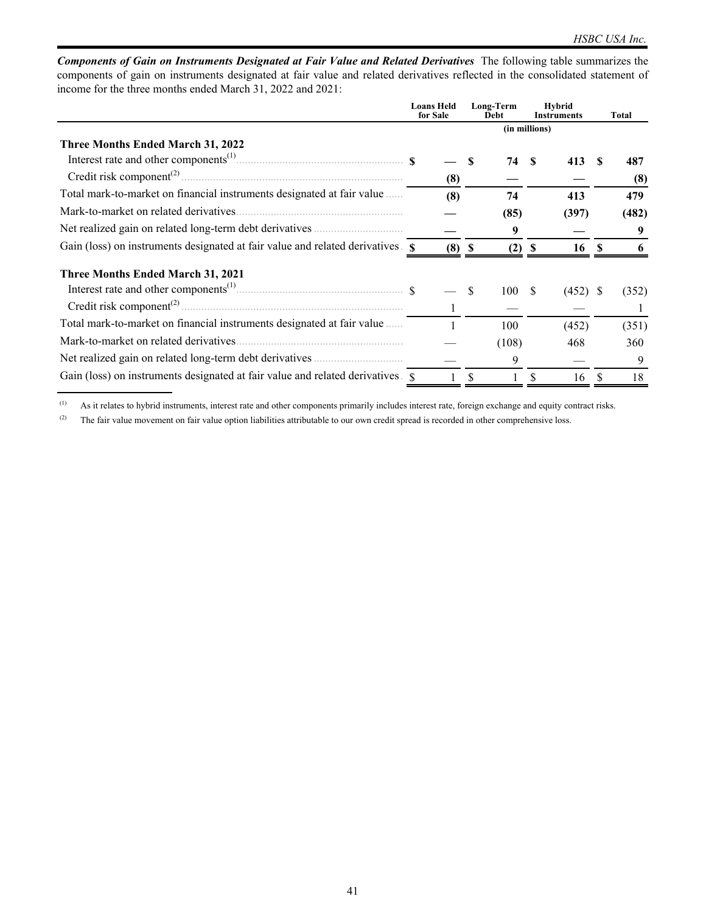***Components of Gain on Instruments Designated at Fair Value and Related Derivatives*** The following table summarizes the components of gain on instruments designated at fair value and related derivatives reflected in the consolidated statement of income for the three months ended March 31, 2022 and 2021:

| | Loans Held for Sale | Long-Term Debt | Hybrid Instruments | Total |
|---|---|---|---|---|
| | | (in millions) | | |
| **Three Months Ended March 31, 2022** | | | | |
| Interest rate and other components[1] | **$ —** | **$ 74** | **$ 413** | **$ 487** |
| Credit risk component[2] | **(8)** | **—** | **—** | **(8)** |
| Total mark-to-market on financial instruments designated at fair value | **(8)** | **74** | **413** | **479** |
| Mark-to-market on related derivatives | **—** | **(85)** | **(397)** | **(482)** |
| Net realized gain on related long-term debt derivatives | **—** | **9** | **—** | **9** |
| Gain (loss) on instruments designated at fair value and related derivatives | **$ (8)** | **$ (2)** | **$ 16** | **$ 6** |
| **Three Months Ended March 31, 2021** | | | | |
| Interest rate and other components[1] | $ — | $ 100 | $ (452) | $ (352) |
| Credit risk component[2] | 1 | — | — | 1 |
| Total mark-to-market on financial instruments designated at fair value | 1 | 100 | (452) | (351) |
| Mark-to-market on related derivatives | — | (108) | 468 | 360 |
| Net realized gain on related long-term debt derivatives | — | 9 | — | 9 |
| Gain (loss) on instruments designated at fair value and related derivatives | $ 1 | $ 1 | $ 16 | $ 18 |

[1] As it relates to hybrid instruments, interest rate and other components primarily includes interest rate, foreign exchange and equity contract risks.

[2] The fair value movement on fair value option liabilities attributable to our own credit spread is recorded in other comprehensive loss.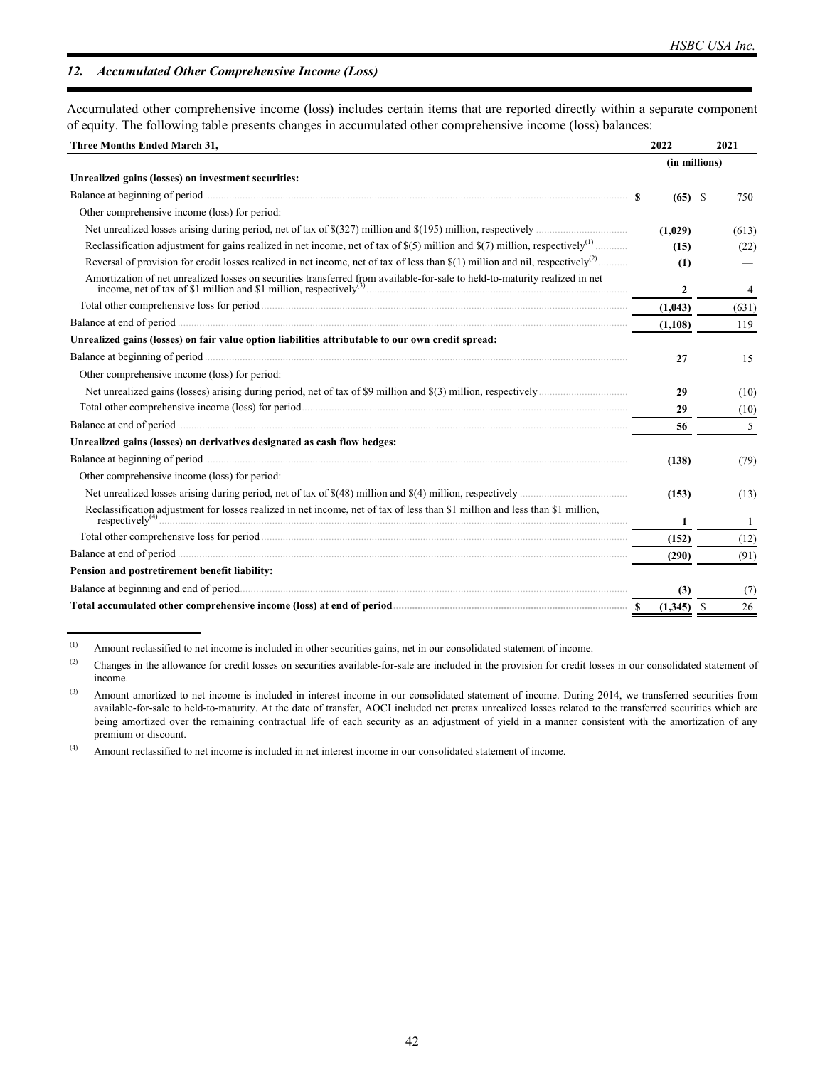## 12. Accumulated Other Comprehensive Income (Loss)

Accumulated other comprehensive income (loss) includes certain items that are reported directly within a separate component of equity. The following table presents changes in accumulated other comprehensive income (loss) balances:

| Three Months Ended March 31, | 2022 | 2021 |
|---|---|---|
| | (in millions) | |
| **Unrealized gains (losses) on investment securities:** | | |
| Balance at beginning of period | $ (65) | $ 750 |
| Other comprehensive income (loss) for period: | | |
| Net unrealized losses arising during period, net of tax of $(327) million and $(195) million, respectively | (1,029) | (613) |
| Reclassification adjustment for gains realized in net income, net of tax of $(5) million and $(7) million, respectively[1] | (15) | (22) |
| Reversal of provision for credit losses realized in net income, net of tax of less than $(1) million and nil, respectively[2] | (1) | — |
| Amortization of net unrealized losses on securities transferred from available-for-sale to held-to-maturity realized in net income, net of tax of $1 million and $1 million, respectively[3] | 2 | 4 |
| Total other comprehensive loss for period | (1,043) | (631) |
| Balance at end of period | (1,108) | 119 |
| **Unrealized gains (losses) on fair value option liabilities attributable to our own credit spread:** | | |
| Balance at beginning of period | 27 | 15 |
| Other comprehensive income (loss) for period: | | |
| Net unrealized gains (losses) arising during period, net of tax of $9 million and $(3) million, respectively | 29 | (10) |
| Total other comprehensive income (loss) for period | 29 | (10) |
| Balance at end of period | 56 | 5 |
| **Unrealized gains (losses) on derivatives designated as cash flow hedges:** | | |
| Balance at beginning of period | (138) | (79) |
| Other comprehensive income (loss) for period: | | |
| Net unrealized losses arising during period, net of tax of $(48) million and $(4) million, respectively | (153) | (13) |
| Reclassification adjustment for losses realized in net income, net of tax of less than $1 million and less than $1 million, respectively[4] | 1 | 1 |
| Total other comprehensive loss for period | (152) | (12) |
| Balance at end of period | (290) | (91) |
| **Pension and postretirement benefit liability:** | | |
| Balance at beginning and end of period | (3) | (7) |
| **Total accumulated other comprehensive income (loss) at end of period** | $ (1,345) | $ 26 |

(1) Amount reclassified to net income is included in other securities gains, net in our consolidated statement of income.

(2) Changes in the allowance for credit losses on securities available-for-sale are included in the provision for credit losses in our consolidated statement of income.

(3) Amount amortized to net income is included in interest income in our consolidated statement of income. During 2014, we transferred securities from available-for-sale to held-to-maturity. At the date of transfer, AOCI included net pretax unrealized losses related to the transferred securities which are being amortized over the remaining contractual life of each security as an adjustment of yield in a manner consistent with the amortization of any premium or discount.

(4) Amount reclassified to net income is included in net interest income in our consolidated statement of income.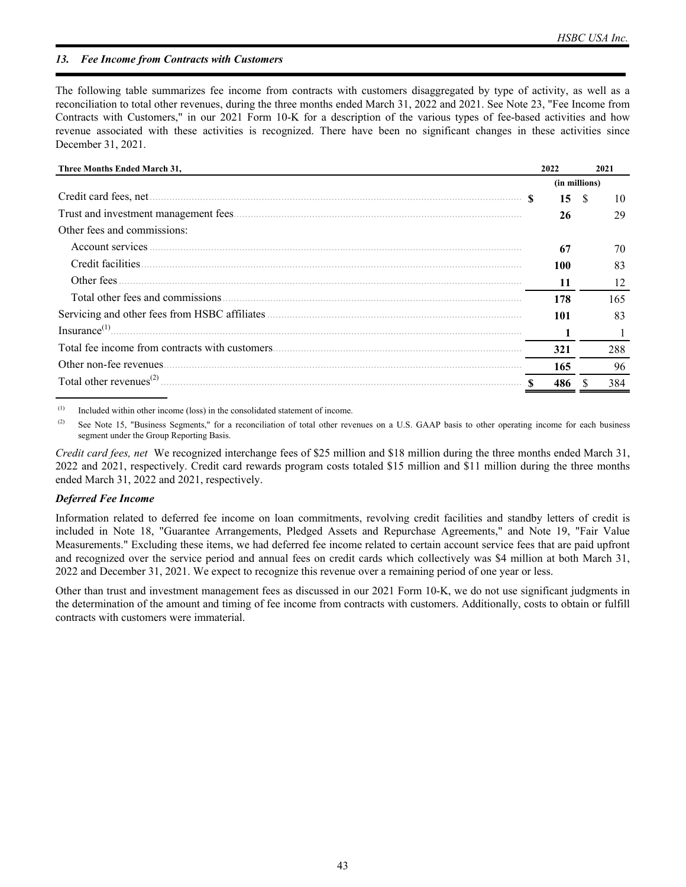### 13. *Fee Income from Contracts with Customers*

The following table summarizes fee income from contracts with customers disaggregated by type of activity, as well as a reconciliation to total other revenues, during the three months ended March 31, 2022 and 2021. See Note 23, "Fee Income from Contracts with Customers," in our 2021 Form 10-K for a description of the various types of fee-based activities and how revenue associated with these activities is recognized. There have been no significant changes in these activities since December 31, 2021.

| Three Months Ended March 31, | 2022 | 2021 |
|---|---|---|
| | (in millions) | |
| Credit card fees, net | **$ 15** | $ 10 |
| Trust and investment management fees | **26** | 29 |
| Other fees and commissions: | | |
| Account services | **67** | 70 |
| Credit facilities | **100** | 83 |
| Other fees | **11** | 12 |
| Total other fees and commissions | **178** | 165 |
| Servicing and other fees from HSBC affiliates | **101** | 83 |
| Insurance[(1)] | **1** | 1 |
| Total fee income from contracts with customers | **321** | 288 |
| Other non-fee revenues | **165** | 96 |
| Total other revenues[(2)] | **$ 486** | $ 384 |

[(1)] Included within other income (loss) in the consolidated statement of income.

[(2)] See Note 15, "Business Segments," for a reconciliation of total other revenues on a U.S. GAAP basis to other operating income for each business segment under the Group Reporting Basis.

*Credit card fees, net* We recognized interchange fees of $25 million and $18 million during the three months ended March 31, 2022 and 2021, respectively. Credit card rewards program costs totaled $15 million and $11 million during the three months ended March 31, 2022 and 2021, respectively.

***Deferred Fee Income***

Information related to deferred fee income on loan commitments, revolving credit facilities and standby letters of credit is included in Note 18, "Guarantee Arrangements, Pledged Assets and Repurchase Agreements," and Note 19, "Fair Value Measurements." Excluding these items, we had deferred fee income related to certain account service fees that are paid upfront and recognized over the service period and annual fees on credit cards which collectively was $4 million at both March 31, 2022 and December 31, 2021. We expect to recognize this revenue over a remaining period of one year or less.

Other than trust and investment management fees as discussed in our 2021 Form 10-K, we do not use significant judgments in the determination of the amount and timing of fee income from contracts with customers. Additionally, costs to obtain or fulfill contracts with customers were immaterial.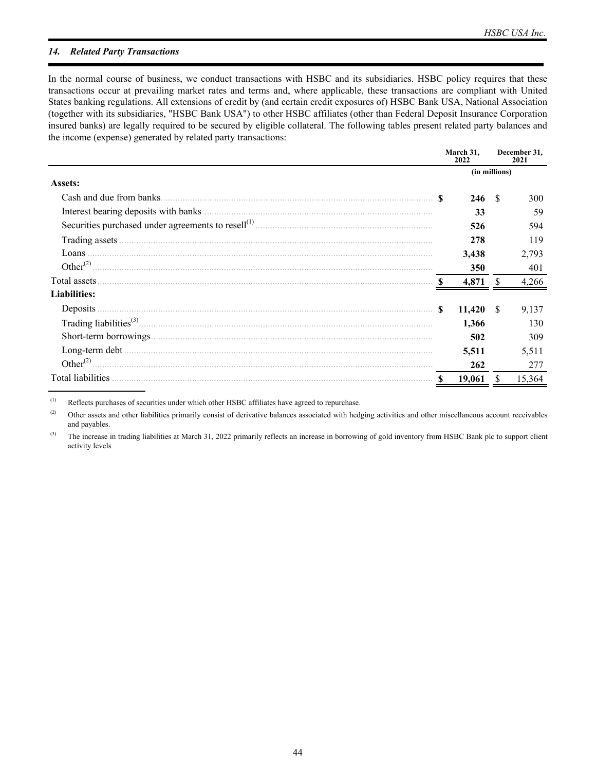## 14. Related Party Transactions

In the normal course of business, we conduct transactions with HSBC and its subsidiaries. HSBC policy requires that these transactions occur at prevailing market rates and terms and, where applicable, these transactions are compliant with United States banking regulations. All extensions of credit by (and certain credit exposures of) HSBC Bank USA, National Association (together with its subsidiaries, "HSBC Bank USA") to other HSBC affiliates (other than Federal Deposit Insurance Corporation insured banks) are legally required to be secured by eligible collateral. The following tables present related party balances and the income (expense) generated by related party transactions:

| | March 31, 2022 | December 31, 2021 |
|---|---|---|
| | (in millions) | |
| **Assets:** | | |
| Cash and due from banks | **$ 246** | $ 300 |
| Interest bearing deposits with banks | **33** | 59 |
| Securities purchased under agreements to resell[1] | **526** | 594 |
| Trading assets | **278** | 119 |
| Loans | **3,438** | 2,793 |
| Other[2] | **350** | 401 |
| Total assets | **$ 4,871** | $ 4,266 |
| **Liabilities:** | | |
| Deposits | **$ 11,420** | $ 9,137 |
| Trading liabilities[3] | **1,366** | 130 |
| Short-term borrowings | **502** | 309 |
| Long-term debt | **5,511** | 5,511 |
| Other[2] | **262** | 277 |
| Total liabilities | **$ 19,061** | $ 15,364 |

(1) Reflects purchases of securities under which other HSBC affiliates have agreed to repurchase.

(2) Other assets and other liabilities primarily consist of derivative balances associated with hedging activities and other miscellaneous account receivables and payables.

(3) The increase in trading liabilities at March 31, 2022 primarily reflects an increase in borrowing of gold inventory from HSBC Bank plc to support client activity levels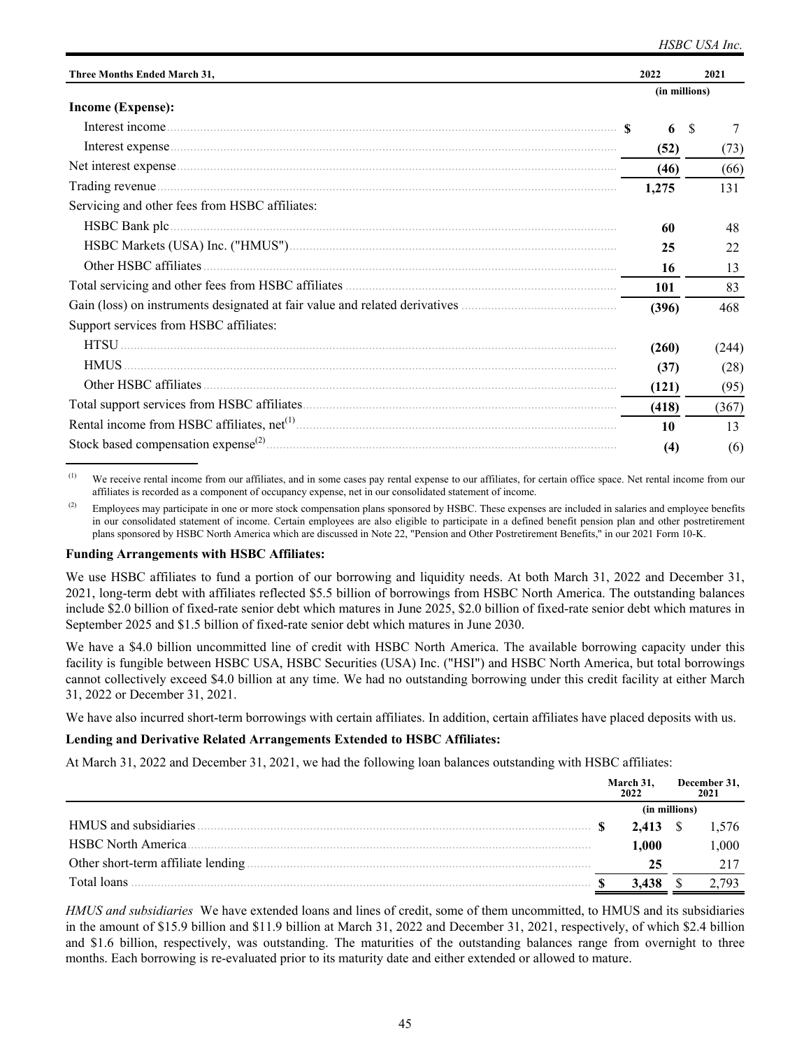| Three Months Ended March 31, | 2022 | 2021 |
|---|---|---|
| | (in millions) | |
| **Income (Expense):** | | |
| Interest income | **$ 6** | $ 7 |
| Interest expense | **(52)** | (73) |
| Net interest expense | **(46)** | (66) |
| Trading revenue | **1,275** | 131 |
| Servicing and other fees from HSBC affiliates: | | |
| HSBC Bank plc | **60** | 48 |
| HSBC Markets (USA) Inc. ("HMUS") | **25** | 22 |
| Other HSBC affiliates | **16** | 13 |
| Total servicing and other fees from HSBC affiliates | **101** | 83 |
| Gain (loss) on instruments designated at fair value and related derivatives | **(396)** | 468 |
| Support services from HSBC affiliates: | | |
| HTSU | **(260)** | (244) |
| HMUS | **(37)** | (28) |
| Other HSBC affiliates | **(121)** | (95) |
| Total support services from HSBC affiliates | **(418)** | (367) |
| Rental income from HSBC affiliates, net[(1)] | **10** | 13 |
| Stock based compensation expense[(2)] | **(4)** | (6) |

(1) We receive rental income from our affiliates, and in some cases pay rental expense to our affiliates, for certain office space. Net rental income from our affiliates is recorded as a component of occupancy expense, net in our consolidated statement of income.

(2) Employees may participate in one or more stock compensation plans sponsored by HSBC. These expenses are included in salaries and employee benefits in our consolidated statement of income. Certain employees are also eligible to participate in a defined benefit pension plan and other postretirement plans sponsored by HSBC North America which are discussed in Note 22, "Pension and Other Postretirement Benefits," in our 2021 Form 10-K.

**Funding Arrangements with HSBC Affiliates:**

We use HSBC affiliates to fund a portion of our borrowing and liquidity needs. At both March 31, 2022 and December 31, 2021, long-term debt with affiliates reflected $5.5 billion of borrowings from HSBC North America. The outstanding balances include $2.0 billion of fixed-rate senior debt which matures in June 2025, $2.0 billion of fixed-rate senior debt which matures in September 2025 and $1.5 billion of fixed-rate senior debt which matures in June 2030.

We have a $4.0 billion uncommitted line of credit with HSBC North America. The available borrowing capacity under this facility is fungible between HSBC USA, HSBC Securities (USA) Inc. ("HSI") and HSBC North America, but total borrowings cannot collectively exceed $4.0 billion at any time. We had no outstanding borrowing under this credit facility at either March 31, 2022 or December 31, 2021.

We have also incurred short-term borrowings with certain affiliates. In addition, certain affiliates have placed deposits with us.

**Lending and Derivative Related Arrangements Extended to HSBC Affiliates:**

At March 31, 2022 and December 31, 2021, we had the following loan balances outstanding with HSBC affiliates:

| | March 31, 2022 | December 31, 2021 |
|---|---|---|
| | (in millions) | |
| HMUS and subsidiaries | **$ 2,413** | $ 1,576 |
| HSBC North America | **1,000** | 1,000 |
| Other short-term affiliate lending | **25** | 217 |
| Total loans | **$ 3,438** | $ 2,793 |

*HMUS and subsidiaries* We have extended loans and lines of credit, some of them uncommitted, to HMUS and its subsidiaries in the amount of $15.9 billion and $11.9 billion at March 31, 2022 and December 31, 2021, respectively, of which $2.4 billion and $1.6 billion, respectively, was outstanding. The maturities of the outstanding balances range from overnight to three months. Each borrowing is re-evaluated prior to its maturity date and either extended or allowed to mature.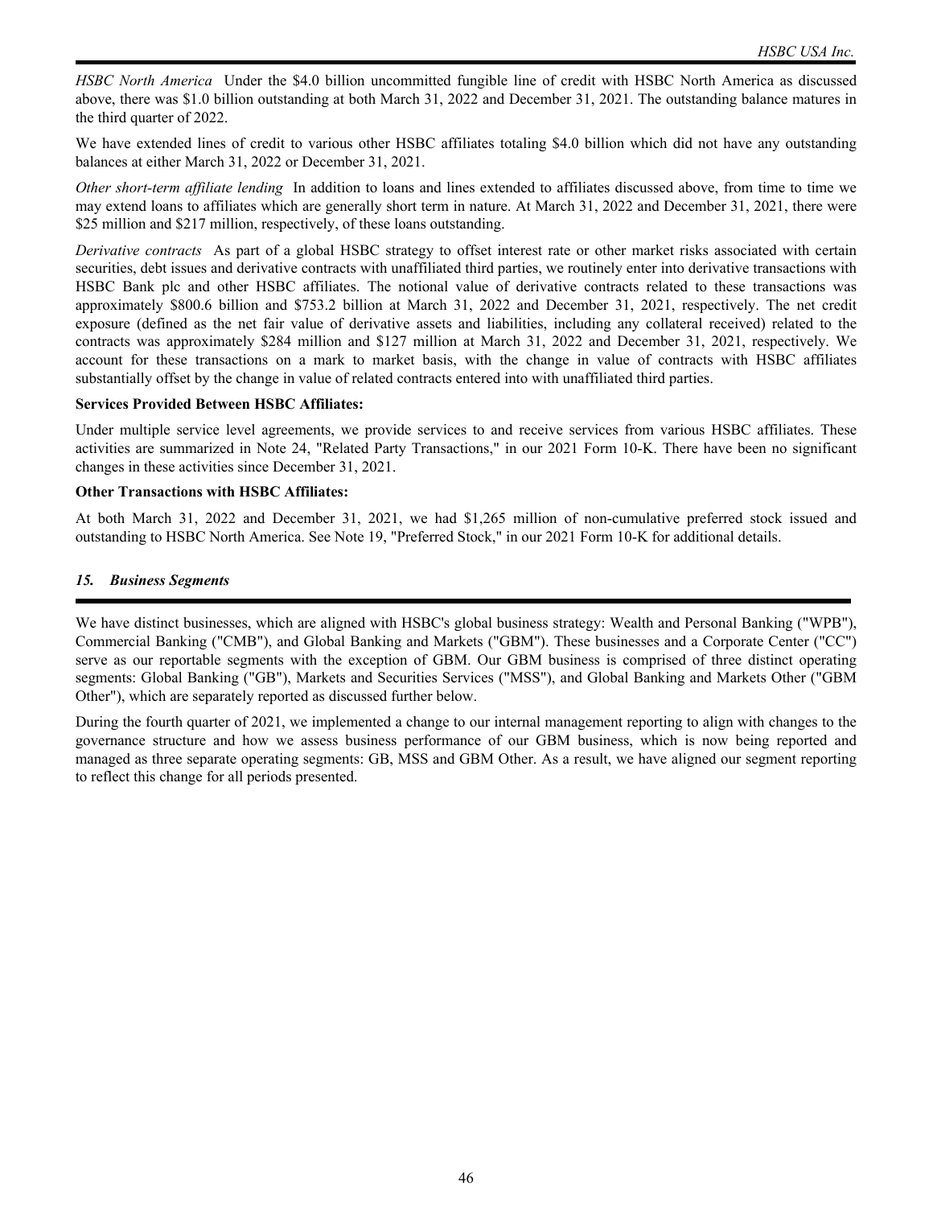*HSBC North America* Under the $4.0 billion uncommitted fungible line of credit with HSBC North America as discussed above, there was $1.0 billion outstanding at both March 31, 2022 and December 31, 2021. The outstanding balance matures in the third quarter of 2022.

We have extended lines of credit to various other HSBC affiliates totaling $4.0 billion which did not have any outstanding balances at either March 31, 2022 or December 31, 2021.

*Other short-term affiliate lending* In addition to loans and lines extended to affiliates discussed above, from time to time we may extend loans to affiliates which are generally short term in nature. At March 31, 2022 and December 31, 2021, there were $25 million and $217 million, respectively, of these loans outstanding.

*Derivative contracts* As part of a global HSBC strategy to offset interest rate or other market risks associated with certain securities, debt issues and derivative contracts with unaffiliated third parties, we routinely enter into derivative transactions with HSBC Bank plc and other HSBC affiliates. The notional value of derivative contracts related to these transactions was approximately $800.6 billion and $753.2 billion at March 31, 2022 and December 31, 2021, respectively. The net credit exposure (defined as the net fair value of derivative assets and liabilities, including any collateral received) related to the contracts was approximately $284 million and $127 million at March 31, 2022 and December 31, 2021, respectively. We account for these transactions on a mark to market basis, with the change in value of contracts with HSBC affiliates substantially offset by the change in value of related contracts entered into with unaffiliated third parties.

**Services Provided Between HSBC Affiliates:**

Under multiple service level agreements, we provide services to and receive services from various HSBC affiliates. These activities are summarized in Note 24, "Related Party Transactions," in our 2021 Form 10-K. There have been no significant changes in these activities since December 31, 2021.

**Other Transactions with HSBC Affiliates:**

At both March 31, 2022 and December 31, 2021, we had $1,265 million of non-cumulative preferred stock issued and outstanding to HSBC North America. See Note 19, "Preferred Stock," in our 2021 Form 10-K for additional details.

## *15. Business Segments*

We have distinct businesses, which are aligned with HSBC's global business strategy: Wealth and Personal Banking ("WPB"), Commercial Banking ("CMB"), and Global Banking and Markets ("GBM"). These businesses and a Corporate Center ("CC") serve as our reportable segments with the exception of GBM. Our GBM business is comprised of three distinct operating segments: Global Banking ("GB"), Markets and Securities Services ("MSS"), and Global Banking and Markets Other ("GBM Other"), which are separately reported as discussed further below.

During the fourth quarter of 2021, we implemented a change to our internal management reporting to align with changes to the governance structure and how we assess business performance of our GBM business, which is now being reported and managed as three separate operating segments: GB, MSS and GBM Other. As a result, we have aligned our segment reporting to reflect this change for all periods presented.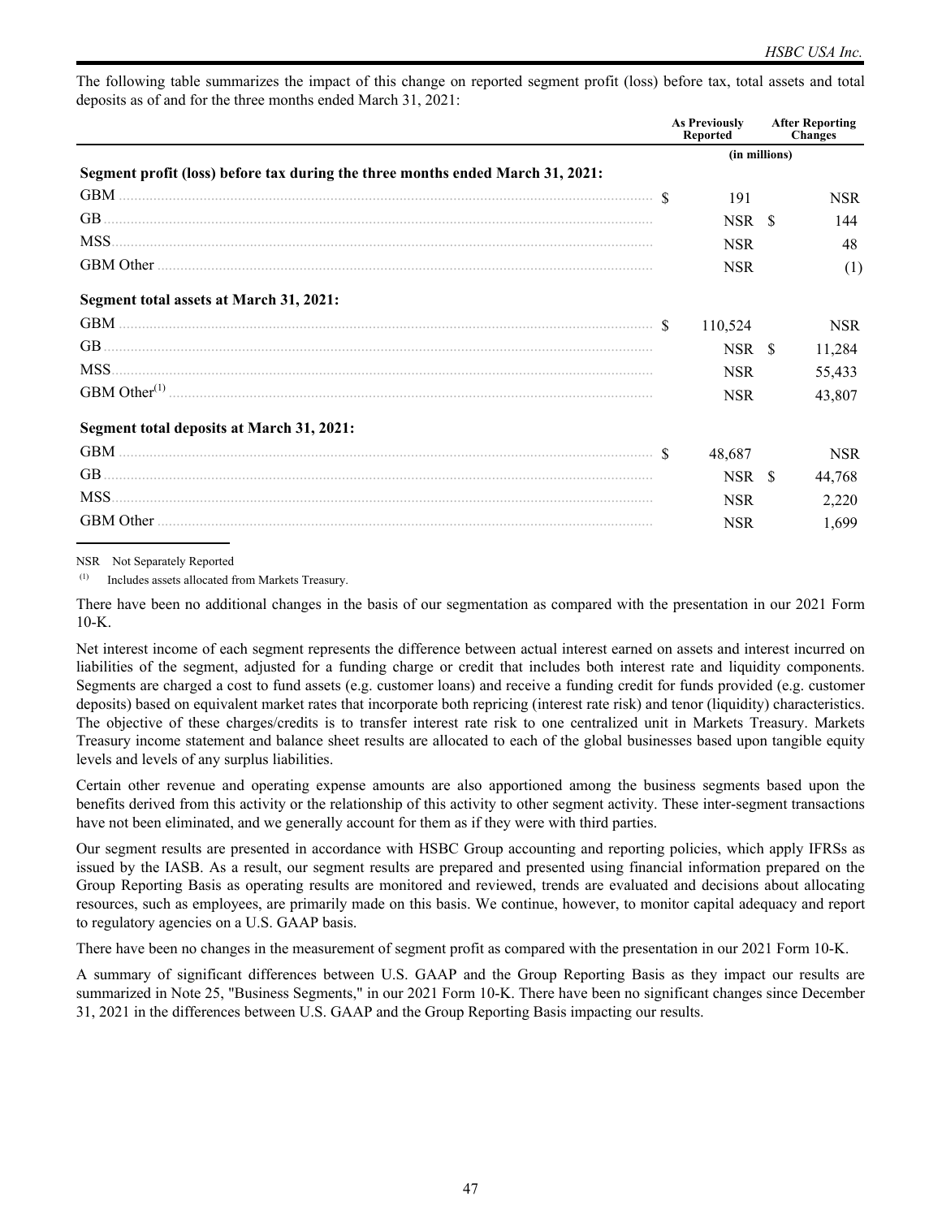The following table summarizes the impact of this change on reported segment profit (loss) before tax, total assets and total deposits as of and for the three months ended March 31, 2021:

| | As Previously Reported | After Reporting Changes |
|---|---|---|
| | (in millions) | |
| **Segment profit (loss) before tax during the three months ended March 31, 2021:** | | |
| GBM | $ 191 | NSR |
| GB | NSR | $ 144 |
| MSS | NSR | 48 |
| GBM Other | NSR | (1) |
| **Segment total assets at March 31, 2021:** | | |
| GBM | $ 110,524 | NSR |
| GB | NSR | $ 11,284 |
| MSS | NSR | 55,433 |
| GBM Other[(1)] | NSR | 43,807 |
| **Segment total deposits at March 31, 2021:** | | |
| GBM | $ 48,687 | NSR |
| GB | NSR | $ 44,768 |
| MSS | NSR | 2,220 |
| GBM Other | NSR | 1,699 |

NSR Not Separately Reported

(1) Includes assets allocated from Markets Treasury.

There have been no additional changes in the basis of our segmentation as compared with the presentation in our 2021 Form 10-K.

Net interest income of each segment represents the difference between actual interest earned on assets and interest incurred on liabilities of the segment, adjusted for a funding charge or credit that includes both interest rate and liquidity components. Segments are charged a cost to fund assets (e.g. customer loans) and receive a funding credit for funds provided (e.g. customer deposits) based on equivalent market rates that incorporate both repricing (interest rate risk) and tenor (liquidity) characteristics. The objective of these charges/credits is to transfer interest rate risk to one centralized unit in Markets Treasury. Markets Treasury income statement and balance sheet results are allocated to each of the global businesses based upon tangible equity levels and levels of any surplus liabilities.

Certain other revenue and operating expense amounts are also apportioned among the business segments based upon the benefits derived from this activity or the relationship of this activity to other segment activity. These inter-segment transactions have not been eliminated, and we generally account for them as if they were with third parties.

Our segment results are presented in accordance with HSBC Group accounting and reporting policies, which apply IFRSs as issued by the IASB. As a result, our segment results are prepared and presented using financial information prepared on the Group Reporting Basis as operating results are monitored and reviewed, trends are evaluated and decisions about allocating resources, such as employees, are primarily made on this basis. We continue, however, to monitor capital adequacy and report to regulatory agencies on a U.S. GAAP basis.

There have been no changes in the measurement of segment profit as compared with the presentation in our 2021 Form 10-K.

A summary of significant differences between U.S. GAAP and the Group Reporting Basis as they impact our results are summarized in Note 25, "Business Segments," in our 2021 Form 10-K. There have been no significant changes since December 31, 2021 in the differences between U.S. GAAP and the Group Reporting Basis impacting our results.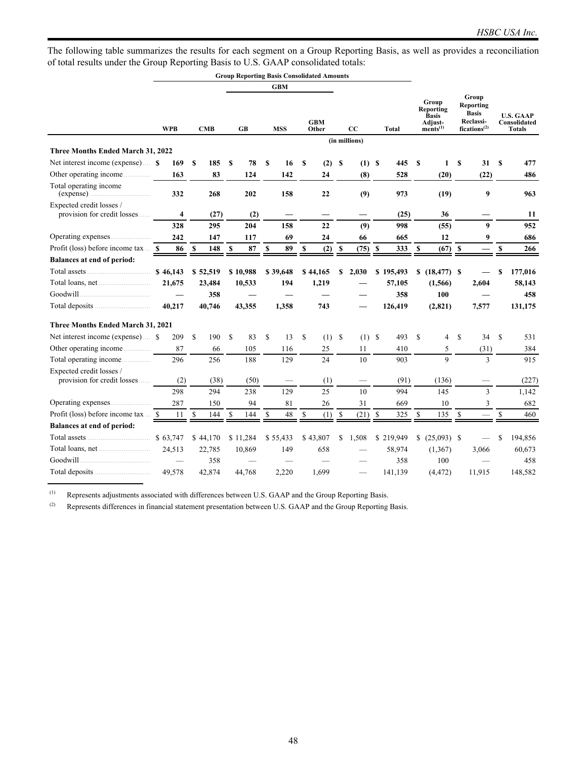The following table summarizes the results for each segment on a Group Reporting Basis, as well as provides a reconciliation of total results under the Group Reporting Basis to U.S. GAAP consolidated totals:

| | Group Reporting Basis Consolidated Amounts | | | | | | | | | |
|---|---|---|---|---|---|---|---|---|---|---|
| | | | GBM | | | | | | | |
| | WPB | CMB | GB | MSS | GBM Other | CC | Total | Group Reporting Basis Adjust-ments[(1)] | Group Reporting Basis Reclassi-fications[(2)] | U.S. GAAP Consolidated Totals |
| | (in millions) | | | | | | | | | |
| **Three Months Ended March 31, 2022** | | | | | | | | | | |
| Net interest income (expense) | **$ 169** | **$ 185** | **$ 78** | **$ 16** | **$ (2)** | **$ (1)** | **$ 445** | **$ 1** | **$ 31** | **$ 477** |
| Other operating income | **163** | **83** | **124** | **142** | **24** | **(8)** | **528** | **(20)** | **(22)** | **486** |
| Total operating income (expense) | **332** | **268** | **202** | **158** | **22** | **(9)** | **973** | **(19)** | **9** | **963** |
| Expected credit losses / provision for credit losses | **4** | **(27)** | **(2)** | **—** | **—** | **—** | **(25)** | **36** | **—** | **11** |
| | **328** | **295** | **204** | **158** | **22** | **(9)** | **998** | **(55)** | **9** | **952** |
| Operating expenses | **242** | **147** | **117** | **69** | **24** | **66** | **665** | **12** | **9** | **686** |
| Profit (loss) before income tax | **$ 86** | **$ 148** | **$ 87** | **$ 89** | **$ (2)** | **$ (75)** | **$ 333** | **$ (67)** | **$ —** | **$ 266** |
| **Balances at end of period:** | | | | | | | | | | |
| Total assets | **$ 46,143** | **$ 52,519** | **$ 10,988** | **$ 39,648** | **$ 44,165** | **$ 2,030** | **$ 195,493** | **$ (18,477)** | **$ —** | **$ 177,016** |
| Total loans, net | **21,675** | **23,484** | **10,533** | **194** | **1,219** | **—** | **57,105** | **(1,566)** | **2,604** | **58,143** |
| Goodwill | **—** | **358** | **—** | **—** | **—** | **—** | **358** | **100** | **—** | **458** |
| Total deposits | **40,217** | **40,746** | **43,355** | **1,358** | **743** | **—** | **126,419** | **(2,821)** | **7,577** | **131,175** |
| **Three Months Ended March 31, 2021** | | | | | | | | | | |
| Net interest income (expense) | $ 209 | $ 190 | $ 83 | $ 13 | $ (1) | $ (1) | $ 493 | $ 4 | $ 34 | $ 531 |
| Other operating income | 87 | 66 | 105 | 116 | 25 | 11 | 410 | 5 | (31) | 384 |
| Total operating income | 296 | 256 | 188 | 129 | 24 | 10 | 903 | 9 | 3 | 915 |
| Expected credit losses / provision for credit losses | (2) | (38) | (50) | — | (1) | — | (91) | (136) | — | (227) |
| | 298 | 294 | 238 | 129 | 25 | 10 | 994 | 145 | 3 | 1,142 |
| Operating expenses | 287 | 150 | 94 | 81 | 26 | 31 | 669 | 10 | 3 | 682 |
| Profit (loss) before income tax | $ 11 | $ 144 | $ 144 | $ 48 | $ (1) | $ (21) | $ 325 | $ 135 | $ — | $ 460 |
| **Balances at end of period:** | | | | | | | | | | |
| Total assets | $ 63,747 | $ 44,170 | $ 11,284 | $ 55,433 | $ 43,807 | $ 1,508 | $ 219,949 | $ (25,093) | $ — | $ 194,856 |
| Total loans, net | 24,513 | 22,785 | 10,869 | 149 | 658 | — | 58,974 | (1,367) | 3,066 | 60,673 |
| Goodwill | — | 358 | — | — | — | — | 358 | 100 | — | 458 |
| Total deposits | 49,578 | 42,874 | 44,768 | 2,220 | 1,699 | — | 141,139 | (4,472) | 11,915 | 148,582 |

(1) Represents adjustments associated with differences between U.S. GAAP and the Group Reporting Basis.

(2) Represents differences in financial statement presentation between U.S. GAAP and the Group Reporting Basis.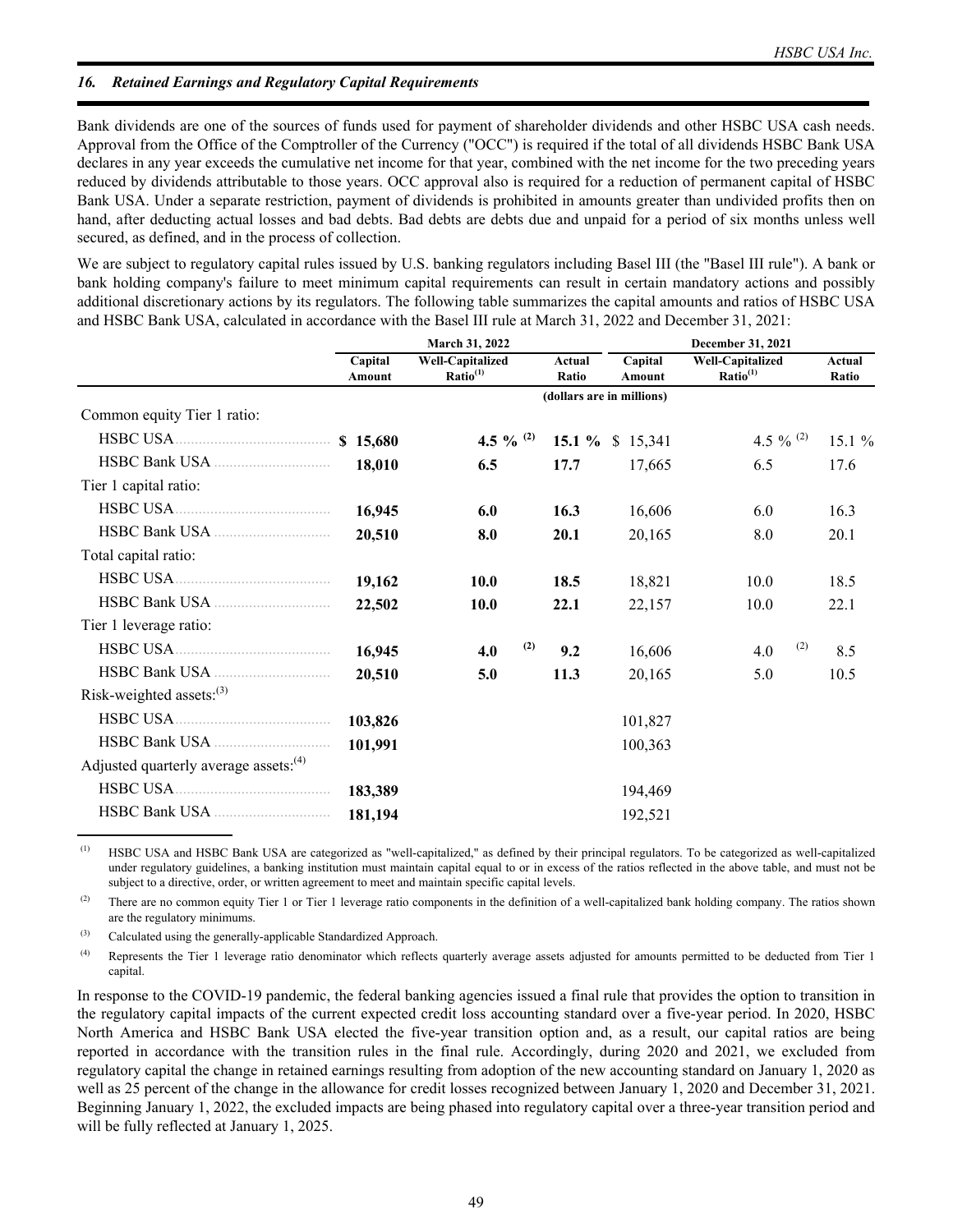## 16. Retained Earnings and Regulatory Capital Requirements

Bank dividends are one of the sources of funds used for payment of shareholder dividends and other HSBC USA cash needs. Approval from the Office of the Comptroller of the Currency ("OCC") is required if the total of all dividends HSBC Bank USA declares in any year exceeds the cumulative net income for that year, combined with the net income for the two preceding years reduced by dividends attributable to those years. OCC approval also is required for a reduction of permanent capital of HSBC Bank USA. Under a separate restriction, payment of dividends is prohibited in amounts greater than undivided profits then on hand, after deducting actual losses and bad debts. Bad debts are debts due and unpaid for a period of six months unless well secured, as defined, and in the process of collection.

We are subject to regulatory capital rules issued by U.S. banking regulators including Basel III (the "Basel III rule"). A bank or bank holding company's failure to meet minimum capital requirements can result in certain mandatory actions and possibly additional discretionary actions by its regulators. The following table summarizes the capital amounts and ratios of HSBC USA and HSBC Bank USA, calculated in accordance with the Basel III rule at March 31, 2022 and December 31, 2021:

| | March 31, 2022 | | | December 31, 2021 | | |
|---|---|---|---|---|---|---|
| | Capital Amount | Well-Capitalized Ratio[(1)] | Actual Ratio | Capital Amount | Well-Capitalized Ratio[(1)] | Actual Ratio |
| | (dollars are in millions) | | | | | |
| Common equity Tier 1 ratio: | | | | | | |
| HSBC USA | **$ 15,680** | **4.5 %** [(2)] | **15.1 %** | $ 15,341 | 4.5 % [(2)] | 15.1 % |
| HSBC Bank USA | **18,010** | **6.5** | **17.7** | 17,665 | 6.5 | 17.6 |
| Tier 1 capital ratio: | | | | | | |
| HSBC USA | **16,945** | **6.0** | **16.3** | 16,606 | 6.0 | 16.3 |
| HSBC Bank USA | **20,510** | **8.0** | **20.1** | 20,165 | 8.0 | 20.1 |
| Total capital ratio: | | | | | | |
| HSBC USA | **19,162** | **10.0** | **18.5** | 18,821 | 10.0 | 18.5 |
| HSBC Bank USA | **22,502** | **10.0** | **22.1** | 22,157 | 10.0 | 22.1 |
| Tier 1 leverage ratio: | | | | | | |
| HSBC USA | **16,945** | **4.0** [(2)] | **9.2** | 16,606 | 4.0 [(2)] | 8.5 |
| HSBC Bank USA | **20,510** | **5.0** | **11.3** | 20,165 | 5.0 | 10.5 |
| Risk-weighted assets:[(3)] | | | | | | |
| HSBC USA | **103,826** | | | 101,827 | | |
| HSBC Bank USA | **101,991** | | | 100,363 | | |
| Adjusted quarterly average assets:[(4)] | | | | | | |
| HSBC USA | **183,389** | | | 194,469 | | |
| HSBC Bank USA | **181,194** | | | 192,521 | | |

(1) HSBC USA and HSBC Bank USA are categorized as "well-capitalized," as defined by their principal regulators. To be categorized as well-capitalized under regulatory guidelines, a banking institution must maintain capital equal to or in excess of the ratios reflected in the above table, and must not be subject to a directive, order, or written agreement to meet and maintain specific capital levels.

(2) There are no common equity Tier 1 or Tier 1 leverage ratio components in the definition of a well-capitalized bank holding company. The ratios shown are the regulatory minimums.

(3) Calculated using the generally-applicable Standardized Approach.

(4) Represents the Tier 1 leverage ratio denominator which reflects quarterly average assets adjusted for amounts permitted to be deducted from Tier 1 capital.

In response to the COVID-19 pandemic, the federal banking agencies issued a final rule that provides the option to transition in the regulatory capital impacts of the current expected credit loss accounting standard over a five-year period. In 2020, HSBC North America and HSBC Bank USA elected the five-year transition option and, as a result, our capital ratios are being reported in accordance with the transition rules in the final rule. Accordingly, during 2020 and 2021, we excluded from regulatory capital the change in retained earnings resulting from adoption of the new accounting standard on January 1, 2020 as well as 25 percent of the change in the allowance for credit losses recognized between January 1, 2020 and December 31, 2021. Beginning January 1, 2022, the excluded impacts are being phased into regulatory capital over a three-year transition period and will be fully reflected at January 1, 2025.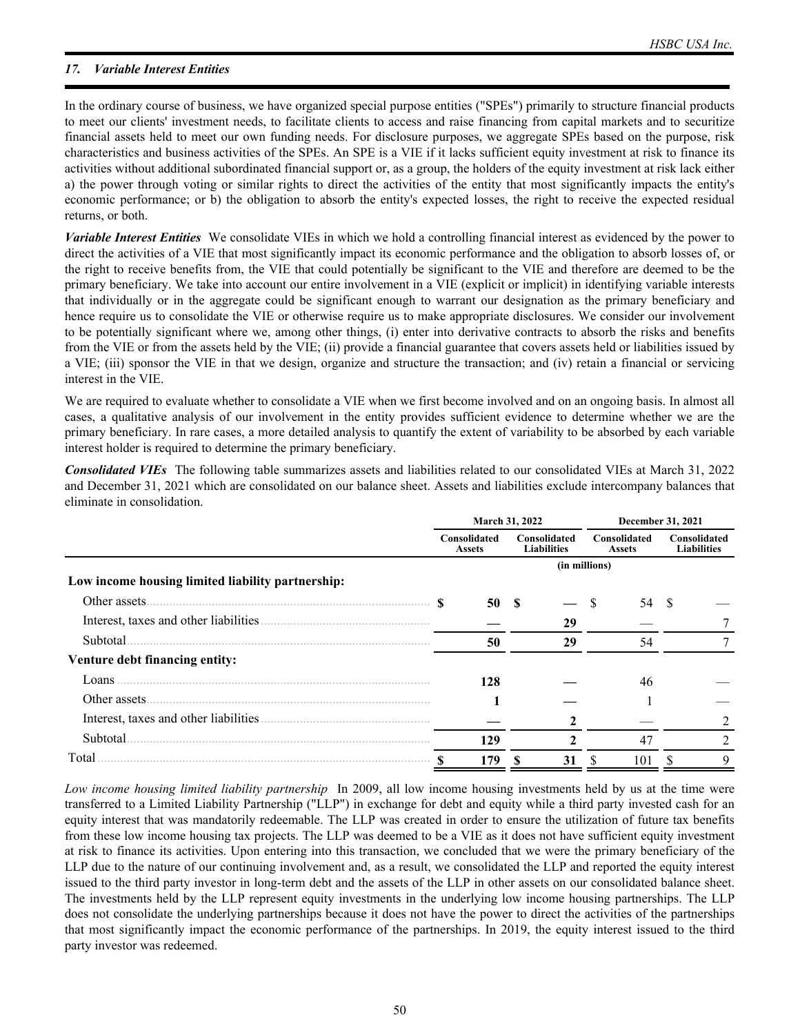## 17. *Variable Interest Entities*

In the ordinary course of business, we have organized special purpose entities ("SPEs") primarily to structure financial products to meet our clients' investment needs, to facilitate clients to access and raise financing from capital markets and to securitize financial assets held to meet our own funding needs. For disclosure purposes, we aggregate SPEs based on the purpose, risk characteristics and business activities of the SPEs. An SPE is a VIE if it lacks sufficient equity investment at risk to finance its activities without additional subordinated financial support or, as a group, the holders of the equity investment at risk lack either a) the power through voting or similar rights to direct the activities of the entity that most significantly impacts the entity's economic performance; or b) the obligation to absorb the entity's expected losses, the right to receive the expected residual returns, or both.

***Variable Interest Entities*** We consolidate VIEs in which we hold a controlling financial interest as evidenced by the power to direct the activities of a VIE that most significantly impact its economic performance and the obligation to absorb losses of, or the right to receive benefits from, the VIE that could potentially be significant to the VIE and therefore are deemed to be the primary beneficiary. We take into account our entire involvement in a VIE (explicit or implicit) in identifying variable interests that individually or in the aggregate could be significant enough to warrant our designation as the primary beneficiary and hence require us to consolidate the VIE or otherwise require us to make appropriate disclosures. We consider our involvement to be potentially significant where we, among other things, (i) enter into derivative contracts to absorb the risks and benefits from the VIE or from the assets held by the VIE; (ii) provide a financial guarantee that covers assets held or liabilities issued by a VIE; (iii) sponsor the VIE in that we design, organize and structure the transaction; and (iv) retain a financial or servicing interest in the VIE.

We are required to evaluate whether to consolidate a VIE when we first become involved and on an ongoing basis. In almost all cases, a qualitative analysis of our involvement in the entity provides sufficient evidence to determine whether we are the primary beneficiary. In rare cases, a more detailed analysis to quantify the extent of variability to be absorbed by each variable interest holder is required to determine the primary beneficiary.

***Consolidated VIEs*** The following table summarizes assets and liabilities related to our consolidated VIEs at March 31, 2022 and December 31, 2021 which are consolidated on our balance sheet. Assets and liabilities exclude intercompany balances that eliminate in consolidation.

| | March 31, 2022 | | December 31, 2021 | |
|---|---|---|---|---|
| | Consolidated Assets | Consolidated Liabilities | Consolidated Assets | Consolidated Liabilities |
| | (in millions) | | | |
| **Low income housing limited liability partnership:** | | | | |
| Other assets | **$ 50** | **$ —** | $ 54 | $ — |
| Interest, taxes and other liabilities | **—** | **29** | — | 7 |
| Subtotal | **50** | **29** | 54 | 7 |
| **Venture debt financing entity:** | | | | |
| Loans | **128** | **—** | 46 | — |
| Other assets | **1** | **—** | 1 | — |
| Interest, taxes and other liabilities | **—** | **2** | — | 2 |
| Subtotal | **129** | **2** | 47 | 2 |
| Total | **$ 179** | **$ 31** | $ 101 | $ 9 |

*Low income housing limited liability partnership* In 2009, all low income housing investments held by us at the time were transferred to a Limited Liability Partnership ("LLP") in exchange for debt and equity while a third party invested cash for an equity interest that was mandatorily redeemable. The LLP was created in order to ensure the utilization of future tax benefits from these low income housing tax projects. The LLP was deemed to be a VIE as it does not have sufficient equity investment at risk to finance its activities. Upon entering into this transaction, we concluded that we were the primary beneficiary of the LLP due to the nature of our continuing involvement and, as a result, we consolidated the LLP and reported the equity interest issued to the third party investor in long-term debt and the assets of the LLP in other assets on our consolidated balance sheet. The investments held by the LLP represent equity investments in the underlying low income housing partnerships. The LLP does not consolidate the underlying partnerships because it does not have the power to direct the activities of the partnerships that most significantly impact the economic performance of the partnerships. In 2019, the equity interest issued to the third party investor was redeemed.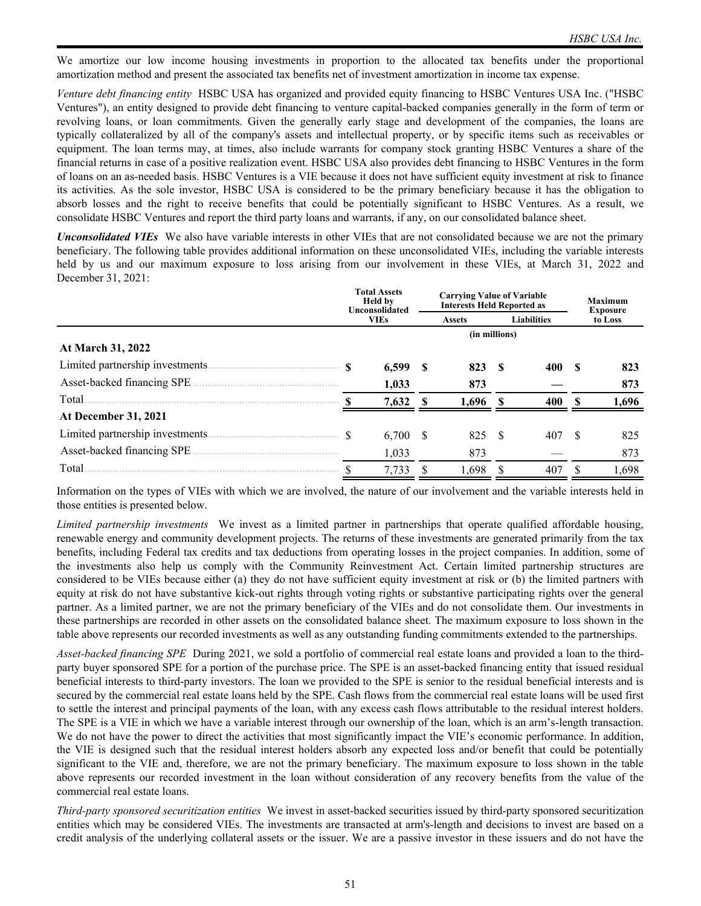We amortize our low income housing investments in proportion to the allocated tax benefits under the proportional amortization method and present the associated tax benefits net of investment amortization in income tax expense.

*Venture debt financing entity* HSBC USA has organized and provided equity financing to HSBC Ventures USA Inc. ("HSBC Ventures"), an entity designed to provide debt financing to venture capital-backed companies generally in the form of term or revolving loans, or loan commitments. Given the generally early stage and development of the companies, the loans are typically collateralized by all of the company's assets and intellectual property, or by specific items such as receivables or equipment. The loan terms may, at times, also include warrants for company stock granting HSBC Ventures a share of the financial returns in case of a positive realization event. HSBC USA also provides debt financing to HSBC Ventures in the form of loans on an as-needed basis. HSBC Ventures is a VIE because it does not have sufficient equity investment at risk to finance its activities. As the sole investor, HSBC USA is considered to be the primary beneficiary because it has the obligation to absorb losses and the right to receive benefits that could be potentially significant to HSBC Ventures. As a result, we consolidate HSBC Ventures and report the third party loans and warrants, if any, on our consolidated balance sheet.

***Unconsolidated VIEs*** We also have variable interests in other VIEs that are not consolidated because we are not the primary beneficiary. The following table provides additional information on these unconsolidated VIEs, including the variable interests held by us and our maximum exposure to loss arising from our involvement in these VIEs, at March 31, 2022 and December 31, 2021:

| | Total Assets Held by Unconsolidated VIEs | Carrying Value of Variable Interests Held Reported as | | Maximum Exposure to Loss |
|---|---|---|---|---|
| | | Assets | Liabilities | |
| | (in millions) | | | |
| **At March 31, 2022** | | | | |
| Limited partnership investments | **$ 6,599** | **$ 823** | **$ 400** | **$ 823** |
| Asset-backed financing SPE | **1,033** | **873** | **—** | **873** |
| Total | **$ 7,632** | **$ 1,696** | **$ 400** | **$ 1,696** |
| **At December 31, 2021** | | | | |
| Limited partnership investments | $ 6,700 | $ 825 | $ 407 | $ 825 |
| Asset-backed financing SPE | 1,033 | 873 | — | 873 |
| Total | $ 7,733 | $ 1,698 | $ 407 | $ 1,698 |

Information on the types of VIEs with which we are involved, the nature of our involvement and the variable interests held in those entities is presented below.

*Limited partnership investments* We invest as a limited partner in partnerships that operate qualified affordable housing, renewable energy and community development projects. The returns of these investments are generated primarily from the tax benefits, including Federal tax credits and tax deductions from operating losses in the project companies. In addition, some of the investments also help us comply with the Community Reinvestment Act. Certain limited partnership structures are considered to be VIEs because either (a) they do not have sufficient equity investment at risk or (b) the limited partners with equity at risk do not have substantive kick-out rights through voting rights or substantive participating rights over the general partner. As a limited partner, we are not the primary beneficiary of the VIEs and do not consolidate them. Our investments in these partnerships are recorded in other assets on the consolidated balance sheet. The maximum exposure to loss shown in the table above represents our recorded investments as well as any outstanding funding commitments extended to the partnerships.

*Asset-backed financing SPE* During 2021, we sold a portfolio of commercial real estate loans and provided a loan to the third-party buyer sponsored SPE for a portion of the purchase price. The SPE is an asset-backed financing entity that issued residual beneficial interests to third-party investors. The loan we provided to the SPE is senior to the residual beneficial interests and is secured by the commercial real estate loans held by the SPE. Cash flows from the commercial real estate loans will be used first to settle the interest and principal payments of the loan, with any excess cash flows attributable to the residual interest holders. The SPE is a VIE in which we have a variable interest through our ownership of the loan, which is an arm's-length transaction. We do not have the power to direct the activities that most significantly impact the VIE's economic performance. In addition, the VIE is designed such that the residual interest holders absorb any expected loss and/or benefit that could be potentially significant to the VIE and, therefore, we are not the primary beneficiary. The maximum exposure to loss shown in the table above represents our recorded investment in the loan without consideration of any recovery benefits from the value of the commercial real estate loans.

*Third-party sponsored securitization entities* We invest in asset-backed securities issued by third-party sponsored securitization entities which may be considered VIEs. The investments are transacted at arm's-length and decisions to invest are based on a credit analysis of the underlying collateral assets or the issuer. We are a passive investor in these issuers and do not have the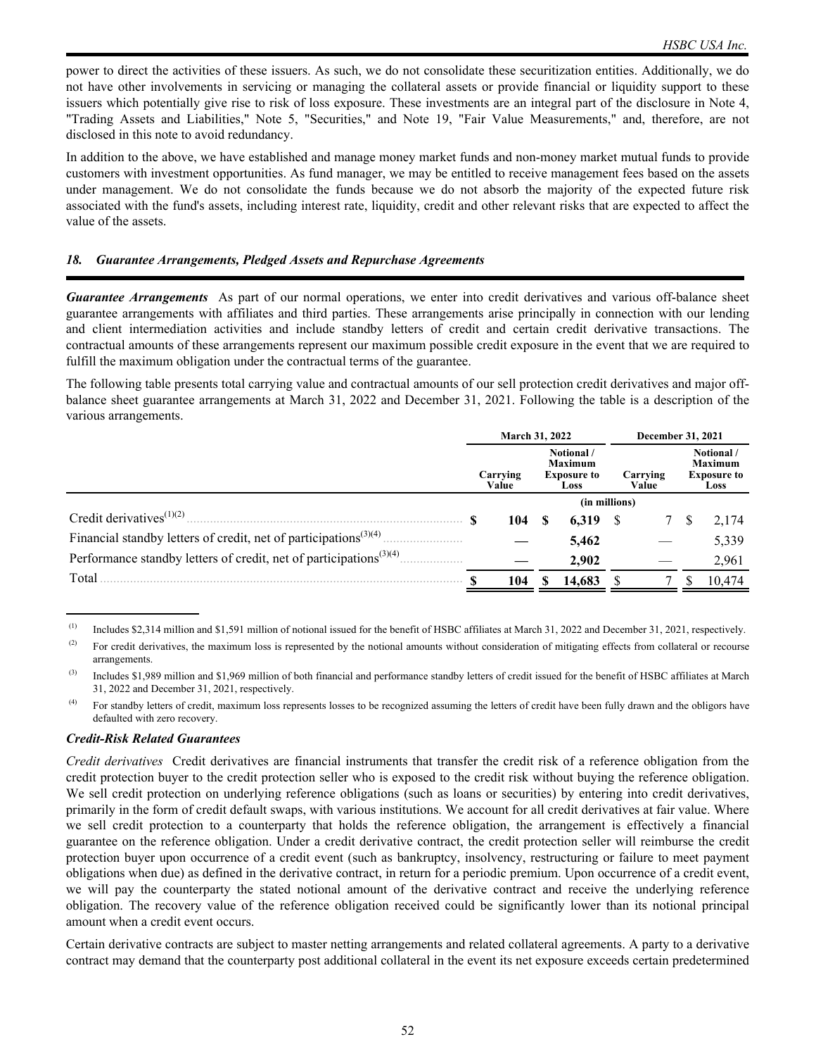power to direct the activities of these issuers. As such, we do not consolidate these securitization entities. Additionally, we do not have other involvements in servicing or managing the collateral assets or provide financial or liquidity support to these issuers which potentially give rise to risk of loss exposure. These investments are an integral part of the disclosure in Note 4, "Trading Assets and Liabilities," Note 5, "Securities," and Note 19, "Fair Value Measurements," and, therefore, are not disclosed in this note to avoid redundancy.

In addition to the above, we have established and manage money market funds and non-money market mutual funds to provide customers with investment opportunities. As fund manager, we may be entitled to receive management fees based on the assets under management. We do not consolidate the funds because we do not absorb the majority of the expected future risk associated with the fund's assets, including interest rate, liquidity, credit and other relevant risks that are expected to affect the value of the assets.

## *18. Guarantee Arrangements, Pledged Assets and Repurchase Agreements*

***Guarantee Arrangements*** As part of our normal operations, we enter into credit derivatives and various off-balance sheet guarantee arrangements with affiliates and third parties. These arrangements arise principally in connection with our lending and client intermediation activities and include standby letters of credit and certain credit derivative transactions. The contractual amounts of these arrangements represent our maximum possible credit exposure in the event that we are required to fulfill the maximum obligation under the contractual terms of the guarantee.

The following table presents total carrying value and contractual amounts of our sell protection credit derivatives and major off-balance sheet guarantee arrangements at March 31, 2022 and December 31, 2021. Following the table is a description of the various arrangements.

| | March 31, 2022 | | December 31, 2021 | |
|---|---|---|---|---|
| | Carrying Value | Notional / Maximum Exposure to Loss | Carrying Value | Notional / Maximum Exposure to Loss |
| | (in millions) | | | |
| Credit derivatives[(1)(2)] | $ 104 | $ 6,319 | $ 7 | $ 2,174 |
| Financial standby letters of credit, net of participations[(3)(4)] | — | 5,462 | — | 5,339 |
| Performance standby letters of credit, net of participations[(3)(4)] | — | 2,902 | — | 2,961 |
| Total | $ 104 | $ 14,683 | $ 7 | $ 10,474 |

(1) Includes $2,314 million and $1,591 million of notional issued for the benefit of HSBC affiliates at March 31, 2022 and December 31, 2021, respectively.

(2) For credit derivatives, the maximum loss is represented by the notional amounts without consideration of mitigating effects from collateral or recourse arrangements.

(3) Includes $1,989 million and $1,969 million of both financial and performance standby letters of credit issued for the benefit of HSBC affiliates at March 31, 2022 and December 31, 2021, respectively.

(4) For standby letters of credit, maximum loss represents losses to be recognized assuming the letters of credit have been fully drawn and the obligors have defaulted with zero recovery.

### ***Credit-Risk Related Guarantees***

*Credit derivatives* Credit derivatives are financial instruments that transfer the credit risk of a reference obligation from the credit protection buyer to the credit protection seller who is exposed to the credit risk without buying the reference obligation. We sell credit protection on underlying reference obligations (such as loans or securities) by entering into credit derivatives, primarily in the form of credit default swaps, with various institutions. We account for all credit derivatives at fair value. Where we sell credit protection to a counterparty that holds the reference obligation, the arrangement is effectively a financial guarantee on the reference obligation. Under a credit derivative contract, the credit protection seller will reimburse the credit protection buyer upon occurrence of a credit event (such as bankruptcy, insolvency, restructuring or failure to meet payment obligations when due) as defined in the derivative contract, in return for a periodic premium. Upon occurrence of a credit event, we will pay the counterparty the stated notional amount of the derivative contract and receive the underlying reference obligation. The recovery value of the reference obligation received could be significantly lower than its notional principal amount when a credit event occurs.

Certain derivative contracts are subject to master netting arrangements and related collateral agreements. A party to a derivative contract may demand that the counterparty post additional collateral in the event its net exposure exceeds certain predetermined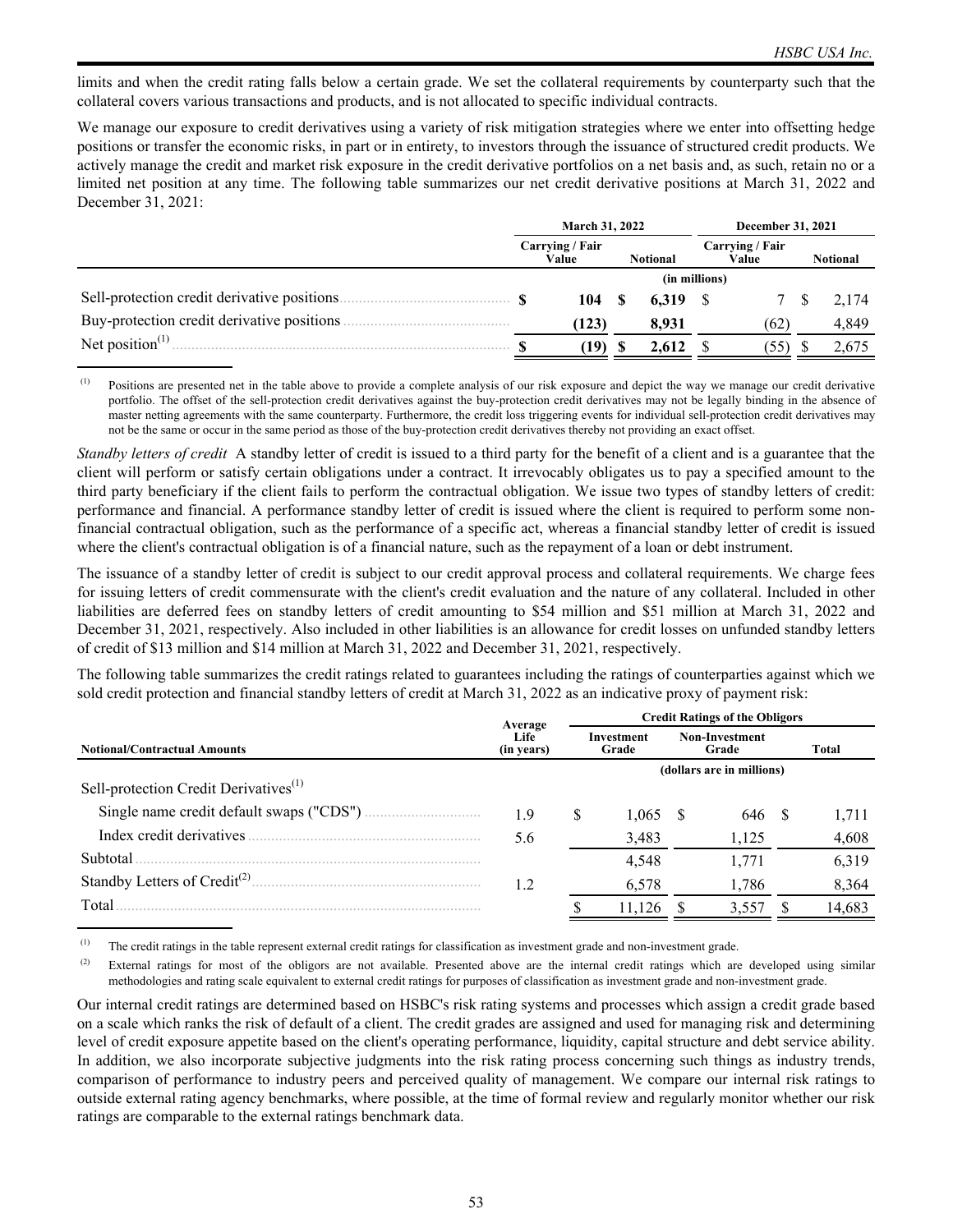limits and when the credit rating falls below a certain grade. We set the collateral requirements by counterparty such that the collateral covers various transactions and products, and is not allocated to specific individual contracts.

We manage our exposure to credit derivatives using a variety of risk mitigation strategies where we enter into offsetting hedge positions or transfer the economic risks, in part or in entirety, to investors through the issuance of structured credit products. We actively manage the credit and market risk exposure in the credit derivative portfolios on a net basis and, as such, retain no or a limited net position at any time. The following table summarizes our net credit derivative positions at March 31, 2022 and December 31, 2021:

| | March 31, 2022 | | December 31, 2021 | |
|---|---|---|---|---|
| | Carrying / Fair Value | Notional | Carrying / Fair Value | Notional |
| | (in millions) | | | |
| Sell-protection credit derivative positions | $ 104 | $ 6,319 | $ 7 | $ 2,174 |
| Buy-protection credit derivative positions | (123) | 8,931 | (62) | 4,849 |
| Net position[1] | $ (19) | $ 2,612 | $ (55) | $ 2,675 |

[1] Positions are presented net in the table above to provide a complete analysis of our risk exposure and depict the way we manage our credit derivative portfolio. The offset of the sell-protection credit derivatives against the buy-protection credit derivatives may not be legally binding in the absence of master netting agreements with the same counterparty. Furthermore, the credit loss triggering events for individual sell-protection credit derivatives may not be the same or occur in the same period as those of the buy-protection credit derivatives thereby not providing an exact offset.

*Standby letters of credit* A standby letter of credit is issued to a third party for the benefit of a client and is a guarantee that the client will perform or satisfy certain obligations under a contract. It irrevocably obligates us to pay a specified amount to the third party beneficiary if the client fails to perform the contractual obligation. We issue two types of standby letters of credit: performance and financial. A performance standby letter of credit is issued where the client is required to perform some non-financial contractual obligation, such as the performance of a specific act, whereas a financial standby letter of credit is issued where the client's contractual obligation is of a financial nature, such as the repayment of a loan or debt instrument.

The issuance of a standby letter of credit is subject to our credit approval process and collateral requirements. We charge fees for issuing letters of credit commensurate with the client's credit evaluation and the nature of any collateral. Included in other liabilities are deferred fees on standby letters of credit amounting to $54 million and $51 million at March 31, 2022 and December 31, 2021, respectively. Also included in other liabilities is an allowance for credit losses on unfunded standby letters of credit of $13 million and $14 million at March 31, 2022 and December 31, 2021, respectively.

The following table summarizes the credit ratings related to guarantees including the ratings of counterparties against which we sold credit protection and financial standby letters of credit at March 31, 2022 as an indicative proxy of payment risk:

| Notional/Contractual Amounts | Average Life (in years) | Credit Ratings of the Obligors | | |
|---|---|---|---|---|
| | | Investment Grade | Non-Investment Grade | Total |
| | | (dollars are in millions) | | |
| Sell-protection Credit Derivatives[1] | | | | |
| Single name credit default swaps ("CDS") | 1.9 | $ 1,065 | $ 646 | $ 1,711 |
| Index credit derivatives | 5.6 | 3,483 | 1,125 | 4,608 |
| Subtotal | | 4,548 | 1,771 | 6,319 |
| Standby Letters of Credit[2] | 1.2 | 6,578 | 1,786 | 8,364 |
| Total | | $ 11,126 | $ 3,557 | $ 14,683 |

[1] The credit ratings in the table represent external credit ratings for classification as investment grade and non-investment grade.

[2] External ratings for most of the obligors are not available. Presented above are the internal credit ratings which are developed using similar methodologies and rating scale equivalent to external credit ratings for purposes of classification as investment grade and non-investment grade.

Our internal credit ratings are determined based on HSBC's risk rating systems and processes which assign a credit grade based on a scale which ranks the risk of default of a client. The credit grades are assigned and used for managing risk and determining level of credit exposure appetite based on the client's operating performance, liquidity, capital structure and debt service ability. In addition, we also incorporate subjective judgments into the risk rating process concerning such things as industry trends, comparison of performance to industry peers and perceived quality of management. We compare our internal risk ratings to outside external rating agency benchmarks, where possible, at the time of formal review and regularly monitor whether our risk ratings are comparable to the external ratings benchmark data.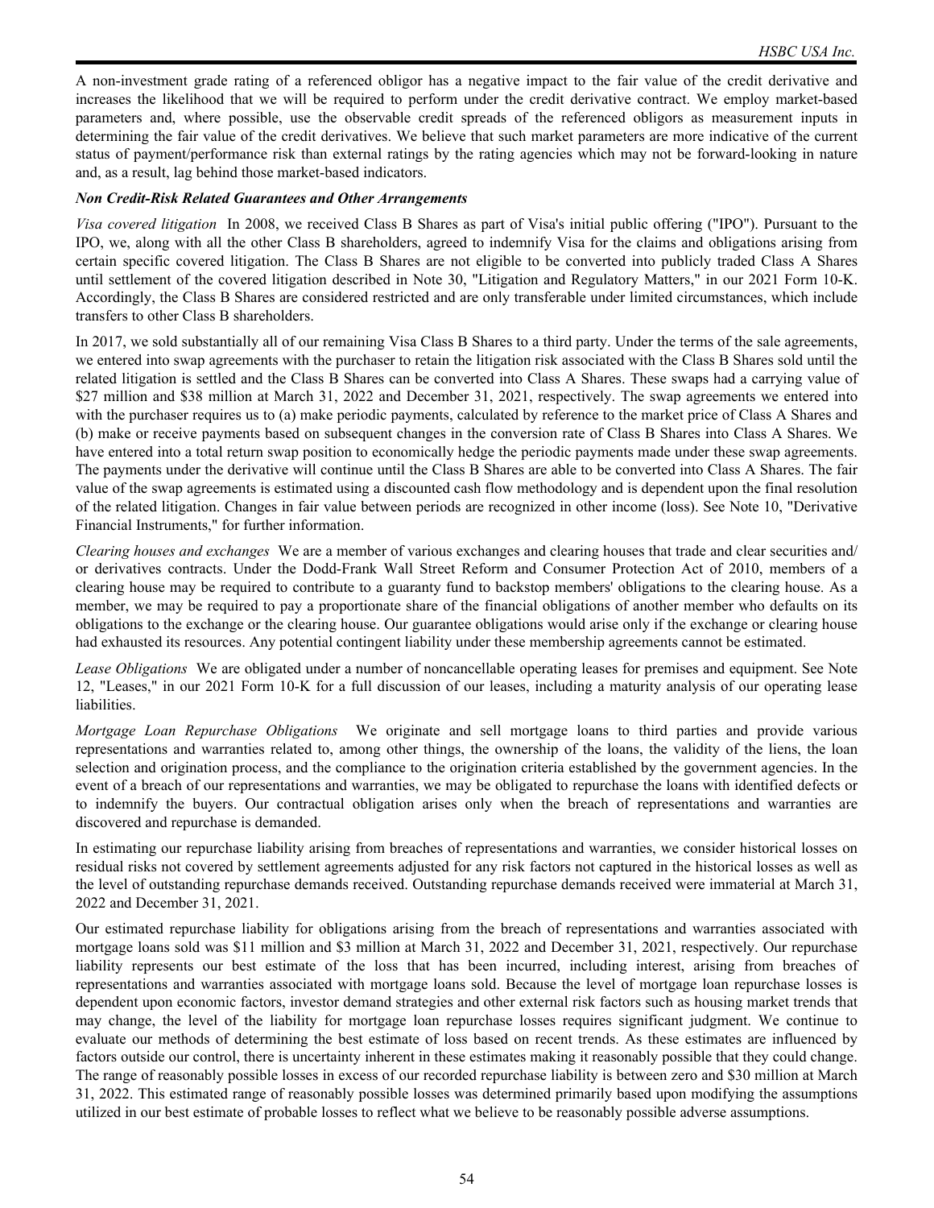A non-investment grade rating of a referenced obligor has a negative impact to the fair value of the credit derivative and increases the likelihood that we will be required to perform under the credit derivative contract. We employ market-based parameters and, where possible, use the observable credit spreads of the referenced obligors as measurement inputs in determining the fair value of the credit derivatives. We believe that such market parameters are more indicative of the current status of payment/performance risk than external ratings by the rating agencies which may not be forward-looking in nature and, as a result, lag behind those market-based indicators.

***Non Credit-Risk Related Guarantees and Other Arrangements***

*Visa covered litigation* In 2008, we received Class B Shares as part of Visa's initial public offering ("IPO"). Pursuant to the IPO, we, along with all the other Class B shareholders, agreed to indemnify Visa for the claims and obligations arising from certain specific covered litigation. The Class B Shares are not eligible to be converted into publicly traded Class A Shares until settlement of the covered litigation described in Note 30, "Litigation and Regulatory Matters," in our 2021 Form 10-K. Accordingly, the Class B Shares are considered restricted and are only transferable under limited circumstances, which include transfers to other Class B shareholders.

In 2017, we sold substantially all of our remaining Visa Class B Shares to a third party. Under the terms of the sale agreements, we entered into swap agreements with the purchaser to retain the litigation risk associated with the Class B Shares sold until the related litigation is settled and the Class B Shares can be converted into Class A Shares. These swaps had a carrying value of $27 million and $38 million at March 31, 2022 and December 31, 2021, respectively. The swap agreements we entered into with the purchaser requires us to (a) make periodic payments, calculated by reference to the market price of Class A Shares and (b) make or receive payments based on subsequent changes in the conversion rate of Class B Shares into Class A Shares. We have entered into a total return swap position to economically hedge the periodic payments made under these swap agreements. The payments under the derivative will continue until the Class B Shares are able to be converted into Class A Shares. The fair value of the swap agreements is estimated using a discounted cash flow methodology and is dependent upon the final resolution of the related litigation. Changes in fair value between periods are recognized in other income (loss). See Note 10, "Derivative Financial Instruments," for further information.

*Clearing houses and exchanges* We are a member of various exchanges and clearing houses that trade and clear securities and/or derivatives contracts. Under the Dodd-Frank Wall Street Reform and Consumer Protection Act of 2010, members of a clearing house may be required to contribute to a guaranty fund to backstop members' obligations to the clearing house. As a member, we may be required to pay a proportionate share of the financial obligations of another member who defaults on its obligations to the exchange or the clearing house. Our guarantee obligations would arise only if the exchange or clearing house had exhausted its resources. Any potential contingent liability under these membership agreements cannot be estimated.

*Lease Obligations* We are obligated under a number of noncancellable operating leases for premises and equipment. See Note 12, "Leases," in our 2021 Form 10-K for a full discussion of our leases, including a maturity analysis of our operating lease liabilities.

*Mortgage Loan Repurchase Obligations* We originate and sell mortgage loans to third parties and provide various representations and warranties related to, among other things, the ownership of the loans, the validity of the liens, the loan selection and origination process, and the compliance to the origination criteria established by the government agencies. In the event of a breach of our representations and warranties, we may be obligated to repurchase the loans with identified defects or to indemnify the buyers. Our contractual obligation arises only when the breach of representations and warranties are discovered and repurchase is demanded.

In estimating our repurchase liability arising from breaches of representations and warranties, we consider historical losses on residual risks not covered by settlement agreements adjusted for any risk factors not captured in the historical losses as well as the level of outstanding repurchase demands received. Outstanding repurchase demands received were immaterial at March 31, 2022 and December 31, 2021.

Our estimated repurchase liability for obligations arising from the breach of representations and warranties associated with mortgage loans sold was $11 million and $3 million at March 31, 2022 and December 31, 2021, respectively. Our repurchase liability represents our best estimate of the loss that has been incurred, including interest, arising from breaches of representations and warranties associated with mortgage loans sold. Because the level of mortgage loan repurchase losses is dependent upon economic factors, investor demand strategies and other external risk factors such as housing market trends that may change, the level of the liability for mortgage loan repurchase losses requires significant judgment. We continue to evaluate our methods of determining the best estimate of loss based on recent trends. As these estimates are influenced by factors outside our control, there is uncertainty inherent in these estimates making it reasonably possible that they could change. The range of reasonably possible losses in excess of our recorded repurchase liability is between zero and $30 million at March 31, 2022. This estimated range of reasonably possible losses was determined primarily based upon modifying the assumptions utilized in our best estimate of probable losses to reflect what we believe to be reasonably possible adverse assumptions.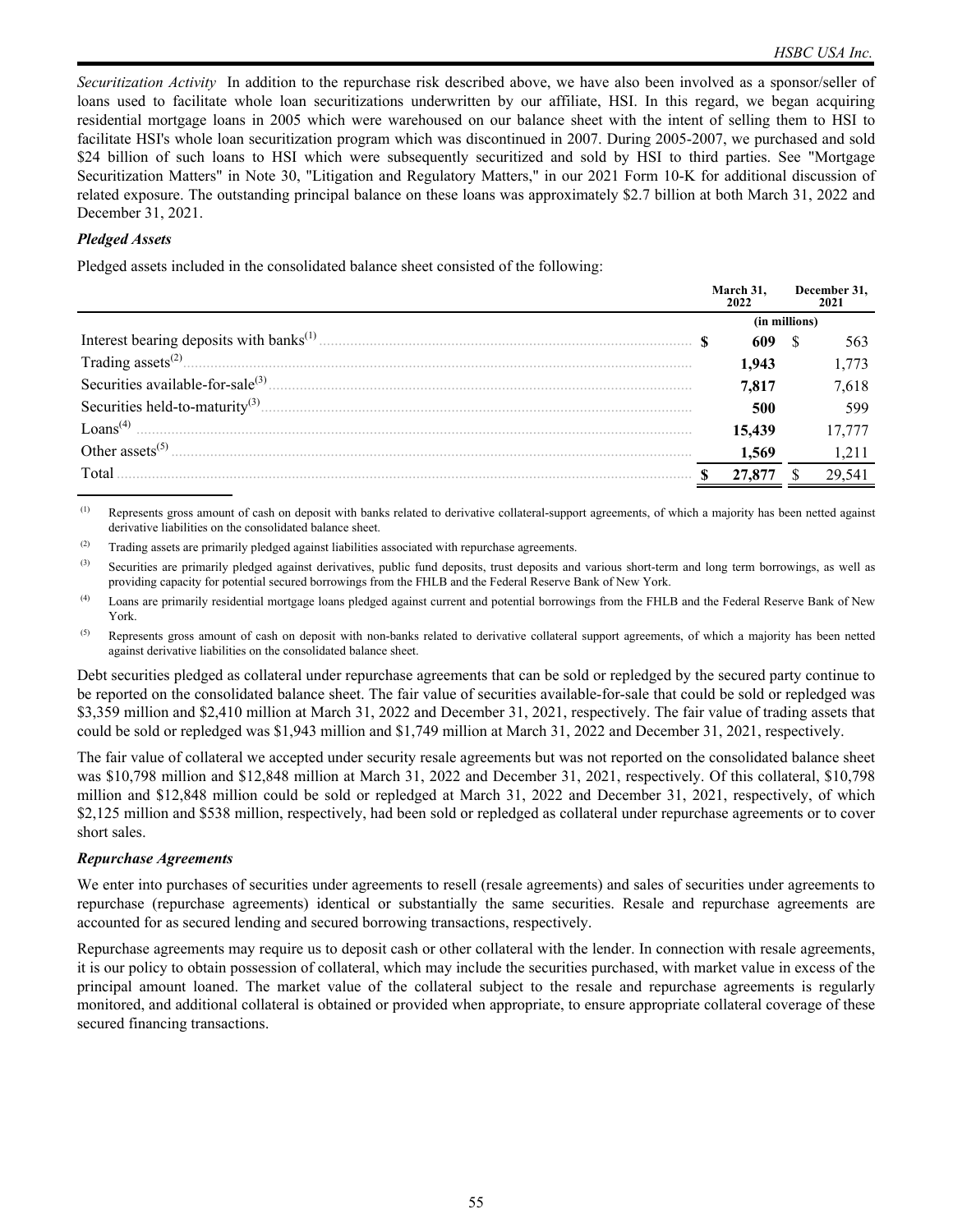*Securitization Activity* In addition to the repurchase risk described above, we have also been involved as a sponsor/seller of loans used to facilitate whole loan securitizations underwritten by our affiliate, HSI. In this regard, we began acquiring residential mortgage loans in 2005 which were warehoused on our balance sheet with the intent of selling them to HSI to facilitate HSI's whole loan securitization program which was discontinued in 2007. During 2005-2007, we purchased and sold $24 billion of such loans to HSI which were subsequently securitized and sold by HSI to third parties. See "Mortgage Securitization Matters" in Note 30, "Litigation and Regulatory Matters," in our 2021 Form 10-K for additional discussion of related exposure. The outstanding principal balance on these loans was approximately $2.7 billion at both March 31, 2022 and December 31, 2021.

***Pledged Assets***

Pledged assets included in the consolidated balance sheet consisted of the following:

| | March 31, 2022 | December 31, 2021 |
|---|---|---|
| | (in millions) | |
| Interest bearing deposits with banks[1] | **$ 609** | $ 563 |
| Trading assets[2] | **1,943** | 1,773 |
| Securities available-for-sale[3] | **7,817** | 7,618 |
| Securities held-to-maturity[3] | **500** | 599 |
| Loans[4] | **15,439** | 17,777 |
| Other assets[5] | **1,569** | 1,211 |
| Total | **$ 27,877** | $ 29,541 |

(1) Represents gross amount of cash on deposit with banks related to derivative collateral-support agreements, of which a majority has been netted against derivative liabilities on the consolidated balance sheet.

(2) Trading assets are primarily pledged against liabilities associated with repurchase agreements.

(3) Securities are primarily pledged against derivatives, public fund deposits, trust deposits and various short-term and long term borrowings, as well as providing capacity for potential secured borrowings from the FHLB and the Federal Reserve Bank of New York.

(4) Loans are primarily residential mortgage loans pledged against current and potential borrowings from the FHLB and the Federal Reserve Bank of New York.

(5) Represents gross amount of cash on deposit with non-banks related to derivative collateral support agreements, of which a majority has been netted against derivative liabilities on the consolidated balance sheet.

Debt securities pledged as collateral under repurchase agreements that can be sold or repledged by the secured party continue to be reported on the consolidated balance sheet. The fair value of securities available-for-sale that could be sold or repledged was $3,359 million and $2,410 million at March 31, 2022 and December 31, 2021, respectively. The fair value of trading assets that could be sold or repledged was $1,943 million and $1,749 million at March 31, 2022 and December 31, 2021, respectively.

The fair value of collateral we accepted under security resale agreements but was not reported on the consolidated balance sheet was $10,798 million and $12,848 million at March 31, 2022 and December 31, 2021, respectively. Of this collateral, $10,798 million and $12,848 million could be sold or repledged at March 31, 2022 and December 31, 2021, respectively, of which $2,125 million and $538 million, respectively, had been sold or repledged as collateral under repurchase agreements or to cover short sales.

***Repurchase Agreements***

We enter into purchases of securities under agreements to resell (resale agreements) and sales of securities under agreements to repurchase (repurchase agreements) identical or substantially the same securities. Resale and repurchase agreements are accounted for as secured lending and secured borrowing transactions, respectively.

Repurchase agreements may require us to deposit cash or other collateral with the lender. In connection with resale agreements, it is our policy to obtain possession of collateral, which may include the securities purchased, with market value in excess of the principal amount loaned. The market value of the collateral subject to the resale and repurchase agreements is regularly monitored, and additional collateral is obtained or provided when appropriate, to ensure appropriate collateral coverage of these secured financing transactions.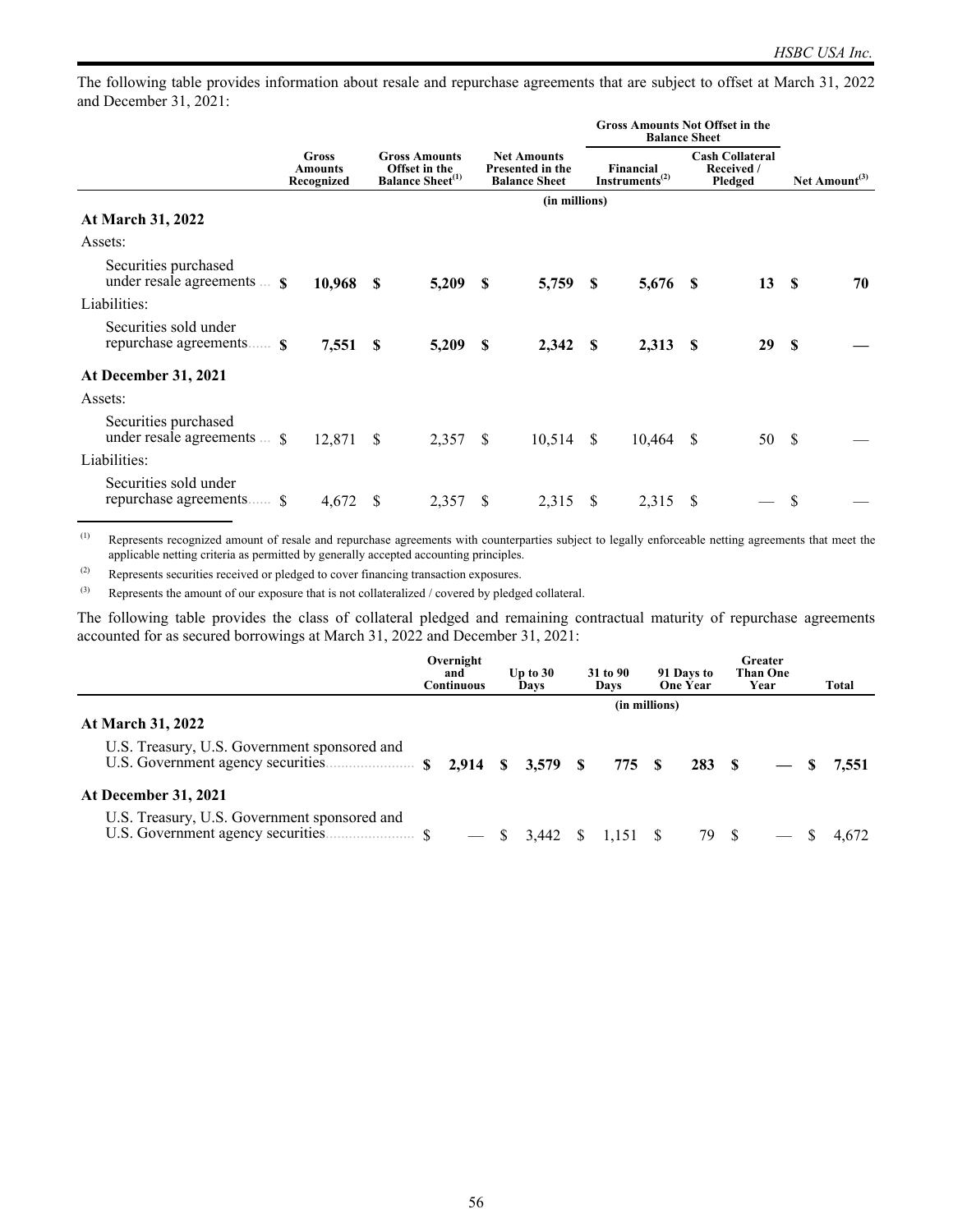The following table provides information about resale and repurchase agreements that are subject to offset at March 31, 2022 and December 31, 2021:

| | Gross Amounts Recognized | Gross Amounts Offset in the Balance Sheet[(1)] | Net Amounts Presented in the Balance Sheet | Gross Amounts Not Offset in the Balance Sheet | | Net Amount[(3)] |
|---|---|---|---|---|---|---|
| | | | | Financial Instruments[(2)] | Cash Collateral Received / Pledged | |
| | (in millions) | | | | | |
| **At March 31, 2022** | | | | | | |
| Assets: | | | | | | |
| Securities purchased under resale agreements | **$ 10,968** | **$ 5,209** | **$ 5,759** | **$ 5,676** | **$ 13** | **$ 70** |
| Liabilities: | | | | | | |
| Securities sold under repurchase agreements | **$ 7,551** | **$ 5,209** | **$ 2,342** | **$ 2,313** | **$ 29** | **$ —** |
| **At December 31, 2021** | | | | | | |
| Assets: | | | | | | |
| Securities purchased under resale agreements | $ 12,871 | $ 2,357 | $ 10,514 | $ 10,464 | $ 50 | $ — |
| Liabilities: | | | | | | |
| Securities sold under repurchase agreements | $ 4,672 | $ 2,357 | $ 2,315 | $ 2,315 | $ — | $ — |

(1) Represents recognized amount of resale and repurchase agreements with counterparties subject to legally enforceable netting agreements that meet the applicable netting criteria as permitted by generally accepted accounting principles.

(2) Represents securities received or pledged to cover financing transaction exposures.

(3) Represents the amount of our exposure that is not collateralized / covered by pledged collateral.

The following table provides the class of collateral pledged and remaining contractual maturity of repurchase agreements accounted for as secured borrowings at March 31, 2022 and December 31, 2021:

| | Overnight and Continuous | Up to 30 Days | 31 to 90 Days | 91 Days to One Year | Greater Than One Year | Total |
|---|---|---|---|---|---|---|
| | (in millions) | | | | | |
| **At March 31, 2022** | | | | | | |
| U.S. Treasury, U.S. Government sponsored and U.S. Government agency securities | **$ 2,914** | **$ 3,579** | **$ 775** | **$ 283** | **$ —** | **$ 7,551** |
| **At December 31, 2021** | | | | | | |
| U.S. Treasury, U.S. Government sponsored and U.S. Government agency securities | $ — | $ 3,442 | $ 1,151 | $ 79 | $ — | $ 4,672 |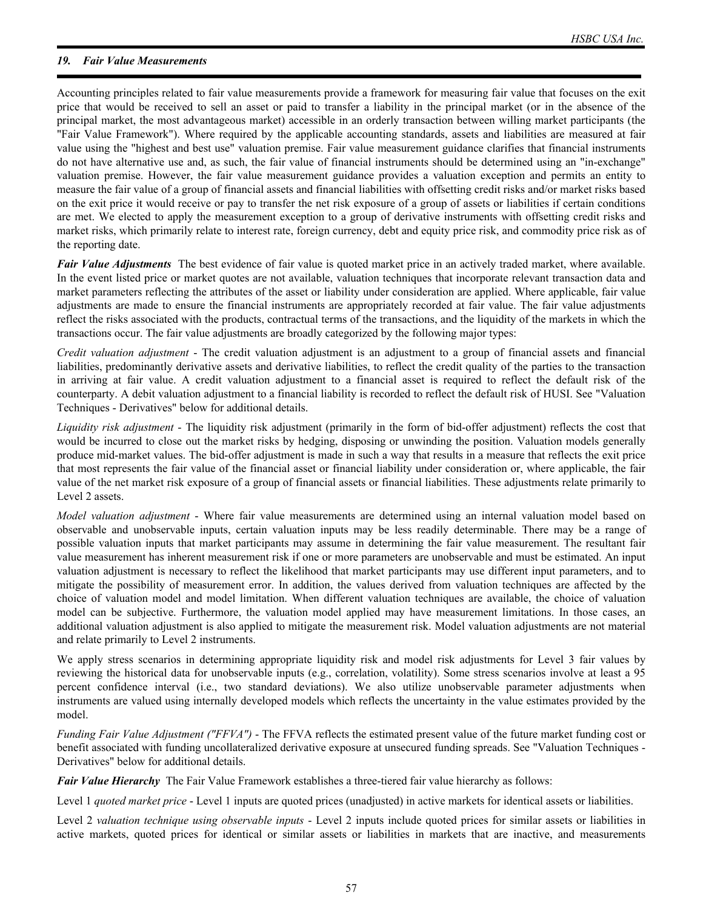## 19. *Fair Value Measurements*

Accounting principles related to fair value measurements provide a framework for measuring fair value that focuses on the exit price that would be received to sell an asset or paid to transfer a liability in the principal market (or in the absence of the principal market, the most advantageous market) accessible in an orderly transaction between willing market participants (the "Fair Value Framework"). Where required by the applicable accounting standards, assets and liabilities are measured at fair value using the "highest and best use" valuation premise. Fair value measurement guidance clarifies that financial instruments do not have alternative use and, as such, the fair value of financial instruments should be determined using an "in-exchange" valuation premise. However, the fair value measurement guidance provides a valuation exception and permits an entity to measure the fair value of a group of financial assets and financial liabilities with offsetting credit risks and/or market risks based on the exit price it would receive or pay to transfer the net risk exposure of a group of assets or liabilities if certain conditions are met. We elected to apply the measurement exception to a group of derivative instruments with offsetting credit risks and market risks, which primarily relate to interest rate, foreign currency, debt and equity price risk, and commodity price risk as of the reporting date.

***Fair Value Adjustments*** The best evidence of fair value is quoted market price in an actively traded market, where available. In the event listed price or market quotes are not available, valuation techniques that incorporate relevant transaction data and market parameters reflecting the attributes of the asset or liability under consideration are applied. Where applicable, fair value adjustments are made to ensure the financial instruments are appropriately recorded at fair value. The fair value adjustments reflect the risks associated with the products, contractual terms of the transactions, and the liquidity of the markets in which the transactions occur. The fair value adjustments are broadly categorized by the following major types:

*Credit valuation adjustment* - The credit valuation adjustment is an adjustment to a group of financial assets and financial liabilities, predominantly derivative assets and derivative liabilities, to reflect the credit quality of the parties to the transaction in arriving at fair value. A credit valuation adjustment to a financial asset is required to reflect the default risk of the counterparty. A debit valuation adjustment to a financial liability is recorded to reflect the default risk of HUSI. See "Valuation Techniques - Derivatives" below for additional details.

*Liquidity risk adjustment* - The liquidity risk adjustment (primarily in the form of bid-offer adjustment) reflects the cost that would be incurred to close out the market risks by hedging, disposing or unwinding the position. Valuation models generally produce mid-market values. The bid-offer adjustment is made in such a way that results in a measure that reflects the exit price that most represents the fair value of the financial asset or financial liability under consideration or, where applicable, the fair value of the net market risk exposure of a group of financial assets or financial liabilities. These adjustments relate primarily to Level 2 assets.

*Model valuation adjustment* - Where fair value measurements are determined using an internal valuation model based on observable and unobservable inputs, certain valuation inputs may be less readily determinable. There may be a range of possible valuation inputs that market participants may assume in determining the fair value measurement. The resultant fair value measurement has inherent measurement risk if one or more parameters are unobservable and must be estimated. An input valuation adjustment is necessary to reflect the likelihood that market participants may use different input parameters, and to mitigate the possibility of measurement error. In addition, the values derived from valuation techniques are affected by the choice of valuation model and model limitation. When different valuation techniques are available, the choice of valuation model can be subjective. Furthermore, the valuation model applied may have measurement limitations. In those cases, an additional valuation adjustment is also applied to mitigate the measurement risk. Model valuation adjustments are not material and relate primarily to Level 2 instruments.

We apply stress scenarios in determining appropriate liquidity risk and model risk adjustments for Level 3 fair values by reviewing the historical data for unobservable inputs (e.g., correlation, volatility). Some stress scenarios involve at least a 95 percent confidence interval (i.e., two standard deviations). We also utilize unobservable parameter adjustments when instruments are valued using internally developed models which reflects the uncertainty in the value estimates provided by the model.

*Funding Fair Value Adjustment ("FFVA")* - The FFVA reflects the estimated present value of the future market funding cost or benefit associated with funding uncollateralized derivative exposure at unsecured funding spreads. See "Valuation Techniques - Derivatives" below for additional details.

***Fair Value Hierarchy*** The Fair Value Framework establishes a three-tiered fair value hierarchy as follows:

Level 1 *quoted market price* - Level 1 inputs are quoted prices (unadjusted) in active markets for identical assets or liabilities.

Level 2 *valuation technique using observable inputs* - Level 2 inputs include quoted prices for similar assets or liabilities in active markets, quoted prices for identical or similar assets or liabilities in markets that are inactive, and measurements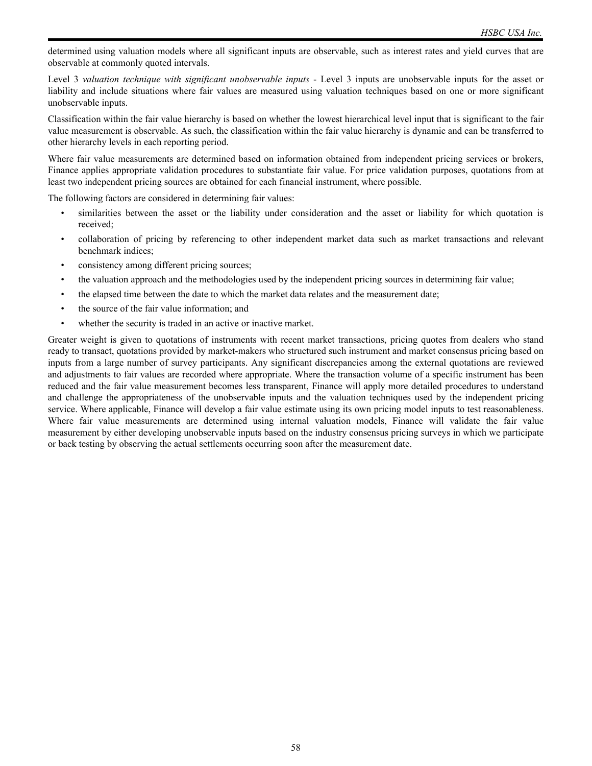determined using valuation models where all significant inputs are observable, such as interest rates and yield curves that are observable at commonly quoted intervals.

Level 3 *valuation technique with significant unobservable inputs* - Level 3 inputs are unobservable inputs for the asset or liability and include situations where fair values are measured using valuation techniques based on one or more significant unobservable inputs.

Classification within the fair value hierarchy is based on whether the lowest hierarchical level input that is significant to the fair value measurement is observable. As such, the classification within the fair value hierarchy is dynamic and can be transferred to other hierarchy levels in each reporting period.

Where fair value measurements are determined based on information obtained from independent pricing services or brokers, Finance applies appropriate validation procedures to substantiate fair value. For price validation purposes, quotations from at least two independent pricing sources are obtained for each financial instrument, where possible.

The following factors are considered in determining fair values:

- similarities between the asset or the liability under consideration and the asset or liability for which quotation is received;
- collaboration of pricing by referencing to other independent market data such as market transactions and relevant benchmark indices;
- consistency among different pricing sources;
- the valuation approach and the methodologies used by the independent pricing sources in determining fair value;
- the elapsed time between the date to which the market data relates and the measurement date;
- the source of the fair value information; and
- whether the security is traded in an active or inactive market.

Greater weight is given to quotations of instruments with recent market transactions, pricing quotes from dealers who stand ready to transact, quotations provided by market-makers who structured such instrument and market consensus pricing based on inputs from a large number of survey participants. Any significant discrepancies among the external quotations are reviewed and adjustments to fair values are recorded where appropriate. Where the transaction volume of a specific instrument has been reduced and the fair value measurement becomes less transparent, Finance will apply more detailed procedures to understand and challenge the appropriateness of the unobservable inputs and the valuation techniques used by the independent pricing service. Where applicable, Finance will develop a fair value estimate using its own pricing model inputs to test reasonableness. Where fair value measurements are determined using internal valuation models, Finance will validate the fair value measurement by either developing unobservable inputs based on the industry consensus pricing surveys in which we participate or back testing by observing the actual settlements occurring soon after the measurement date.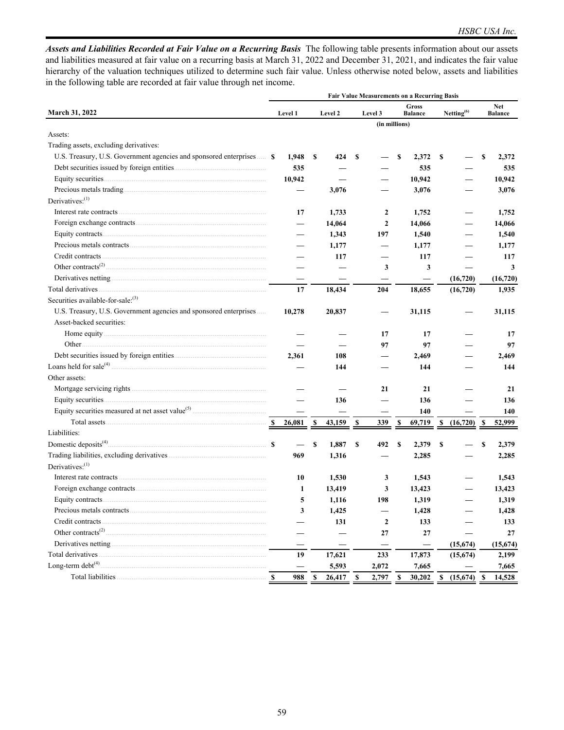***Assets and Liabilities Recorded at Fair Value on a Recurring Basis*** The following table presents information about our assets and liabilities measured at fair value on a recurring basis at March 31, 2022 and December 31, 2021, and indicates the fair value hierarchy of the valuation techniques utilized to determine such fair value. Unless otherwise noted below, assets and liabilities in the following table are recorded at fair value through net income.

| | Fair Value Measurements on a Recurring Basis | | | | | |
|---|---|---|---|---|---|---|
| **March 31, 2022** | **Level 1** | **Level 2** | **Level 3** | **Gross Balance** | **Netting[6]** | **Net Balance** |
| | | | (in millions) | | | |
| Assets: | | | | | | |
| Trading assets, excluding derivatives: | | | | | | |
| U.S. Treasury, U.S. Government agencies and sponsored enterprises | $ 1,948 | $ 424 | $ — | $ 2,372 | $ — | $ 2,372 |
| Debt securities issued by foreign entities | 535 | — | — | 535 | — | 535 |
| Equity securities | 10,942 | — | — | 10,942 | — | 10,942 |
| Precious metals trading | — | 3,076 | — | 3,076 | — | 3,076 |
| Derivatives:[1] | | | | | | |
| Interest rate contracts | 17 | 1,733 | 2 | 1,752 | — | 1,752 |
| Foreign exchange contracts | — | 14,064 | 2 | 14,066 | — | 14,066 |
| Equity contracts | — | 1,343 | 197 | 1,540 | — | 1,540 |
| Precious metals contracts | — | 1,177 | — | 1,177 | — | 1,177 |
| Credit contracts | — | 117 | — | 117 | — | 117 |
| Other contracts[2] | — | — | 3 | 3 | — | 3 |
| Derivatives netting | — | — | — | — | (16,720) | (16,720) |
| Total derivatives | 17 | 18,434 | 204 | 18,655 | (16,720) | 1,935 |
| Securities available-for-sale:[3] | | | | | | |
| U.S. Treasury, U.S. Government agencies and sponsored enterprises | 10,278 | 20,837 | — | 31,115 | — | 31,115 |
| Asset-backed securities: | | | | | | |
| Home equity | — | — | 17 | 17 | — | 17 |
| Other | — | — | 97 | 97 | — | 97 |
| Debt securities issued by foreign entities | 2,361 | 108 | — | 2,469 | — | 2,469 |
| Loans held for sale[4] | — | 144 | — | 144 | — | 144 |
| Other assets: | | | | | | |
| Mortgage servicing rights | — | — | 21 | 21 | — | 21 |
| Equity securities | — | 136 | — | 136 | — | 136 |
| Equity securities measured at net asset value[5] | — | — | — | 140 | — | 140 |
| Total assets | $ 26,081 | $ 43,159 | $ 339 | $ 69,719 | $ (16,720) | $ 52,999 |
| Liabilities: | | | | | | |
| Domestic deposits[4] | $ — | $ 1,887 | $ 492 | $ 2,379 | $ — | $ 2,379 |
| Trading liabilities, excluding derivatives | 969 | 1,316 | — | 2,285 | — | 2,285 |
| Derivatives:[1] | | | | | | |
| Interest rate contracts | 10 | 1,530 | 3 | 1,543 | — | 1,543 |
| Foreign exchange contracts | 1 | 13,419 | 3 | 13,423 | — | 13,423 |
| Equity contracts | 5 | 1,116 | 198 | 1,319 | — | 1,319 |
| Precious metals contracts | 3 | 1,425 | — | 1,428 | — | 1,428 |
| Credit contracts | — | 131 | 2 | 133 | — | 133 |
| Other contracts[2] | — | — | 27 | 27 | — | 27 |
| Derivatives netting | — | — | — | — | (15,674) | (15,674) |
| Total derivatives | 19 | 17,621 | 233 | 17,873 | (15,674) | 2,199 |
| Long-term debt[4] | — | 5,593 | 2,072 | 7,665 | — | 7,665 |
| Total liabilities | $ 988 | $ 26,417 | $ 2,797 | $ 30,202 | $ (15,674) | $ 14,528 |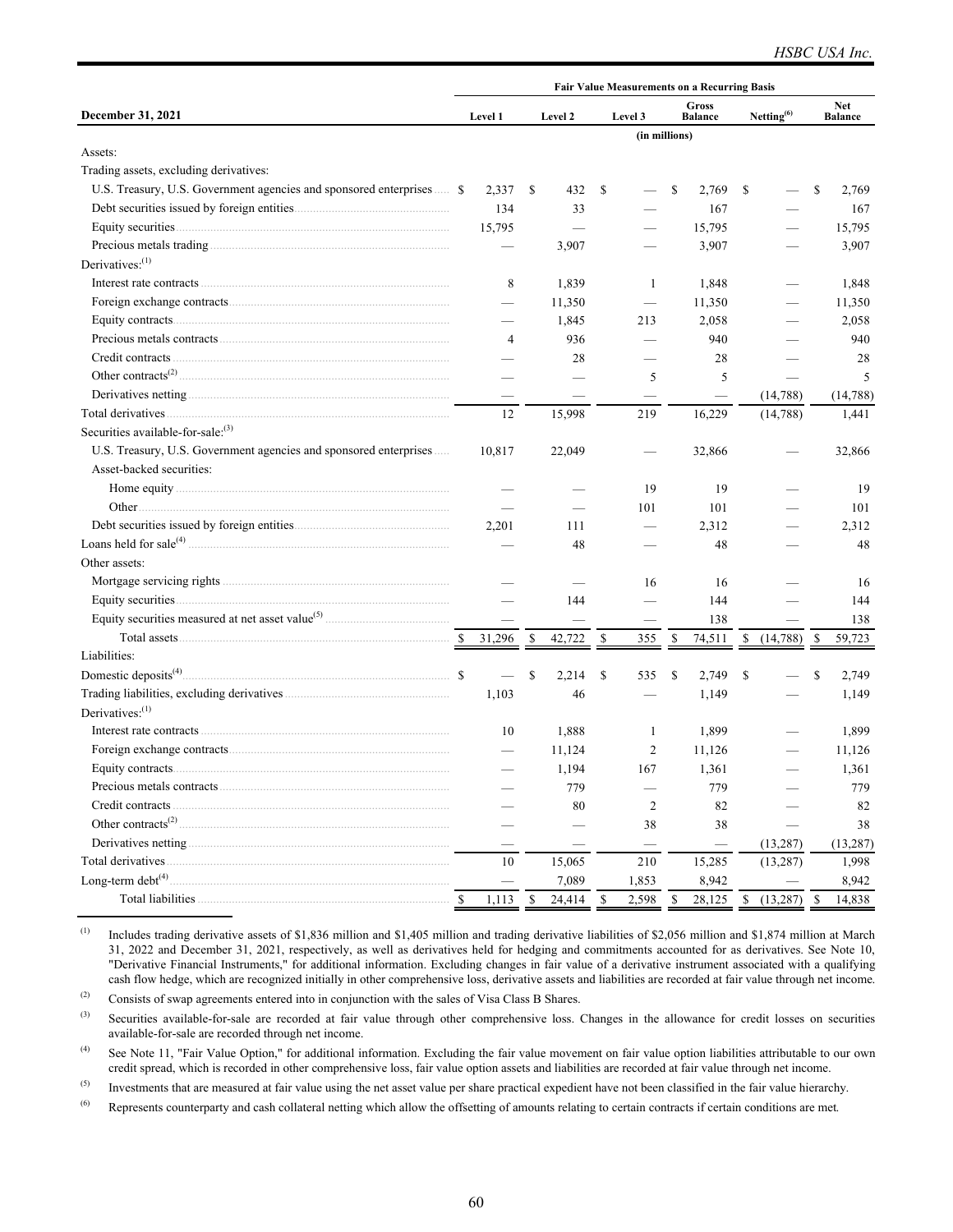| December 31, 2021 | Fair Value Measurements on a Recurring Basis | | | | | |
|---|---|---|---|---|---|---|
| | Level 1 | Level 2 | Level 3 | Gross Balance | Netting[(6)] | Net Balance |
| | (in millions) | | | | | |
| Assets: | | | | | | |
| Trading assets, excluding derivatives: | | | | | | |
| U.S. Treasury, U.S. Government agencies and sponsored enterprises | $ 2,337 | $ 432 | $ — | $ 2,769 | $ — | $ 2,769 |
| Debt securities issued by foreign entities | 134 | 33 | — | 167 | — | 167 |
| Equity securities | 15,795 | — | — | 15,795 | — | 15,795 |
| Precious metals trading | — | 3,907 | — | 3,907 | — | 3,907 |
| Derivatives:[(1)] | | | | | | |
| Interest rate contracts | 8 | 1,839 | 1 | 1,848 | — | 1,848 |
| Foreign exchange contracts | — | 11,350 | — | 11,350 | — | 11,350 |
| Equity contracts | — | 1,845 | 213 | 2,058 | — | 2,058 |
| Precious metals contracts | 4 | 936 | — | 940 | — | 940 |
| Credit contracts | — | 28 | — | 28 | — | 28 |
| Other contracts[(2)] | — | — | 5 | 5 | — | 5 |
| Derivatives netting | — | — | — | — | (14,788) | (14,788) |
| Total derivatives | 12 | 15,998 | 219 | 16,229 | (14,788) | 1,441 |
| Securities available-for-sale:[(3)] | | | | | | |
| U.S. Treasury, U.S. Government agencies and sponsored enterprises | 10,817 | 22,049 | — | 32,866 | — | 32,866 |
| Asset-backed securities: | | | | | | |
| Home equity | — | — | 19 | 19 | — | 19 |
| Other | — | — | 101 | 101 | — | 101 |
| Debt securities issued by foreign entities | 2,201 | 111 | — | 2,312 | — | 2,312 |
| Loans held for sale[(4)] | — | 48 | — | 48 | — | 48 |
| Other assets: | | | | | | |
| Mortgage servicing rights | — | — | 16 | 16 | — | 16 |
| Equity securities | — | 144 | — | 144 | — | 144 |
| Equity securities measured at net asset value[(5)] | — | — | — | 138 | — | 138 |
| Total assets | $ 31,296 | $ 42,722 | $ 355 | $ 74,511 | $ (14,788) | $ 59,723 |
| Liabilities: | | | | | | |
| Domestic deposits[(4)] | $ — | $ 2,214 | $ 535 | $ 2,749 | $ — | $ 2,749 |
| Trading liabilities, excluding derivatives | 1,103 | 46 | — | 1,149 | — | 1,149 |
| Derivatives:[(1)] | | | | | | |
| Interest rate contracts | 10 | 1,888 | 1 | 1,899 | — | 1,899 |
| Foreign exchange contracts | — | 11,124 | 2 | 11,126 | — | 11,126 |
| Equity contracts | — | 1,194 | 167 | 1,361 | — | 1,361 |
| Precious metals contracts | — | 779 | — | 779 | — | 779 |
| Credit contracts | — | 80 | 2 | 82 | — | 82 |
| Other contracts[(2)] | — | — | 38 | 38 | — | 38 |
| Derivatives netting | — | — | — | — | (13,287) | (13,287) |
| Total derivatives | 10 | 15,065 | 210 | 15,285 | (13,287) | 1,998 |
| Long-term debt[(4)] | — | 7,089 | 1,853 | 8,942 | — | 8,942 |
| Total liabilities | $ 1,113 | $ 24,414 | $ 2,598 | $ 28,125 | $ (13,287) | $ 14,838 |

(1) Includes trading derivative assets of $1,836 million and $1,405 million and trading derivative liabilities of $2,056 million and $1,874 million at March 31, 2022 and December 31, 2021, respectively, as well as derivatives held for hedging and commitments accounted for as derivatives. See Note 10, "Derivative Financial Instruments," for additional information. Excluding changes in fair value of a derivative instrument associated with a qualifying cash flow hedge, which are recognized initially in other comprehensive loss, derivative assets and liabilities are recorded at fair value through net income.

(2) Consists of swap agreements entered into in conjunction with the sales of Visa Class B Shares.

(3) Securities available-for-sale are recorded at fair value through other comprehensive loss. Changes in the allowance for credit losses on securities available-for-sale are recorded through net income.

(4) See Note 11, "Fair Value Option," for additional information. Excluding the fair value movement on fair value option liabilities attributable to our own credit spread, which is recorded in other comprehensive loss, fair value option assets and liabilities are recorded at fair value through net income.

(5) Investments that are measured at fair value using the net asset value per share practical expedient have not been classified in the fair value hierarchy.

(6) Represents counterparty and cash collateral netting which allow the offsetting of amounts relating to certain contracts if certain conditions are met.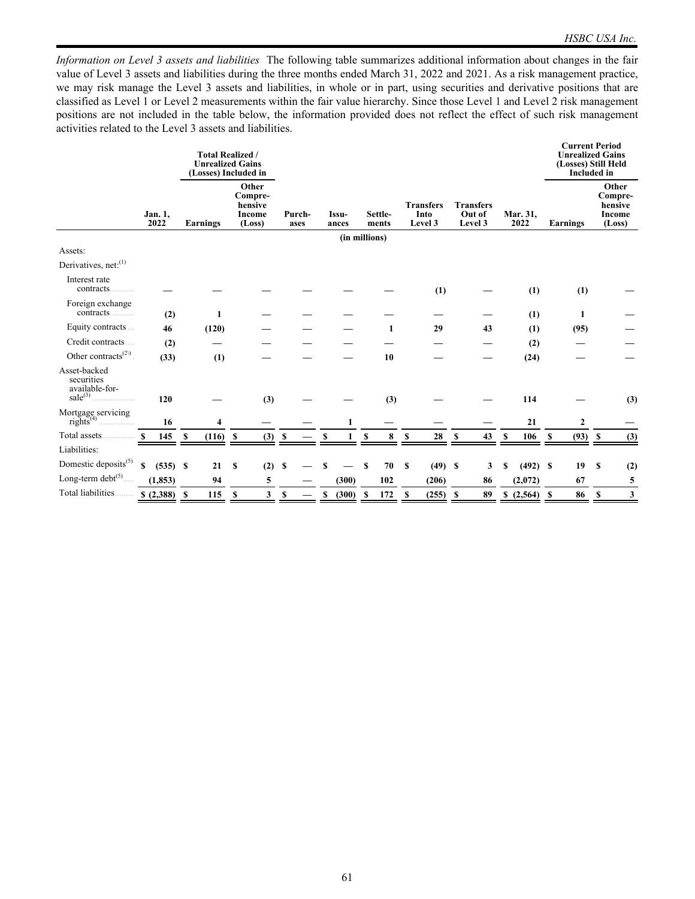*Information on Level 3 assets and liabilities* The following table summarizes additional information about changes in the fair value of Level 3 assets and liabilities during the three months ended March 31, 2022 and 2021. As a risk management practice, we may risk manage the Level 3 assets and liabilities, in whole or in part, using securities and derivative positions that are classified as Level 1 or Level 2 measurements within the fair value hierarchy. Since those Level 1 and Level 2 risk management positions are not included in the table below, the information provided does not reflect the effect of such risk management activities related to the Level 3 assets and liabilities.

| | | Total Realized / Unrealized Gains (Losses) Included in | | | | | | | | Current Period Unrealized Gains (Losses) Still Held Included in | |
|---|---|---|---|---|---|---|---|---|---|---|---|
| | Jan. 1, 2022 | Earnings | Other Compre-hensive Income (Loss) | Purch-ases | Issu-ances | Settle-ments | Transfers Into Level 3 | Transfers Out of Level 3 | Mar. 31, 2022 | Earnings | Other Compre-hensive Income (Loss) |
| | | | | | (in millions) | | | | | | |
| Assets: | | | | | | | | | | | |
| Derivatives, net:[1] | | | | | | | | | | | |
| Interest rate contracts | — | — | — | — | — | — | (1) | — | (1) | (1) | — |
| Foreign exchange contracts | (2) | 1 | — | — | — | — | — | — | (1) | 1 | — |
| Equity contracts | 46 | (120) | — | — | — | 1 | 29 | 43 | (1) | (95) | — |
| Credit contracts | (2) | — | — | — | — | — | — | — | (2) | — | — |
| Other contracts[2] | (33) | (1) | — | — | — | 10 | — | — | (24) | — | — |
| Asset-backed securities available-for-sale[3] | 120 | — | (3) | — | — | (3) | — | — | 114 | — | (3) |
| Mortgage servicing rights[4] | 16 | 4 | — | — | 1 | — | — | — | 21 | 2 | — |
| Total assets | $ 145 | $ (116) | $ (3) | $ — | $ 1 | $ 8 | $ 28 | $ 43 | $ 106 | $ (93) | $ (3) |
| Liabilities: | | | | | | | | | | | |
| Domestic deposits[5] | $ (535) | $ 21 | $ (2) | $ — | $ — | $ 70 | $ (49) | $ 3 | $ (492) | $ 19 | $ (2) |
| Long-term debt[5] | (1,853) | 94 | 5 | — | (300) | 102 | (206) | 86 | (2,072) | 67 | 5 |
| Total liabilities | $ (2,388) | $ 115 | $ 3 | $ — | $ (300) | $ 172 | $ (255) | $ 89 | $ (2,564) | $ 86 | $ 3 |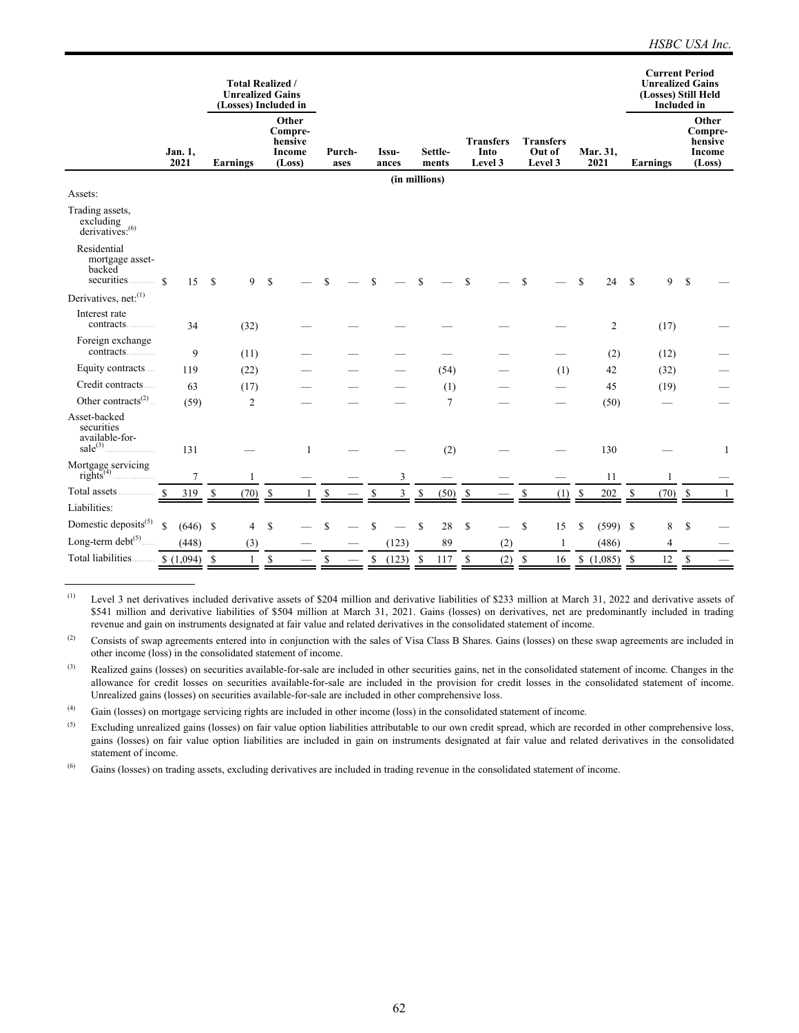| | Jan. 1, 2021 | Total Realized / Unrealized Gains (Losses) Included in | | Purch-ases | Issu-ances | Settle-ments | Transfers Into Level 3 | Transfers Out of Level 3 | Mar. 31, 2021 | Current Period Unrealized Gains (Losses) Still Held Included in | |
|---|---|---|---|---|---|---|---|---|---|---|---|
| | | Earnings | Other Compre-hensive Income (Loss) | | | | | | | Earnings | Other Compre-hensive Income (Loss) |
| | (in millions) | | | | | | | | | | |
| Assets: | | | | | | | | | | | |
| Trading assets, excluding derivatives:[(6)] | | | | | | | | | | | |
| Residential mortgage asset-backed securities | $ 15 | $ 9 | $ — | $ — | $ — | $ — | $ — | $ — | $ 24 | $ 9 | $ — |
| Derivatives, net:[(1)] | | | | | | | | | | | |
| Interest rate contracts | 34 | (32) | — | — | — | — | — | — | 2 | (17) | — |
| Foreign exchange contracts | 9 | (11) | — | — | — | — | — | — | (2) | (12) | — |
| Equity contracts | 119 | (22) | — | — | — | (54) | — | (1) | 42 | (32) | — |
| Credit contracts | 63 | (17) | — | — | — | (1) | — | — | 45 | (19) | — |
| Other contracts[(2)] | (59) | 2 | — | — | — | 7 | — | — | (50) | — | — |
| Asset-backed securities available-for-sale[(3)] | 131 | — | 1 | — | — | (2) | — | — | 130 | — | 1 |
| Mortgage servicing rights[(4)] | 7 | 1 | — | — | 3 | — | — | — | 11 | 1 | — |
| Total assets | $ 319 | $ (70) | $ 1 | $ — | $ 3 | $ (50) | $ — | $ (1) | $ 202 | $ (70) | $ 1 |
| Liabilities: | | | | | | | | | | | |
| Domestic deposits[(5)] | $ (646) | $ 4 | $ — | $ — | $ — | $ 28 | $ — | $ 15 | $ (599) | $ 8 | $ — |
| Long-term debt[(5)] | (448) | (3) | — | — | (123) | 89 | (2) | 1 | (486) | 4 | — |
| Total liabilities | $ (1,094) | $ 1 | $ — | $ — | $ (123) | $ 117 | $ (2) | $ 16 | $ (1,085) | $ 12 | $ — |

(1) Level 3 net derivatives included derivative assets of $204 million and derivative liabilities of $233 million at March 31, 2022 and derivative assets of $541 million and derivative liabilities of $504 million at March 31, 2021. Gains (losses) on derivatives, net are predominantly included in trading revenue and gain on instruments designated at fair value and related derivatives in the consolidated statement of income.

(2) Consists of swap agreements entered into in conjunction with the sales of Visa Class B Shares. Gains (losses) on these swap agreements are included in other income (loss) in the consolidated statement of income.

(3) Realized gains (losses) on securities available-for-sale are included in other securities gains, net in the consolidated statement of income. Changes in the allowance for credit losses on securities available-for-sale are included in the provision for credit losses in the consolidated statement of income. Unrealized gains (losses) on securities available-for-sale are included in other comprehensive loss.

(4) Gain (losses) on mortgage servicing rights are included in other income (loss) in the consolidated statement of income.

(5) Excluding unrealized gains (losses) on fair value option liabilities attributable to our own credit spread, which are recorded in other comprehensive loss, gains (losses) on fair value option liabilities are included in gain on instruments designated at fair value and related derivatives in the consolidated statement of income.

(6) Gains (losses) on trading assets, excluding derivatives are included in trading revenue in the consolidated statement of income.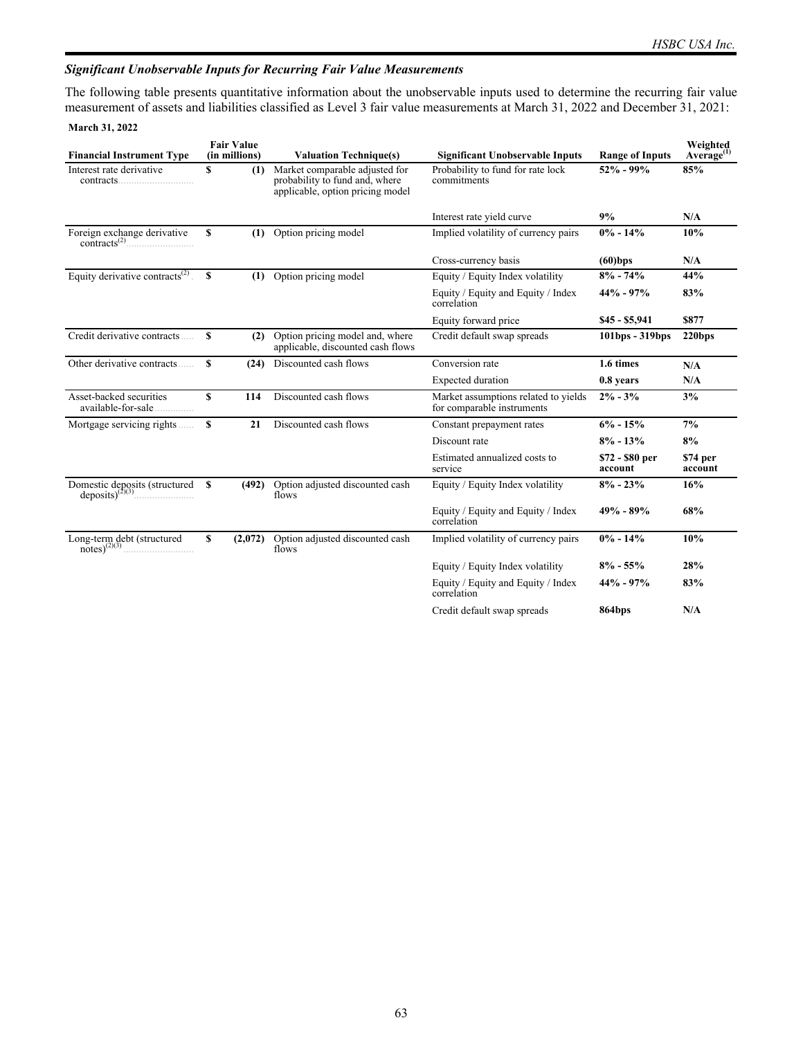### *Significant Unobservable Inputs for Recurring Fair Value Measurements*

The following table presents quantitative information about the unobservable inputs used to determine the recurring fair value measurement of assets and liabilities classified as Level 3 fair value measurements at March 31, 2022 and December 31, 2021:

**March 31, 2022**

| Financial Instrument Type | Fair Value (in millions) | Valuation Technique(s) | Significant Unobservable Inputs | Range of Inputs | Weighted Average[(1)] |
|---|---|---|---|---|---|
| Interest rate derivative contracts | $ (1) | Market comparable adjusted for probability to fund and, where applicable, option pricing model | Probability to fund for rate lock commitments | **52% - 99%** | **85%** |
| | | | Interest rate yield curve | **9%** | **N/A** |
| Foreign exchange derivative contracts[(2)] | $ (1) | Option pricing model | Implied volatility of currency pairs | **0% - 14%** | **10%** |
| | | | Cross-currency basis | **(60)bps** | **N/A** |
| Equity derivative contracts[(2)] | $ (1) | Option pricing model | Equity / Equity Index volatility | **8% - 74%** | **44%** |
| | | | Equity / Equity and Equity / Index correlation | **44% - 97%** | **83%** |
| | | | Equity forward price | **$45 - $5,941** | **$877** |
| Credit derivative contracts | $ (2) | Option pricing model and, where applicable, discounted cash flows | Credit default swap spreads | **101bps - 319bps** | **220bps** |
| Other derivative contracts | $ (24) | Discounted cash flows | Conversion rate | **1.6 times** | **N/A** |
| | | | Expected duration | **0.8 years** | **N/A** |
| Asset-backed securities available-for-sale | $ 114 | Discounted cash flows | Market assumptions related to yields for comparable instruments | **2% - 3%** | **3%** |
| Mortgage servicing rights | $ 21 | Discounted cash flows | Constant prepayment rates | **6% - 15%** | **7%** |
| | | | Discount rate | **8% - 13%** | **8%** |
| | | | Estimated annualized costs to service | **$72 - $80 per account** | **$74 per account** |
| Domestic deposits (structured deposits)[(2)(3)] | $ (492) | Option adjusted discounted cash flows | Equity / Equity Index volatility | **8% - 23%** | **16%** |
| | | | Equity / Equity and Equity / Index correlation | **49% - 89%** | **68%** |
| Long-term debt (structured notes)[(2)(3)] | $ (2,072) | Option adjusted discounted cash flows | Implied volatility of currency pairs | **0% - 14%** | **10%** |
| | | | Equity / Equity Index volatility | **8% - 55%** | **28%** |
| | | | Equity / Equity and Equity / Index correlation | **44% - 97%** | **83%** |
| | | | Credit default swap spreads | **864bps** | **N/A** |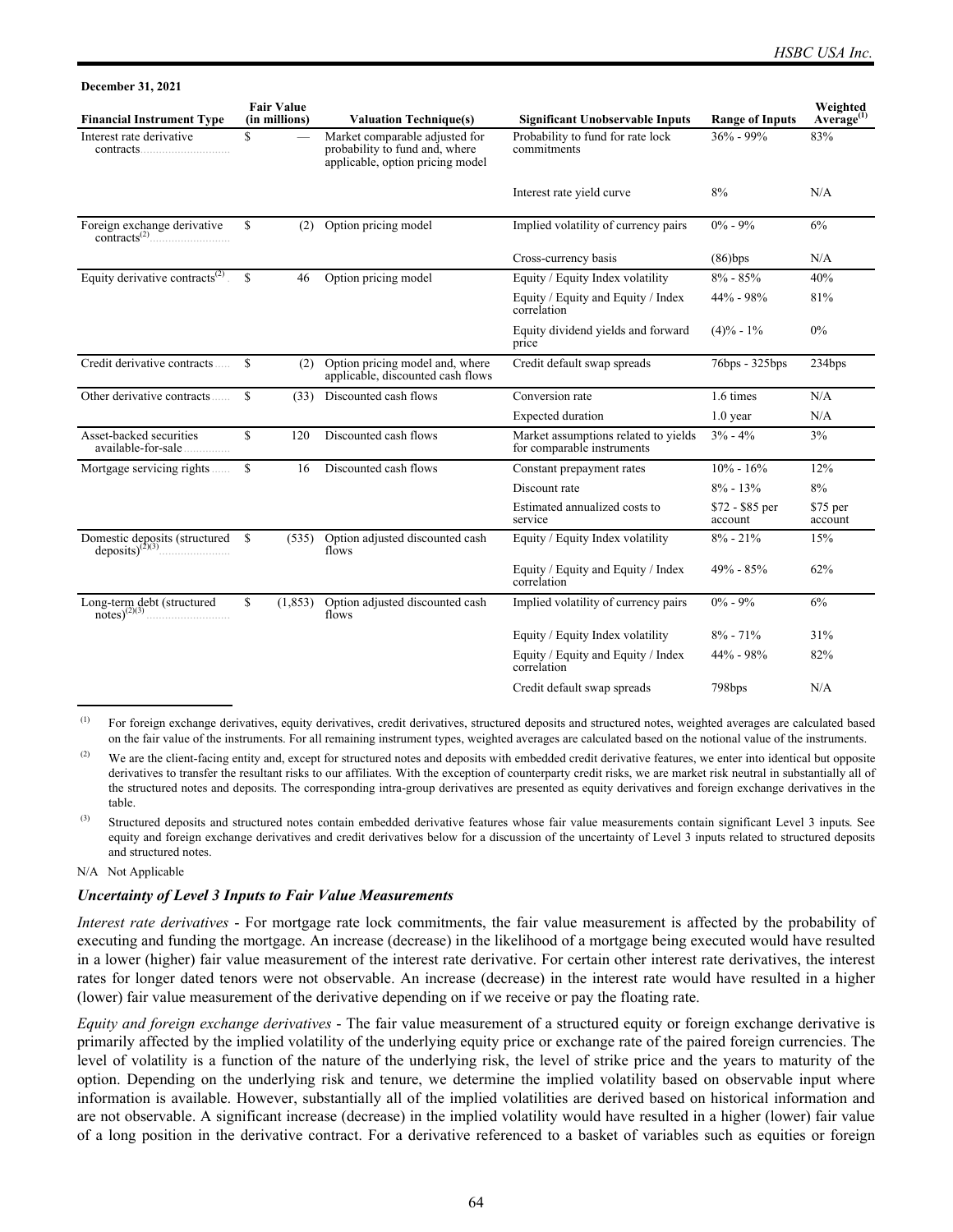**December 31, 2021**

| Financial Instrument Type | Fair Value (in millions) | Valuation Technique(s) | Significant Unobservable Inputs | Range of Inputs | Weighted Average[1] |
|---|---|---|---|---|---|
| Interest rate derivative contracts | $ — | Market comparable adjusted for probability to fund and, where applicable, option pricing model | Probability to fund for rate lock commitments | 36% - 99% | 83% |
| | | | Interest rate yield curve | 8% | N/A |
| Foreign exchange derivative contracts[2] | $ (2) | Option pricing model | Implied volatility of currency pairs | 0% - 9% | 6% |
| | | | Cross-currency basis | (86)bps | N/A |
| Equity derivative contracts[2] | $ 46 | Option pricing model | Equity / Equity Index volatility | 8% - 85% | 40% |
| | | | Equity / Equity and Equity / Index correlation | 44% - 98% | 81% |
| | | | Equity dividend yields and forward price | (4)% - 1% | 0% |
| Credit derivative contracts | $ (2) | Option pricing model and, where applicable, discounted cash flows | Credit default swap spreads | 76bps - 325bps | 234bps |
| Other derivative contracts | $ (33) | Discounted cash flows | Conversion rate | 1.6 times | N/A |
| | | | Expected duration | 1.0 year | N/A |
| Asset-backed securities available-for-sale | $ 120 | Discounted cash flows | Market assumptions related to yields for comparable instruments | 3% - 4% | 3% |
| Mortgage servicing rights | $ 16 | Discounted cash flows | Constant prepayment rates | 10% - 16% | 12% |
| | | | Discount rate | 8% - 13% | 8% |
| | | | Estimated annualized costs to service | $72 - $85 per account | $75 per account |
| Domestic deposits (structured deposits)[2][3] | $ (535) | Option adjusted discounted cash flows | Equity / Equity Index volatility | 8% - 21% | 15% |
| | | | Equity / Equity and Equity / Index correlation | 49% - 85% | 62% |
| Long-term debt (structured notes)[2][3] | $ (1,853) | Option adjusted discounted cash flows | Implied volatility of currency pairs | 0% - 9% | 6% |
| | | | Equity / Equity Index volatility | 8% - 71% | 31% |
| | | | Equity / Equity and Equity / Index correlation | 44% - 98% | 82% |
| | | | Credit default swap spreads | 798bps | N/A |

(1) For foreign exchange derivatives, equity derivatives, credit derivatives, structured deposits and structured notes, weighted averages are calculated based on the fair value of the instruments. For all remaining instrument types, weighted averages are calculated based on the notional value of the instruments.

(2) We are the client-facing entity and, except for structured notes and deposits with embedded credit derivative features, we enter into identical but opposite derivatives to transfer the resultant risks to our affiliates. With the exception of counterparty credit risks, we are market risk neutral in substantially all of the structured notes and deposits. The corresponding intra-group derivatives are presented as equity derivatives and foreign exchange derivatives in the table.

(3) Structured deposits and structured notes contain embedded derivative features whose fair value measurements contain significant Level 3 inputs. See equity and foreign exchange derivatives and credit derivatives below for a discussion of the uncertainty of Level 3 inputs related to structured deposits and structured notes.

N/A Not Applicable

### *Uncertainty of Level 3 Inputs to Fair Value Measurements*

*Interest rate derivatives* - For mortgage rate lock commitments, the fair value measurement is affected by the probability of executing and funding the mortgage. An increase (decrease) in the likelihood of a mortgage being executed would have resulted in a lower (higher) fair value measurement of the interest rate derivative. For certain other interest rate derivatives, the interest rates for longer dated tenors were not observable. An increase (decrease) in the interest rate would have resulted in a higher (lower) fair value measurement of the derivative depending on if we receive or pay the floating rate.

*Equity and foreign exchange derivatives* - The fair value measurement of a structured equity or foreign exchange derivative is primarily affected by the implied volatility of the underlying equity price or exchange rate of the paired foreign currencies. The level of volatility is a function of the nature of the underlying risk, the level of strike price and the years to maturity of the option. Depending on the underlying risk and tenure, we determine the implied volatility based on observable input where information is available. However, substantially all of the implied volatilities are derived based on historical information and are not observable. A significant increase (decrease) in the implied volatility would have resulted in a higher (lower) fair value of a long position in the derivative contract. For a derivative referenced to a basket of variables such as equities or foreign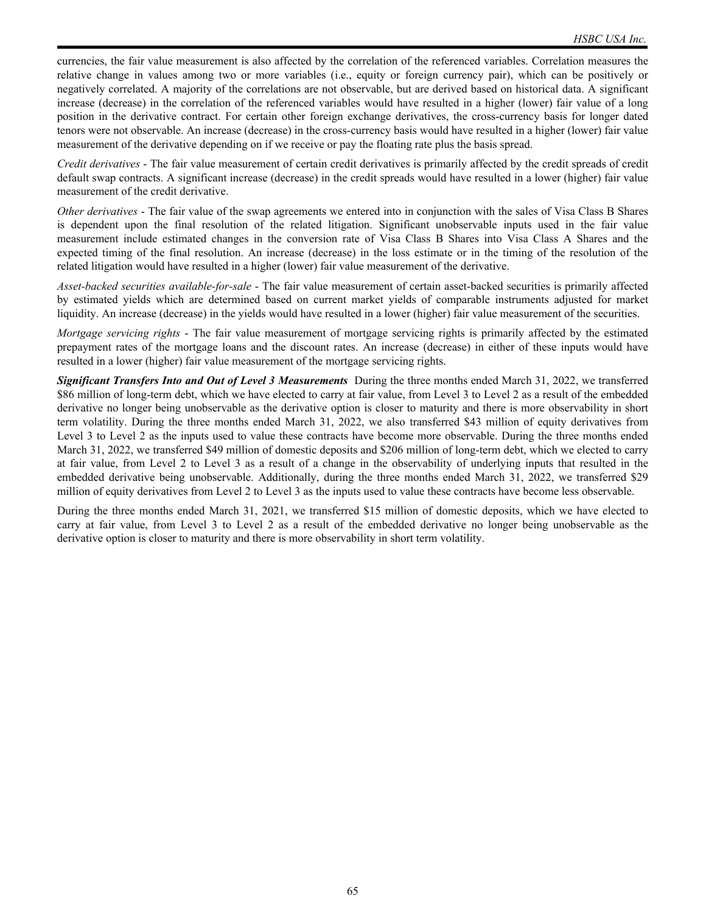currencies, the fair value measurement is also affected by the correlation of the referenced variables. Correlation measures the relative change in values among two or more variables (i.e., equity or foreign currency pair), which can be positively or negatively correlated. A majority of the correlations are not observable, but are derived based on historical data. A significant increase (decrease) in the correlation of the referenced variables would have resulted in a higher (lower) fair value of a long position in the derivative contract. For certain other foreign exchange derivatives, the cross-currency basis for longer dated tenors were not observable. An increase (decrease) in the cross-currency basis would have resulted in a higher (lower) fair value measurement of the derivative depending on if we receive or pay the floating rate plus the basis spread.

*Credit derivatives* - The fair value measurement of certain credit derivatives is primarily affected by the credit spreads of credit default swap contracts. A significant increase (decrease) in the credit spreads would have resulted in a lower (higher) fair value measurement of the credit derivative.

*Other derivatives* - The fair value of the swap agreements we entered into in conjunction with the sales of Visa Class B Shares is dependent upon the final resolution of the related litigation. Significant unobservable inputs used in the fair value measurement include estimated changes in the conversion rate of Visa Class B Shares into Visa Class A Shares and the expected timing of the final resolution. An increase (decrease) in the loss estimate or in the timing of the resolution of the related litigation would have resulted in a higher (lower) fair value measurement of the derivative.

*Asset-backed securities available-for-sale* - The fair value measurement of certain asset-backed securities is primarily affected by estimated yields which are determined based on current market yields of comparable instruments adjusted for market liquidity. An increase (decrease) in the yields would have resulted in a lower (higher) fair value measurement of the securities.

*Mortgage servicing rights* - The fair value measurement of mortgage servicing rights is primarily affected by the estimated prepayment rates of the mortgage loans and the discount rates. An increase (decrease) in either of these inputs would have resulted in a lower (higher) fair value measurement of the mortgage servicing rights.

***Significant Transfers Into and Out of Level 3 Measurements*** During the three months ended March 31, 2022, we transferred $86 million of long-term debt, which we have elected to carry at fair value, from Level 3 to Level 2 as a result of the embedded derivative no longer being unobservable as the derivative option is closer to maturity and there is more observability in short term volatility. During the three months ended March 31, 2022, we also transferred $43 million of equity derivatives from Level 3 to Level 2 as the inputs used to value these contracts have become more observable. During the three months ended March 31, 2022, we transferred $49 million of domestic deposits and $206 million of long-term debt, which we elected to carry at fair value, from Level 2 to Level 3 as a result of a change in the observability of underlying inputs that resulted in the embedded derivative being unobservable. Additionally, during the three months ended March 31, 2022, we transferred $29 million of equity derivatives from Level 2 to Level 3 as the inputs used to value these contracts have become less observable.

During the three months ended March 31, 2021, we transferred $15 million of domestic deposits, which we have elected to carry at fair value, from Level 3 to Level 2 as a result of the embedded derivative no longer being unobservable as the derivative option is closer to maturity and there is more observability in short term volatility.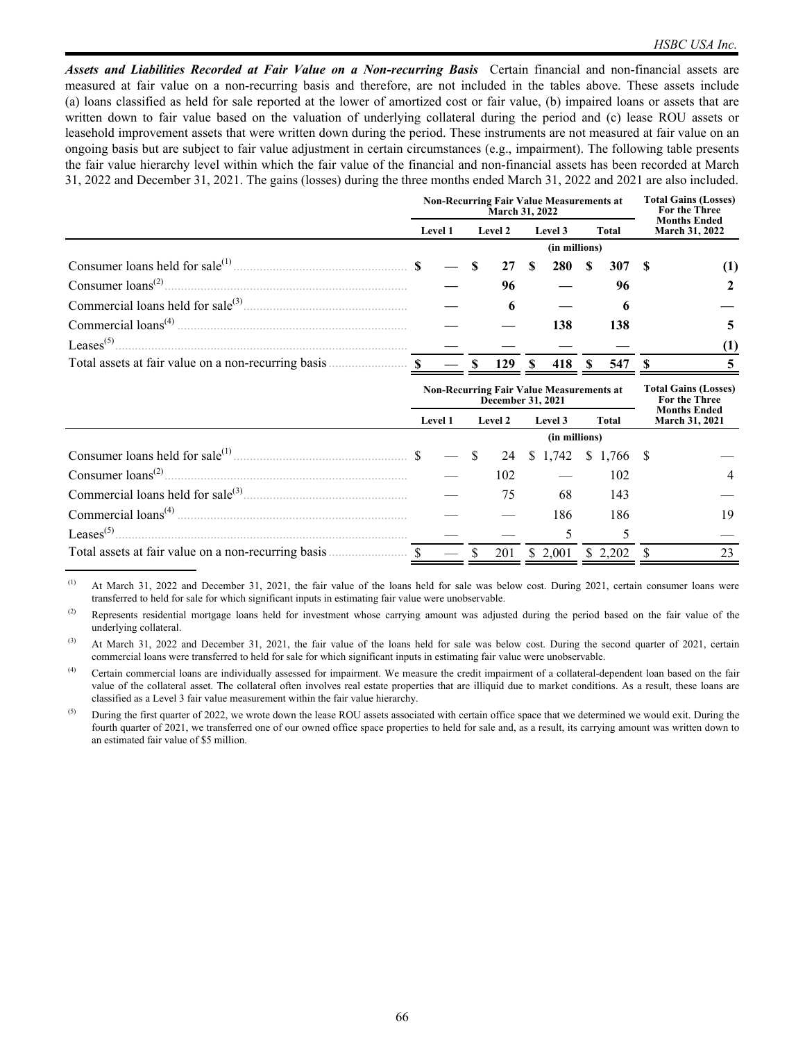***Assets and Liabilities Recorded at Fair Value on a Non-recurring Basis*** Certain financial and non-financial assets are measured at fair value on a non-recurring basis and therefore, are not included in the tables above. These assets include (a) loans classified as held for sale reported at the lower of amortized cost or fair value, (b) impaired loans or assets that are written down to fair value based on the valuation of underlying collateral during the period and (c) lease ROU assets or leasehold improvement assets that were written down during the period. These instruments are not measured at fair value on an ongoing basis but are subject to fair value adjustment in certain circumstances (e.g., impairment). The following table presents the fair value hierarchy level within which the fair value of the financial and non-financial assets has been recorded at March 31, 2022 and December 31, 2021. The gains (losses) during the three months ended March 31, 2022 and 2021 are also included.

| | Non-Recurring Fair Value Measurements at March 31, 2022 | | | | Total Gains (Losses) For the Three Months Ended March 31, 2022 |
|---|---|---|---|---|---|
| | Level 1 | Level 2 | Level 3 | Total | |
| | (in millions) | | | | |
| Consumer loans held for sale[1] | $ — | $ 27 | $ 280 | $ 307 | $ (1) |
| Consumer loans[2] | — | 96 | — | 96 | 2 |
| Commercial loans held for sale[3] | — | 6 | — | 6 | — |
| Commercial loans[4] | — | — | 138 | 138 | 5 |
| Leases[5] | — | — | — | — | (1) |
| Total assets at fair value on a non-recurring basis | $ — | $ 129 | $ 418 | $ 547 | $ 5 |

| | Non-Recurring Fair Value Measurements at December 31, 2021 | | | | Total Gains (Losses) For the Three Months Ended March 31, 2021 |
|---|---|---|---|---|---|
| | Level 1 | Level 2 | Level 3 | Total | |
| | (in millions) | | | | |
| Consumer loans held for sale[1] | $ — | $ 24 | $ 1,742 | $ 1,766 | $ — |
| Consumer loans[2] | — | 102 | — | 102 | 4 |
| Commercial loans held for sale[3] | — | 75 | 68 | 143 | — |
| Commercial loans[4] | — | — | 186 | 186 | 19 |
| Leases[5] | — | — | 5 | 5 | — |
| Total assets at fair value on a non-recurring basis | $ — | $ 201 | $ 2,001 | $ 2,202 | $ 23 |

[1] At March 31, 2022 and December 31, 2021, the fair value of the loans held for sale was below cost. During 2021, certain consumer loans were transferred to held for sale for which significant inputs in estimating fair value were unobservable.

[2] Represents residential mortgage loans held for investment whose carrying amount was adjusted during the period based on the fair value of the underlying collateral.

[3] At March 31, 2022 and December 31, 2021, the fair value of the loans held for sale was below cost. During the second quarter of 2021, certain commercial loans were transferred to held for sale for which significant inputs in estimating fair value were unobservable.

[4] Certain commercial loans are individually assessed for impairment. We measure the credit impairment of a collateral-dependent loan based on the fair value of the collateral asset. The collateral often involves real estate properties that are illiquid due to market conditions. As a result, these loans are classified as a Level 3 fair value measurement within the fair value hierarchy.

[5] During the first quarter of 2022, we wrote down the lease ROU assets associated with certain office space that we determined we would exit. During the fourth quarter of 2021, we transferred one of our owned office space properties to held for sale and, as a result, its carrying amount was written down to an estimated fair value of $5 million.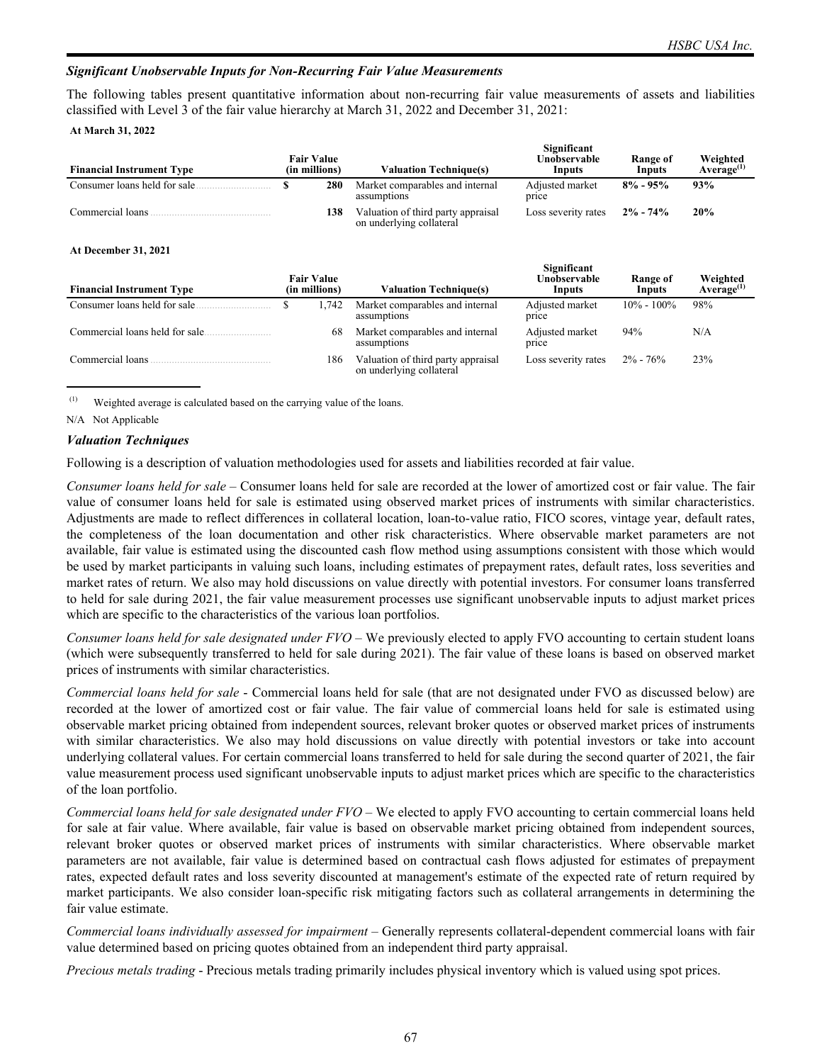### *Significant Unobservable Inputs for Non-Recurring Fair Value Measurements*

The following tables present quantitative information about non-recurring fair value measurements of assets and liabilities classified with Level 3 of the fair value hierarchy at March 31, 2022 and December 31, 2021:

**At March 31, 2022**

| Financial Instrument Type | Fair Value (in millions) | Valuation Technique(s) | Significant Unobservable Inputs | Range of Inputs | Weighted Average[(1)] |
|---|---|---|---|---|---|
| Consumer loans held for sale | **$ 280** | Market comparables and internal assumptions | Adjusted market price | **8% - 95%** | **93%** |
| Commercial loans | **138** | Valuation of third party appraisal on underlying collateral | Loss severity rates | **2% - 74%** | **20%** |

**At December 31, 2021**

| Financial Instrument Type | Fair Value (in millions) | Valuation Technique(s) | Significant Unobservable Inputs | Range of Inputs | Weighted Average[(1)] |
|---|---|---|---|---|---|
| Consumer loans held for sale | $ 1,742 | Market comparables and internal assumptions | Adjusted market price | 10% - 100% | 98% |
| Commercial loans held for sale | 68 | Market comparables and internal assumptions | Adjusted market price | 94% | N/A |
| Commercial loans | 186 | Valuation of third party appraisal on underlying collateral | Loss severity rates | 2% - 76% | 23% |

(1) Weighted average is calculated based on the carrying value of the loans.

N/A Not Applicable

### *Valuation Techniques*

Following is a description of valuation methodologies used for assets and liabilities recorded at fair value.

*Consumer loans held for sale* – Consumer loans held for sale are recorded at the lower of amortized cost or fair value. The fair value of consumer loans held for sale is estimated using observed market prices of instruments with similar characteristics. Adjustments are made to reflect differences in collateral location, loan-to-value ratio, FICO scores, vintage year, default rates, the completeness of the loan documentation and other risk characteristics. Where observable market parameters are not available, fair value is estimated using the discounted cash flow method using assumptions consistent with those which would be used by market participants in valuing such loans, including estimates of prepayment rates, default rates, loss severities and market rates of return. We also may hold discussions on value directly with potential investors. For consumer loans transferred to held for sale during 2021, the fair value measurement processes use significant unobservable inputs to adjust market prices which are specific to the characteristics of the various loan portfolios.

*Consumer loans held for sale designated under FVO* – We previously elected to apply FVO accounting to certain student loans (which were subsequently transferred to held for sale during 2021). The fair value of these loans is based on observed market prices of instruments with similar characteristics.

*Commercial loans held for sale* - Commercial loans held for sale (that are not designated under FVO as discussed below) are recorded at the lower of amortized cost or fair value. The fair value of commercial loans held for sale is estimated using observable market pricing obtained from independent sources, relevant broker quotes or observed market prices of instruments with similar characteristics. We also may hold discussions on value directly with potential investors or take into account underlying collateral values. For certain commercial loans transferred to held for sale during the second quarter of 2021, the fair value measurement process used significant unobservable inputs to adjust market prices which are specific to the characteristics of the loan portfolio.

*Commercial loans held for sale designated under FVO* – We elected to apply FVO accounting to certain commercial loans held for sale at fair value. Where available, fair value is based on observable market pricing obtained from independent sources, relevant broker quotes or observed market prices of instruments with similar characteristics. Where observable market parameters are not available, fair value is determined based on contractual cash flows adjusted for estimates of prepayment rates, expected default rates and loss severity discounted at management's estimate of the expected rate of return required by market participants. We also consider loan-specific risk mitigating factors such as collateral arrangements in determining the fair value estimate.

*Commercial loans individually assessed for impairment* – Generally represents collateral-dependent commercial loans with fair value determined based on pricing quotes obtained from an independent third party appraisal.

*Precious metals trading* - Precious metals trading primarily includes physical inventory which is valued using spot prices.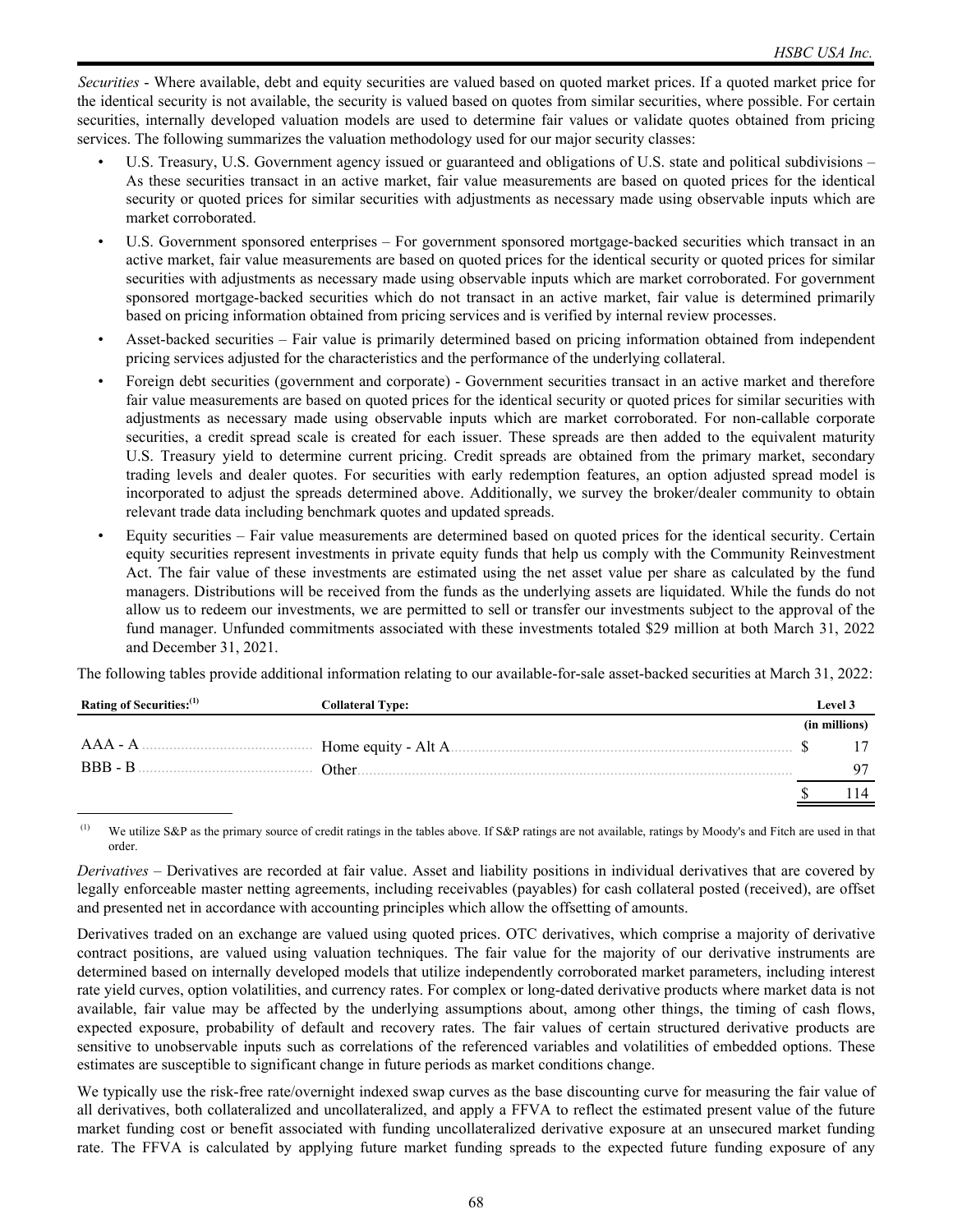*Securities* - Where available, debt and equity securities are valued based on quoted market prices. If a quoted market price for the identical security is not available, the security is valued based on quotes from similar securities, where possible. For certain securities, internally developed valuation models are used to determine fair values or validate quotes obtained from pricing services. The following summarizes the valuation methodology used for our major security classes:

- U.S. Treasury, U.S. Government agency issued or guaranteed and obligations of U.S. state and political subdivisions – As these securities transact in an active market, fair value measurements are based on quoted prices for the identical security or quoted prices for similar securities with adjustments as necessary made using observable inputs which are market corroborated.
- U.S. Government sponsored enterprises – For government sponsored mortgage-backed securities which transact in an active market, fair value measurements are based on quoted prices for the identical security or quoted prices for similar securities with adjustments as necessary made using observable inputs which are market corroborated. For government sponsored mortgage-backed securities which do not transact in an active market, fair value is determined primarily based on pricing information obtained from pricing services and is verified by internal review processes.
- Asset-backed securities – Fair value is primarily determined based on pricing information obtained from independent pricing services adjusted for the characteristics and the performance of the underlying collateral.
- Foreign debt securities (government and corporate) - Government securities transact in an active market and therefore fair value measurements are based on quoted prices for the identical security or quoted prices for similar securities with adjustments as necessary made using observable inputs which are market corroborated. For non-callable corporate securities, a credit spread scale is created for each issuer. These spreads are then added to the equivalent maturity U.S. Treasury yield to determine current pricing. Credit spreads are obtained from the primary market, secondary trading levels and dealer quotes. For securities with early redemption features, an option adjusted spread model is incorporated to adjust the spreads determined above. Additionally, we survey the broker/dealer community to obtain relevant trade data including benchmark quotes and updated spreads.
- Equity securities – Fair value measurements are determined based on quoted prices for the identical security. Certain equity securities represent investments in private equity funds that help us comply with the Community Reinvestment Act. The fair value of these investments are estimated using the net asset value per share as calculated by the fund managers. Distributions will be received from the funds as the underlying assets are liquidated. While the funds do not allow us to redeem our investments, we are permitted to sell or transfer our investments subject to the approval of the fund manager. Unfunded commitments associated with these investments totaled $29 million at both March 31, 2022 and December 31, 2021.

The following tables provide additional information relating to our available-for-sale asset-backed securities at March 31, 2022:

| Rating of Securities:[(1)] | Collateral Type: | Level 3 |
|---|---|---|
| | | (in millions) |
| AAA - A | Home equity - Alt A | $ 17 |
| BBB - B | Other | 97 |
| | | $ 114 |

[(1)] We utilize S&P as the primary source of credit ratings in the tables above. If S&P ratings are not available, ratings by Moody's and Fitch are used in that order.

*Derivatives* – Derivatives are recorded at fair value. Asset and liability positions in individual derivatives that are covered by legally enforceable master netting agreements, including receivables (payables) for cash collateral posted (received), are offset and presented net in accordance with accounting principles which allow the offsetting of amounts.

Derivatives traded on an exchange are valued using quoted prices. OTC derivatives, which comprise a majority of derivative contract positions, are valued using valuation techniques. The fair value for the majority of our derivative instruments are determined based on internally developed models that utilize independently corroborated market parameters, including interest rate yield curves, option volatilities, and currency rates. For complex or long-dated derivative products where market data is not available, fair value may be affected by the underlying assumptions about, among other things, the timing of cash flows, expected exposure, probability of default and recovery rates. The fair values of certain structured derivative products are sensitive to unobservable inputs such as correlations of the referenced variables and volatilities of embedded options. These estimates are susceptible to significant change in future periods as market conditions change.

We typically use the risk-free rate/overnight indexed swap curves as the base discounting curve for measuring the fair value of all derivatives, both collateralized and uncollateralized, and apply a FFVA to reflect the estimated present value of the future market funding cost or benefit associated with funding uncollateralized derivative exposure at an unsecured market funding rate. The FFVA is calculated by applying future market funding spreads to the expected future funding exposure of any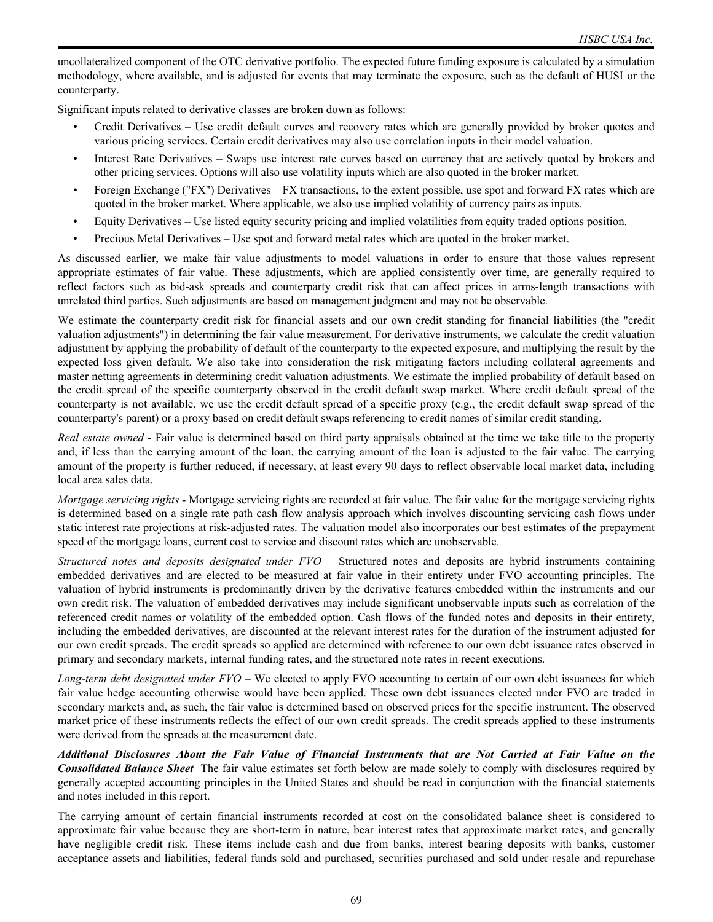uncollateralized component of the OTC derivative portfolio. The expected future funding exposure is calculated by a simulation methodology, where available, and is adjusted for events that may terminate the exposure, such as the default of HUSI or the counterparty.

Significant inputs related to derivative classes are broken down as follows:

- Credit Derivatives – Use credit default curves and recovery rates which are generally provided by broker quotes and various pricing services. Certain credit derivatives may also use correlation inputs in their model valuation.
- Interest Rate Derivatives – Swaps use interest rate curves based on currency that are actively quoted by brokers and other pricing services. Options will also use volatility inputs which are also quoted in the broker market.
- Foreign Exchange ("FX") Derivatives – FX transactions, to the extent possible, use spot and forward FX rates which are quoted in the broker market. Where applicable, we also use implied volatility of currency pairs as inputs.
- Equity Derivatives – Use listed equity security pricing and implied volatilities from equity traded options position.
- Precious Metal Derivatives – Use spot and forward metal rates which are quoted in the broker market.

As discussed earlier, we make fair value adjustments to model valuations in order to ensure that those values represent appropriate estimates of fair value. These adjustments, which are applied consistently over time, are generally required to reflect factors such as bid-ask spreads and counterparty credit risk that can affect prices in arms-length transactions with unrelated third parties. Such adjustments are based on management judgment and may not be observable.

We estimate the counterparty credit risk for financial assets and our own credit standing for financial liabilities (the "credit valuation adjustments") in determining the fair value measurement. For derivative instruments, we calculate the credit valuation adjustment by applying the probability of default of the counterparty to the expected exposure, and multiplying the result by the expected loss given default. We also take into consideration the risk mitigating factors including collateral agreements and master netting agreements in determining credit valuation adjustments. We estimate the implied probability of default based on the credit spread of the specific counterparty observed in the credit default swap market. Where credit default spread of the counterparty is not available, we use the credit default spread of a specific proxy (e.g., the credit default swap spread of the counterparty's parent) or a proxy based on credit default swaps referencing to credit names of similar credit standing.

*Real estate owned* - Fair value is determined based on third party appraisals obtained at the time we take title to the property and, if less than the carrying amount of the loan, the carrying amount of the loan is adjusted to the fair value. The carrying amount of the property is further reduced, if necessary, at least every 90 days to reflect observable local market data, including local area sales data.

*Mortgage servicing rights* - Mortgage servicing rights are recorded at fair value. The fair value for the mortgage servicing rights is determined based on a single rate path cash flow analysis approach which involves discounting servicing cash flows under static interest rate projections at risk-adjusted rates. The valuation model also incorporates our best estimates of the prepayment speed of the mortgage loans, current cost to service and discount rates which are unobservable.

*Structured notes and deposits designated under FVO* – Structured notes and deposits are hybrid instruments containing embedded derivatives and are elected to be measured at fair value in their entirety under FVO accounting principles. The valuation of hybrid instruments is predominantly driven by the derivative features embedded within the instruments and our own credit risk. The valuation of embedded derivatives may include significant unobservable inputs such as correlation of the referenced credit names or volatility of the embedded option. Cash flows of the funded notes and deposits in their entirety, including the embedded derivatives, are discounted at the relevant interest rates for the duration of the instrument adjusted for our own credit spreads. The credit spreads so applied are determined with reference to our own debt issuance rates observed in primary and secondary markets, internal funding rates, and the structured note rates in recent executions.

*Long-term debt designated under FVO* – We elected to apply FVO accounting to certain of our own debt issuances for which fair value hedge accounting otherwise would have been applied. These own debt issuances elected under FVO are traded in secondary markets and, as such, the fair value is determined based on observed prices for the specific instrument. The observed market price of these instruments reflects the effect of our own credit spreads. The credit spreads applied to these instruments were derived from the spreads at the measurement date.

***Additional Disclosures About the Fair Value of Financial Instruments that are Not Carried at Fair Value on the Consolidated Balance Sheet*** The fair value estimates set forth below are made solely to comply with disclosures required by generally accepted accounting principles in the United States and should be read in conjunction with the financial statements and notes included in this report.

The carrying amount of certain financial instruments recorded at cost on the consolidated balance sheet is considered to approximate fair value because they are short-term in nature, bear interest rates that approximate market rates, and generally have negligible credit risk. These items include cash and due from banks, interest bearing deposits with banks, customer acceptance assets and liabilities, federal funds sold and purchased, securities purchased and sold under resale and repurchase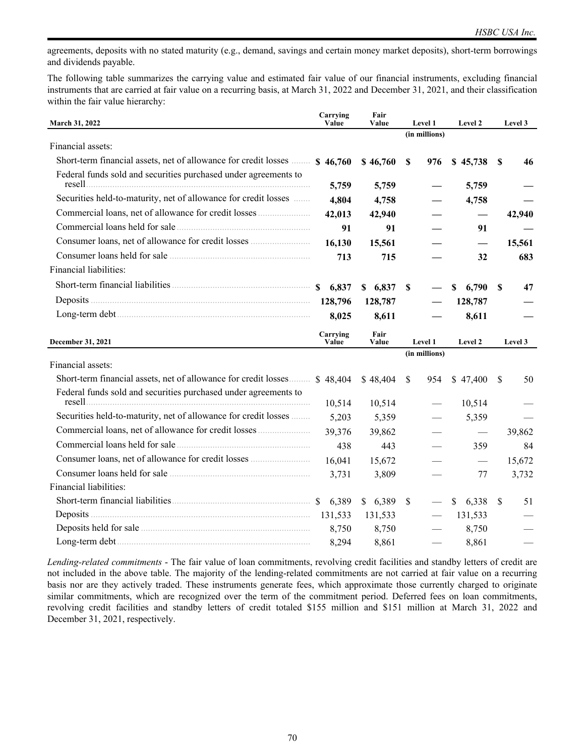agreements, deposits with no stated maturity (e.g., demand, savings and certain money market deposits), short-term borrowings and dividends payable.

The following table summarizes the carrying value and estimated fair value of our financial instruments, excluding financial instruments that are carried at fair value on a recurring basis, at March 31, 2022 and December 31, 2021, and their classification within the fair value hierarchy:

| March 31, 2022 | Carrying Value | Fair Value | Level 1 | Level 2 | Level 3 |
|---|---|---|---|---|---|
| | | | (in millions) | | |
| Financial assets: | | | | | |
| Short-term financial assets, net of allowance for credit losses | **$ 46,760** | **$ 46,760** | **$ 976** | **$ 45,738** | **$ 46** |
| Federal funds sold and securities purchased under agreements to resell | **5,759** | **5,759** | **—** | **5,759** | **—** |
| Securities held-to-maturity, net of allowance for credit losses | **4,804** | **4,758** | **—** | **4,758** | **—** |
| Commercial loans, net of allowance for credit losses | **42,013** | **42,940** | **—** | **—** | **42,940** |
| Commercial loans held for sale | **91** | **91** | **—** | **91** | **—** |
| Consumer loans, net of allowance for credit losses | **16,130** | **15,561** | **—** | **—** | **15,561** |
| Consumer loans held for sale | **713** | **715** | **—** | **32** | **683** |
| Financial liabilities: | | | | | |
| Short-term financial liabilities | **$ 6,837** | **$ 6,837** | **$ —** | **$ 6,790** | **$ 47** |
| Deposits | **128,796** | **128,787** | **—** | **128,787** | **—** |
| Long-term debt | **8,025** | **8,611** | **—** | **8,611** | **—** |

| December 31, 2021 | Carrying Value | Fair Value | Level 1 | Level 2 | Level 3 |
|---|---|---|---|---|---|
| | | | (in millions) | | |
| Financial assets: | | | | | |
| Short-term financial assets, net of allowance for credit losses | $ 48,404 | $ 48,404 | $ 954 | $ 47,400 | $ 50 |
| Federal funds sold and securities purchased under agreements to resell | 10,514 | 10,514 | — | 10,514 | — |
| Securities held-to-maturity, net of allowance for credit losses | 5,203 | 5,359 | — | 5,359 | — |
| Commercial loans, net of allowance for credit losses | 39,376 | 39,862 | — | — | 39,862 |
| Commercial loans held for sale | 438 | 443 | — | 359 | 84 |
| Consumer loans, net of allowance for credit losses | 16,041 | 15,672 | — | — | 15,672 |
| Consumer loans held for sale | 3,731 | 3,809 | — | 77 | 3,732 |
| Financial liabilities: | | | | | |
| Short-term financial liabilities | $ 6,389 | $ 6,389 | $ — | $ 6,338 | $ 51 |
| Deposits | 131,533 | 131,533 | — | 131,533 | — |
| Deposits held for sale | 8,750 | 8,750 | — | 8,750 | — |
| Long-term debt | 8,294 | 8,861 | — | 8,861 | — |

*Lending-related commitments* - The fair value of loan commitments, revolving credit facilities and standby letters of credit are not included in the above table. The majority of the lending-related commitments are not carried at fair value on a recurring basis nor are they actively traded. These instruments generate fees, which approximate those currently charged to originate similar commitments, which are recognized over the term of the commitment period. Deferred fees on loan commitments, revolving credit facilities and standby letters of credit totaled $155 million and $151 million at March 31, 2022 and December 31, 2021, respectively.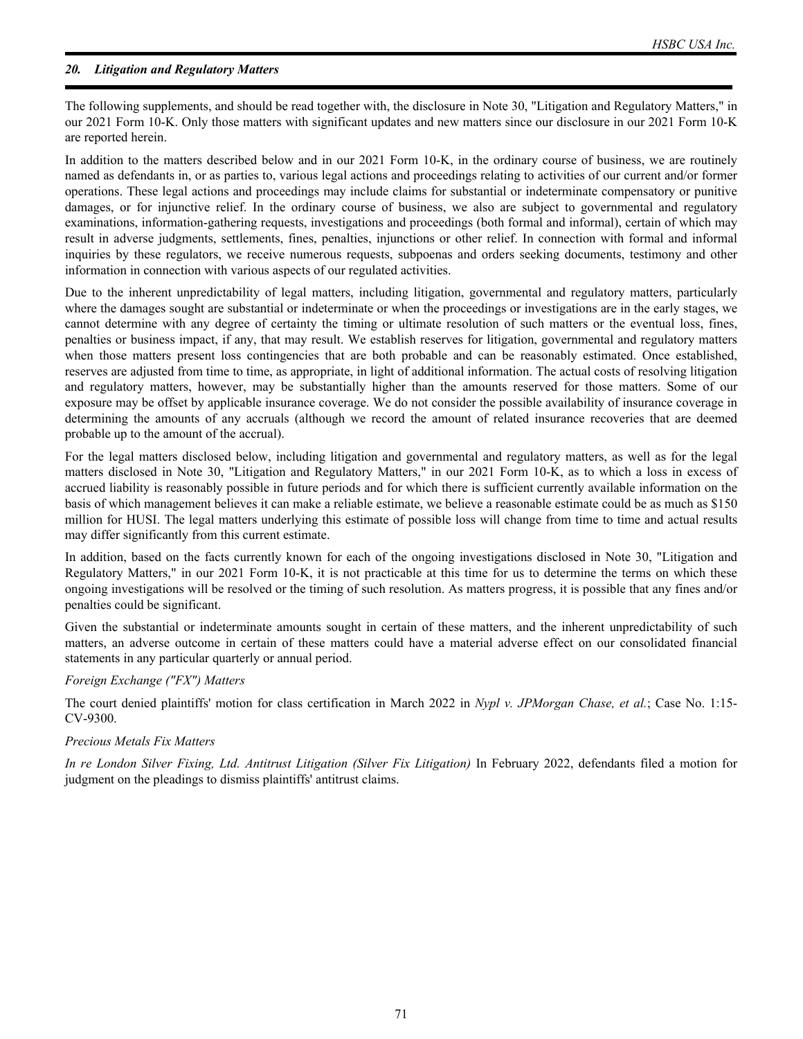## 20. Litigation and Regulatory Matters

The following supplements, and should be read together with, the disclosure in Note 30, "Litigation and Regulatory Matters," in our 2021 Form 10-K. Only those matters with significant updates and new matters since our disclosure in our 2021 Form 10-K are reported herein.

In addition to the matters described below and in our 2021 Form 10-K, in the ordinary course of business, we are routinely named as defendants in, or as parties to, various legal actions and proceedings relating to activities of our current and/or former operations. These legal actions and proceedings may include claims for substantial or indeterminate compensatory or punitive damages, or for injunctive relief. In the ordinary course of business, we also are subject to governmental and regulatory examinations, information-gathering requests, investigations and proceedings (both formal and informal), certain of which may result in adverse judgments, settlements, fines, penalties, injunctions or other relief. In connection with formal and informal inquiries by these regulators, we receive numerous requests, subpoenas and orders seeking documents, testimony and other information in connection with various aspects of our regulated activities.

Due to the inherent unpredictability of legal matters, including litigation, governmental and regulatory matters, particularly where the damages sought are substantial or indeterminate or when the proceedings or investigations are in the early stages, we cannot determine with any degree of certainty the timing or ultimate resolution of such matters or the eventual loss, fines, penalties or business impact, if any, that may result. We establish reserves for litigation, governmental and regulatory matters when those matters present loss contingencies that are both probable and can be reasonably estimated. Once established, reserves are adjusted from time to time, as appropriate, in light of additional information. The actual costs of resolving litigation and regulatory matters, however, may be substantially higher than the amounts reserved for those matters. Some of our exposure may be offset by applicable insurance coverage. We do not consider the possible availability of insurance coverage in determining the amounts of any accruals (although we record the amount of related insurance recoveries that are deemed probable up to the amount of the accrual).

For the legal matters disclosed below, including litigation and governmental and regulatory matters, as well as for the legal matters disclosed in Note 30, "Litigation and Regulatory Matters," in our 2021 Form 10-K, as to which a loss in excess of accrued liability is reasonably possible in future periods and for which there is sufficient currently available information on the basis of which management believes it can make a reliable estimate, we believe a reasonable estimate could be as much as $150 million for HUSI. The legal matters underlying this estimate of possible loss will change from time to time and actual results may differ significantly from this current estimate.

In addition, based on the facts currently known for each of the ongoing investigations disclosed in Note 30, "Litigation and Regulatory Matters," in our 2021 Form 10-K, it is not practicable at this time for us to determine the terms on which these ongoing investigations will be resolved or the timing of such resolution. As matters progress, it is possible that any fines and/or penalties could be significant.

Given the substantial or indeterminate amounts sought in certain of these matters, and the inherent unpredictability of such matters, an adverse outcome in certain of these matters could have a material adverse effect on our consolidated financial statements in any particular quarterly or annual period.

*Foreign Exchange ("FX") Matters*

The court denied plaintiffs' motion for class certification in March 2022 in *Nypl v. JPMorgan Chase, et al.*; Case No. 1:15-CV-9300.

*Precious Metals Fix Matters*

*In re London Silver Fixing, Ltd. Antitrust Litigation (Silver Fix Litigation)* In February 2022, defendants filed a motion for judgment on the pleadings to dismiss plaintiffs' antitrust claims.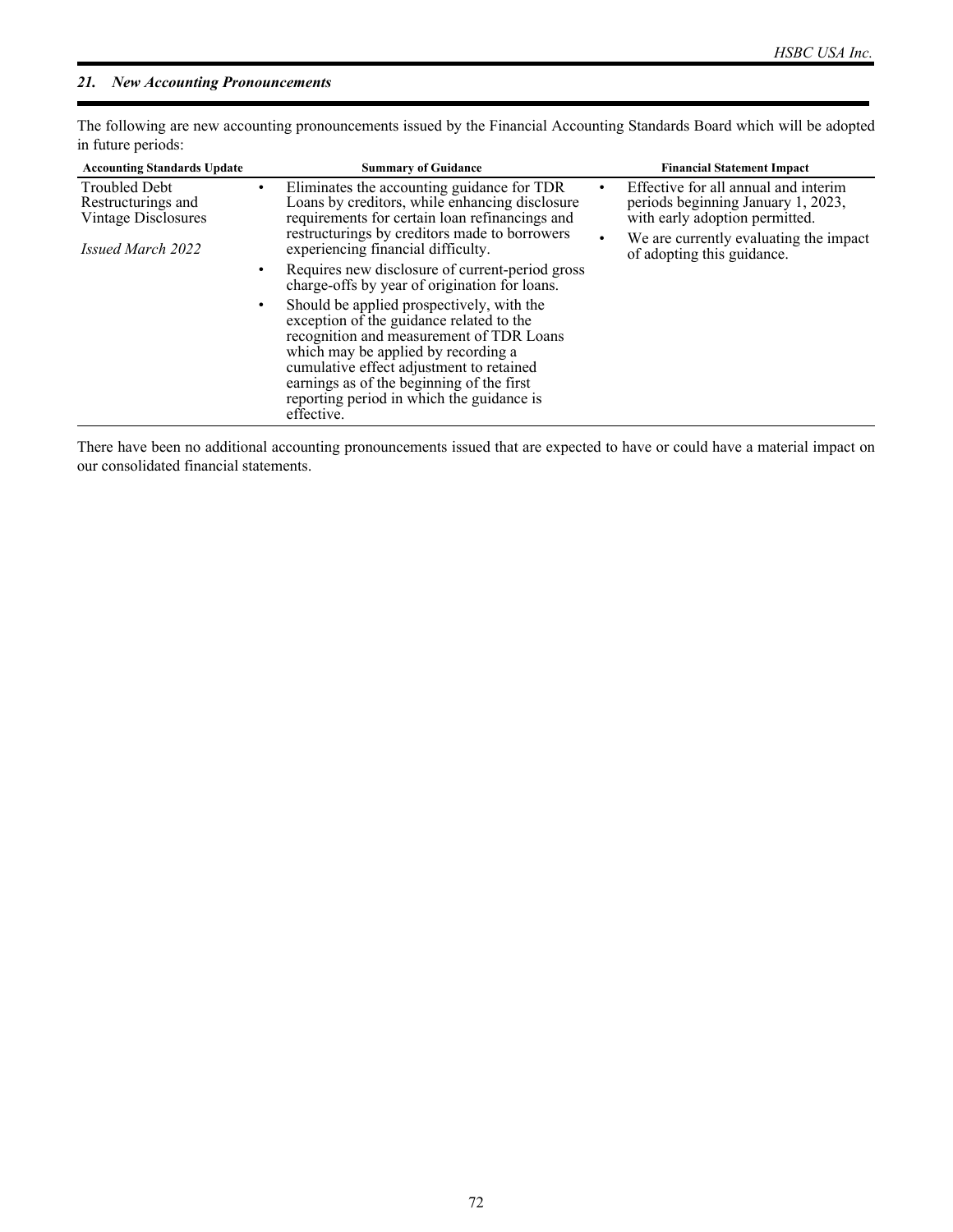## *21. New Accounting Pronouncements*

The following are new accounting pronouncements issued by the Financial Accounting Standards Board which will be adopted in future periods:

| Accounting Standards Update | Summary of Guidance | Financial Statement Impact |
| --- | --- | --- |
| Troubled Debt Restructurings and Vintage Disclosures<br><br>*Issued March 2022* | • Eliminates the accounting guidance for TDR Loans by creditors, while enhancing disclosure requirements for certain loan refinancings and restructurings by creditors made to borrowers experiencing financial difficulty.<br>• Requires new disclosure of current-period gross charge-offs by year of origination for loans.<br>• Should be applied prospectively, with the exception of the guidance related to the recognition and measurement of TDR Loans which may be applied by recording a cumulative effect adjustment to retained earnings as of the beginning of the first reporting period in which the guidance is effective. | • Effective for all annual and interim periods beginning January 1, 2023, with early adoption permitted.<br>• We are currently evaluating the impact of adopting this guidance. |

There have been no additional accounting pronouncements issued that are expected to have or could have a material impact on our consolidated financial statements.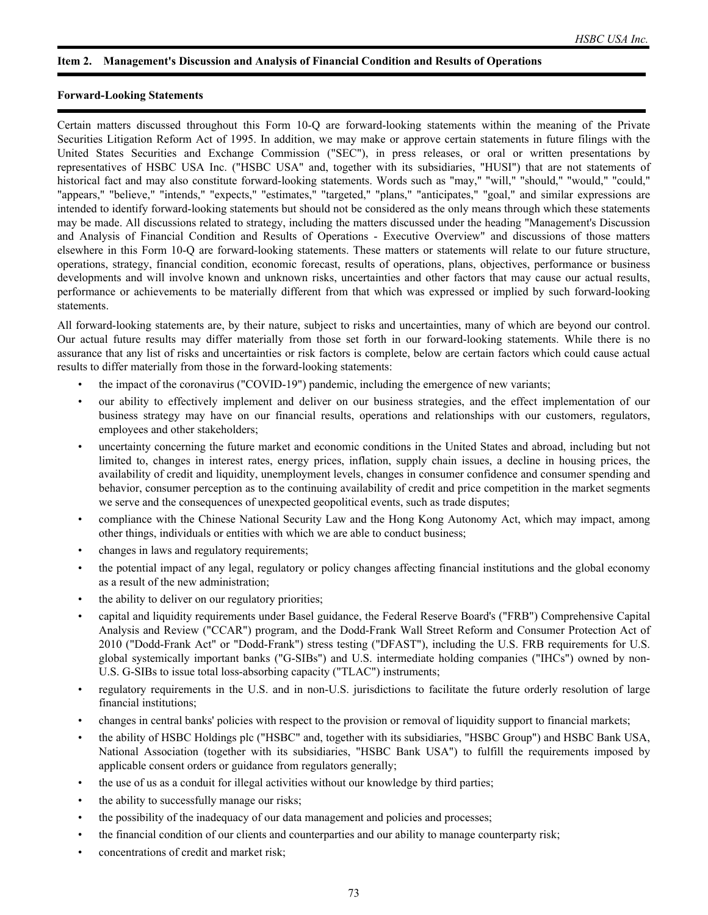## Item 2. Management's Discussion and Analysis of Financial Condition and Results of Operations

### Forward-Looking Statements

Certain matters discussed throughout this Form 10-Q are forward-looking statements within the meaning of the Private Securities Litigation Reform Act of 1995. In addition, we may make or approve certain statements in future filings with the United States Securities and Exchange Commission ("SEC"), in press releases, or oral or written presentations by representatives of HSBC USA Inc. ("HSBC USA" and, together with its subsidiaries, "HUSI") that are not statements of historical fact and may also constitute forward-looking statements. Words such as "may," "will," "should," "would," "could," "appears," "believe," "intends," "expects," "estimates," "targeted," "plans," "anticipates," "goal," and similar expressions are intended to identify forward-looking statements but should not be considered as the only means through which these statements may be made. All discussions related to strategy, including the matters discussed under the heading "Management's Discussion and Analysis of Financial Condition and Results of Operations - Executive Overview" and discussions of those matters elsewhere in this Form 10-Q are forward-looking statements. These matters or statements will relate to our future structure, operations, strategy, financial condition, economic forecast, results of operations, plans, objectives, performance or business developments and will involve known and unknown risks, uncertainties and other factors that may cause our actual results, performance or achievements to be materially different from that which was expressed or implied by such forward-looking statements.

All forward-looking statements are, by their nature, subject to risks and uncertainties, many of which are beyond our control. Our actual future results may differ materially from those set forth in our forward-looking statements. While there is no assurance that any list of risks and uncertainties or risk factors is complete, below are certain factors which could cause actual results to differ materially from those in the forward-looking statements:

- the impact of the coronavirus ("COVID-19") pandemic, including the emergence of new variants;
- our ability to effectively implement and deliver on our business strategies, and the effect implementation of our business strategy may have on our financial results, operations and relationships with our customers, regulators, employees and other stakeholders;
- uncertainty concerning the future market and economic conditions in the United States and abroad, including but not limited to, changes in interest rates, energy prices, inflation, supply chain issues, a decline in housing prices, the availability of credit and liquidity, unemployment levels, changes in consumer confidence and consumer spending and behavior, consumer perception as to the continuing availability of credit and price competition in the market segments we serve and the consequences of unexpected geopolitical events, such as trade disputes;
- compliance with the Chinese National Security Law and the Hong Kong Autonomy Act, which may impact, among other things, individuals or entities with which we are able to conduct business;
- changes in laws and regulatory requirements;
- the potential impact of any legal, regulatory or policy changes affecting financial institutions and the global economy as a result of the new administration;
- the ability to deliver on our regulatory priorities;
- capital and liquidity requirements under Basel guidance, the Federal Reserve Board's ("FRB") Comprehensive Capital Analysis and Review ("CCAR") program, and the Dodd-Frank Wall Street Reform and Consumer Protection Act of 2010 ("Dodd-Frank Act" or "Dodd-Frank") stress testing ("DFAST"), including the U.S. FRB requirements for U.S. global systemically important banks ("G-SIBs") and U.S. intermediate holding companies ("IHCs") owned by non-U.S. G-SIBs to issue total loss-absorbing capacity ("TLAC") instruments;
- regulatory requirements in the U.S. and in non-U.S. jurisdictions to facilitate the future orderly resolution of large financial institutions;
- changes in central banks' policies with respect to the provision or removal of liquidity support to financial markets;
- the ability of HSBC Holdings plc ("HSBC" and, together with its subsidiaries, "HSBC Group") and HSBC Bank USA, National Association (together with its subsidiaries, "HSBC Bank USA") to fulfill the requirements imposed by applicable consent orders or guidance from regulators generally;
- the use of us as a conduit for illegal activities without our knowledge by third parties;
- the ability to successfully manage our risks;
- the possibility of the inadequacy of our data management and policies and processes;
- the financial condition of our clients and counterparties and our ability to manage counterparty risk;
- concentrations of credit and market risk;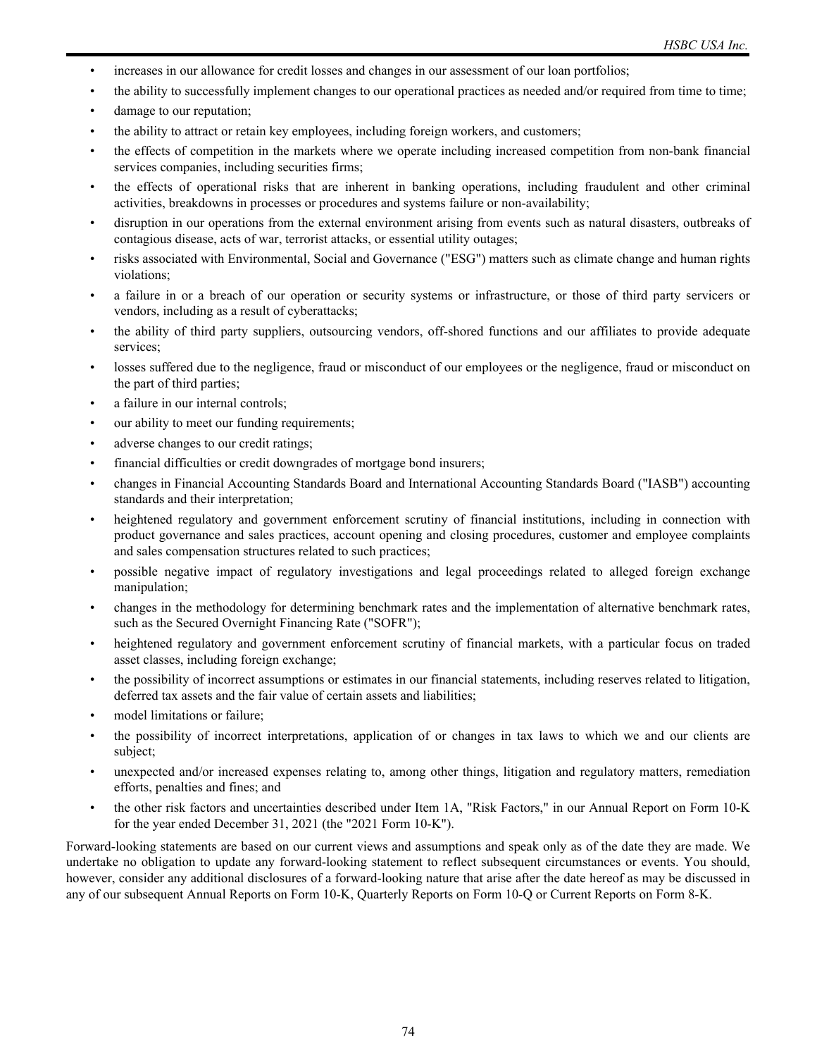- increases in our allowance for credit losses and changes in our assessment of our loan portfolios;
- the ability to successfully implement changes to our operational practices as needed and/or required from time to time;
- damage to our reputation;
- the ability to attract or retain key employees, including foreign workers, and customers;
- the effects of competition in the markets where we operate including increased competition from non-bank financial services companies, including securities firms;
- the effects of operational risks that are inherent in banking operations, including fraudulent and other criminal activities, breakdowns in processes or procedures and systems failure or non-availability;
- disruption in our operations from the external environment arising from events such as natural disasters, outbreaks of contagious disease, acts of war, terrorist attacks, or essential utility outages;
- risks associated with Environmental, Social and Governance ("ESG") matters such as climate change and human rights violations;
- a failure in or a breach of our operation or security systems or infrastructure, or those of third party servicers or vendors, including as a result of cyberattacks;
- the ability of third party suppliers, outsourcing vendors, off-shored functions and our affiliates to provide adequate services;
- losses suffered due to the negligence, fraud or misconduct of our employees or the negligence, fraud or misconduct on the part of third parties;
- a failure in our internal controls;
- our ability to meet our funding requirements;
- adverse changes to our credit ratings;
- financial difficulties or credit downgrades of mortgage bond insurers;
- changes in Financial Accounting Standards Board and International Accounting Standards Board ("IASB") accounting standards and their interpretation;
- heightened regulatory and government enforcement scrutiny of financial institutions, including in connection with product governance and sales practices, account opening and closing procedures, customer and employee complaints and sales compensation structures related to such practices;
- possible negative impact of regulatory investigations and legal proceedings related to alleged foreign exchange manipulation;
- changes in the methodology for determining benchmark rates and the implementation of alternative benchmark rates, such as the Secured Overnight Financing Rate ("SOFR");
- heightened regulatory and government enforcement scrutiny of financial markets, with a particular focus on traded asset classes, including foreign exchange;
- the possibility of incorrect assumptions or estimates in our financial statements, including reserves related to litigation, deferred tax assets and the fair value of certain assets and liabilities;
- model limitations or failure;
- the possibility of incorrect interpretations, application of or changes in tax laws to which we and our clients are subject;
- unexpected and/or increased expenses relating to, among other things, litigation and regulatory matters, remediation efforts, penalties and fines; and
- the other risk factors and uncertainties described under Item 1A, "Risk Factors," in our Annual Report on Form 10-K for the year ended December 31, 2021 (the "2021 Form 10-K").

Forward-looking statements are based on our current views and assumptions and speak only as of the date they are made. We undertake no obligation to update any forward-looking statement to reflect subsequent circumstances or events. You should, however, consider any additional disclosures of a forward-looking nature that arise after the date hereof as may be discussed in any of our subsequent Annual Reports on Form 10-K, Quarterly Reports on Form 10-Q or Current Reports on Form 8-K.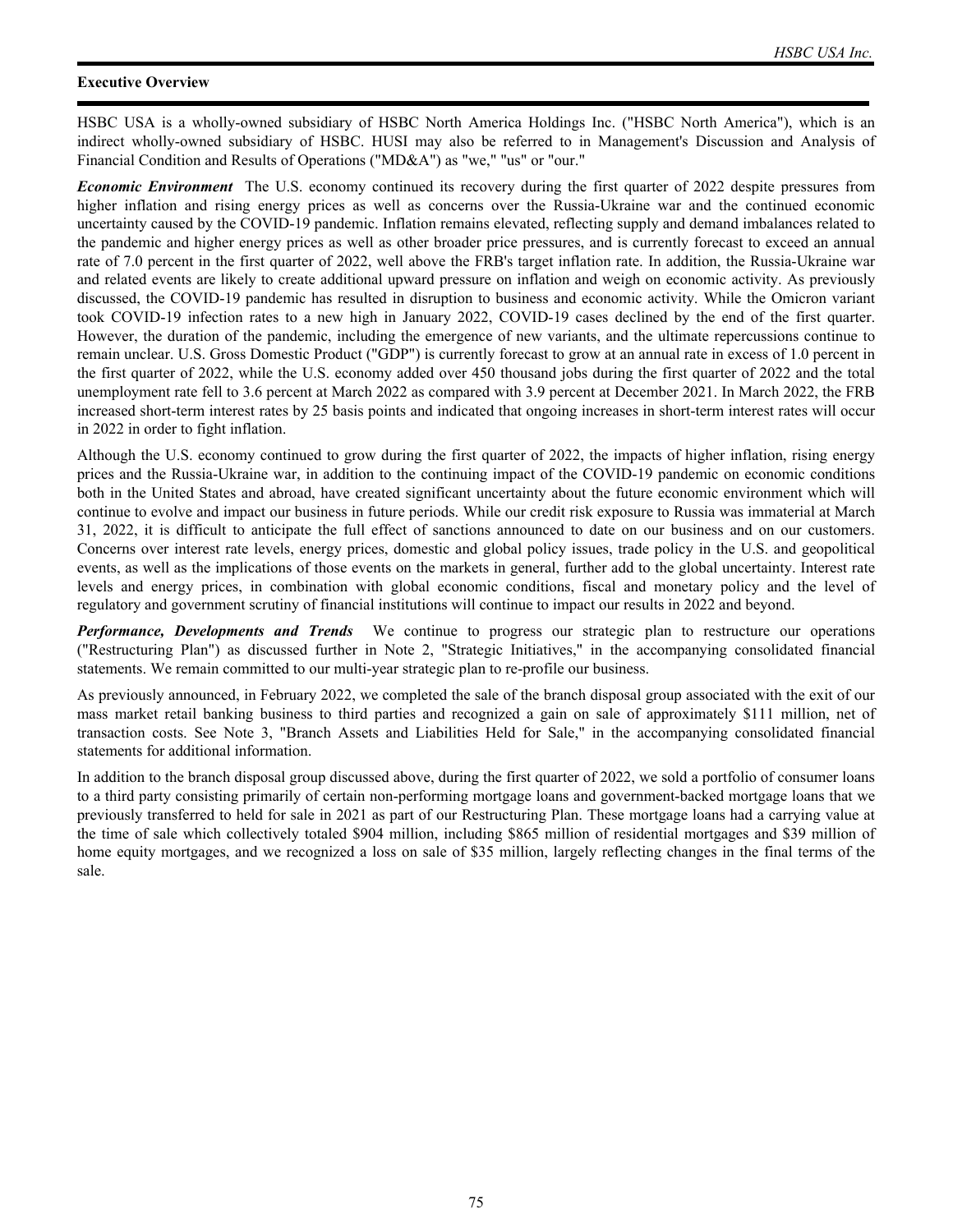## Executive Overview

HSBC USA is a wholly-owned subsidiary of HSBC North America Holdings Inc. ("HSBC North America"), which is an indirect wholly-owned subsidiary of HSBC. HUSI may also be referred to in Management's Discussion and Analysis of Financial Condition and Results of Operations ("MD&A") as "we," "us" or "our."

***Economic Environment*** The U.S. economy continued its recovery during the first quarter of 2022 despite pressures from higher inflation and rising energy prices as well as concerns over the Russia-Ukraine war and the continued economic uncertainty caused by the COVID-19 pandemic. Inflation remains elevated, reflecting supply and demand imbalances related to the pandemic and higher energy prices as well as other broader price pressures, and is currently forecast to exceed an annual rate of 7.0 percent in the first quarter of 2022, well above the FRB's target inflation rate. In addition, the Russia-Ukraine war and related events are likely to create additional upward pressure on inflation and weigh on economic activity. As previously discussed, the COVID-19 pandemic has resulted in disruption to business and economic activity. While the Omicron variant took COVID-19 infection rates to a new high in January 2022, COVID-19 cases declined by the end of the first quarter. However, the duration of the pandemic, including the emergence of new variants, and the ultimate repercussions continue to remain unclear. U.S. Gross Domestic Product ("GDP") is currently forecast to grow at an annual rate in excess of 1.0 percent in the first quarter of 2022, while the U.S. economy added over 450 thousand jobs during the first quarter of 2022 and the total unemployment rate fell to 3.6 percent at March 2022 as compared with 3.9 percent at December 2021. In March 2022, the FRB increased short-term interest rates by 25 basis points and indicated that ongoing increases in short-term interest rates will occur in 2022 in order to fight inflation.

Although the U.S. economy continued to grow during the first quarter of 2022, the impacts of higher inflation, rising energy prices and the Russia-Ukraine war, in addition to the continuing impact of the COVID-19 pandemic on economic conditions both in the United States and abroad, have created significant uncertainty about the future economic environment which will continue to evolve and impact our business in future periods. While our credit risk exposure to Russia was immaterial at March 31, 2022, it is difficult to anticipate the full effect of sanctions announced to date on our business and on our customers. Concerns over interest rate levels, energy prices, domestic and global policy issues, trade policy in the U.S. and geopolitical events, as well as the implications of those events on the markets in general, further add to the global uncertainty. Interest rate levels and energy prices, in combination with global economic conditions, fiscal and monetary policy and the level of regulatory and government scrutiny of financial institutions will continue to impact our results in 2022 and beyond.

***Performance, Developments and Trends*** We continue to progress our strategic plan to restructure our operations ("Restructuring Plan") as discussed further in Note 2, "Strategic Initiatives," in the accompanying consolidated financial statements. We remain committed to our multi-year strategic plan to re-profile our business.

As previously announced, in February 2022, we completed the sale of the branch disposal group associated with the exit of our mass market retail banking business to third parties and recognized a gain on sale of approximately $111 million, net of transaction costs. See Note 3, "Branch Assets and Liabilities Held for Sale," in the accompanying consolidated financial statements for additional information.

In addition to the branch disposal group discussed above, during the first quarter of 2022, we sold a portfolio of consumer loans to a third party consisting primarily of certain non-performing mortgage loans and government-backed mortgage loans that we previously transferred to held for sale in 2021 as part of our Restructuring Plan. These mortgage loans had a carrying value at the time of sale which collectively totaled $904 million, including $865 million of residential mortgages and $39 million of home equity mortgages, and we recognized a loss on sale of $35 million, largely reflecting changes in the final terms of the sale.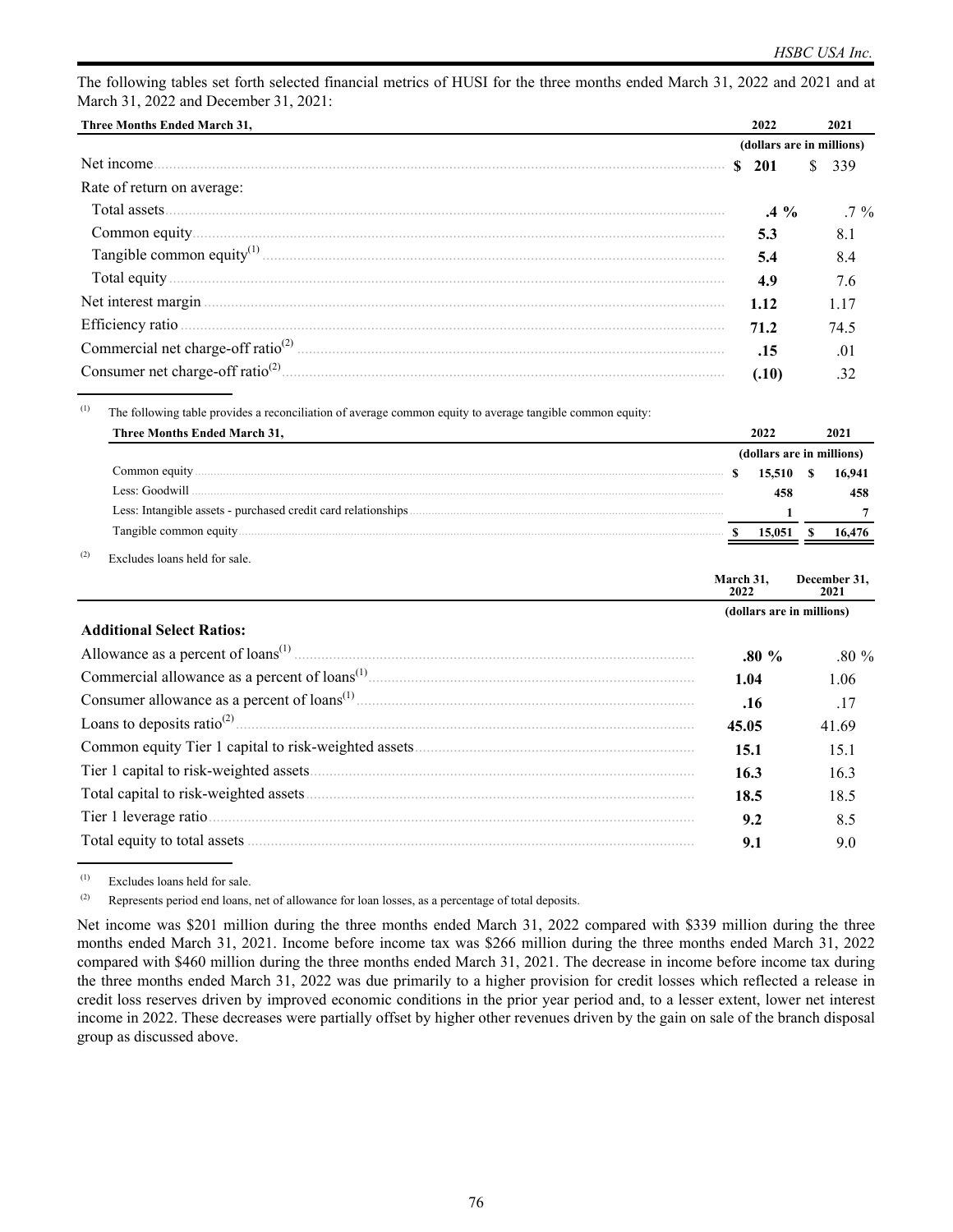The following tables set forth selected financial metrics of HUSI for the three months ended March 31, 2022 and 2021 and at March 31, 2022 and December 31, 2021:

| Three Months Ended March 31, | 2022 | 2021 |
|---|---|---|
| | (dollars are in millions) | |
| Net income | **$ 201** | $ 339 |
| Rate of return on average: | | |
| Total assets | **.4 %** | .7 % |
| Common equity | **5.3** | 8.1 |
| Tangible common equity[(1)] | **5.4** | 8.4 |
| Total equity | **4.9** | 7.6 |
| Net interest margin | **1.12** | 1.17 |
| Efficiency ratio | **71.2** | 74.5 |
| Commercial net charge-off ratio[(2)] | **.15** | .01 |
| Consumer net charge-off ratio[(2)] | **(.10)** | .32 |

(1) The following table provides a reconciliation of average common equity to average tangible common equity:

| Three Months Ended March 31, | 2022 | 2021 |
|---|---|---|
| | (dollars are in millions) | |
| Common equity | $ 15,510 | $ 16,941 |
| Less: Goodwill | 458 | 458 |
| Less: Intangible assets - purchased credit card relationships | 1 | 7 |
| Tangible common equity | $ 15,051 | $ 16,476 |

(2) Excludes loans held for sale.

| | March 31, 2022 | December 31, 2021 |
|---|---|---|
| | (dollars are in millions) | |
| **Additional Select Ratios:** | | |
| Allowance as a percent of loans[(1)] | **.80 %** | .80 % |
| Commercial allowance as a percent of loans[(1)] | **1.04** | 1.06 |
| Consumer allowance as a percent of loans[(1)] | **.16** | .17 |
| Loans to deposits ratio[(2)] | **45.05** | 41.69 |
| Common equity Tier 1 capital to risk-weighted assets | **15.1** | 15.1 |
| Tier 1 capital to risk-weighted assets | **16.3** | 16.3 |
| Total capital to risk-weighted assets | **18.5** | 18.5 |
| Tier 1 leverage ratio | **9.2** | 8.5 |
| Total equity to total assets | **9.1** | 9.0 |

(1) Excludes loans held for sale.

(2) Represents period end loans, net of allowance for loan losses, as a percentage of total deposits.

Net income was $201 million during the three months ended March 31, 2022 compared with $339 million during the three months ended March 31, 2021. Income before income tax was $266 million during the three months ended March 31, 2022 compared with $460 million during the three months ended March 31, 2021. The decrease in income before income tax during the three months ended March 31, 2022 was due primarily to a higher provision for credit losses which reflected a release in credit loss reserves driven by improved economic conditions in the prior year period and, to a lesser extent, lower net interest income in 2022. These decreases were partially offset by higher other revenues driven by the gain on sale of the branch disposal group as discussed above.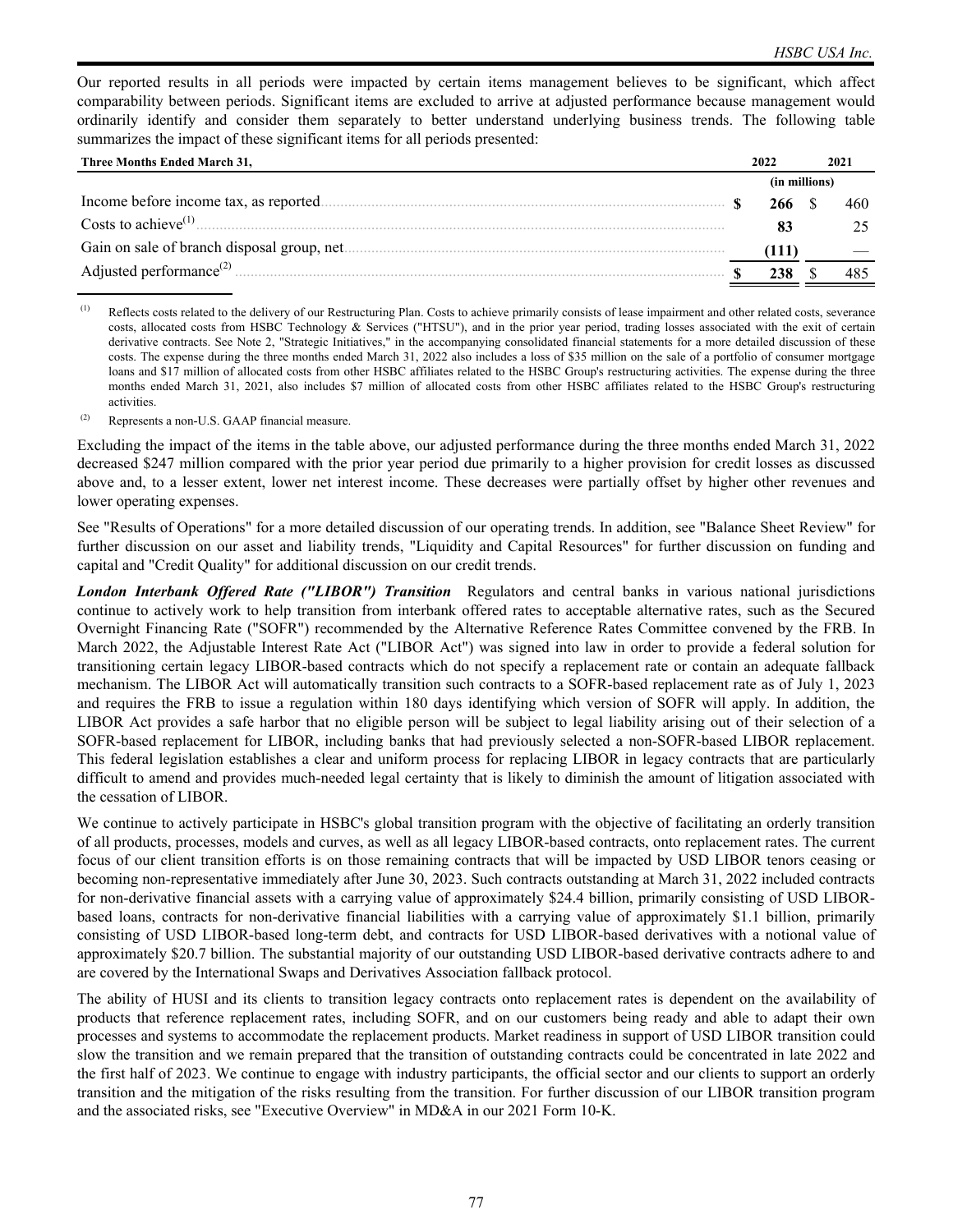Our reported results in all periods were impacted by certain items management believes to be significant, which affect comparability between periods. Significant items are excluded to arrive at adjusted performance because management would ordinarily identify and consider them separately to better understand underlying business trends. The following table summarizes the impact of these significant items for all periods presented:

| Three Months Ended March 31, | 2022 | 2021 |
|---|---|---|
| | (in millions) | |
| Income before income tax, as reported | $ 266 | $ 460 |
| Costs to achieve[(1)] | 83 | 25 |
| Gain on sale of branch disposal group, net | (111) | — |
| Adjusted performance[(2)] | $ 238 | $ 485 |

(1) Reflects costs related to the delivery of our Restructuring Plan. Costs to achieve primarily consists of lease impairment and other related costs, severance costs, allocated costs from HSBC Technology & Services ("HTSU"), and in the prior year period, trading losses associated with the exit of certain derivative contracts. See Note 2, "Strategic Initiatives," in the accompanying consolidated financial statements for a more detailed discussion of these costs. The expense during the three months ended March 31, 2022 also includes a loss of $35 million on the sale of a portfolio of consumer mortgage loans and $17 million of allocated costs from other HSBC affiliates related to the HSBC Group's restructuring activities. The expense during the three months ended March 31, 2021, also includes $7 million of allocated costs from other HSBC affiliates related to the HSBC Group's restructuring activities.

(2) Represents a non-U.S. GAAP financial measure.

Excluding the impact of the items in the table above, our adjusted performance during the three months ended March 31, 2022 decreased $247 million compared with the prior year period due primarily to a higher provision for credit losses as discussed above and, to a lesser extent, lower net interest income. These decreases were partially offset by higher other revenues and lower operating expenses.

See "Results of Operations" for a more detailed discussion of our operating trends. In addition, see "Balance Sheet Review" for further discussion on our asset and liability trends, "Liquidity and Capital Resources" for further discussion on funding and capital and "Credit Quality" for additional discussion on our credit trends.

***London Interbank Offered Rate ("LIBOR") Transition*** Regulators and central banks in various national jurisdictions continue to actively work to help transition from interbank offered rates to acceptable alternative rates, such as the Secured Overnight Financing Rate ("SOFR") recommended by the Alternative Reference Rates Committee convened by the FRB. In March 2022, the Adjustable Interest Rate Act ("LIBOR Act") was signed into law in order to provide a federal solution for transitioning certain legacy LIBOR-based contracts which do not specify a replacement rate or contain an adequate fallback mechanism. The LIBOR Act will automatically transition such contracts to a SOFR-based replacement rate as of July 1, 2023 and requires the FRB to issue a regulation within 180 days identifying which version of SOFR will apply. In addition, the LIBOR Act provides a safe harbor that no eligible person will be subject to legal liability arising out of their selection of a SOFR-based replacement for LIBOR, including banks that had previously selected a non-SOFR-based LIBOR replacement. This federal legislation establishes a clear and uniform process for replacing LIBOR in legacy contracts that are particularly difficult to amend and provides much-needed legal certainty that is likely to diminish the amount of litigation associated with the cessation of LIBOR.

We continue to actively participate in HSBC's global transition program with the objective of facilitating an orderly transition of all products, processes, models and curves, as well as all legacy LIBOR-based contracts, onto replacement rates. The current focus of our client transition efforts is on those remaining contracts that will be impacted by USD LIBOR tenors ceasing or becoming non-representative immediately after June 30, 2023. Such contracts outstanding at March 31, 2022 included contracts for non-derivative financial assets with a carrying value of approximately $24.4 billion, primarily consisting of USD LIBOR-based loans, contracts for non-derivative financial liabilities with a carrying value of approximately $1.1 billion, primarily consisting of USD LIBOR-based long-term debt, and contracts for USD LIBOR-based derivatives with a notional value of approximately $20.7 billion. The substantial majority of our outstanding USD LIBOR-based derivative contracts adhere to and are covered by the International Swaps and Derivatives Association fallback protocol.

The ability of HUSI and its clients to transition legacy contracts onto replacement rates is dependent on the availability of products that reference replacement rates, including SOFR, and on our customers being ready and able to adapt their own processes and systems to accommodate the replacement products. Market readiness in support of USD LIBOR transition could slow the transition and we remain prepared that the transition of outstanding contracts could be concentrated in late 2022 and the first half of 2023. We continue to engage with industry participants, the official sector and our clients to support an orderly transition and the mitigation of the risks resulting from the transition. For further discussion of our LIBOR transition program and the associated risks, see "Executive Overview" in MD&A in our 2021 Form 10-K.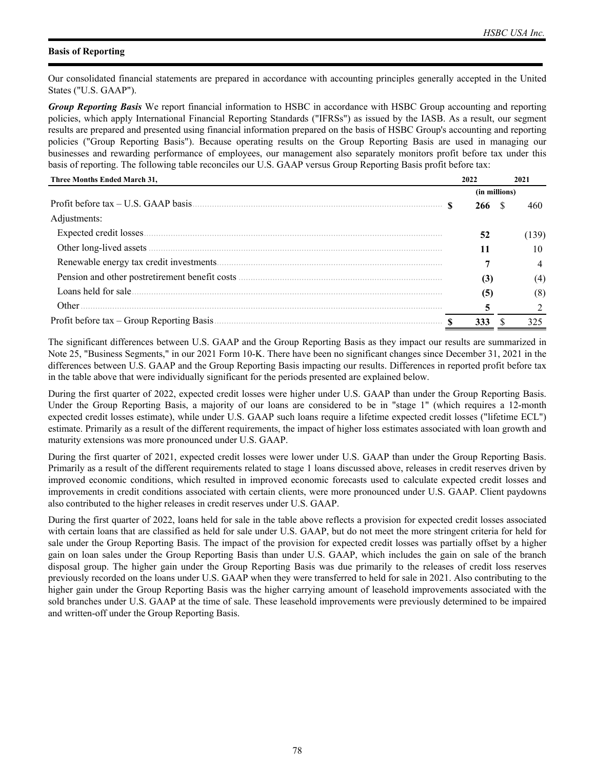## Basis of Reporting

Our consolidated financial statements are prepared in accordance with accounting principles generally accepted in the United States ("U.S. GAAP").

***Group Reporting Basis*** We report financial information to HSBC in accordance with HSBC Group accounting and reporting policies, which apply International Financial Reporting Standards ("IFRSs") as issued by the IASB. As a result, our segment results are prepared and presented using financial information prepared on the basis of HSBC Group's accounting and reporting policies ("Group Reporting Basis"). Because operating results on the Group Reporting Basis are used in managing our businesses and rewarding performance of employees, our management also separately monitors profit before tax under this basis of reporting. The following table reconciles our U.S. GAAP versus Group Reporting Basis profit before tax:

| Three Months Ended March 31, | 2022 | 2021 |
|---|---|---|
| | (in millions) | |
| Profit before tax – U.S. GAAP basis | **$ 266** | $ 460 |
| Adjustments: | | |
| Expected credit losses | **52** | (139) |
| Other long-lived assets | **11** | 10 |
| Renewable energy tax credit investments | **7** | 4 |
| Pension and other postretirement benefit costs | **(3)** | (4) |
| Loans held for sale | **(5)** | (8) |
| Other | **5** | 2 |
| Profit before tax – Group Reporting Basis | **$ 333** | $ 325 |

The significant differences between U.S. GAAP and the Group Reporting Basis as they impact our results are summarized in Note 25, "Business Segments," in our 2021 Form 10-K. There have been no significant changes since December 31, 2021 in the differences between U.S. GAAP and the Group Reporting Basis impacting our results. Differences in reported profit before tax in the table above that were individually significant for the periods presented are explained below.

During the first quarter of 2022, expected credit losses were higher under U.S. GAAP than under the Group Reporting Basis. Under the Group Reporting Basis, a majority of our loans are considered to be in "stage 1" (which requires a 12-month expected credit losses estimate), while under U.S. GAAP such loans require a lifetime expected credit losses ("lifetime ECL") estimate. Primarily as a result of the different requirements, the impact of higher loss estimates associated with loan growth and maturity extensions was more pronounced under U.S. GAAP.

During the first quarter of 2021, expected credit losses were lower under U.S. GAAP than under the Group Reporting Basis. Primarily as a result of the different requirements related to stage 1 loans discussed above, releases in credit reserves driven by improved economic conditions, which resulted in improved economic forecasts used to calculate expected credit losses and improvements in credit conditions associated with certain clients, were more pronounced under U.S. GAAP. Client paydowns also contributed to the higher releases in credit reserves under U.S. GAAP.

During the first quarter of 2022, loans held for sale in the table above reflects a provision for expected credit losses associated with certain loans that are classified as held for sale under U.S. GAAP, but do not meet the more stringent criteria for held for sale under the Group Reporting Basis. The impact of the provision for expected credit losses was partially offset by a higher gain on loan sales under the Group Reporting Basis than under U.S. GAAP, which includes the gain on sale of the branch disposal group. The higher gain under the Group Reporting Basis was due primarily to the releases of credit loss reserves previously recorded on the loans under U.S. GAAP when they were transferred to held for sale in 2021. Also contributing to the higher gain under the Group Reporting Basis was the higher carrying amount of leasehold improvements associated with the sold branches under U.S. GAAP at the time of sale. These leasehold improvements were previously determined to be impaired and written-off under the Group Reporting Basis.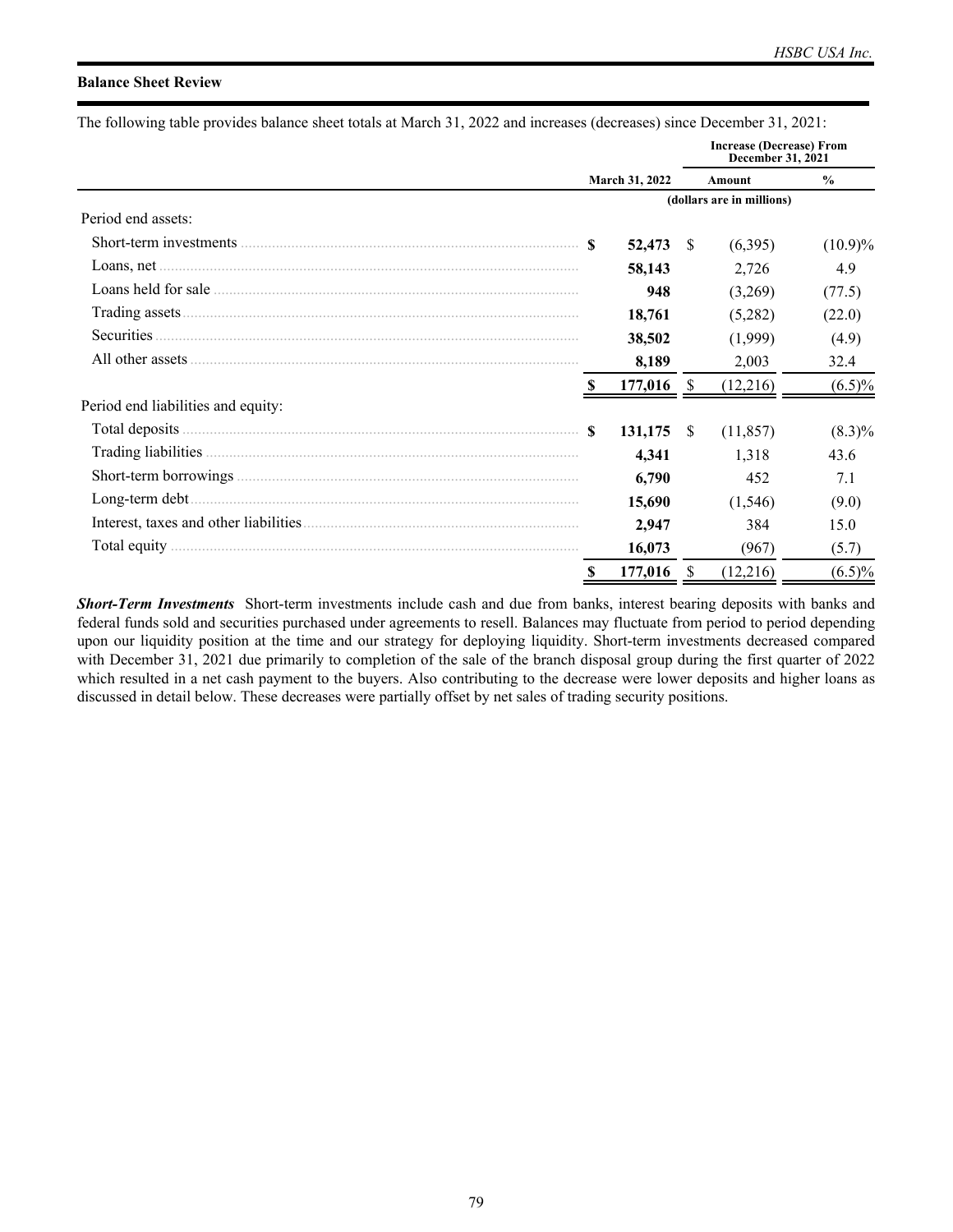## Balance Sheet Review

The following table provides balance sheet totals at March 31, 2022 and increases (decreases) since December 31, 2021:

| | March 31, 2022 | Increase (Decrease) From December 31, 2021 | |
|---|---|---|---|
| | | Amount | % |
| | (dollars are in millions) | | |
| Period end assets: | | | |
| Short-term investments | $ 52,473 | $ (6,395) | (10.9)% |
| Loans, net | 58,143 | 2,726 | 4.9 |
| Loans held for sale | 948 | (3,269) | (77.5) |
| Trading assets | 18,761 | (5,282) | (22.0) |
| Securities | 38,502 | (1,999) | (4.9) |
| All other assets | 8,189 | 2,003 | 32.4 |
| | $ 177,016 | $ (12,216) | (6.5)% |
| Period end liabilities and equity: | | | |
| Total deposits | $ 131,175 | $ (11,857) | (8.3)% |
| Trading liabilities | 4,341 | 1,318 | 43.6 |
| Short-term borrowings | 6,790 | 452 | 7.1 |
| Long-term debt | 15,690 | (1,546) | (9.0) |
| Interest, taxes and other liabilities | 2,947 | 384 | 15.0 |
| Total equity | 16,073 | (967) | (5.7) |
| | $ 177,016 | $ (12,216) | (6.5)% |

***Short-Term Investments*** Short-term investments include cash and due from banks, interest bearing deposits with banks and federal funds sold and securities purchased under agreements to resell. Balances may fluctuate from period to period depending upon our liquidity position at the time and our strategy for deploying liquidity. Short-term investments decreased compared with December 31, 2021 due primarily to completion of the sale of the branch disposal group during the first quarter of 2022 which resulted in a net cash payment to the buyers. Also contributing to the decrease were lower deposits and higher loans as discussed in detail below. These decreases were partially offset by net sales of trading security positions.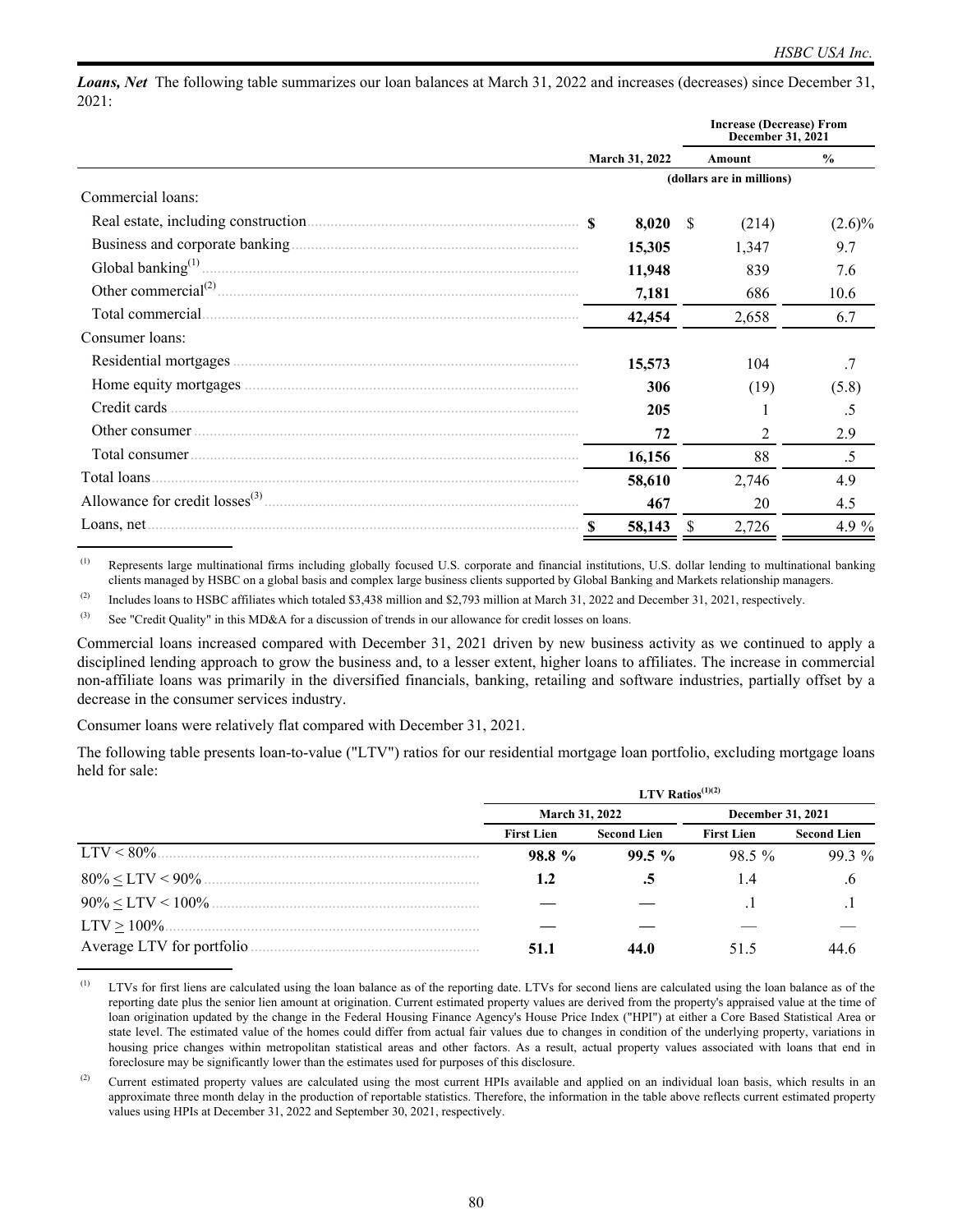***Loans, Net*** The following table summarizes our loan balances at March 31, 2022 and increases (decreases) since December 31, 2021:

| | March 31, 2022 | Increase (Decrease) From December 31, 2021 | |
|---|---|---|---|
| | | Amount | % |
| | (dollars are in millions) | | |
| Commercial loans: | | | |
| Real estate, including construction | $ 8,020 | $ (214) | (2.6)% |
| Business and corporate banking | 15,305 | 1,347 | 9.7 |
| Global banking[1] | 11,948 | 839 | 7.6 |
| Other commercial[2] | 7,181 | 686 | 10.6 |
| Total commercial | 42,454 | 2,658 | 6.7 |
| Consumer loans: | | | |
| Residential mortgages | 15,573 | 104 | .7 |
| Home equity mortgages | 306 | (19) | (5.8) |
| Credit cards | 205 | 1 | .5 |
| Other consumer | 72 | 2 | 2.9 |
| Total consumer | 16,156 | 88 | .5 |
| Total loans | 58,610 | 2,746 | 4.9 |
| Allowance for credit losses[3] | 467 | 20 | 4.5 |
| Loans, net | $ 58,143 | $ 2,726 | 4.9 % |

(1) Represents large multinational firms including globally focused U.S. corporate and financial institutions, U.S. dollar lending to multinational banking clients managed by HSBC on a global basis and complex large business clients supported by Global Banking and Markets relationship managers.

(2) Includes loans to HSBC affiliates which totaled $3,438 million and $2,793 million at March 31, 2022 and December 31, 2021, respectively.

(3) See "Credit Quality" in this MD&A for a discussion of trends in our allowance for credit losses on loans.

Commercial loans increased compared with December 31, 2021 driven by new business activity as we continued to apply a disciplined lending approach to grow the business and, to a lesser extent, higher loans to affiliates. The increase in commercial non-affiliate loans was primarily in the diversified financials, banking, retailing and software industries, partially offset by a decrease in the consumer services industry.

Consumer loans were relatively flat compared with December 31, 2021.

The following table presents loan-to-value ("LTV") ratios for our residential mortgage loan portfolio, excluding mortgage loans held for sale:

| | LTV Ratios[1][2] | | | |
|---|---|---|---|---|
| | March 31, 2022 | | December 31, 2021 | |
| | First Lien | Second Lien | First Lien | Second Lien |
| LTV < 80% | 98.8 % | 99.5 % | 98.5 % | 99.3 % |
| 80% ≤ LTV < 90% | 1.2 | .5 | 1.4 | .6 |
| 90% ≤ LTV < 100% | — | — | .1 | .1 |
| LTV ≥ 100% | — | — | — | — |
| Average LTV for portfolio | 51.1 | 44.0 | 51.5 | 44.6 |

(1) LTVs for first liens are calculated using the loan balance as of the reporting date. LTVs for second liens are calculated using the loan balance as of the reporting date plus the senior lien amount at origination. Current estimated property values are derived from the property's appraised value at the time of loan origination updated by the change in the Federal Housing Finance Agency's House Price Index ("HPI") at either a Core Based Statistical Area or state level. The estimated value of the homes could differ from actual fair values due to changes in condition of the underlying property, variations in housing price changes within metropolitan statistical areas and other factors. As a result, actual property values associated with loans that end in foreclosure may be significantly lower than the estimates used for purposes of this disclosure.

(2) Current estimated property values are calculated using the most current HPIs available and applied on an individual loan basis, which results in an approximate three month delay in the production of reportable statistics. Therefore, the information in the table above reflects current estimated property values using HPIs at December 31, 2022 and September 30, 2021, respectively.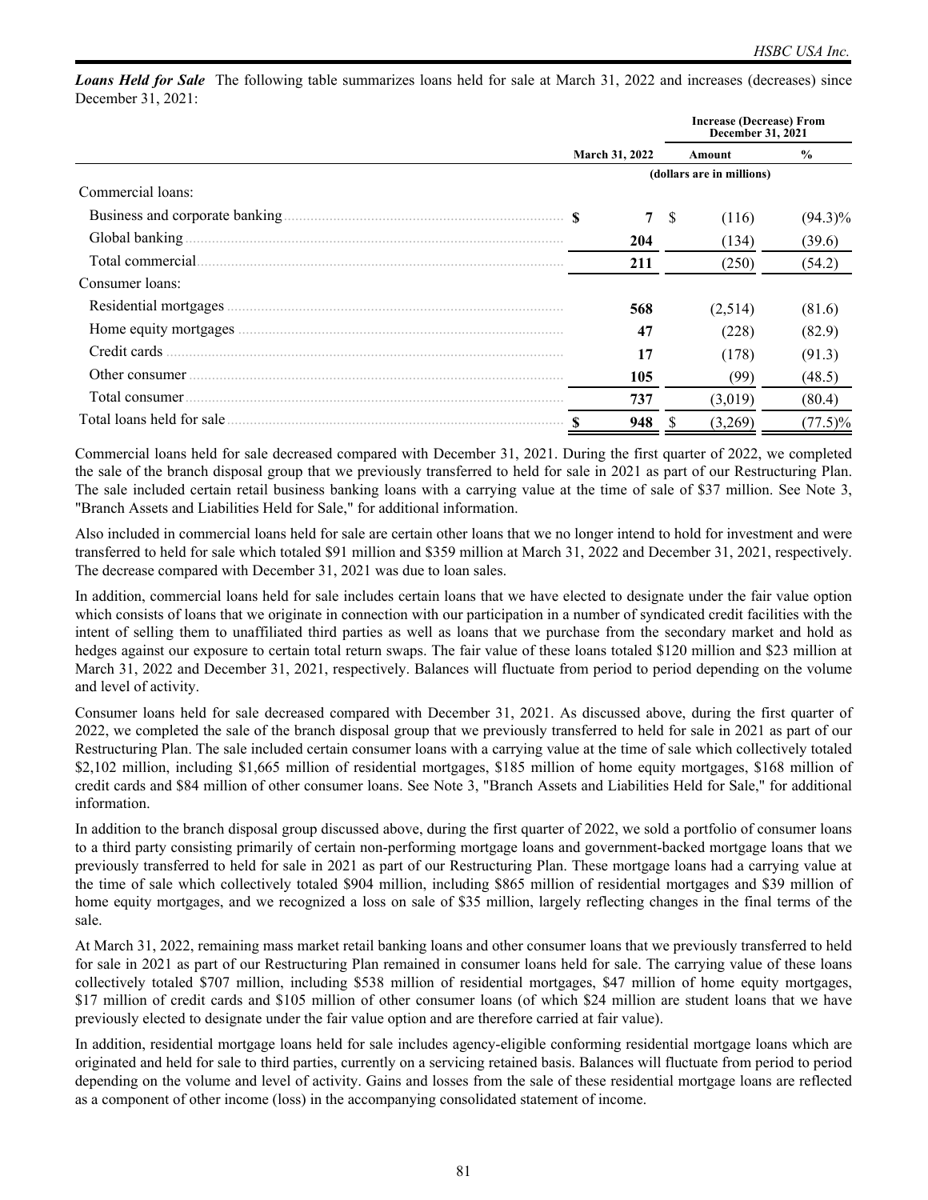***Loans Held for Sale*** The following table summarizes loans held for sale at March 31, 2022 and increases (decreases) since December 31, 2021:

| | March 31, 2022 | Increase (Decrease) From December 31, 2021 Amount | % |
|---|---|---|---|
| | (dollars are in millions) | | |
| Commercial loans: | | | |
| Business and corporate banking | $ 7 | $ (116) | (94.3)% |
| Global banking | 204 | (134) | (39.6) |
| Total commercial | 211 | (250) | (54.2) |
| Consumer loans: | | | |
| Residential mortgages | 568 | (2,514) | (81.6) |
| Home equity mortgages | 47 | (228) | (82.9) |
| Credit cards | 17 | (178) | (91.3) |
| Other consumer | 105 | (99) | (48.5) |
| Total consumer | 737 | (3,019) | (80.4) |
| Total loans held for sale | $ 948 | $ (3,269) | (77.5)% |

Commercial loans held for sale decreased compared with December 31, 2021. During the first quarter of 2022, we completed the sale of the branch disposal group that we previously transferred to held for sale in 2021 as part of our Restructuring Plan. The sale included certain retail business banking loans with a carrying value at the time of sale of $37 million. See Note 3, "Branch Assets and Liabilities Held for Sale," for additional information.

Also included in commercial loans held for sale are certain other loans that we no longer intend to hold for investment and were transferred to held for sale which totaled $91 million and $359 million at March 31, 2022 and December 31, 2021, respectively. The decrease compared with December 31, 2021 was due to loan sales.

In addition, commercial loans held for sale includes certain loans that we have elected to designate under the fair value option which consists of loans that we originate in connection with our participation in a number of syndicated credit facilities with the intent of selling them to unaffiliated third parties as well as loans that we purchase from the secondary market and hold as hedges against our exposure to certain total return swaps. The fair value of these loans totaled $120 million and $23 million at March 31, 2022 and December 31, 2021, respectively. Balances will fluctuate from period to period depending on the volume and level of activity.

Consumer loans held for sale decreased compared with December 31, 2021. As discussed above, during the first quarter of 2022, we completed the sale of the branch disposal group that we previously transferred to held for sale in 2021 as part of our Restructuring Plan. The sale included certain consumer loans with a carrying value at the time of sale which collectively totaled $2,102 million, including $1,665 million of residential mortgages, $185 million of home equity mortgages, $168 million of credit cards and $84 million of other consumer loans. See Note 3, "Branch Assets and Liabilities Held for Sale," for additional information.

In addition to the branch disposal group discussed above, during the first quarter of 2022, we sold a portfolio of consumer loans to a third party consisting primarily of certain non-performing mortgage loans and government-backed mortgage loans that we previously transferred to held for sale in 2021 as part of our Restructuring Plan. These mortgage loans had a carrying value at the time of sale which collectively totaled $904 million, including $865 million of residential mortgages and $39 million of home equity mortgages, and we recognized a loss on sale of $35 million, largely reflecting changes in the final terms of the sale.

At March 31, 2022, remaining mass market retail banking loans and other consumer loans that we previously transferred to held for sale in 2021 as part of our Restructuring Plan remained in consumer loans held for sale. The carrying value of these loans collectively totaled $707 million, including $538 million of residential mortgages, $47 million of home equity mortgages, $17 million of credit cards and $105 million of other consumer loans (of which $24 million are student loans that we have previously elected to designate under the fair value option and are therefore carried at fair value).

In addition, residential mortgage loans held for sale includes agency-eligible conforming residential mortgage loans which are originated and held for sale to third parties, currently on a servicing retained basis. Balances will fluctuate from period to period depending on the volume and level of activity. Gains and losses from the sale of these residential mortgage loans are reflected as a component of other income (loss) in the accompanying consolidated statement of income.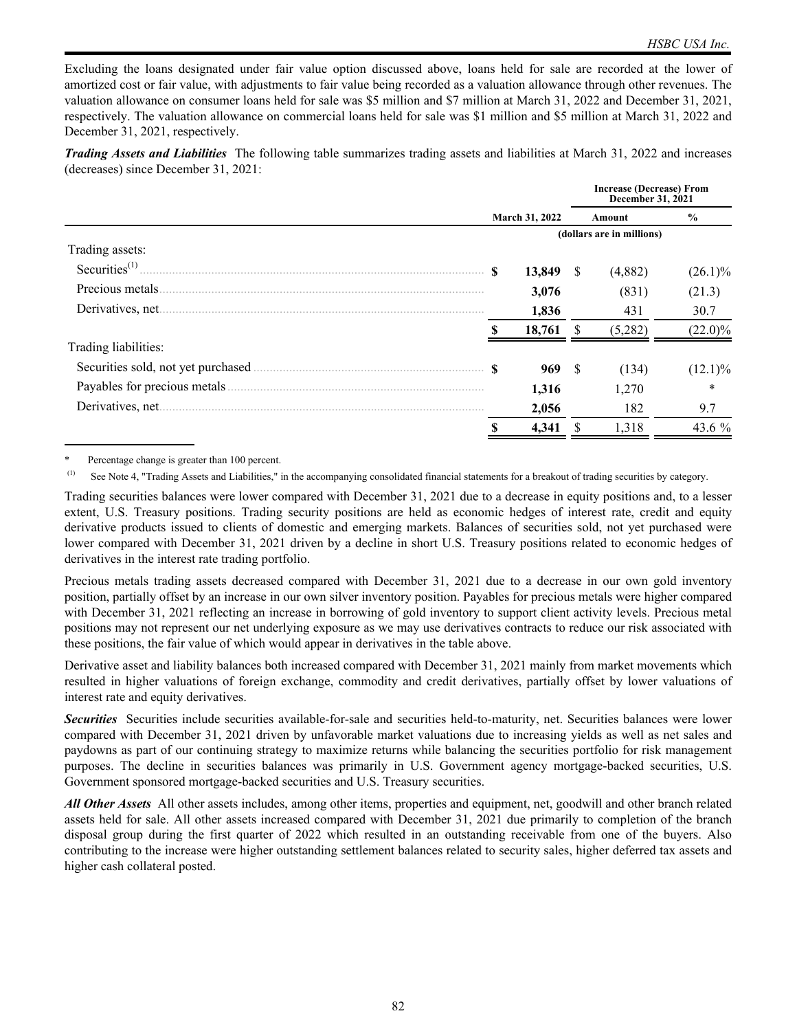Excluding the loans designated under fair value option discussed above, loans held for sale are recorded at the lower of amortized cost or fair value, with adjustments to fair value being recorded as a valuation allowance through other revenues. The valuation allowance on consumer loans held for sale was $5 million and $7 million at March 31, 2022 and December 31, 2021, respectively. The valuation allowance on commercial loans held for sale was $1 million and $5 million at March 31, 2022 and December 31, 2021, respectively.

***Trading Assets and Liabilities*** The following table summarizes trading assets and liabilities at March 31, 2022 and increases (decreases) since December 31, 2021:

| | March 31, 2022 | Increase (Decrease) From December 31, 2021 | |
|---|---|---|---|
| | | Amount | % |
| | (dollars are in millions) | | |
| Trading assets: | | | |
| Securities[(1)] | $ 13,849 | $ (4,882) | (26.1)% |
| Precious metals | 3,076 | (831) | (21.3) |
| Derivatives, net | 1,836 | 431 | 30.7 |
| | $ 18,761 | $ (5,282) | (22.0)% |
| Trading liabilities: | | | |
| Securities sold, not yet purchased | $ 969 | $ (134) | (12.1)% |
| Payables for precious metals | 1,316 | 1,270 | * |
| Derivatives, net | 2,056 | 182 | 9.7 |
| | $ 4,341 | $ 1,318 | 43.6 % |

\* Percentage change is greater than 100 percent.

(1) See Note 4, "Trading Assets and Liabilities," in the accompanying consolidated financial statements for a breakout of trading securities by category.

Trading securities balances were lower compared with December 31, 2021 due to a decrease in equity positions and, to a lesser extent, U.S. Treasury positions. Trading security positions are held as economic hedges of interest rate, credit and equity derivative products issued to clients of domestic and emerging markets. Balances of securities sold, not yet purchased were lower compared with December 31, 2021 driven by a decline in short U.S. Treasury positions related to economic hedges of derivatives in the interest rate trading portfolio.

Precious metals trading assets decreased compared with December 31, 2021 due to a decrease in our own gold inventory position, partially offset by an increase in our own silver inventory position. Payables for precious metals were higher compared with December 31, 2021 reflecting an increase in borrowing of gold inventory to support client activity levels. Precious metal positions may not represent our net underlying exposure as we may use derivatives contracts to reduce our risk associated with these positions, the fair value of which would appear in derivatives in the table above.

Derivative asset and liability balances both increased compared with December 31, 2021 mainly from market movements which resulted in higher valuations of foreign exchange, commodity and credit derivatives, partially offset by lower valuations of interest rate and equity derivatives.

***Securities*** Securities include securities available-for-sale and securities held-to-maturity, net. Securities balances were lower compared with December 31, 2021 driven by unfavorable market valuations due to increasing yields as well as net sales and paydowns as part of our continuing strategy to maximize returns while balancing the securities portfolio for risk management purposes. The decline in securities balances was primarily in U.S. Government agency mortgage-backed securities, U.S. Government sponsored mortgage-backed securities and U.S. Treasury securities.

***All Other Assets*** All other assets includes, among other items, properties and equipment, net, goodwill and other branch related assets held for sale. All other assets increased compared with December 31, 2021 due primarily to completion of the branch disposal group during the first quarter of 2022 which resulted in an outstanding receivable from one of the buyers. Also contributing to the increase were higher outstanding settlement balances related to security sales, higher deferred tax assets and higher cash collateral posted.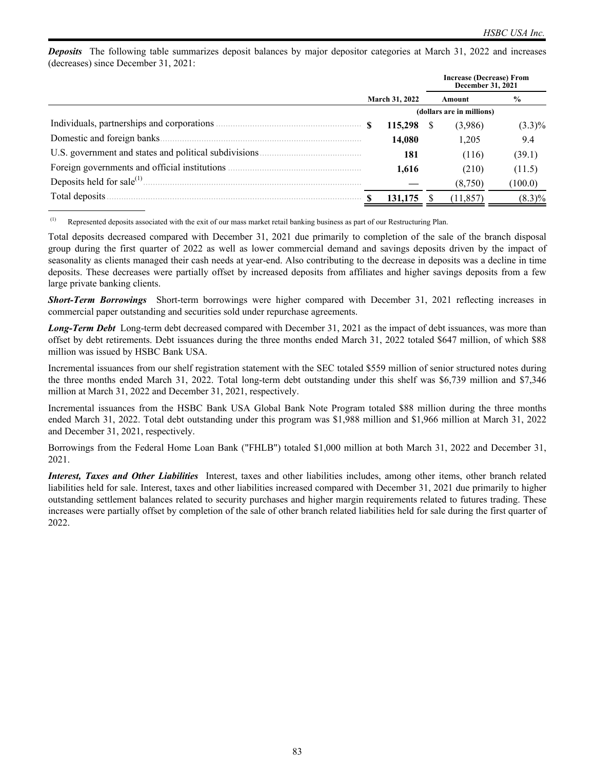***Deposits*** The following table summarizes deposit balances by major depositor categories at March 31, 2022 and increases (decreases) since December 31, 2021:

| | March 31, 2022 | Increase (Decrease) From December 31, 2021 | |
|---|---|---|---|
| | | Amount | % |
| | (dollars are in millions) | | |
| Individuals, partnerships and corporations | $ 115,298 | $ (3,986) | (3.3)% |
| Domestic and foreign banks | 14,080 | 1,205 | 9.4 |
| U.S. government and states and political subdivisions | 181 | (116) | (39.1) |
| Foreign governments and official institutions | 1,616 | (210) | (11.5) |
| Deposits held for sale[1] | — | (8,750) | (100.0) |
| Total deposits | $ 131,175 | $ (11,857) | (8.3)% |

[1] Represented deposits associated with the exit of our mass market retail banking business as part of our Restructuring Plan.

Total deposits decreased compared with December 31, 2021 due primarily to completion of the sale of the branch disposal group during the first quarter of 2022 as well as lower commercial demand and savings deposits driven by the impact of seasonality as clients managed their cash needs at year-end. Also contributing to the decrease in deposits was a decline in time deposits. These decreases were partially offset by increased deposits from affiliates and higher savings deposits from a few large private banking clients.

***Short-Term Borrowings*** Short-term borrowings were higher compared with December 31, 2021 reflecting increases in commercial paper outstanding and securities sold under repurchase agreements.

***Long-Term Debt*** Long-term debt decreased compared with December 31, 2021 as the impact of debt issuances, was more than offset by debt retirements. Debt issuances during the three months ended March 31, 2022 totaled $647 million, of which $88 million was issued by HSBC Bank USA.

Incremental issuances from our shelf registration statement with the SEC totaled $559 million of senior structured notes during the three months ended March 31, 2022. Total long-term debt outstanding under this shelf was $6,739 million and $7,346 million at March 31, 2022 and December 31, 2021, respectively.

Incremental issuances from the HSBC Bank USA Global Bank Note Program totaled $88 million during the three months ended March 31, 2022. Total debt outstanding under this program was $1,988 million and $1,966 million at March 31, 2022 and December 31, 2021, respectively.

Borrowings from the Federal Home Loan Bank ("FHLB") totaled $1,000 million at both March 31, 2022 and December 31, 2021.

***Interest, Taxes and Other Liabilities*** Interest, taxes and other liabilities includes, among other items, other branch related liabilities held for sale. Interest, taxes and other liabilities increased compared with December 31, 2021 due primarily to higher outstanding settlement balances related to security purchases and higher margin requirements related to futures trading. These increases were partially offset by completion of the sale of other branch related liabilities held for sale during the first quarter of 2022.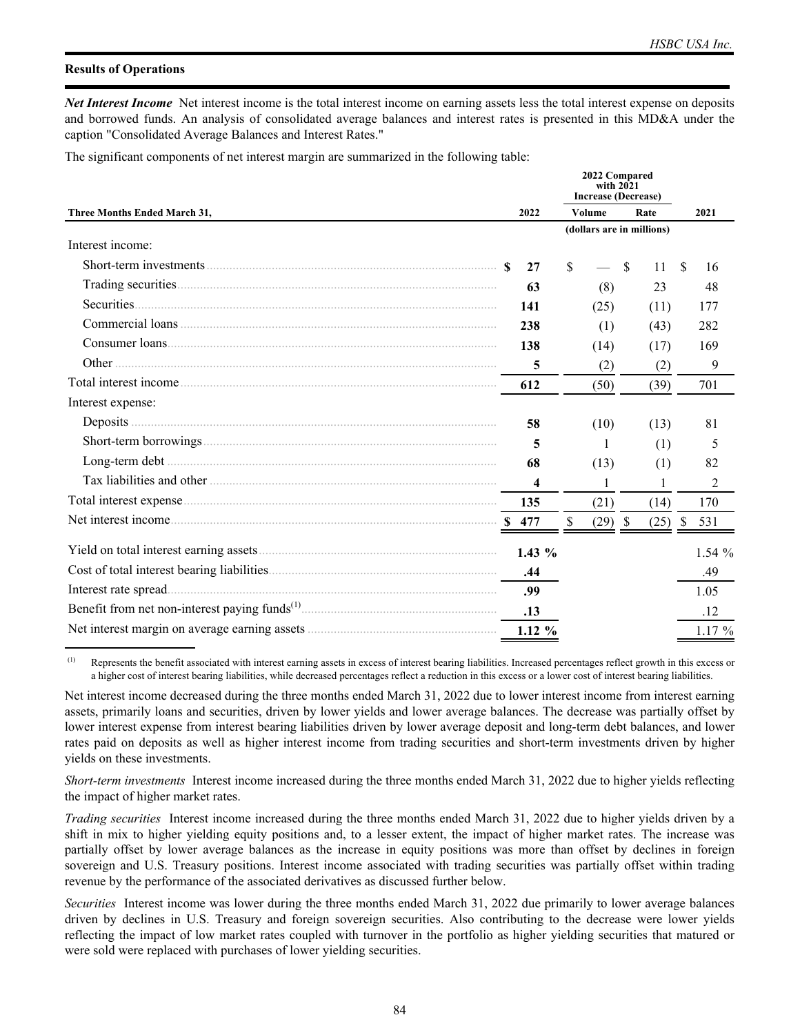## Results of Operations

***Net Interest Income*** Net interest income is the total interest income on earning assets less the total interest expense on deposits and borrowed funds. An analysis of consolidated average balances and interest rates is presented in this MD&A under the caption "Consolidated Average Balances and Interest Rates."

The significant components of net interest margin are summarized in the following table:

| Three Months Ended March 31, | 2022 | 2022 Compared with 2021 Increase (Decrease) | | 2021 |
|---|---|---|---|---|
| | | Volume | Rate | |
| | | (dollars are in millions) | | |
| Interest income: | | | | |
| Short-term investments | $ 27 | $ — | $ 11 | $ 16 |
| Trading securities | 63 | (8) | 23 | 48 |
| Securities | 141 | (25) | (11) | 177 |
| Commercial loans | 238 | (1) | (43) | 282 |
| Consumer loans | 138 | (14) | (17) | 169 |
| Other | 5 | (2) | (2) | 9 |
| Total interest income | 612 | (50) | (39) | 701 |
| Interest expense: | | | | |
| Deposits | 58 | (10) | (13) | 81 |
| Short-term borrowings | 5 | 1 | (1) | 5 |
| Long-term debt | 68 | (13) | (1) | 82 |
| Tax liabilities and other | 4 | 1 | 1 | 2 |
| Total interest expense | 135 | (21) | (14) | 170 |
| Net interest income | $ 477 | $ (29) | $ (25) | $ 531 |
| Yield on total interest earning assets | 1.43 % | | | 1.54 % |
| Cost of total interest bearing liabilities | .44 | | | .49 |
| Interest rate spread | .99 | | | 1.05 |
| Benefit from net non-interest paying funds[(1)] | .13 | | | .12 |
| Net interest margin on average earning assets | 1.12 % | | | 1.17 % |

(1) Represents the benefit associated with interest earning assets in excess of interest bearing liabilities. Increased percentages reflect growth in this excess or a higher cost of interest bearing liabilities, while decreased percentages reflect a reduction in this excess or a lower cost of interest bearing liabilities.

Net interest income decreased during the three months ended March 31, 2022 due to lower interest income from interest earning assets, primarily loans and securities, driven by lower yields and lower average balances. The decrease was partially offset by lower interest expense from interest bearing liabilities driven by lower average deposit and long-term debt balances, and lower rates paid on deposits as well as higher interest income from trading securities and short-term investments driven by higher yields on these investments.

*Short-term investments* Interest income increased during the three months ended March 31, 2022 due to higher yields reflecting the impact of higher market rates.

*Trading securities* Interest income increased during the three months ended March 31, 2022 due to higher yields driven by a shift in mix to higher yielding equity positions and, to a lesser extent, the impact of higher market rates. The increase was partially offset by lower average balances as the increase in equity positions was more than offset by declines in foreign sovereign and U.S. Treasury positions. Interest income associated with trading securities was partially offset within trading revenue by the performance of the associated derivatives as discussed further below.

*Securities* Interest income was lower during the three months ended March 31, 2022 due primarily to lower average balances driven by declines in U.S. Treasury and foreign sovereign securities. Also contributing to the decrease were lower yields reflecting the impact of low market rates coupled with turnover in the portfolio as higher yielding securities that matured or were sold were replaced with purchases of lower yielding securities.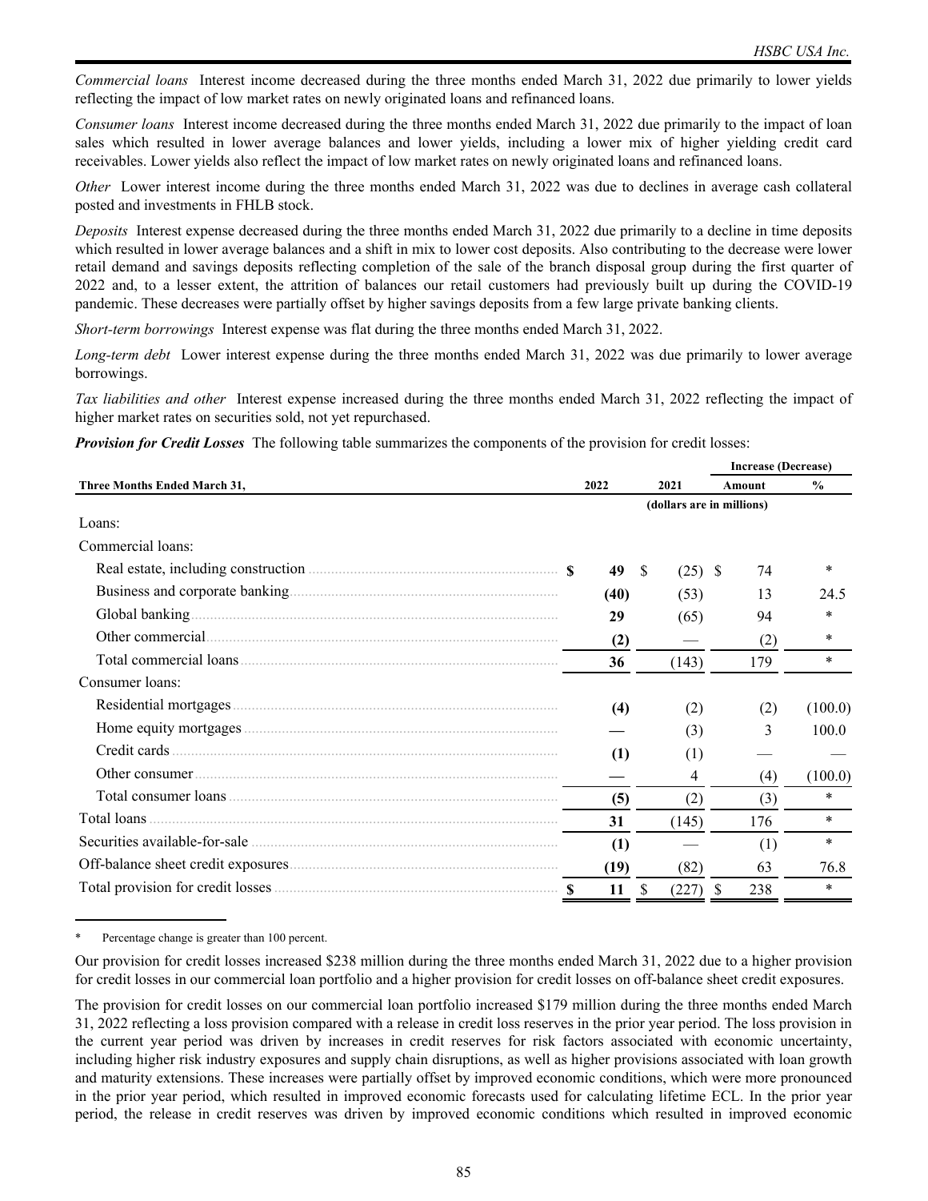*Commercial loans* Interest income decreased during the three months ended March 31, 2022 due primarily to lower yields reflecting the impact of low market rates on newly originated loans and refinanced loans.

*Consumer loans* Interest income decreased during the three months ended March 31, 2022 due primarily to the impact of loan sales which resulted in lower average balances and lower yields, including a lower mix of higher yielding credit card receivables. Lower yields also reflect the impact of low market rates on newly originated loans and refinanced loans.

*Other* Lower interest income during the three months ended March 31, 2022 was due to declines in average cash collateral posted and investments in FHLB stock.

*Deposits* Interest expense decreased during the three months ended March 31, 2022 due primarily to a decline in time deposits which resulted in lower average balances and a shift in mix to lower cost deposits. Also contributing to the decrease were lower retail demand and savings deposits reflecting completion of the sale of the branch disposal group during the first quarter of 2022 and, to a lesser extent, the attrition of balances our retail customers had previously built up during the COVID-19 pandemic. These decreases were partially offset by higher savings deposits from a few large private banking clients.

*Short-term borrowings* Interest expense was flat during the three months ended March 31, 2022.

*Long-term debt* Lower interest expense during the three months ended March 31, 2022 was due primarily to lower average borrowings.

*Tax liabilities and other* Interest expense increased during the three months ended March 31, 2022 reflecting the impact of higher market rates on securities sold, not yet repurchased.

***Provision for Credit Losses*** The following table summarizes the components of the provision for credit losses:

| Three Months Ended March 31, | 2022 | 2021 | Increase (Decrease) Amount | Increase (Decrease) % |
|---|---|---|---|---|
| | | (dollars are in millions) | | |
| Loans: | | | | |
| Commercial loans: | | | | |
| Real estate, including construction | **$ 49** | $ (25) | $ 74 | * |
| Business and corporate banking | **(40)** | (53) | 13 | 24.5 |
| Global banking | **29** | (65) | 94 | * |
| Other commercial | **(2)** | — | (2) | * |
| Total commercial loans | **36** | (143) | 179 | * |
| Consumer loans: | | | | |
| Residential mortgages | **(4)** | (2) | (2) | (100.0) |
| Home equity mortgages | **—** | (3) | 3 | 100.0 |
| Credit cards | **(1)** | (1) | — | — |
| Other consumer | **—** | 4 | (4) | (100.0) |
| Total consumer loans | **(5)** | (2) | (3) | * |
| Total loans | **31** | (145) | 176 | * |
| Securities available-for-sale | **(1)** | — | (1) | * |
| Off-balance sheet credit exposures | **(19)** | (82) | 63 | 76.8 |
| Total provision for credit losses | **$ 11** | $ (227) | $ 238 | * |

\* Percentage change is greater than 100 percent.

Our provision for credit losses increased $238 million during the three months ended March 31, 2022 due to a higher provision for credit losses in our commercial loan portfolio and a higher provision for credit losses on off-balance sheet credit exposures.

The provision for credit losses on our commercial loan portfolio increased $179 million during the three months ended March 31, 2022 reflecting a loss provision compared with a release in credit loss reserves in the prior year period. The loss provision in the current year period was driven by increases in credit reserves for risk factors associated with economic uncertainty, including higher risk industry exposures and supply chain disruptions, as well as higher provisions associated with loan growth and maturity extensions. These increases were partially offset by improved economic conditions, which were more pronounced in the prior year period, which resulted in improved economic forecasts used for calculating lifetime ECL. In the prior year period, the release in credit reserves was driven by improved economic conditions which resulted in improved economic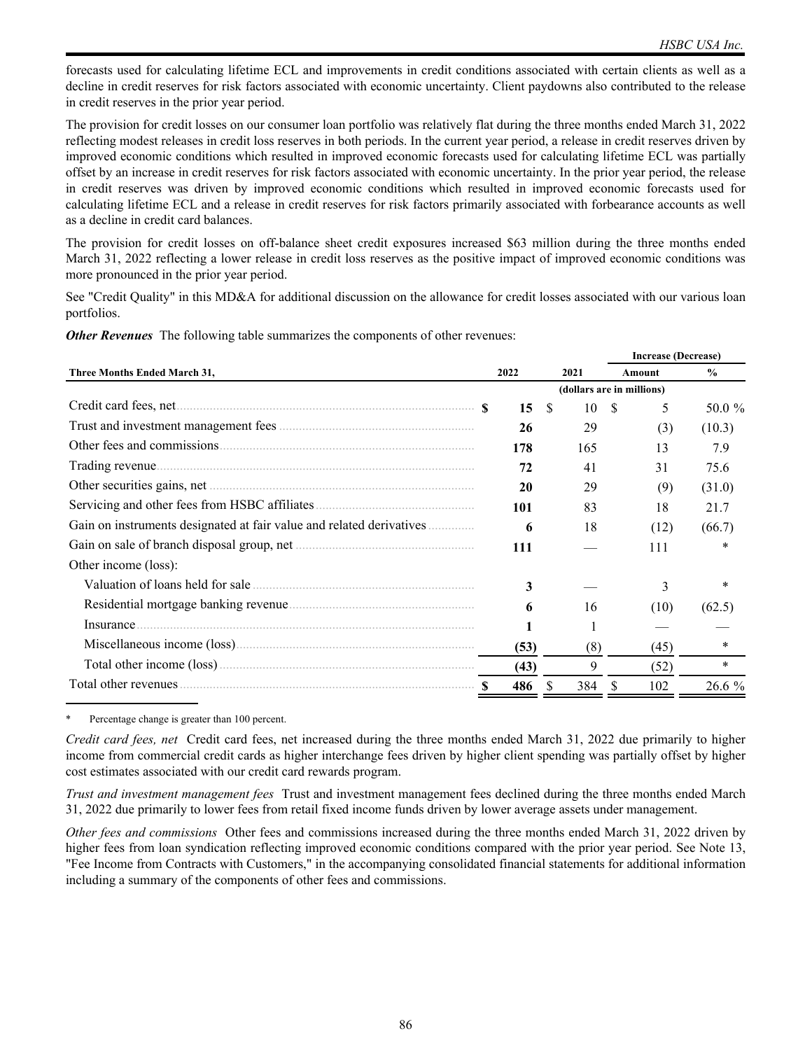forecasts used for calculating lifetime ECL and improvements in credit conditions associated with certain clients as well as a decline in credit reserves for risk factors associated with economic uncertainty. Client paydowns also contributed to the release in credit reserves in the prior year period.

The provision for credit losses on our consumer loan portfolio was relatively flat during the three months ended March 31, 2022 reflecting modest releases in credit loss reserves in both periods. In the current year period, a release in credit reserves driven by improved economic conditions which resulted in improved economic forecasts used for calculating lifetime ECL was partially offset by an increase in credit reserves for risk factors associated with economic uncertainty. In the prior year period, the release in credit reserves was driven by improved economic conditions which resulted in improved economic forecasts used for calculating lifetime ECL and a release in credit reserves for risk factors primarily associated with forbearance accounts as well as a decline in credit card balances.

The provision for credit losses on off-balance sheet credit exposures increased $63 million during the three months ended March 31, 2022 reflecting a lower release in credit loss reserves as the positive impact of improved economic conditions was more pronounced in the prior year period.

See "Credit Quality" in this MD&A for additional discussion on the allowance for credit losses associated with our various loan portfolios.

***Other Revenues*** The following table summarizes the components of other revenues:

| Three Months Ended March 31, | 2022 | 2021 | Increase (Decrease) Amount | % |
|---|---|---|---|---|
| | | (dollars are in millions) | | |
| Credit card fees, net | **$ 15** | $ 10 | $ 5 | 50.0 % |
| Trust and investment management fees | **26** | 29 | (3) | (10.3) |
| Other fees and commissions | **178** | 165 | 13 | 7.9 |
| Trading revenue | **72** | 41 | 31 | 75.6 |
| Other securities gains, net | **20** | 29 | (9) | (31.0) |
| Servicing and other fees from HSBC affiliates | **101** | 83 | 18 | 21.7 |
| Gain on instruments designated at fair value and related derivatives | **6** | 18 | (12) | (66.7) |
| Gain on sale of branch disposal group, net | **111** | — | 111 | * |
| Other income (loss): | | | | |
| Valuation of loans held for sale | **3** | — | 3 | * |
| Residential mortgage banking revenue | **6** | 16 | (10) | (62.5) |
| Insurance | **1** | 1 | — | — |
| Miscellaneous income (loss) | **(53)** | (8) | (45) | * |
| Total other income (loss) | **(43)** | 9 | (52) | * |
| Total other revenues | **$ 486** | $ 384 | $ 102 | 26.6 % |

\* Percentage change is greater than 100 percent.

*Credit card fees, net* Credit card fees, net increased during the three months ended March 31, 2022 due primarily to higher income from commercial credit cards as higher interchange fees driven by higher client spending was partially offset by higher cost estimates associated with our credit card rewards program.

*Trust and investment management fees* Trust and investment management fees declined during the three months ended March 31, 2022 due primarily to lower fees from retail fixed income funds driven by lower average assets under management.

*Other fees and commissions* Other fees and commissions increased during the three months ended March 31, 2022 driven by higher fees from loan syndication reflecting improved economic conditions compared with the prior year period. See Note 13, "Fee Income from Contracts with Customers," in the accompanying consolidated financial statements for additional information including a summary of the components of other fees and commissions.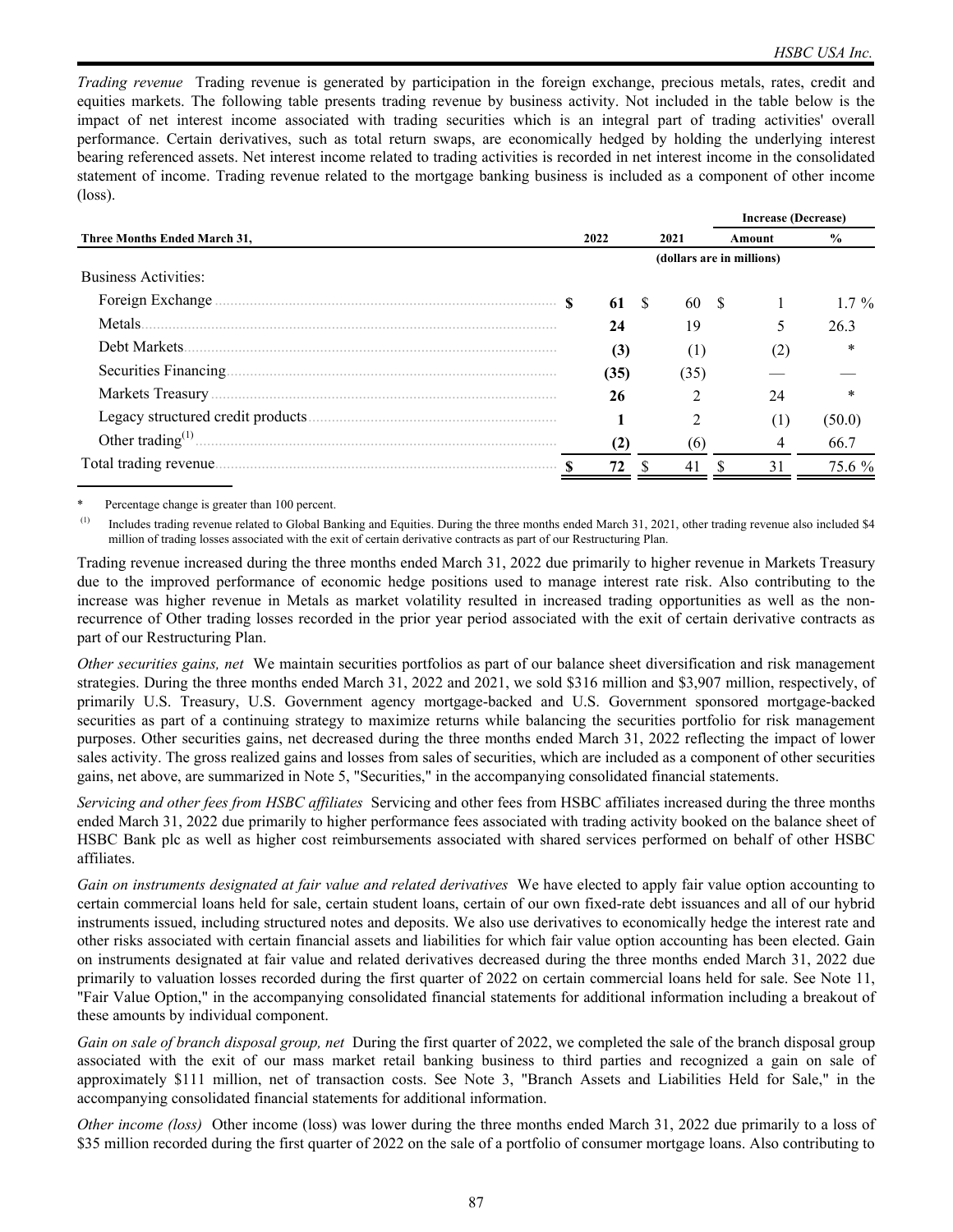*Trading revenue* Trading revenue is generated by participation in the foreign exchange, precious metals, rates, credit and equities markets. The following table presents trading revenue by business activity. Not included in the table below is the impact of net interest income associated with trading securities which is an integral part of trading activities' overall performance. Certain derivatives, such as total return swaps, are economically hedged by holding the underlying interest bearing referenced assets. Net interest income related to trading activities is recorded in net interest income in the consolidated statement of income. Trading revenue related to the mortgage banking business is included as a component of other income (loss).

| Three Months Ended March 31, | 2022 | 2021 | Increase (Decrease) Amount | % |
|---|---|---|---|---|
| | (dollars are in millions) | | | |
| Business Activities: | | | | |
| Foreign Exchange | **$ 61** | $ 60 | $ 1 | 1.7 % |
| Metals | **24** | 19 | 5 | 26.3 |
| Debt Markets | **(3)** | (1) | (2) | * |
| Securities Financing | **(35)** | (35) | — | — |
| Markets Treasury | **26** | 2 | 24 | * |
| Legacy structured credit products | **1** | 2 | (1) | (50.0) |
| Other trading[(1)] | **(2)** | (6) | 4 | 66.7 |
| Total trading revenue | **$ 72** | $ 41 | $ 31 | 75.6 % |

\* Percentage change is greater than 100 percent.

(1) Includes trading revenue related to Global Banking and Equities. During the three months ended March 31, 2021, other trading revenue also included $4 million of trading losses associated with the exit of certain derivative contracts as part of our Restructuring Plan.

Trading revenue increased during the three months ended March 31, 2022 due primarily to higher revenue in Markets Treasury due to the improved performance of economic hedge positions used to manage interest rate risk. Also contributing to the increase was higher revenue in Metals as market volatility resulted in increased trading opportunities as well as the non-recurrence of Other trading losses recorded in the prior year period associated with the exit of certain derivative contracts as part of our Restructuring Plan.

*Other securities gains, net* We maintain securities portfolios as part of our balance sheet diversification and risk management strategies. During the three months ended March 31, 2022 and 2021, we sold $316 million and $3,907 million, respectively, of primarily U.S. Treasury, U.S. Government agency mortgage-backed and U.S. Government sponsored mortgage-backed securities as part of a continuing strategy to maximize returns while balancing the securities portfolio for risk management purposes. Other securities gains, net decreased during the three months ended March 31, 2022 reflecting the impact of lower sales activity. The gross realized gains and losses from sales of securities, which are included as a component of other securities gains, net above, are summarized in Note 5, "Securities," in the accompanying consolidated financial statements.

*Servicing and other fees from HSBC affiliates* Servicing and other fees from HSBC affiliates increased during the three months ended March 31, 2022 due primarily to higher performance fees associated with trading activity booked on the balance sheet of HSBC Bank plc as well as higher cost reimbursements associated with shared services performed on behalf of other HSBC affiliates.

*Gain on instruments designated at fair value and related derivatives* We have elected to apply fair value option accounting to certain commercial loans held for sale, certain student loans, certain of our own fixed-rate debt issuances and all of our hybrid instruments issued, including structured notes and deposits. We also use derivatives to economically hedge the interest rate and other risks associated with certain financial assets and liabilities for which fair value option accounting has been elected. Gain on instruments designated at fair value and related derivatives decreased during the three months ended March 31, 2022 due primarily to valuation losses recorded during the first quarter of 2022 on certain commercial loans held for sale. See Note 11, "Fair Value Option," in the accompanying consolidated financial statements for additional information including a breakout of these amounts by individual component.

*Gain on sale of branch disposal group, net* During the first quarter of 2022, we completed the sale of the branch disposal group associated with the exit of our mass market retail banking business to third parties and recognized a gain on sale of approximately $111 million, net of transaction costs. See Note 3, "Branch Assets and Liabilities Held for Sale," in the accompanying consolidated financial statements for additional information.

*Other income (loss)* Other income (loss) was lower during the three months ended March 31, 2022 due primarily to a loss of $35 million recorded during the first quarter of 2022 on the sale of a portfolio of consumer mortgage loans. Also contributing to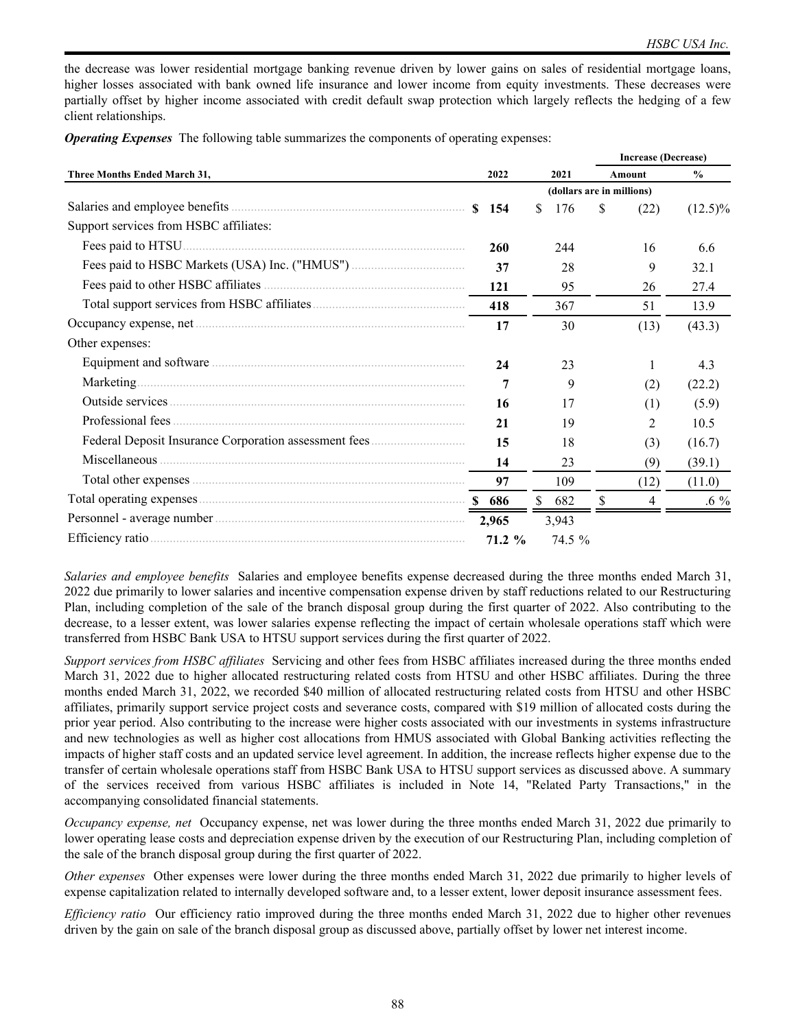the decrease was lower residential mortgage banking revenue driven by lower gains on sales of residential mortgage loans, higher losses associated with bank owned life insurance and lower income from equity investments. These decreases were partially offset by higher income associated with credit default swap protection which largely reflects the hedging of a few client relationships.

***Operating Expenses*** The following table summarizes the components of operating expenses:

| Three Months Ended March 31, | 2022 | 2021 | Increase (Decrease) Amount | % |
|---|---|---|---|---|
| | (dollars are in millions) | | | |
| Salaries and employee benefits | **$ 154** | $ 176 | $ (22) | (12.5)% |
| Support services from HSBC affiliates: | | | | |
| Fees paid to HTSU | **260** | 244 | 16 | 6.6 |
| Fees paid to HSBC Markets (USA) Inc. ("HMUS") | **37** | 28 | 9 | 32.1 |
| Fees paid to other HSBC affiliates | **121** | 95 | 26 | 27.4 |
| Total support services from HSBC affiliates | **418** | 367 | 51 | 13.9 |
| Occupancy expense, net | **17** | 30 | (13) | (43.3) |
| Other expenses: | | | | |
| Equipment and software | **24** | 23 | 1 | 4.3 |
| Marketing | **7** | 9 | (2) | (22.2) |
| Outside services | **16** | 17 | (1) | (5.9) |
| Professional fees | **21** | 19 | 2 | 10.5 |
| Federal Deposit Insurance Corporation assessment fees | **15** | 18 | (3) | (16.7) |
| Miscellaneous | **14** | 23 | (9) | (39.1) |
| Total other expenses | **97** | 109 | (12) | (11.0) |
| Total operating expenses | **$ 686** | $ 682 | $ 4 | .6 % |
| Personnel - average number | **2,965** | 3,943 | | |
| Efficiency ratio | **71.2 %** | 74.5 % | | |

*Salaries and employee benefits* Salaries and employee benefits expense decreased during the three months ended March 31, 2022 due primarily to lower salaries and incentive compensation expense driven by staff reductions related to our Restructuring Plan, including completion of the sale of the branch disposal group during the first quarter of 2022. Also contributing to the decrease, to a lesser extent, was lower salaries expense reflecting the impact of certain wholesale operations staff which were transferred from HSBC Bank USA to HTSU support services during the first quarter of 2022.

*Support services from HSBC affiliates* Servicing and other fees from HSBC affiliates increased during the three months ended March 31, 2022 due to higher allocated restructuring related costs from HTSU and other HSBC affiliates. During the three months ended March 31, 2022, we recorded $40 million of allocated restructuring related costs from HTSU and other HSBC affiliates, primarily support service project costs and severance costs, compared with $19 million of allocated costs during the prior year period. Also contributing to the increase were higher costs associated with our investments in systems infrastructure and new technologies as well as higher cost allocations from HMUS associated with Global Banking activities reflecting the impacts of higher staff costs and an updated service level agreement. In addition, the increase reflects higher expense due to the transfer of certain wholesale operations staff from HSBC Bank USA to HTSU support services as discussed above. A summary of the services received from various HSBC affiliates is included in Note 14, "Related Party Transactions," in the accompanying consolidated financial statements.

*Occupancy expense, net* Occupancy expense, net was lower during the three months ended March 31, 2022 due primarily to lower operating lease costs and depreciation expense driven by the execution of our Restructuring Plan, including completion of the sale of the branch disposal group during the first quarter of 2022.

*Other expenses* Other expenses were lower during the three months ended March 31, 2022 due primarily to higher levels of expense capitalization related to internally developed software and, to a lesser extent, lower deposit insurance assessment fees.

*Efficiency ratio* Our efficiency ratio improved during the three months ended March 31, 2022 due to higher other revenues driven by the gain on sale of the branch disposal group as discussed above, partially offset by lower net interest income.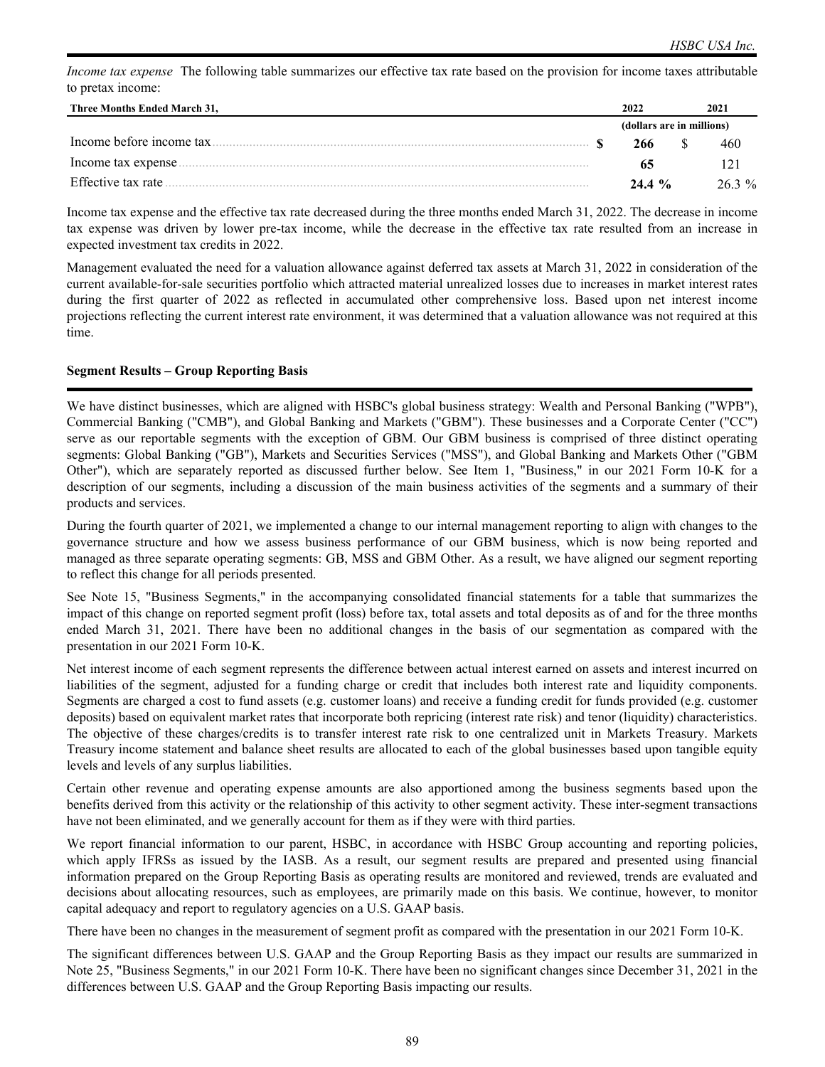*Income tax expense* The following table summarizes our effective tax rate based on the provision for income taxes attributable to pretax income:

| Three Months Ended March 31, | 2022 | 2021 |
|---|---|---|
| | (dollars are in millions) | |
| Income before income tax | **$ 266** | $ 460 |
| Income tax expense | **65** | 121 |
| Effective tax rate | **24.4 %** | 26.3 % |

Income tax expense and the effective tax rate decreased during the three months ended March 31, 2022. The decrease in income tax expense was driven by lower pre-tax income, while the decrease in the effective tax rate resulted from an increase in expected investment tax credits in 2022.

Management evaluated the need for a valuation allowance against deferred tax assets at March 31, 2022 in consideration of the current available-for-sale securities portfolio which attracted material unrealized losses due to increases in market interest rates during the first quarter of 2022 as reflected in accumulated other comprehensive loss. Based upon net interest income projections reflecting the current interest rate environment, it was determined that a valuation allowance was not required at this time.

## Segment Results – Group Reporting Basis

We have distinct businesses, which are aligned with HSBC's global business strategy: Wealth and Personal Banking ("WPB"), Commercial Banking ("CMB"), and Global Banking and Markets ("GBM"). These businesses and a Corporate Center ("CC") serve as our reportable segments with the exception of GBM. Our GBM business is comprised of three distinct operating segments: Global Banking ("GB"), Markets and Securities Services ("MSS"), and Global Banking and Markets Other ("GBM Other"), which are separately reported as discussed further below. See Item 1, "Business," in our 2021 Form 10-K for a description of our segments, including a discussion of the main business activities of the segments and a summary of their products and services.

During the fourth quarter of 2021, we implemented a change to our internal management reporting to align with changes to the governance structure and how we assess business performance of our GBM business, which is now being reported and managed as three separate operating segments: GB, MSS and GBM Other. As a result, we have aligned our segment reporting to reflect this change for all periods presented.

See Note 15, "Business Segments," in the accompanying consolidated financial statements for a table that summarizes the impact of this change on reported segment profit (loss) before tax, total assets and total deposits as of and for the three months ended March 31, 2021. There have been no additional changes in the basis of our segmentation as compared with the presentation in our 2021 Form 10-K.

Net interest income of each segment represents the difference between actual interest earned on assets and interest incurred on liabilities of the segment, adjusted for a funding charge or credit that includes both interest rate and liquidity components. Segments are charged a cost to fund assets (e.g. customer loans) and receive a funding credit for funds provided (e.g. customer deposits) based on equivalent market rates that incorporate both repricing (interest rate risk) and tenor (liquidity) characteristics. The objective of these charges/credits is to transfer interest rate risk to one centralized unit in Markets Treasury. Markets Treasury income statement and balance sheet results are allocated to each of the global businesses based upon tangible equity levels and levels of any surplus liabilities.

Certain other revenue and operating expense amounts are also apportioned among the business segments based upon the benefits derived from this activity or the relationship of this activity to other segment activity. These inter-segment transactions have not been eliminated, and we generally account for them as if they were with third parties.

We report financial information to our parent, HSBC, in accordance with HSBC Group accounting and reporting policies, which apply IFRSs as issued by the IASB. As a result, our segment results are prepared and presented using financial information prepared on the Group Reporting Basis as operating results are monitored and reviewed, trends are evaluated and decisions about allocating resources, such as employees, are primarily made on this basis. We continue, however, to monitor capital adequacy and report to regulatory agencies on a U.S. GAAP basis.

There have been no changes in the measurement of segment profit as compared with the presentation in our 2021 Form 10-K.

The significant differences between U.S. GAAP and the Group Reporting Basis as they impact our results are summarized in Note 25, "Business Segments," in our 2021 Form 10-K. There have been no significant changes since December 31, 2021 in the differences between U.S. GAAP and the Group Reporting Basis impacting our results.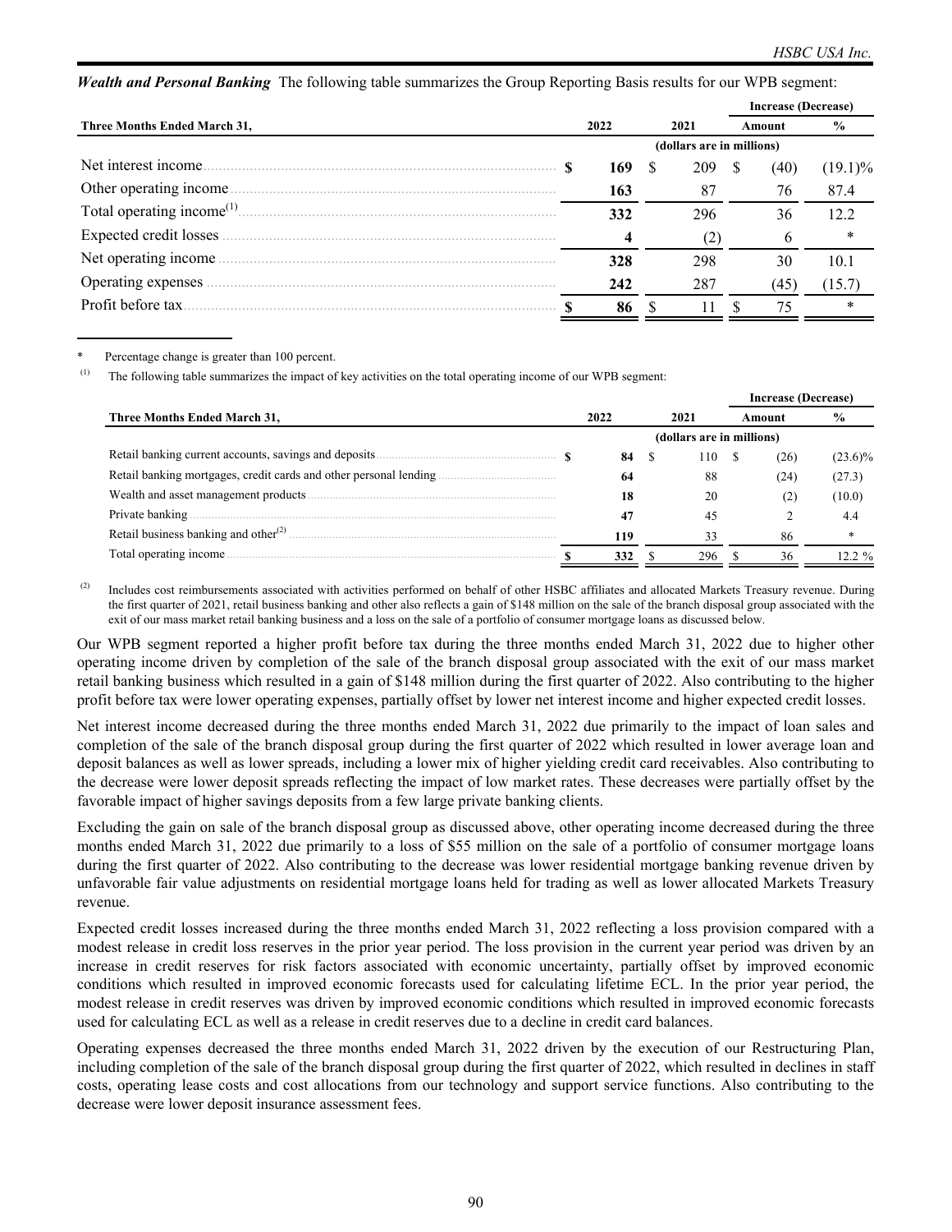***Wealth and Personal Banking*** The following table summarizes the Group Reporting Basis results for our WPB segment:

| Three Months Ended March 31, | 2022 | 2021 | Increase (Decrease) Amount | % |
|---|---|---|---|---|
| | (dollars are in millions) | | | |
| Net interest income | $ 169 | $ 209 | $ (40) | (19.1)% |
| Other operating income | 163 | 87 | 76 | 87.4 |
| Total operating income[(1)] | 332 | 296 | 36 | 12.2 |
| Expected credit losses | 4 | (2) | 6 | * |
| Net operating income | 328 | 298 | 30 | 10.1 |
| Operating expenses | 242 | 287 | (45) | (15.7) |
| Profit before tax | $ 86 | $ 11 | $ 75 | * |

\* Percentage change is greater than 100 percent.

(1) The following table summarizes the impact of key activities on the total operating income of our WPB segment:

| Three Months Ended March 31, | 2022 | 2021 | Increase (Decrease) Amount | % |
|---|---|---|---|---|
| | (dollars are in millions) | | | |
| Retail banking current accounts, savings and deposits | $ 84 | $ 110 | $ (26) | (23.6)% |
| Retail banking mortgages, credit cards and other personal lending | 64 | 88 | (24) | (27.3) |
| Wealth and asset management products | 18 | 20 | (2) | (10.0) |
| Private banking | 47 | 45 | 2 | 4.4 |
| Retail business banking and other[(2)] | 119 | 33 | 86 | * |
| Total operating income | $ 332 | $ 296 | $ 36 | 12.2 % |

(2) Includes cost reimbursements associated with activities performed on behalf of other HSBC affiliates and allocated Markets Treasury revenue. During the first quarter of 2021, retail business banking and other also reflects a gain of $148 million on the sale of the branch disposal group associated with the exit of our mass market retail banking business and a loss on the sale of a portfolio of consumer mortgage loans as discussed below.

Our WPB segment reported a higher profit before tax during the three months ended March 31, 2022 due to higher other operating income driven by completion of the sale of the branch disposal group associated with the exit of our mass market retail banking business which resulted in a gain of $148 million during the first quarter of 2022. Also contributing to the higher profit before tax were lower operating expenses, partially offset by lower net interest income and higher expected credit losses.

Net interest income decreased during the three months ended March 31, 2022 due primarily to the impact of loan sales and completion of the sale of the branch disposal group during the first quarter of 2022 which resulted in lower average loan and deposit balances as well as lower spreads, including a lower mix of higher yielding credit card receivables. Also contributing to the decrease were lower deposit spreads reflecting the impact of low market rates. These decreases were partially offset by the favorable impact of higher savings deposits from a few large private banking clients.

Excluding the gain on sale of the branch disposal group as discussed above, other operating income decreased during the three months ended March 31, 2022 due primarily to a loss of $55 million on the sale of a portfolio of consumer mortgage loans during the first quarter of 2022. Also contributing to the decrease was lower residential mortgage banking revenue driven by unfavorable fair value adjustments on residential mortgage loans held for trading as well as lower allocated Markets Treasury revenue.

Expected credit losses increased during the three months ended March 31, 2022 reflecting a loss provision compared with a modest release in credit loss reserves in the prior year period. The loss provision in the current year period was driven by an increase in credit reserves for risk factors associated with economic uncertainty, partially offset by improved economic conditions which resulted in improved economic forecasts used for calculating lifetime ECL. In the prior year period, the modest release in credit reserves was driven by improved economic conditions which resulted in improved economic forecasts used for calculating ECL as well as a release in credit reserves due to a decline in credit card balances.

Operating expenses decreased the three months ended March 31, 2022 driven by the execution of our Restructuring Plan, including completion of the sale of the branch disposal group during the first quarter of 2022, which resulted in declines in staff costs, operating lease costs and cost allocations from our technology and support service functions. Also contributing to the decrease were lower deposit insurance assessment fees.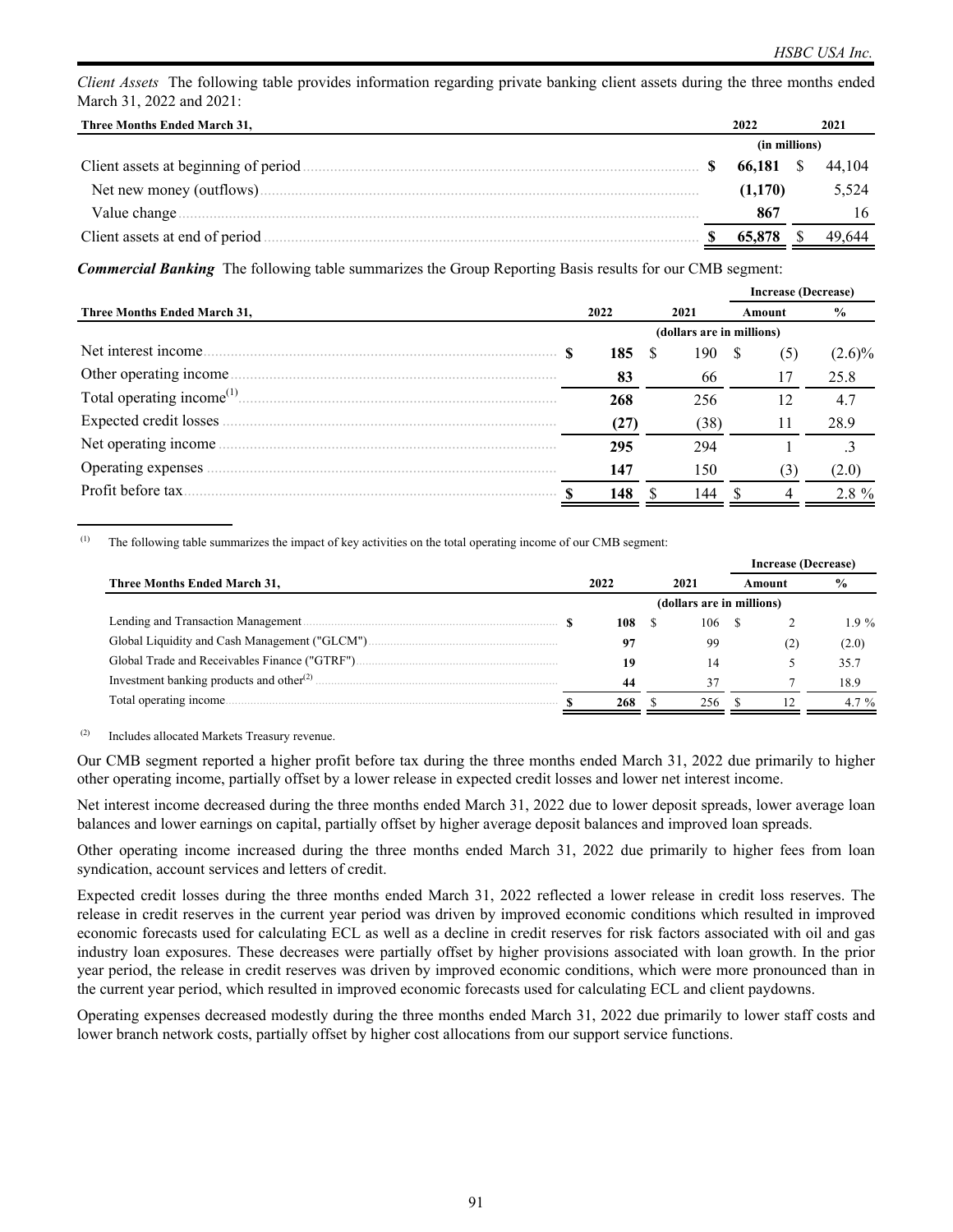*Client Assets* The following table provides information regarding private banking client assets during the three months ended March 31, 2022 and 2021:

| Three Months Ended March 31, | 2022 | 2021 |
|---|---|---|
| | (in millions) | |
| Client assets at beginning of period | **$ 66,181** | $ 44,104 |
| Net new money (outflows) | **(1,170)** | 5,524 |
| Value change | **867** | 16 |
| Client assets at end of period | **$ 65,878** | $ 49,644 |

***Commercial Banking*** The following table summarizes the Group Reporting Basis results for our CMB segment:

| | | | Increase (Decrease) | |
|---|---|---|---|---|
| Three Months Ended March 31, | 2022 | 2021 | Amount | % |
| | (dollars are in millions) | | | |
| Net interest income | **$ 185** | $ 190 | $ (5) | (2.6)% |
| Other operating income | **83** | 66 | 17 | 25.8 |
| Total operating income[1] | **268** | 256 | 12 | 4.7 |
| Expected credit losses | **(27)** | (38) | 11 | 28.9 |
| Net operating income | **295** | 294 | 1 | .3 |
| Operating expenses | **147** | 150 | (3) | (2.0) |
| Profit before tax | **$ 148** | $ 144 | $ 4 | 2.8 % |

(1) The following table summarizes the impact of key activities on the total operating income of our CMB segment:

| | | | Increase (Decrease) | |
|---|---|---|---|---|
| Three Months Ended March 31, | 2022 | 2021 | Amount | % |
| | (dollars are in millions) | | | |
| Lending and Transaction Management | **$ 108** | $ 106 | $ 2 | 1.9 % |
| Global Liquidity and Cash Management ("GLCM") | **97** | 99 | (2) | (2.0) |
| Global Trade and Receivables Finance ("GTRF") | **19** | 14 | 5 | 35.7 |
| Investment banking products and other[2] | **44** | 37 | 7 | 18.9 |
| Total operating income | **$ 268** | $ 256 | $ 12 | 4.7 % |

(2) Includes allocated Markets Treasury revenue.

Our CMB segment reported a higher profit before tax during the three months ended March 31, 2022 due primarily to higher other operating income, partially offset by a lower release in expected credit losses and lower net interest income.

Net interest income decreased during the three months ended March 31, 2022 due to lower deposit spreads, lower average loan balances and lower earnings on capital, partially offset by higher average deposit balances and improved loan spreads.

Other operating income increased during the three months ended March 31, 2022 due primarily to higher fees from loan syndication, account services and letters of credit.

Expected credit losses during the three months ended March 31, 2022 reflected a lower release in credit loss reserves. The release in credit reserves in the current year period was driven by improved economic conditions which resulted in improved economic forecasts used for calculating ECL as well as a decline in credit reserves for risk factors associated with oil and gas industry loan exposures. These decreases were partially offset by higher provisions associated with loan growth. In the prior year period, the release in credit reserves was driven by improved economic conditions, which were more pronounced than in the current year period, which resulted in improved economic forecasts used for calculating ECL and client paydowns.

Operating expenses decreased modestly during the three months ended March 31, 2022 due primarily to lower staff costs and lower branch network costs, partially offset by higher cost allocations from our support service functions.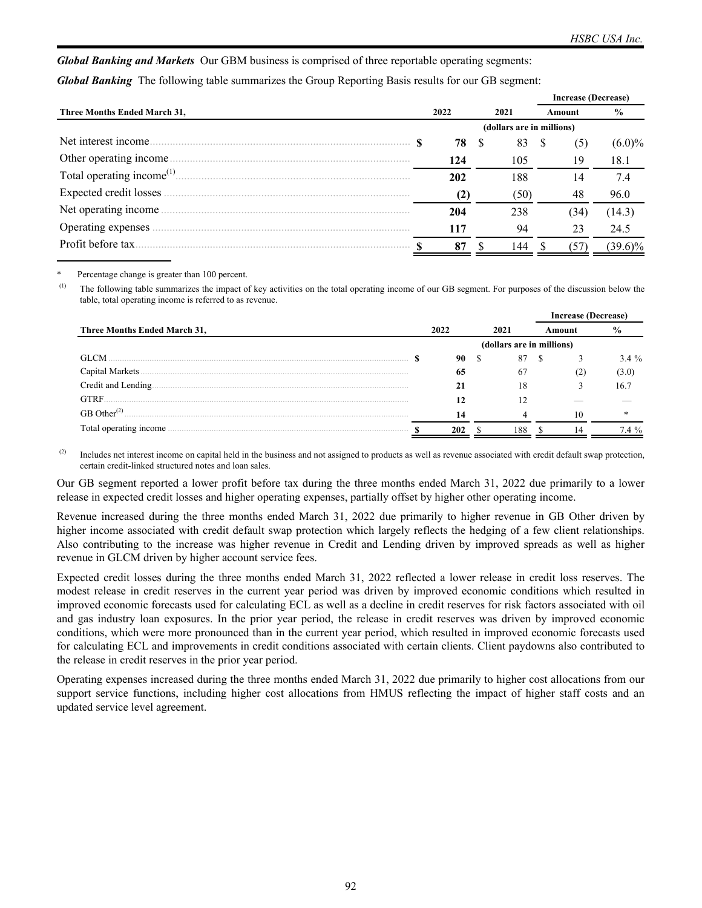***Global Banking and Markets*** Our GBM business is comprised of three reportable operating segments:

***Global Banking*** The following table summarizes the Group Reporting Basis results for our GB segment:

| Three Months Ended March 31, | 2022 | 2021 | Increase (Decrease) Amount | Increase (Decrease) % |
|---|---|---|---|---|
| | (dollars are in millions) | | | |
| Net interest income | **$ 78** | $ 83 | $ (5) | (6.0)% |
| Other operating income | **124** | 105 | 19 | 18.1 |
| Total operating income[(1)] | **202** | 188 | 14 | 7.4 |
| Expected credit losses | **(2)** | (50) | 48 | 96.0 |
| Net operating income | **204** | 238 | (34) | (14.3) |
| Operating expenses | **117** | 94 | 23 | 24.5 |
| Profit before tax | **$ 87** | $ 144 | $ (57) | (39.6)% |

\* Percentage change is greater than 100 percent.

(1) The following table summarizes the impact of key activities on the total operating income of our GB segment. For purposes of the discussion below the table, total operating income is referred to as revenue.

| Three Months Ended March 31, | 2022 | 2021 | Increase (Decrease) Amount | Increase (Decrease) % |
|---|---|---|---|---|
| | (dollars are in millions) | | | |
| GLCM | **$ 90** | $ 87 | $ 3 | 3.4 % |
| Capital Markets | **65** | 67 | (2) | (3.0) |
| Credit and Lending | **21** | 18 | 3 | 16.7 |
| GTRF | **12** | 12 | — | — |
| GB Other[(2)] | **14** | 4 | 10 | * |
| Total operating income | **$ 202** | $ 188 | $ 14 | 7.4 % |

(2) Includes net interest income on capital held in the business and not assigned to products as well as revenue associated with credit default swap protection, certain credit-linked structured notes and loan sales.

Our GB segment reported a lower profit before tax during the three months ended March 31, 2022 due primarily to a lower release in expected credit losses and higher operating expenses, partially offset by higher other operating income.

Revenue increased during the three months ended March 31, 2022 due primarily to higher revenue in GB Other driven by higher income associated with credit default swap protection which largely reflects the hedging of a few client relationships. Also contributing to the increase was higher revenue in Credit and Lending driven by improved spreads as well as higher revenue in GLCM driven by higher account service fees.

Expected credit losses during the three months ended March 31, 2022 reflected a lower release in credit loss reserves. The modest release in credit reserves in the current year period was driven by improved economic conditions which resulted in improved economic forecasts used for calculating ECL as well as a decline in credit reserves for risk factors associated with oil and gas industry loan exposures. In the prior year period, the release in credit reserves was driven by improved economic conditions, which were more pronounced than in the current year period, which resulted in improved economic forecasts used for calculating ECL and improvements in credit conditions associated with certain clients. Client paydowns also contributed to the release in credit reserves in the prior year period.

Operating expenses increased during the three months ended March 31, 2022 due primarily to higher cost allocations from our support service functions, including higher cost allocations from HMUS reflecting the impact of higher staff costs and an updated service level agreement.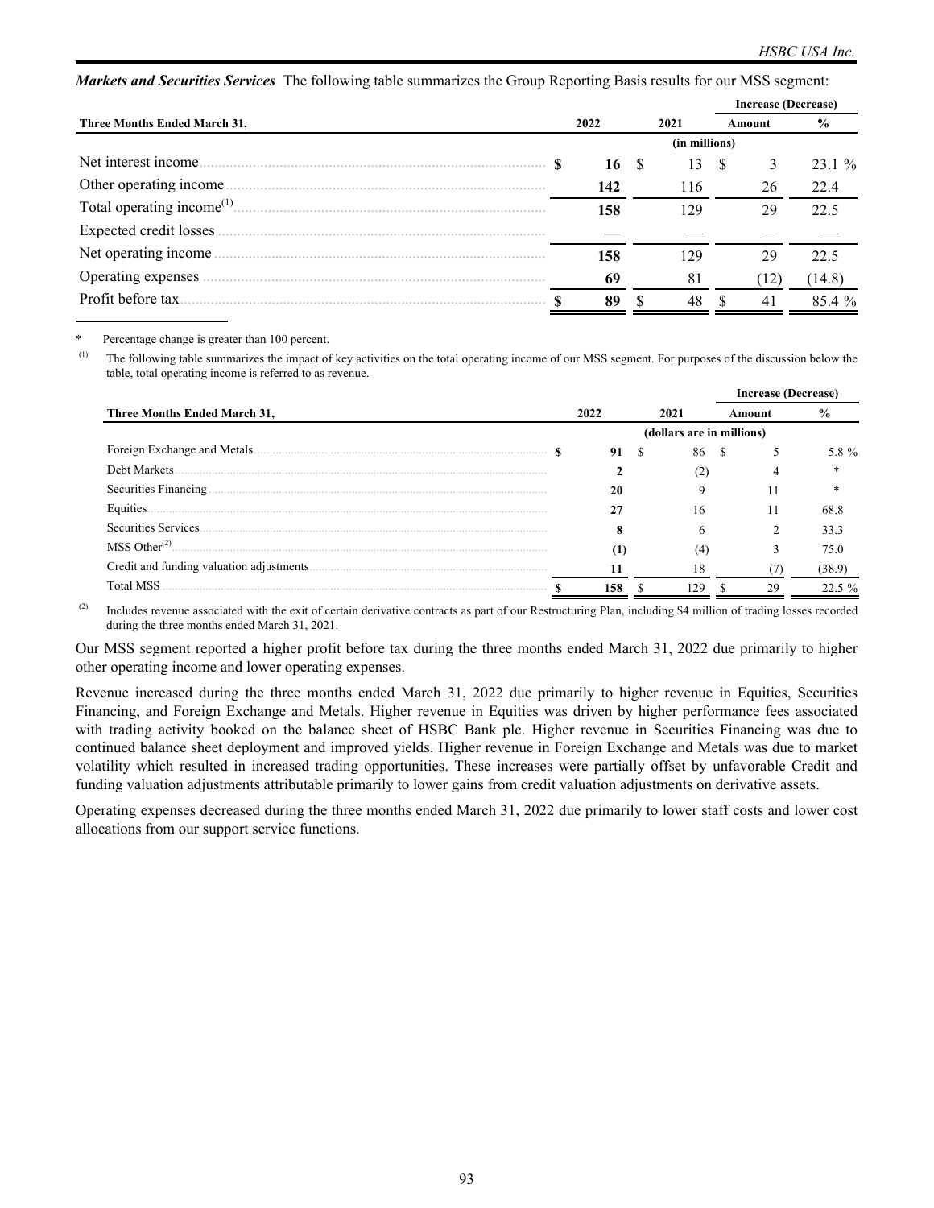***Markets and Securities Services*** The following table summarizes the Group Reporting Basis results for our MSS segment:

| Three Months Ended March 31, | 2022 | 2021 | Increase (Decrease) Amount | % |
|---|---|---|---|---|
| | | (in millions) | | |
| Net interest income | **$ 16** | $ 13 | $ 3 | 23.1 % |
| Other operating income | **142** | 116 | 26 | 22.4 |
| Total operating income(1) | **158** | 129 | 29 | 22.5 |
| Expected credit losses | **—** | — | — | — |
| Net operating income | **158** | 129 | 29 | 22.5 |
| Operating expenses | **69** | 81 | (12) | (14.8) |
| Profit before tax | **$ 89** | $ 48 | $ 41 | 85.4 % |

\* Percentage change is greater than 100 percent.

(1) The following table summarizes the impact of key activities on the total operating income of our MSS segment. For purposes of the discussion below the table, total operating income is referred to as revenue.

| Three Months Ended March 31, | 2022 | 2021 | Increase (Decrease) Amount | % |
|---|---|---|---|---|
| | | (dollars are in millions) | | |
| Foreign Exchange and Metals | **$ 91** | $ 86 | $ 5 | 5.8 % |
| Debt Markets | **2** | (2) | 4 | * |
| Securities Financing | **20** | 9 | 11 | * |
| Equities | **27** | 16 | 11 | 68.8 |
| Securities Services | **8** | 6 | 2 | 33.3 |
| MSS Other(2) | **(1)** | (4) | 3 | 75.0 |
| Credit and funding valuation adjustments | **11** | 18 | (7) | (38.9) |
| Total MSS | **$ 158** | $ 129 | $ 29 | 22.5 % |

(2) Includes revenue associated with the exit of certain derivative contracts as part of our Restructuring Plan, including $4 million of trading losses recorded during the three months ended March 31, 2021.

Our MSS segment reported a higher profit before tax during the three months ended March 31, 2022 due primarily to higher other operating income and lower operating expenses.

Revenue increased during the three months ended March 31, 2022 due primarily to higher revenue in Equities, Securities Financing, and Foreign Exchange and Metals. Higher revenue in Equities was driven by higher performance fees associated with trading activity booked on the balance sheet of HSBC Bank plc. Higher revenue in Securities Financing was due to continued balance sheet deployment and improved yields. Higher revenue in Foreign Exchange and Metals was due to market volatility which resulted in increased trading opportunities. These increases were partially offset by unfavorable Credit and funding valuation adjustments attributable primarily to lower gains from credit valuation adjustments on derivative assets.

Operating expenses decreased during the three months ended March 31, 2022 due primarily to lower staff costs and lower cost allocations from our support service functions.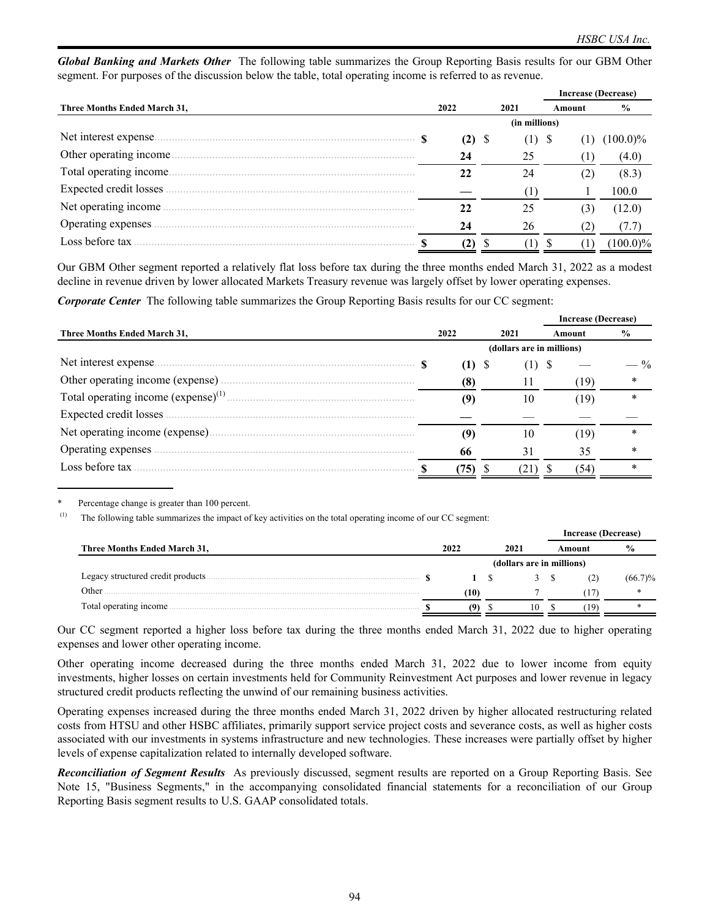***Global Banking and Markets Other*** The following table summarizes the Group Reporting Basis results for our GBM Other segment. For purposes of the discussion below the table, total operating income is referred to as revenue.

| Three Months Ended March 31, | 2022 | 2021 | Increase (Decrease) Amount | % |
|---|---|---|---|---|
| | | (in millions) | | |
| Net interest expense | **$ (2)** | $ (1) | $ (1) | (100.0)% |
| Other operating income | **24** | 25 | (1) | (4.0) |
| Total operating income | **22** | 24 | (2) | (8.3) |
| Expected credit losses | **—** | (1) | 1 | 100.0 |
| Net operating income | **22** | 25 | (3) | (12.0) |
| Operating expenses | **24** | 26 | (2) | (7.7) |
| Loss before tax | **$ (2)** | $ (1) | $ (1) | (100.0)% |

Our GBM Other segment reported a relatively flat loss before tax during the three months ended March 31, 2022 as a modest decline in revenue driven by lower allocated Markets Treasury revenue was largely offset by lower operating expenses.

***Corporate Center*** The following table summarizes the Group Reporting Basis results for our CC segment:

| Three Months Ended March 31, | 2022 | 2021 | Increase (Decrease) Amount | % |
|---|---|---|---|---|
| | | (dollars are in millions) | | |
| Net interest expense | **$ (1)** | $ (1) | $ — | — % |
| Other operating income (expense) | **(8)** | 11 | (19) | * |
| Total operating income (expense)[(1)] | **(9)** | 10 | (19) | * |
| Expected credit losses | **—** | — | — | — |
| Net operating income (expense) | **(9)** | 10 | (19) | * |
| Operating expenses | **66** | 31 | 35 | * |
| Loss before tax | **$ (75)** | $ (21) | $ (54) | * |

\* Percentage change is greater than 100 percent.

(1) The following table summarizes the impact of key activities on the total operating income of our CC segment:

| Three Months Ended March 31, | 2022 | 2021 | Increase (Decrease) Amount | % |
|---|---|---|---|---|
| | | (dollars are in millions) | | |
| Legacy structured credit products | **$ 1** | $ 3 | $ (2) | (66.7)% |
| Other | **(10)** | 7 | (17) | * |
| Total operating income | **$ (9)** | $ 10 | $ (19) | * |

Our CC segment reported a higher loss before tax during the three months ended March 31, 2022 due to higher operating expenses and lower other operating income.

Other operating income decreased during the three months ended March 31, 2022 due to lower income from equity investments, higher losses on certain investments held for Community Reinvestment Act purposes and lower revenue in legacy structured credit products reflecting the unwind of our remaining business activities.

Operating expenses increased during the three months ended March 31, 2022 driven by higher allocated restructuring related costs from HTSU and other HSBC affiliates, primarily support service project costs and severance costs, as well as higher costs associated with our investments in systems infrastructure and new technologies. These increases were partially offset by higher levels of expense capitalization related to internally developed software.

***Reconciliation of Segment Results*** As previously discussed, segment results are reported on a Group Reporting Basis. See Note 15, "Business Segments," in the accompanying consolidated financial statements for a reconciliation of our Group Reporting Basis segment results to U.S. GAAP consolidated totals.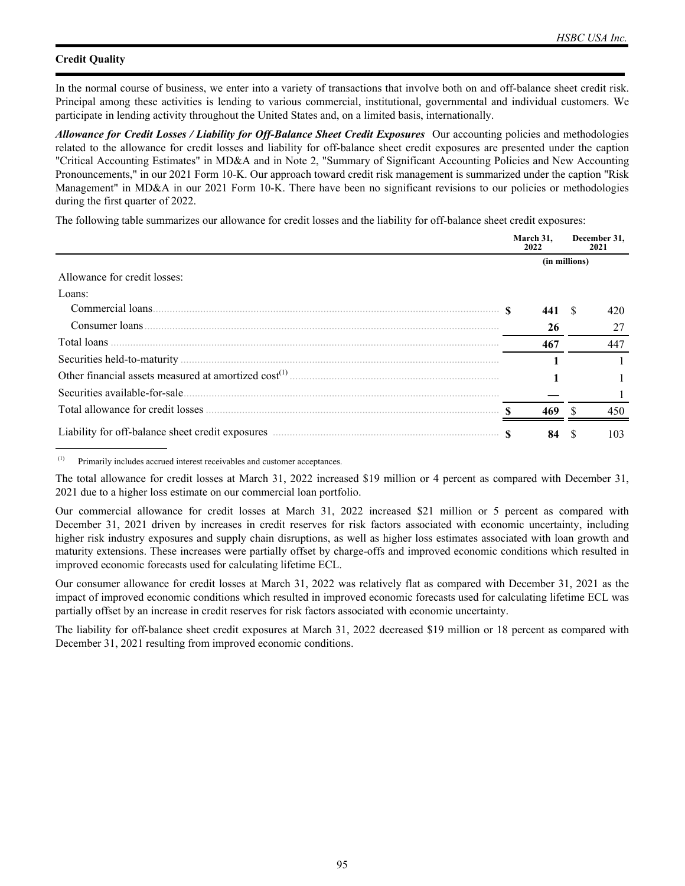## Credit Quality

In the normal course of business, we enter into a variety of transactions that involve both on and off-balance sheet credit risk. Principal among these activities is lending to various commercial, institutional, governmental and individual customers. We participate in lending activity throughout the United States and, on a limited basis, internationally.

***Allowance for Credit Losses / Liability for Off-Balance Sheet Credit Exposures*** Our accounting policies and methodologies related to the allowance for credit losses and liability for off-balance sheet credit exposures are presented under the caption "Critical Accounting Estimates" in MD&A and in Note 2, "Summary of Significant Accounting Policies and New Accounting Pronouncements," in our 2021 Form 10-K. Our approach toward credit risk management is summarized under the caption "Risk Management" in MD&A in our 2021 Form 10-K. There have been no significant revisions to our policies or methodologies during the first quarter of 2022.

The following table summarizes our allowance for credit losses and the liability for off-balance sheet credit exposures:

| | March 31, 2022 | December 31, 2021 |
|---|---|---|
| | (in millions) | |
| Allowance for credit losses: | | |
| Loans: | | |
| Commercial loans | **$ 441** | $ 420 |
| Consumer loans | **26** | 27 |
| Total loans | **467** | 447 |
| Securities held-to-maturity | **1** | 1 |
| Other financial assets measured at amortized cost[(1)] | **1** | 1 |
| Securities available-for-sale | **—** | 1 |
| Total allowance for credit losses | **$ 469** | $ 450 |
| Liability for off-balance sheet credit exposures | **$ 84** | $ 103 |

(1) Primarily includes accrued interest receivables and customer acceptances.

The total allowance for credit losses at March 31, 2022 increased $19 million or 4 percent as compared with December 31, 2021 due to a higher loss estimate on our commercial loan portfolio.

Our commercial allowance for credit losses at March 31, 2022 increased $21 million or 5 percent as compared with December 31, 2021 driven by increases in credit reserves for risk factors associated with economic uncertainty, including higher risk industry exposures and supply chain disruptions, as well as higher loss estimates associated with loan growth and maturity extensions. These increases were partially offset by charge-offs and improved economic conditions which resulted in improved economic forecasts used for calculating lifetime ECL.

Our consumer allowance for credit losses at March 31, 2022 was relatively flat as compared with December 31, 2021 as the impact of improved economic conditions which resulted in improved economic forecasts used for calculating lifetime ECL was partially offset by an increase in credit reserves for risk factors associated with economic uncertainty.

The liability for off-balance sheet credit exposures at March 31, 2022 decreased $19 million or 18 percent as compared with December 31, 2021 resulting from improved economic conditions.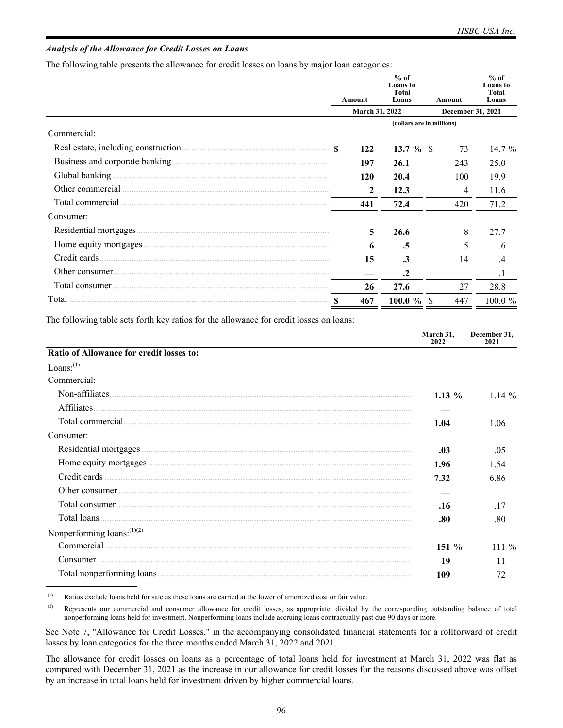### *Analysis of the Allowance for Credit Losses on Loans*

The following table presents the allowance for credit losses on loans by major loan categories:

| | March 31, 2022 Amount | March 31, 2022 % of Loans to Total Loans | December 31, 2021 Amount | December 31, 2021 % of Loans to Total Loans |
|---|---|---|---|---|
| | (dollars are in millions) | | | |
| Commercial: | | | | |
| Real estate, including construction | $ 122 | 13.7 % | $ 73 | 14.7 % |
| Business and corporate banking | 197 | 26.1 | 243 | 25.0 |
| Global banking | 120 | 20.4 | 100 | 19.9 |
| Other commercial | 2 | 12.3 | 4 | 11.6 |
| Total commercial | 441 | 72.4 | 420 | 71.2 |
| Consumer: | | | | |
| Residential mortgages | 5 | 26.6 | 8 | 27.7 |
| Home equity mortgages | 6 | .5 | 5 | .6 |
| Credit cards | 15 | .3 | 14 | .4 |
| Other consumer | — | .2 | — | .1 |
| Total consumer | 26 | 27.6 | 27 | 28.8 |
| Total | $ 467 | 100.0 % | $ 447 | 100.0 % |

The following table sets forth key ratios for the allowance for credit losses on loans:

| | March 31, 2022 | December 31, 2021 |
|---|---|---|
| **Ratio of Allowance for credit losses to:** | | |
| Loans:(1) | | |
| Commercial: | | |
| Non-affiliates | 1.13 % | 1.14 % |
| Affiliates | — | — |
| Total commercial | 1.04 | 1.06 |
| Consumer: | | |
| Residential mortgages | .03 | .05 |
| Home equity mortgages | 1.96 | 1.54 |
| Credit cards | 7.32 | 6.86 |
| Other consumer | — | — |
| Total consumer | .16 | .17 |
| Total loans | .80 | .80 |
| Nonperforming loans:(1)(2) | | |
| Commercial | 151 % | 111 % |
| Consumer | 19 | 11 |
| Total nonperforming loans | 109 | 72 |

(1) Ratios exclude loans held for sale as these loans are carried at the lower of amortized cost or fair value.

(2) Represents our commercial and consumer allowance for credit losses, as appropriate, divided by the corresponding outstanding balance of total nonperforming loans held for investment. Nonperforming loans include accruing loans contractually past due 90 days or more.

See Note 7, "Allowance for Credit Losses," in the accompanying consolidated financial statements for a rollforward of credit losses by loan categories for the three months ended March 31, 2022 and 2021.

The allowance for credit losses on loans as a percentage of total loans held for investment at March 31, 2022 was flat as compared with December 31, 2021 as the increase in our allowance for credit losses for the reasons discussed above was offset by an increase in total loans held for investment driven by higher commercial loans.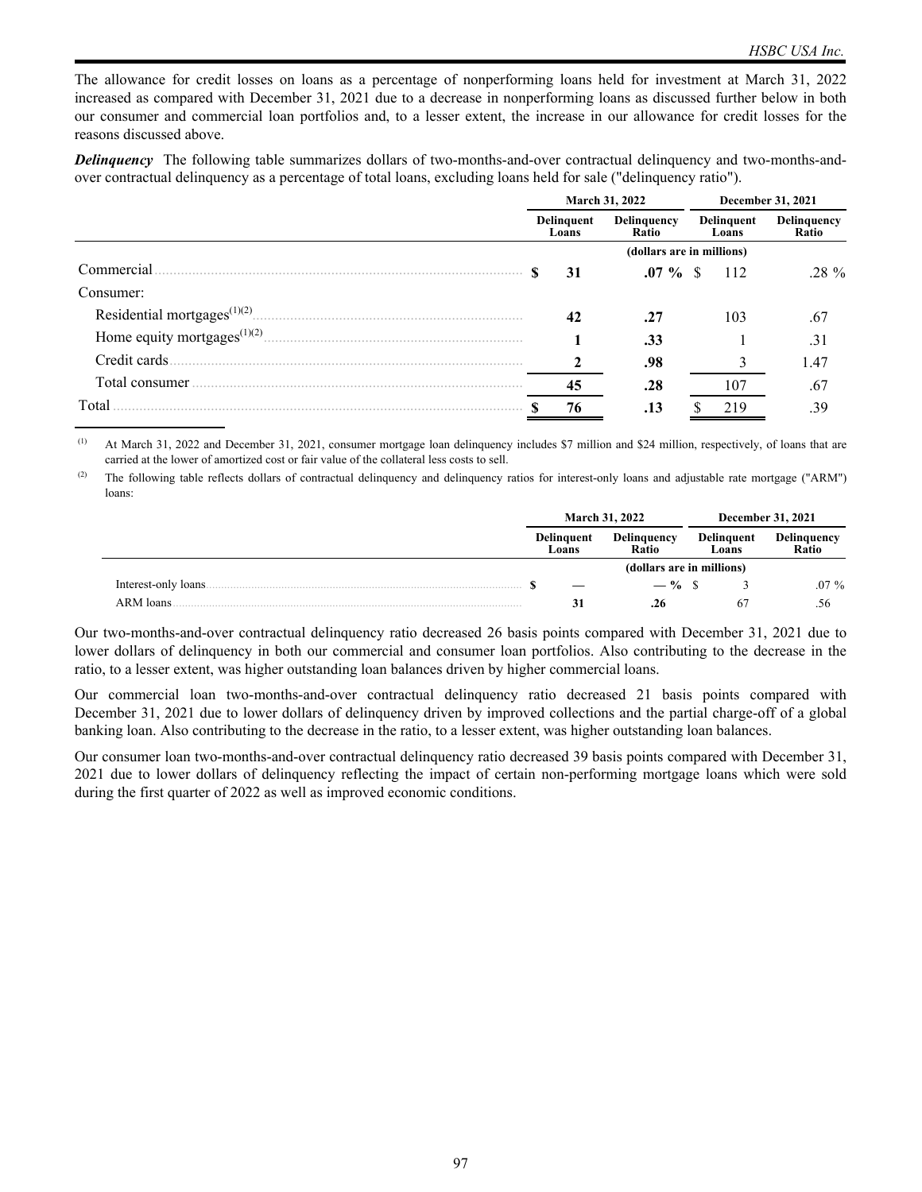The allowance for credit losses on loans as a percentage of nonperforming loans held for investment at March 31, 2022 increased as compared with December 31, 2021 due to a decrease in nonperforming loans as discussed further below in both our consumer and commercial loan portfolios and, to a lesser extent, the increase in our allowance for credit losses for the reasons discussed above.

***Delinquency*** The following table summarizes dollars of two-months-and-over contractual delinquency and two-months-and-over contractual delinquency as a percentage of total loans, excluding loans held for sale ("delinquency ratio").

| | March 31, 2022 | | December 31, 2021 | |
|---|---|---|---|---|
| | Delinquent Loans | Delinquency Ratio | Delinquent Loans | Delinquency Ratio |
| | (dollars are in millions) | | | |
| Commercial | **$ 31** | **.07 %** | $ 112 | .28 % |
| Consumer: | | | | |
| Residential mortgages[1][2] | **42** | **.27** | 103 | .67 |
| Home equity mortgages[1][2] | **1** | **.33** | 1 | .31 |
| Credit cards | **2** | **.98** | 3 | 1.47 |
| Total consumer | **45** | **.28** | 107 | .67 |
| Total | **$ 76** | **.13** | $ 219 | .39 |

[1] At March 31, 2022 and December 31, 2021, consumer mortgage loan delinquency includes $7 million and $24 million, respectively, of loans that are carried at the lower of amortized cost or fair value of the collateral less costs to sell.

[2] The following table reflects dollars of contractual delinquency and delinquency ratios for interest-only loans and adjustable rate mortgage ("ARM") loans:

| | March 31, 2022 | | December 31, 2021 | |
|---|---|---|---|---|
| | Delinquent Loans | Delinquency Ratio | Delinquent Loans | Delinquency Ratio |
| | (dollars are in millions) | | | |
| Interest-only loans | **$ —** | **— %** | $ 3 | .07 % |
| ARM loans | **31** | **.26** | 67 | .56 |

Our two-months-and-over contractual delinquency ratio decreased 26 basis points compared with December 31, 2021 due to lower dollars of delinquency in both our commercial and consumer loan portfolios. Also contributing to the decrease in the ratio, to a lesser extent, was higher outstanding loan balances driven by higher commercial loans.

Our commercial loan two-months-and-over contractual delinquency ratio decreased 21 basis points compared with December 31, 2021 due to lower dollars of delinquency driven by improved collections and the partial charge-off of a global banking loan. Also contributing to the decrease in the ratio, to a lesser extent, was higher outstanding loan balances.

Our consumer loan two-months-and-over contractual delinquency ratio decreased 39 basis points compared with December 31, 2021 due to lower dollars of delinquency reflecting the impact of certain non-performing mortgage loans which were sold during the first quarter of 2022 as well as improved economic conditions.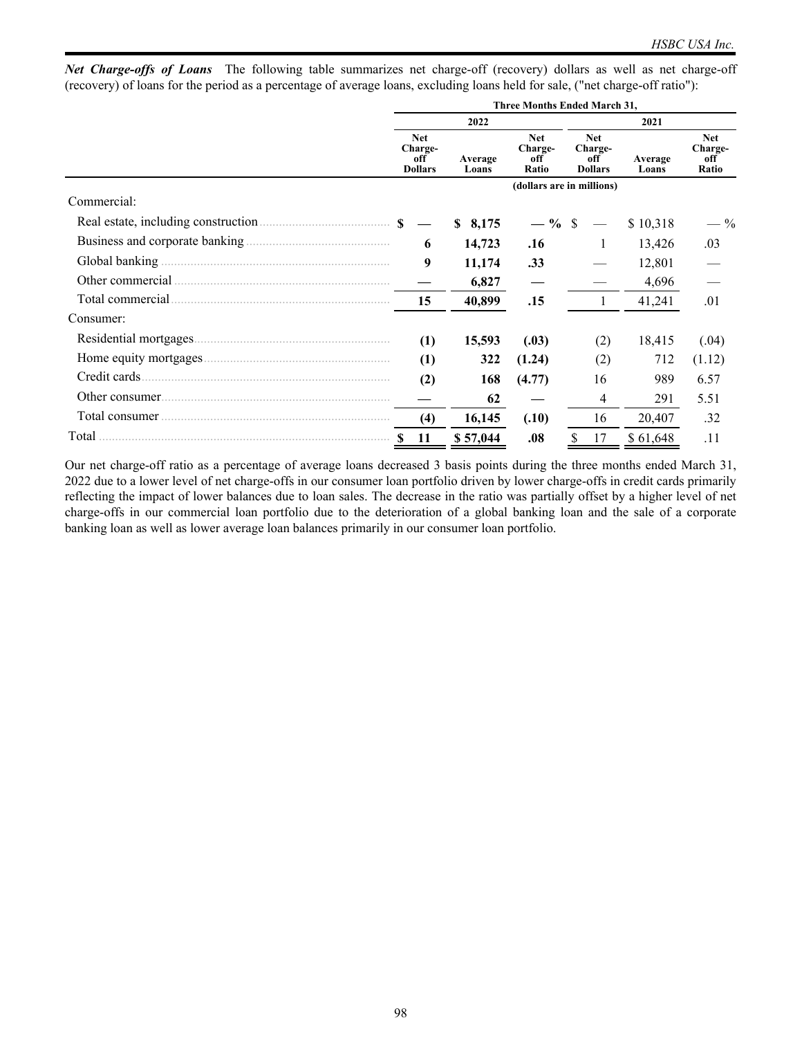***Net Charge-offs of Loans*** The following table summarizes net charge-off (recovery) dollars as well as net charge-off (recovery) of loans for the period as a percentage of average loans, excluding loans held for sale, ("net charge-off ratio"):

| | Three Months Ended March 31, | | | | | |
|---|---|---|---|---|---|---|
| | 2022 | | | 2021 | | |
| | Net Charge-off Dollars | Average Loans | Net Charge-off Ratio | Net Charge-off Dollars | Average Loans | Net Charge-off Ratio |
| | (dollars are in millions) | | | | | |
| Commercial: | | | | | | |
| Real estate, including construction | $ — | $ 8,175 | — % | $ — | $ 10,318 | — % |
| Business and corporate banking | 6 | 14,723 | .16 | 1 | 13,426 | .03 |
| Global banking | 9 | 11,174 | .33 | — | 12,801 | — |
| Other commercial | — | 6,827 | — | — | 4,696 | — |
| Total commercial | 15 | 40,899 | .15 | 1 | 41,241 | .01 |
| Consumer: | | | | | | |
| Residential mortgages | (1) | 15,593 | (.03) | (2) | 18,415 | (.04) |
| Home equity mortgages | (1) | 322 | (1.24) | (2) | 712 | (1.12) |
| Credit cards | (2) | 168 | (4.77) | 16 | 989 | 6.57 |
| Other consumer | — | 62 | — | 4 | 291 | 5.51 |
| Total consumer | (4) | 16,145 | (.10) | 16 | 20,407 | .32 |
| Total | $ 11 | $ 57,044 | .08 | $ 17 | $ 61,648 | .11 |

Our net charge-off ratio as a percentage of average loans decreased 3 basis points during the three months ended March 31, 2022 due to a lower level of net charge-offs in our consumer loan portfolio driven by lower charge-offs in credit cards primarily reflecting the impact of lower balances due to loan sales. The decrease in the ratio was partially offset by a higher level of net charge-offs in our commercial loan portfolio due to the deterioration of a global banking loan and the sale of a corporate banking loan as well as lower average loan balances primarily in our consumer loan portfolio.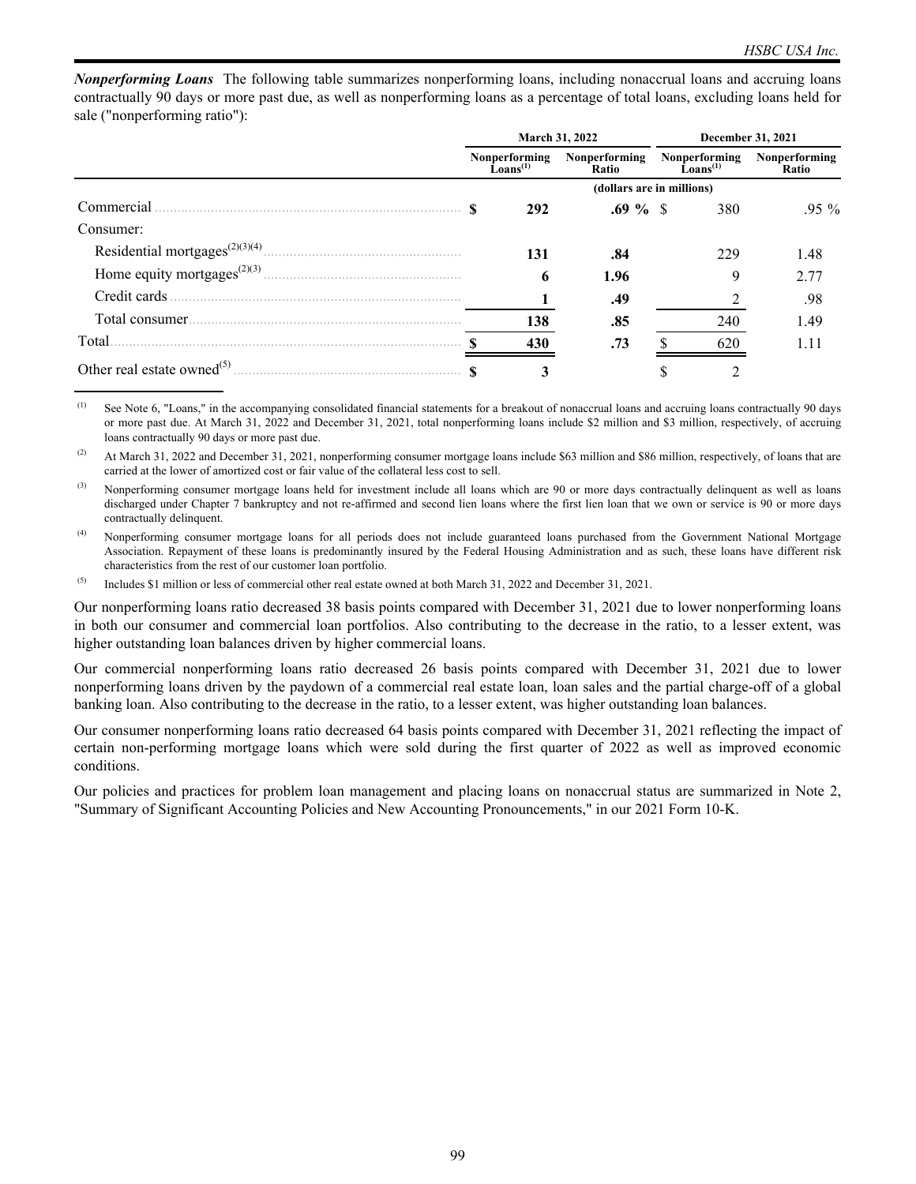***Nonperforming Loans*** The following table summarizes nonperforming loans, including nonaccrual loans and accruing loans contractually 90 days or more past due, as well as nonperforming loans as a percentage of total loans, excluding loans held for sale ("nonperforming ratio"):

| | March 31, 2022 | | December 31, 2021 | |
|---|---|---|---|---|
| | Nonperforming Loans[(1)] | Nonperforming Ratio | Nonperforming Loans[(1)] | Nonperforming Ratio |
| | (dollars are in millions) | | | |
| Commercial | **$ 292** | **.69 %** | $ 380 | .95 % |
| Consumer: | | | | |
| Residential mortgages[(2)(3)(4)] | **131** | **.84** | 229 | 1.48 |
| Home equity mortgages[(2)(3)] | **6** | **1.96** | 9 | 2.77 |
| Credit cards | **1** | **.49** | 2 | .98 |
| Total consumer | **138** | **.85** | 240 | 1.49 |
| Total | **$ 430** | **.73** | $ 620 | 1.11 |
| Other real estate owned[(5)] | **$ 3** | | $ 2 | |

(1) See Note 6, "Loans," in the accompanying consolidated financial statements for a breakout of nonaccrual loans and accruing loans contractually 90 days or more past due. At March 31, 2022 and December 31, 2021, total nonperforming loans include $2 million and $3 million, respectively, of accruing loans contractually 90 days or more past due.

(2) At March 31, 2022 and December 31, 2021, nonperforming consumer mortgage loans include $63 million and $86 million, respectively, of loans that are carried at the lower of amortized cost or fair value of the collateral less cost to sell.

(3) Nonperforming consumer mortgage loans held for investment include all loans which are 90 or more days contractually delinquent as well as loans discharged under Chapter 7 bankruptcy and not re-affirmed and second lien loans where the first lien loan that we own or service is 90 or more days contractually delinquent.

(4) Nonperforming consumer mortgage loans for all periods does not include guaranteed loans purchased from the Government National Mortgage Association. Repayment of these loans is predominantly insured by the Federal Housing Administration and as such, these loans have different risk characteristics from the rest of our customer loan portfolio.

(5) Includes $1 million or less of commercial other real estate owned at both March 31, 2022 and December 31, 2021.

Our nonperforming loans ratio decreased 38 basis points compared with December 31, 2021 due to lower nonperforming loans in both our consumer and commercial loan portfolios. Also contributing to the decrease in the ratio, to a lesser extent, was higher outstanding loan balances driven by higher commercial loans.

Our commercial nonperforming loans ratio decreased 26 basis points compared with December 31, 2021 due to lower nonperforming loans driven by the paydown of a commercial real estate loan, loan sales and the partial charge-off of a global banking loan. Also contributing to the decrease in the ratio, to a lesser extent, was higher outstanding loan balances.

Our consumer nonperforming loans ratio decreased 64 basis points compared with December 31, 2021 reflecting the impact of certain non-performing mortgage loans which were sold during the first quarter of 2022 as well as improved economic conditions.

Our policies and practices for problem loan management and placing loans on nonaccrual status are summarized in Note 2, "Summary of Significant Accounting Policies and New Accounting Pronouncements," in our 2021 Form 10-K.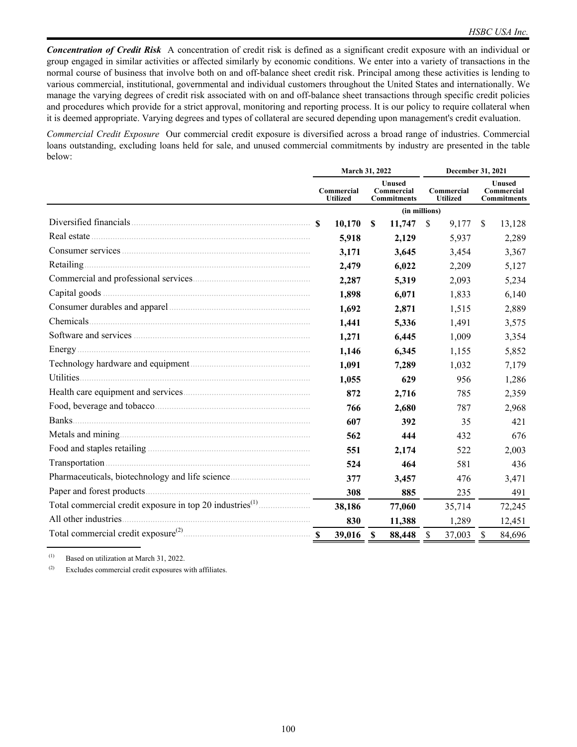***Concentration of Credit Risk*** A concentration of credit risk is defined as a significant credit exposure with an individual or group engaged in similar activities or affected similarly by economic conditions. We enter into a variety of transactions in the normal course of business that involve both on and off-balance sheet credit risk. Principal among these activities is lending to various commercial, institutional, governmental and individual customers throughout the United States and internationally. We manage the varying degrees of credit risk associated with on and off-balance sheet transactions through specific credit policies and procedures which provide for a strict approval, monitoring and reporting process. It is our policy to require collateral when it is deemed appropriate. Varying degrees and types of collateral are secured depending upon management's credit evaluation.

*Commercial Credit Exposure* Our commercial credit exposure is diversified across a broad range of industries. Commercial loans outstanding, excluding loans held for sale, and unused commercial commitments by industry are presented in the table below:

| | March 31, 2022 | | December 31, 2021 | |
|---|---|---|---|---|
| | Commercial Utilized | Unused Commercial Commitments | Commercial Utilized | Unused Commercial Commitments |
| | (in millions) | | | |
| Diversified financials | **$ 10,170** | **$ 11,747** | $ 9,177 | $ 13,128 |
| Real estate | **5,918** | **2,129** | 5,937 | 2,289 |
| Consumer services | **3,171** | **3,645** | 3,454 | 3,367 |
| Retailing | **2,479** | **6,022** | 2,209 | 5,127 |
| Commercial and professional services | **2,287** | **5,319** | 2,093 | 5,234 |
| Capital goods | **1,898** | **6,071** | 1,833 | 6,140 |
| Consumer durables and apparel | **1,692** | **2,871** | 1,515 | 2,889 |
| Chemicals | **1,441** | **5,336** | 1,491 | 3,575 |
| Software and services | **1,271** | **6,445** | 1,009 | 3,354 |
| Energy | **1,146** | **6,345** | 1,155 | 5,852 |
| Technology hardware and equipment | **1,091** | **7,289** | 1,032 | 7,179 |
| Utilities | **1,055** | **629** | 956 | 1,286 |
| Health care equipment and services | **872** | **2,716** | 785 | 2,359 |
| Food, beverage and tobacco | **766** | **2,680** | 787 | 2,968 |
| Banks | **607** | **392** | 35 | 421 |
| Metals and mining | **562** | **444** | 432 | 676 |
| Food and staples retailing | **551** | **2,174** | 522 | 2,003 |
| Transportation | **524** | **464** | 581 | 436 |
| Pharmaceuticals, biotechnology and life science | **377** | **3,457** | 476 | 3,471 |
| Paper and forest products | **308** | **885** | 235 | 491 |
| Total commercial credit exposure in top 20 industries[(1)] | **38,186** | **77,060** | 35,714 | 72,245 |
| All other industries | **830** | **11,388** | 1,289 | 12,451 |
| Total commercial credit exposure[(2)] | **$ 39,016** | **$ 88,448** | $ 37,003 | $ 84,696 |

(1) Based on utilization at March 31, 2022.

(2) Excludes commercial credit exposures with affiliates.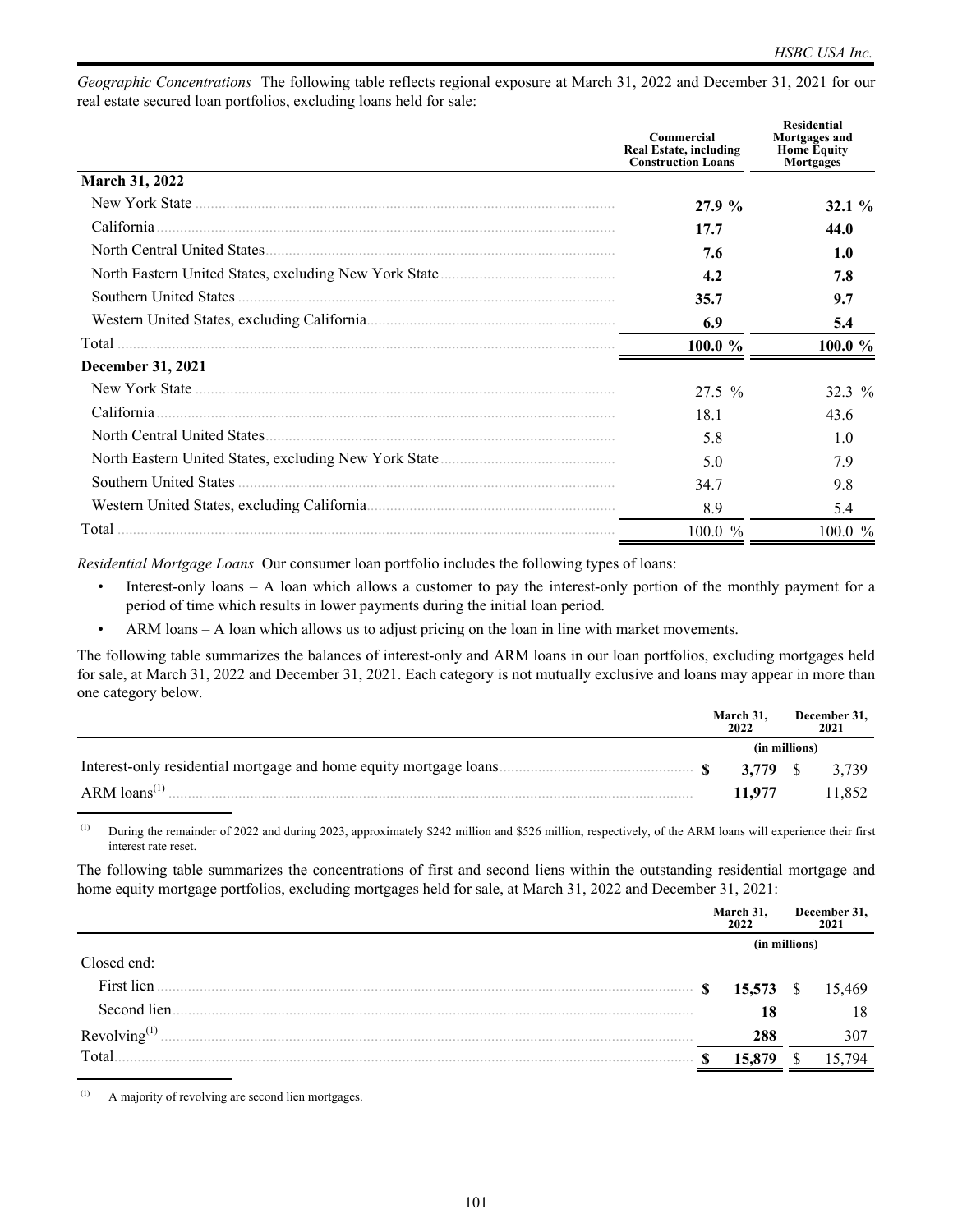*Geographic Concentrations* The following table reflects regional exposure at March 31, 2022 and December 31, 2021 for our real estate secured loan portfolios, excluding loans held for sale:

| | Commercial Real Estate, including Construction Loans | Residential Mortgages and Home Equity Mortgages |
|---|---|---|
| **March 31, 2022** | | |
| New York State | **27.9 %** | **32.1 %** |
| California | **17.7** | **44.0** |
| North Central United States | **7.6** | **1.0** |
| North Eastern United States, excluding New York State | **4.2** | **7.8** |
| Southern United States | **35.7** | **9.7** |
| Western United States, excluding California | **6.9** | **5.4** |
| Total | **100.0 %** | **100.0 %** |
| **December 31, 2021** | | |
| New York State | 27.5 % | 32.3 % |
| California | 18.1 | 43.6 |
| North Central United States | 5.8 | 1.0 |
| North Eastern United States, excluding New York State | 5.0 | 7.9 |
| Southern United States | 34.7 | 9.8 |
| Western United States, excluding California | 8.9 | 5.4 |
| Total | 100.0 % | 100.0 % |

*Residential Mortgage Loans* Our consumer loan portfolio includes the following types of loans:

- Interest-only loans – A loan which allows a customer to pay the interest-only portion of the monthly payment for a period of time which results in lower payments during the initial loan period.
- ARM loans – A loan which allows us to adjust pricing on the loan in line with market movements.

The following table summarizes the balances of interest-only and ARM loans in our loan portfolios, excluding mortgages held for sale, at March 31, 2022 and December 31, 2021. Each category is not mutually exclusive and loans may appear in more than one category below.

| | March 31, 2022 | December 31, 2021 |
|---|---|---|
| | (in millions) | |
| Interest-only residential mortgage and home equity mortgage loans | **$ 3,779** | $ 3,739 |
| ARM loans[(1)] | **11,977** | 11,852 |

(1) During the remainder of 2022 and during 2023, approximately \$242 million and \$526 million, respectively, of the ARM loans will experience their first interest rate reset.

The following table summarizes the concentrations of first and second liens within the outstanding residential mortgage and home equity mortgage portfolios, excluding mortgages held for sale, at March 31, 2022 and December 31, 2021:

| | March 31, 2022 | December 31, 2021 |
|---|---|---|
| | (in millions) | |
| Closed end: | | |
| First lien | **$ 15,573** | $ 15,469 |
| Second lien | **18** | 18 |
| Revolving[(1)] | **288** | 307 |
| Total | **$ 15,879** | $ 15,794 |

(1) A majority of revolving are second lien mortgages.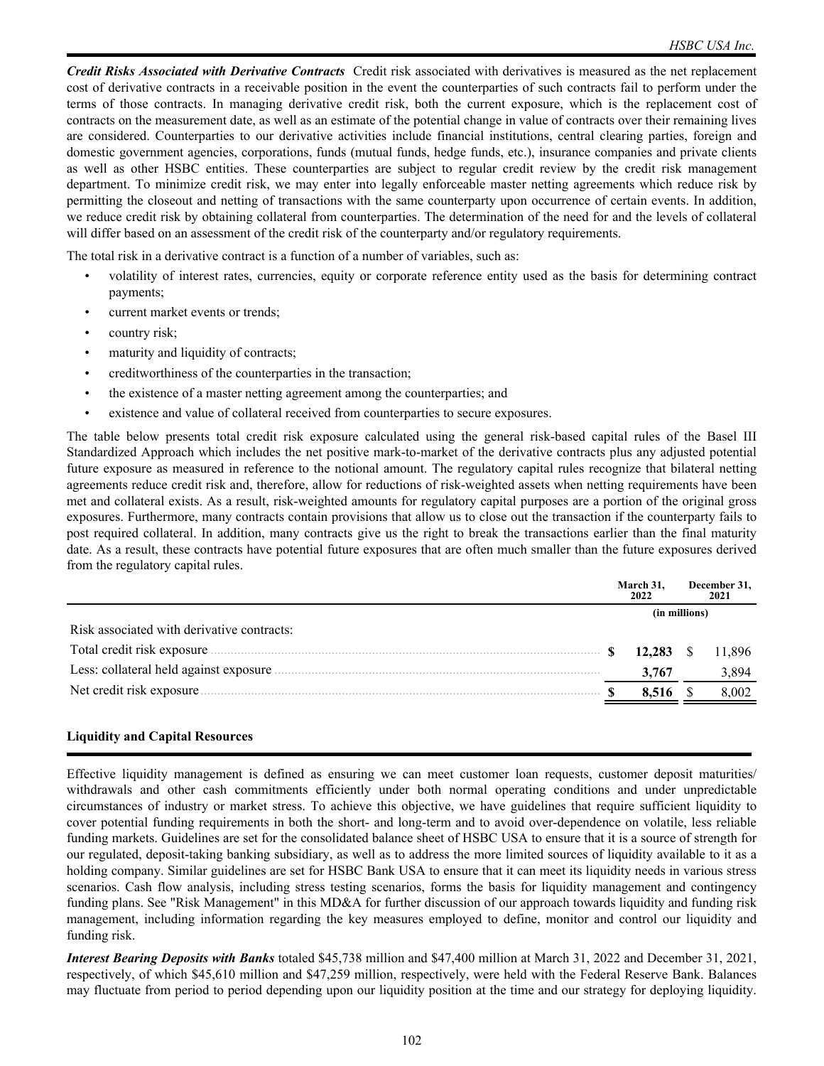***Credit Risks Associated with Derivative Contracts*** Credit risk associated with derivatives is measured as the net replacement cost of derivative contracts in a receivable position in the event the counterparties of such contracts fail to perform under the terms of those contracts. In managing derivative credit risk, both the current exposure, which is the replacement cost of contracts on the measurement date, as well as an estimate of the potential change in value of contracts over their remaining lives are considered. Counterparties to our derivative activities include financial institutions, central clearing parties, foreign and domestic government agencies, corporations, funds (mutual funds, hedge funds, etc.), insurance companies and private clients as well as other HSBC entities. These counterparties are subject to regular credit review by the credit risk management department. To minimize credit risk, we may enter into legally enforceable master netting agreements which reduce risk by permitting the closeout and netting of transactions with the same counterparty upon occurrence of certain events. In addition, we reduce credit risk by obtaining collateral from counterparties. The determination of the need for and the levels of collateral will differ based on an assessment of the credit risk of the counterparty and/or regulatory requirements.

The total risk in a derivative contract is a function of a number of variables, such as:

- volatility of interest rates, currencies, equity or corporate reference entity used as the basis for determining contract payments;
- current market events or trends;
- country risk;
- maturity and liquidity of contracts;
- creditworthiness of the counterparties in the transaction;
- the existence of a master netting agreement among the counterparties; and
- existence and value of collateral received from counterparties to secure exposures.

The table below presents total credit risk exposure calculated using the general risk-based capital rules of the Basel III Standardized Approach which includes the net positive mark-to-market of the derivative contracts plus any adjusted potential future exposure as measured in reference to the notional amount. The regulatory capital rules recognize that bilateral netting agreements reduce credit risk and, therefore, allow for reductions of risk-weighted assets when netting requirements have been met and collateral exists. As a result, risk-weighted amounts for regulatory capital purposes are a portion of the original gross exposures. Furthermore, many contracts contain provisions that allow us to close out the transaction if the counterparty fails to post required collateral. In addition, many contracts give us the right to break the transactions earlier than the final maturity date. As a result, these contracts have potential future exposures that are often much smaller than the future exposures derived from the regulatory capital rules.

| | March 31, 2022 | December 31, 2021 |
|---|---|---|
| | (in millions) | |
| Risk associated with derivative contracts: | | |
| Total credit risk exposure | **$ 12,283** | $ 11,896 |
| Less: collateral held against exposure | **3,767** | 3,894 |
| Net credit risk exposure | **$ 8,516** | $ 8,002 |

## Liquidity and Capital Resources

Effective liquidity management is defined as ensuring we can meet customer loan requests, customer deposit maturities/withdrawals and other cash commitments efficiently under both normal operating conditions and under unpredictable circumstances of industry or market stress. To achieve this objective, we have guidelines that require sufficient liquidity to cover potential funding requirements in both the short- and long-term and to avoid over-dependence on volatile, less reliable funding markets. Guidelines are set for the consolidated balance sheet of HSBC USA to ensure that it is a source of strength for our regulated, deposit-taking banking subsidiary, as well as to address the more limited sources of liquidity available to it as a holding company. Similar guidelines are set for HSBC Bank USA to ensure that it can meet its liquidity needs in various stress scenarios. Cash flow analysis, including stress testing scenarios, forms the basis for liquidity management and contingency funding plans. See "Risk Management" in this MD&A for further discussion of our approach towards liquidity and funding risk management, including information regarding the key measures employed to define, monitor and control our liquidity and funding risk.

***Interest Bearing Deposits with Banks*** totaled $45,738 million and $47,400 million at March 31, 2022 and December 31, 2021, respectively, of which $45,610 million and $47,259 million, respectively, were held with the Federal Reserve Bank. Balances may fluctuate from period to period depending upon our liquidity position at the time and our strategy for deploying liquidity.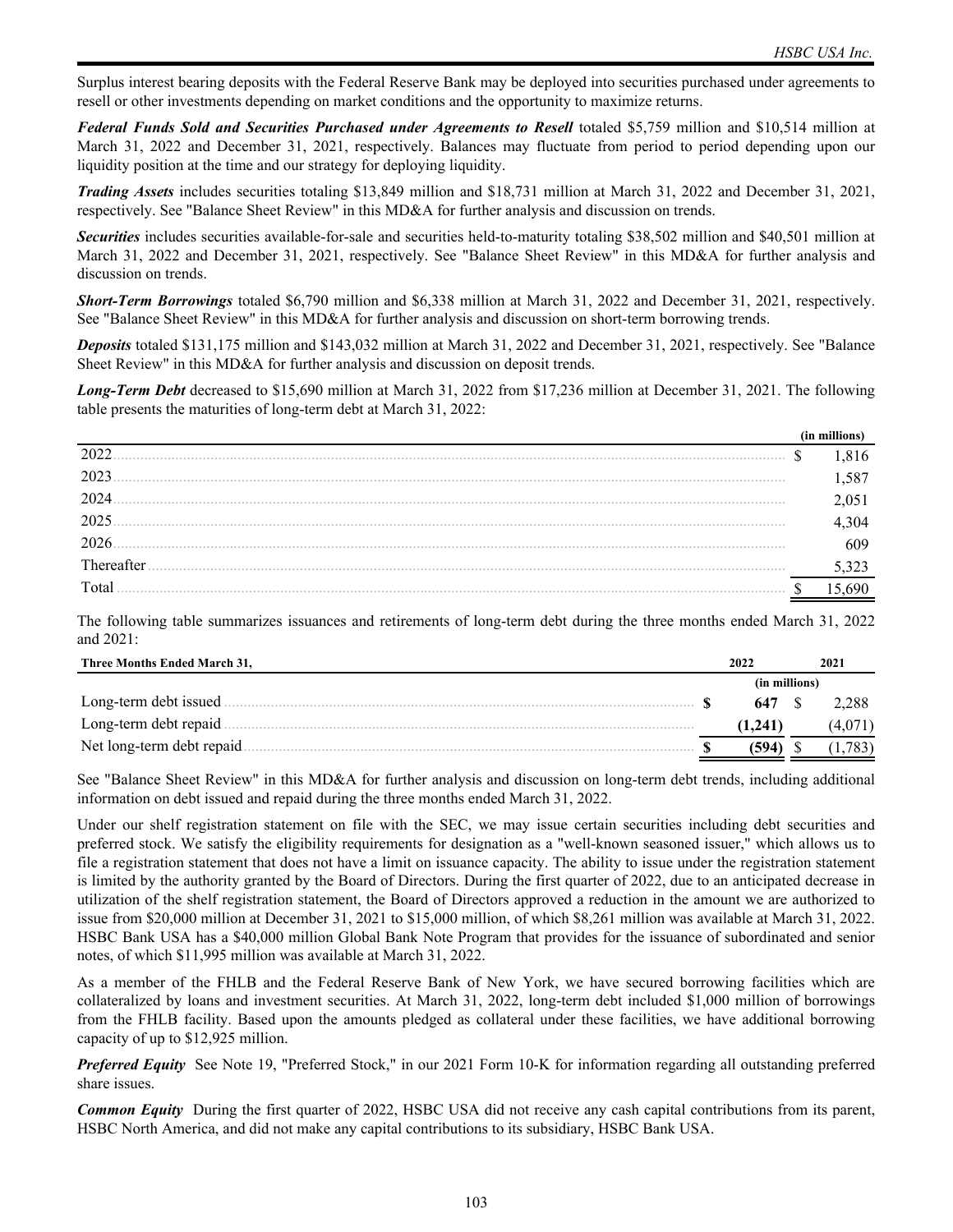Surplus interest bearing deposits with the Federal Reserve Bank may be deployed into securities purchased under agreements to resell or other investments depending on market conditions and the opportunity to maximize returns.

***Federal Funds Sold and Securities Purchased under Agreements to Resell*** totaled $5,759 million and $10,514 million at March 31, 2022 and December 31, 2021, respectively. Balances may fluctuate from period to period depending upon our liquidity position at the time and our strategy for deploying liquidity.

***Trading Assets*** includes securities totaling $13,849 million and $18,731 million at March 31, 2022 and December 31, 2021, respectively. See "Balance Sheet Review" in this MD&A for further analysis and discussion on trends.

***Securities*** includes securities available-for-sale and securities held-to-maturity totaling $38,502 million and $40,501 million at March 31, 2022 and December 31, 2021, respectively. See "Balance Sheet Review" in this MD&A for further analysis and discussion on trends.

***Short-Term Borrowings*** totaled $6,790 million and $6,338 million at March 31, 2022 and December 31, 2021, respectively. See "Balance Sheet Review" in this MD&A for further analysis and discussion on short-term borrowing trends.

***Deposits*** totaled $131,175 million and $143,032 million at March 31, 2022 and December 31, 2021, respectively. See "Balance Sheet Review" in this MD&A for further analysis and discussion on deposit trends.

***Long-Term Debt*** decreased to $15,690 million at March 31, 2022 from $17,236 million at December 31, 2021. The following table presents the maturities of long-term debt at March 31, 2022:

| | (in millions) |
|---|---|
| 2022 | $ 1,816 |
| 2023 | 1,587 |
| 2024 | 2,051 |
| 2025 | 4,304 |
| 2026 | 609 |
| Thereafter | 5,323 |
| Total | $ 15,690 |

The following table summarizes issuances and retirements of long-term debt during the three months ended March 31, 2022 and 2021:

| Three Months Ended March 31, | 2022 | 2021 |
|---|---|---|
| | (in millions) | |
| Long-term debt issued | **$ 647** | $ 2,288 |
| Long-term debt repaid | **(1,241)** | (4,071) |
| Net long-term debt repaid | **$ (594)** | $ (1,783) |

See "Balance Sheet Review" in this MD&A for further analysis and discussion on long-term debt trends, including additional information on debt issued and repaid during the three months ended March 31, 2022.

Under our shelf registration statement on file with the SEC, we may issue certain securities including debt securities and preferred stock. We satisfy the eligibility requirements for designation as a "well-known seasoned issuer," which allows us to file a registration statement that does not have a limit on issuance capacity. The ability to issue under the registration statement is limited by the authority granted by the Board of Directors. During the first quarter of 2022, due to an anticipated decrease in utilization of the shelf registration statement, the Board of Directors approved a reduction in the amount we are authorized to issue from $20,000 million at December 31, 2021 to $15,000 million, of which $8,261 million was available at March 31, 2022. HSBC Bank USA has a $40,000 million Global Bank Note Program that provides for the issuance of subordinated and senior notes, of which $11,995 million was available at March 31, 2022.

As a member of the FHLB and the Federal Reserve Bank of New York, we have secured borrowing facilities which are collateralized by loans and investment securities. At March 31, 2022, long-term debt included $1,000 million of borrowings from the FHLB facility. Based upon the amounts pledged as collateral under these facilities, we have additional borrowing capacity of up to $12,925 million.

***Preferred Equity*** See Note 19, "Preferred Stock," in our 2021 Form 10-K for information regarding all outstanding preferred share issues.

***Common Equity*** During the first quarter of 2022, HSBC USA did not receive any cash capital contributions from its parent, HSBC North America, and did not make any capital contributions to its subsidiary, HSBC Bank USA.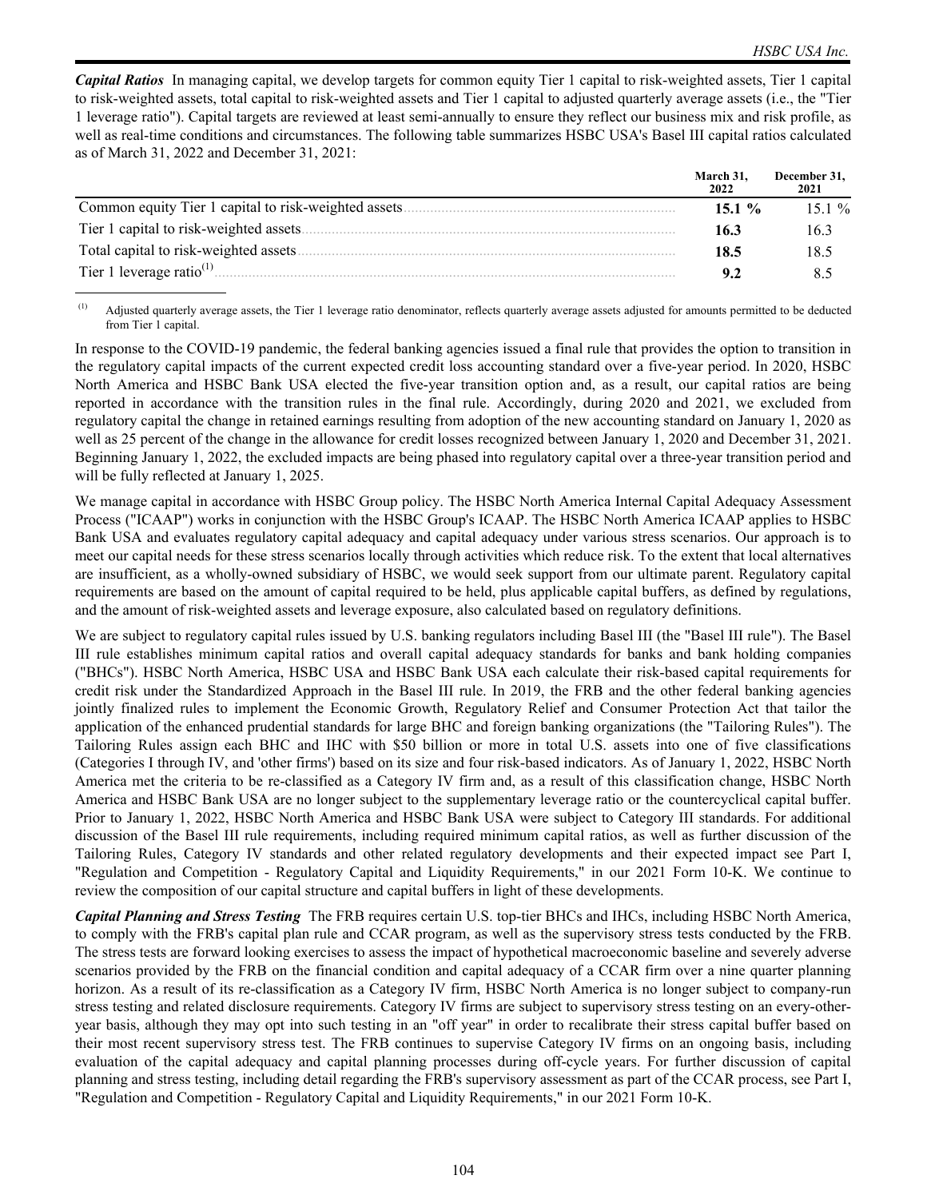***Capital Ratios*** In managing capital, we develop targets for common equity Tier 1 capital to risk-weighted assets, Tier 1 capital to risk-weighted assets, total capital to risk-weighted assets and Tier 1 capital to adjusted quarterly average assets (i.e., the "Tier 1 leverage ratio"). Capital targets are reviewed at least semi-annually to ensure they reflect our business mix and risk profile, as well as real-time conditions and circumstances. The following table summarizes HSBC USA's Basel III capital ratios calculated as of March 31, 2022 and December 31, 2021:

| | March 31, 2022 | December 31, 2021 |
|---|---|---|
| Common equity Tier 1 capital to risk-weighted assets | **15.1 %** | 15.1 % |
| Tier 1 capital to risk-weighted assets | **16.3** | 16.3 |
| Total capital to risk-weighted assets | **18.5** | 18.5 |
| Tier 1 leverage ratio[(1)] | **9.2** | 8.5 |

(1) Adjusted quarterly average assets, the Tier 1 leverage ratio denominator, reflects quarterly average assets adjusted for amounts permitted to be deducted from Tier 1 capital.

In response to the COVID-19 pandemic, the federal banking agencies issued a final rule that provides the option to transition in the regulatory capital impacts of the current expected credit loss accounting standard over a five-year period. In 2020, HSBC North America and HSBC Bank USA elected the five-year transition option and, as a result, our capital ratios are being reported in accordance with the transition rules in the final rule. Accordingly, during 2020 and 2021, we excluded from regulatory capital the change in retained earnings resulting from adoption of the new accounting standard on January 1, 2020 as well as 25 percent of the change in the allowance for credit losses recognized between January 1, 2020 and December 31, 2021. Beginning January 1, 2022, the excluded impacts are being phased into regulatory capital over a three-year transition period and will be fully reflected at January 1, 2025.

We manage capital in accordance with HSBC Group policy. The HSBC North America Internal Capital Adequacy Assessment Process ("ICAAP") works in conjunction with the HSBC Group's ICAAP. The HSBC North America ICAAP applies to HSBC Bank USA and evaluates regulatory capital adequacy and capital adequacy under various stress scenarios. Our approach is to meet our capital needs for these stress scenarios locally through activities which reduce risk. To the extent that local alternatives are insufficient, as a wholly-owned subsidiary of HSBC, we would seek support from our ultimate parent. Regulatory capital requirements are based on the amount of capital required to be held, plus applicable capital buffers, as defined by regulations, and the amount of risk-weighted assets and leverage exposure, also calculated based on regulatory definitions.

We are subject to regulatory capital rules issued by U.S. banking regulators including Basel III (the "Basel III rule"). The Basel III rule establishes minimum capital ratios and overall capital adequacy standards for banks and bank holding companies ("BHCs"). HSBC North America, HSBC USA and HSBC Bank USA each calculate their risk-based capital requirements for credit risk under the Standardized Approach in the Basel III rule. In 2019, the FRB and the other federal banking agencies jointly finalized rules to implement the Economic Growth, Regulatory Relief and Consumer Protection Act that tailor the application of the enhanced prudential standards for large BHC and foreign banking organizations (the "Tailoring Rules"). The Tailoring Rules assign each BHC and IHC with $50 billion or more in total U.S. assets into one of five classifications (Categories I through IV, and 'other firms') based on its size and four risk-based indicators. As of January 1, 2022, HSBC North America met the criteria to be re-classified as a Category IV firm and, as a result of this classification change, HSBC North America and HSBC Bank USA are no longer subject to the supplementary leverage ratio or the countercyclical capital buffer. Prior to January 1, 2022, HSBC North America and HSBC Bank USA were subject to Category III standards. For additional discussion of the Basel III rule requirements, including required minimum capital ratios, as well as further discussion of the Tailoring Rules, Category IV standards and other related regulatory developments and their expected impact see Part I, "Regulation and Competition - Regulatory Capital and Liquidity Requirements," in our 2021 Form 10-K. We continue to review the composition of our capital structure and capital buffers in light of these developments.

***Capital Planning and Stress Testing*** The FRB requires certain U.S. top-tier BHCs and IHCs, including HSBC North America, to comply with the FRB's capital plan rule and CCAR program, as well as the supervisory stress tests conducted by the FRB. The stress tests are forward looking exercises to assess the impact of hypothetical macroeconomic baseline and severely adverse scenarios provided by the FRB on the financial condition and capital adequacy of a CCAR firm over a nine quarter planning horizon. As a result of its re-classification as a Category IV firm, HSBC North America is no longer subject to company-run stress testing and related disclosure requirements. Category IV firms are subject to supervisory stress testing on an every-other-year basis, although they may opt into such testing in an "off year" in order to recalibrate their stress capital buffer based on their most recent supervisory stress test. The FRB continues to supervise Category IV firms on an ongoing basis, including evaluation of the capital adequacy and capital planning processes during off-cycle years. For further discussion of capital planning and stress testing, including detail regarding the FRB's supervisory assessment as part of the CCAR process, see Part I, "Regulation and Competition - Regulatory Capital and Liquidity Requirements," in our 2021 Form 10-K.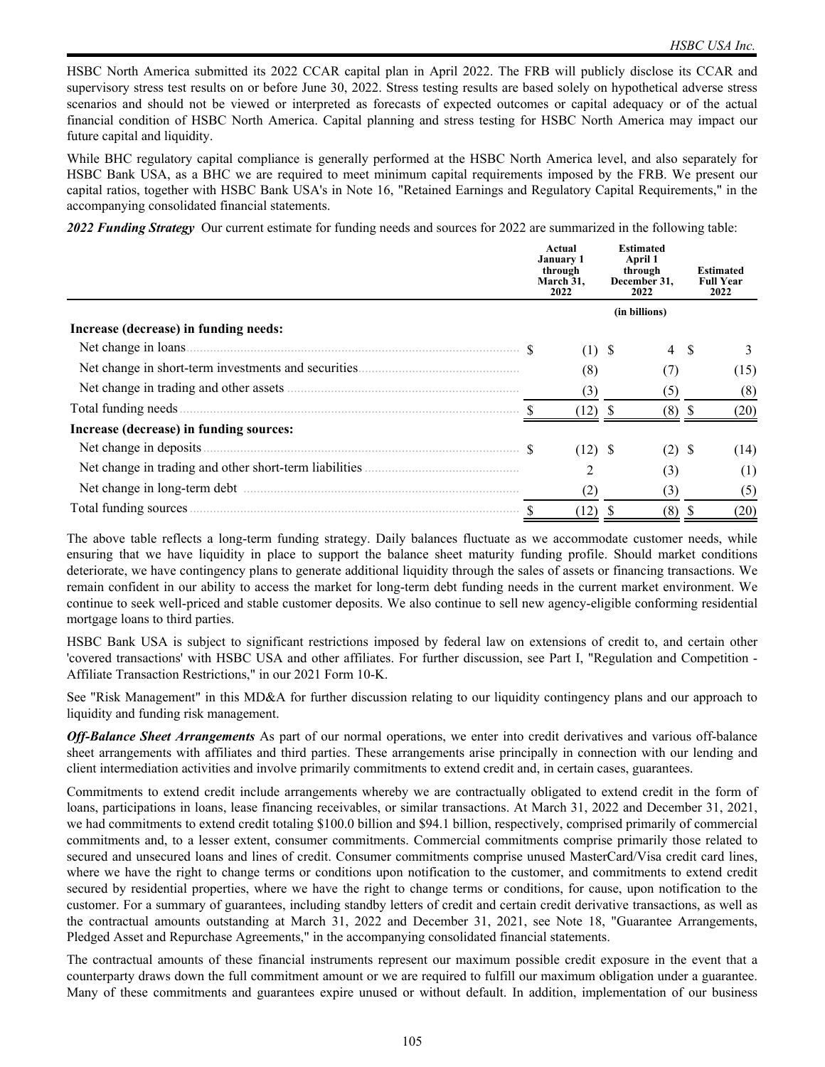HSBC North America submitted its 2022 CCAR capital plan in April 2022. The FRB will publicly disclose its CCAR and supervisory stress test results on or before June 30, 2022. Stress testing results are based solely on hypothetical adverse stress scenarios and should not be viewed or interpreted as forecasts of expected outcomes or capital adequacy or of the actual financial condition of HSBC North America. Capital planning and stress testing for HSBC North America may impact our future capital and liquidity.

While BHC regulatory capital compliance is generally performed at the HSBC North America level, and also separately for HSBC Bank USA, as a BHC we are required to meet minimum capital requirements imposed by the FRB. We present our capital ratios, together with HSBC Bank USA's in Note 16, "Retained Earnings and Regulatory Capital Requirements," in the accompanying consolidated financial statements.

***2022 Funding Strategy*** Our current estimate for funding needs and sources for 2022 are summarized in the following table:

| | Actual January 1 through March 31, 2022 | Estimated April 1 through December 31, 2022 | Estimated Full Year 2022 |
|---|---|---|---|
| | | (in billions) | |
| **Increase (decrease) in funding needs:** | | | |
| Net change in loans | $ (1) | $ 4 | $ 3 |
| Net change in short-term investments and securities | (8) | (7) | (15) |
| Net change in trading and other assets | (3) | (5) | (8) |
| Total funding needs | $ (12) | $ (8) | $ (20) |
| **Increase (decrease) in funding sources:** | | | |
| Net change in deposits | $ (12) | $ (2) | $ (14) |
| Net change in trading and other short-term liabilities | 2 | (3) | (1) |
| Net change in long-term debt | (2) | (3) | (5) |
| Total funding sources | $ (12) | $ (8) | $ (20) |

The above table reflects a long-term funding strategy. Daily balances fluctuate as we accommodate customer needs, while ensuring that we have liquidity in place to support the balance sheet maturity funding profile. Should market conditions deteriorate, we have contingency plans to generate additional liquidity through the sales of assets or financing transactions. We remain confident in our ability to access the market for long-term debt funding needs in the current market environment. We continue to seek well-priced and stable customer deposits. We also continue to sell new agency-eligible conforming residential mortgage loans to third parties.

HSBC Bank USA is subject to significant restrictions imposed by federal law on extensions of credit to, and certain other 'covered transactions' with HSBC USA and other affiliates. For further discussion, see Part I, "Regulation and Competition - Affiliate Transaction Restrictions," in our 2021 Form 10-K.

See "Risk Management" in this MD&A for further discussion relating to our liquidity contingency plans and our approach to liquidity and funding risk management.

***Off-Balance Sheet Arrangements*** As part of our normal operations, we enter into credit derivatives and various off-balance sheet arrangements with affiliates and third parties. These arrangements arise principally in connection with our lending and client intermediation activities and involve primarily commitments to extend credit and, in certain cases, guarantees.

Commitments to extend credit include arrangements whereby we are contractually obligated to extend credit in the form of loans, participations in loans, lease financing receivables, or similar transactions. At March 31, 2022 and December 31, 2021, we had commitments to extend credit totaling $100.0 billion and $94.1 billion, respectively, comprised primarily of commercial commitments and, to a lesser extent, consumer commitments. Commercial commitments comprise primarily those related to secured and unsecured loans and lines of credit. Consumer commitments comprise unused MasterCard/Visa credit card lines, where we have the right to change terms or conditions upon notification to the customer, and commitments to extend credit secured by residential properties, where we have the right to change terms or conditions, for cause, upon notification to the customer. For a summary of guarantees, including standby letters of credit and certain credit derivative transactions, as well as the contractual amounts outstanding at March 31, 2022 and December 31, 2021, see Note 18, "Guarantee Arrangements, Pledged Asset and Repurchase Agreements," in the accompanying consolidated financial statements.

The contractual amounts of these financial instruments represent our maximum possible credit exposure in the event that a counterparty draws down the full commitment amount or we are required to fulfill our maximum obligation under a guarantee. Many of these commitments and guarantees expire unused or without default. In addition, implementation of our business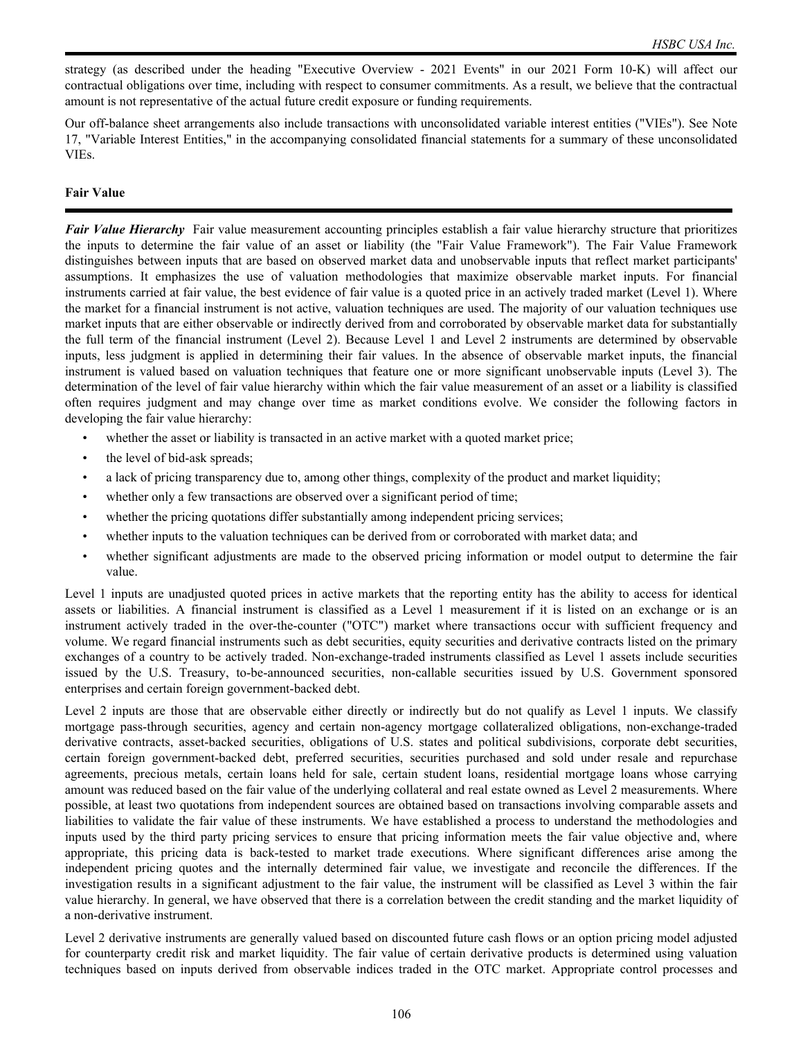strategy (as described under the heading "Executive Overview - 2021 Events" in our 2021 Form 10-K) will affect our contractual obligations over time, including with respect to consumer commitments. As a result, we believe that the contractual amount is not representative of the actual future credit exposure or funding requirements.

Our off-balance sheet arrangements also include transactions with unconsolidated variable interest entities ("VIEs"). See Note 17, "Variable Interest Entities," in the accompanying consolidated financial statements for a summary of these unconsolidated VIEs.

## Fair Value

***Fair Value Hierarchy*** Fair value measurement accounting principles establish a fair value hierarchy structure that prioritizes the inputs to determine the fair value of an asset or liability (the "Fair Value Framework"). The Fair Value Framework distinguishes between inputs that are based on observed market data and unobservable inputs that reflect market participants' assumptions. It emphasizes the use of valuation methodologies that maximize observable market inputs. For financial instruments carried at fair value, the best evidence of fair value is a quoted price in an actively traded market (Level 1). Where the market for a financial instrument is not active, valuation techniques are used. The majority of our valuation techniques use market inputs that are either observable or indirectly derived from and corroborated by observable market data for substantially the full term of the financial instrument (Level 2). Because Level 1 and Level 2 instruments are determined by observable inputs, less judgment is applied in determining their fair values. In the absence of observable market inputs, the financial instrument is valued based on valuation techniques that feature one or more significant unobservable inputs (Level 3). The determination of the level of fair value hierarchy within which the fair value measurement of an asset or a liability is classified often requires judgment and may change over time as market conditions evolve. We consider the following factors in developing the fair value hierarchy:

- whether the asset or liability is transacted in an active market with a quoted market price;
- the level of bid-ask spreads;
- a lack of pricing transparency due to, among other things, complexity of the product and market liquidity;
- whether only a few transactions are observed over a significant period of time;
- whether the pricing quotations differ substantially among independent pricing services;
- whether inputs to the valuation techniques can be derived from or corroborated with market data; and
- whether significant adjustments are made to the observed pricing information or model output to determine the fair value.

Level 1 inputs are unadjusted quoted prices in active markets that the reporting entity has the ability to access for identical assets or liabilities. A financial instrument is classified as a Level 1 measurement if it is listed on an exchange or is an instrument actively traded in the over-the-counter ("OTC") market where transactions occur with sufficient frequency and volume. We regard financial instruments such as debt securities, equity securities and derivative contracts listed on the primary exchanges of a country to be actively traded. Non-exchange-traded instruments classified as Level 1 assets include securities issued by the U.S. Treasury, to-be-announced securities, non-callable securities issued by U.S. Government sponsored enterprises and certain foreign government-backed debt.

Level 2 inputs are those that are observable either directly or indirectly but do not qualify as Level 1 inputs. We classify mortgage pass-through securities, agency and certain non-agency mortgage collateralized obligations, non-exchange-traded derivative contracts, asset-backed securities, obligations of U.S. states and political subdivisions, corporate debt securities, certain foreign government-backed debt, preferred securities, securities purchased and sold under resale and repurchase agreements, precious metals, certain loans held for sale, certain student loans, residential mortgage loans whose carrying amount was reduced based on the fair value of the underlying collateral and real estate owned as Level 2 measurements. Where possible, at least two quotations from independent sources are obtained based on transactions involving comparable assets and liabilities to validate the fair value of these instruments. We have established a process to understand the methodologies and inputs used by the third party pricing services to ensure that pricing information meets the fair value objective and, where appropriate, this pricing data is back-tested to market trade executions. Where significant differences arise among the independent pricing quotes and the internally determined fair value, we investigate and reconcile the differences. If the investigation results in a significant adjustment to the fair value, the instrument will be classified as Level 3 within the fair value hierarchy. In general, we have observed that there is a correlation between the credit standing and the market liquidity of a non-derivative instrument.

Level 2 derivative instruments are generally valued based on discounted future cash flows or an option pricing model adjusted for counterparty credit risk and market liquidity. The fair value of certain derivative products is determined using valuation techniques based on inputs derived from observable indices traded in the OTC market. Appropriate control processes and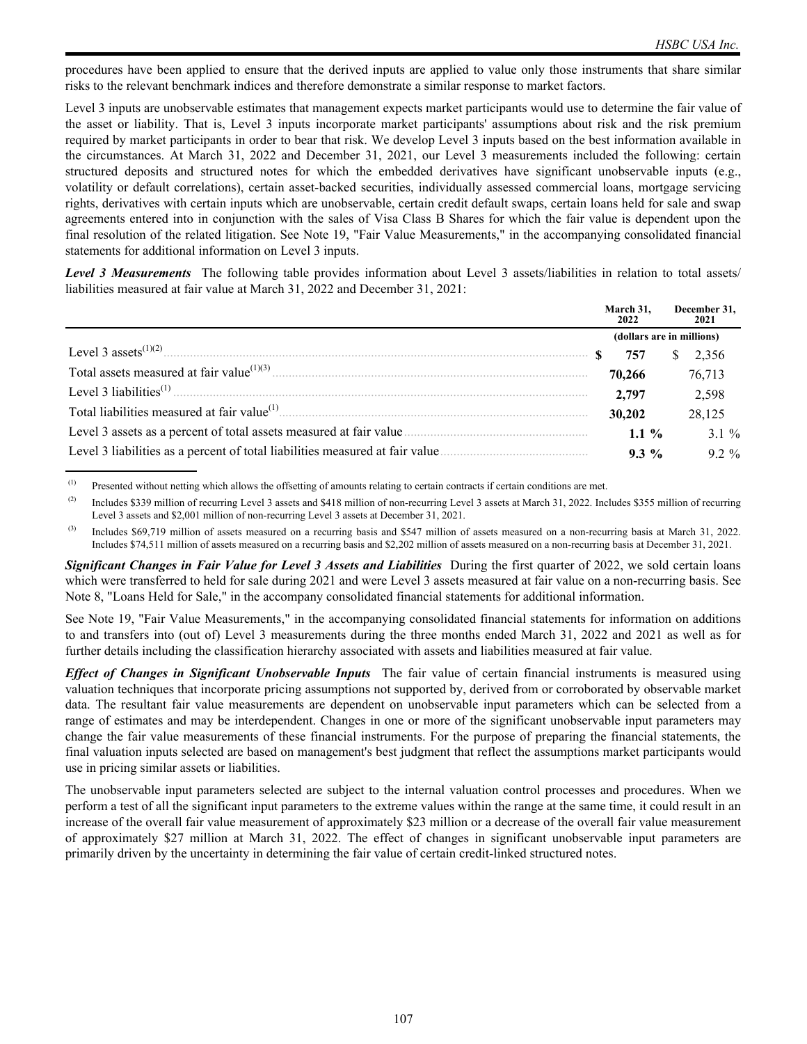procedures have been applied to ensure that the derived inputs are applied to value only those instruments that share similar risks to the relevant benchmark indices and therefore demonstrate a similar response to market factors.

Level 3 inputs are unobservable estimates that management expects market participants would use to determine the fair value of the asset or liability. That is, Level 3 inputs incorporate market participants' assumptions about risk and the risk premium required by market participants in order to bear that risk. We develop Level 3 inputs based on the best information available in the circumstances. At March 31, 2022 and December 31, 2021, our Level 3 measurements included the following: certain structured deposits and structured notes for which the embedded derivatives have significant unobservable inputs (e.g., volatility or default correlations), certain asset-backed securities, individually assessed commercial loans, mortgage servicing rights, derivatives with certain inputs which are unobservable, certain credit default swaps, certain loans held for sale and swap agreements entered into in conjunction with the sales of Visa Class B Shares for which the fair value is dependent upon the final resolution of the related litigation. See Note 19, "Fair Value Measurements," in the accompanying consolidated financial statements for additional information on Level 3 inputs.

***Level 3 Measurements*** The following table provides information about Level 3 assets/liabilities in relation to total assets/liabilities measured at fair value at March 31, 2022 and December 31, 2021:

| | March 31, 2022 | December 31, 2021 |
|---|---|---|
| | (dollars are in millions) | |
| Level 3 assets[(1)(2)] | **$ 757** | $ 2,356 |
| Total assets measured at fair value[(1)(3)] | **70,266** | 76,713 |
| Level 3 liabilities[(1)] | **2,797** | 2,598 |
| Total liabilities measured at fair value[(1)] | **30,202** | 28,125 |
| Level 3 assets as a percent of total assets measured at fair value | **1.1 %** | 3.1 % |
| Level 3 liabilities as a percent of total liabilities measured at fair value | **9.3 %** | 9.2 % |

(1) Presented without netting which allows the offsetting of amounts relating to certain contracts if certain conditions are met.

(2) Includes $339 million of recurring Level 3 assets and $418 million of non-recurring Level 3 assets at March 31, 2022. Includes $355 million of recurring Level 3 assets and $2,001 million of non-recurring Level 3 assets at December 31, 2021.

(3) Includes $69,719 million of assets measured on a recurring basis and $547 million of assets measured on a non-recurring basis at March 31, 2022. Includes $74,511 million of assets measured on a recurring basis and $2,202 million of assets measured on a non-recurring basis at December 31, 2021.

***Significant Changes in Fair Value for Level 3 Assets and Liabilities*** During the first quarter of 2022, we sold certain loans which were transferred to held for sale during 2021 and were Level 3 assets measured at fair value on a non-recurring basis. See Note 8, "Loans Held for Sale," in the accompany consolidated financial statements for additional information.

See Note 19, "Fair Value Measurements," in the accompanying consolidated financial statements for information on additions to and transfers into (out of) Level 3 measurements during the three months ended March 31, 2022 and 2021 as well as for further details including the classification hierarchy associated with assets and liabilities measured at fair value.

***Effect of Changes in Significant Unobservable Inputs*** The fair value of certain financial instruments is measured using valuation techniques that incorporate pricing assumptions not supported by, derived from or corroborated by observable market data. The resultant fair value measurements are dependent on unobservable input parameters which can be selected from a range of estimates and may be interdependent. Changes in one or more of the significant unobservable input parameters may change the fair value measurements of these financial instruments. For the purpose of preparing the financial statements, the final valuation inputs selected are based on management's best judgment that reflect the assumptions market participants would use in pricing similar assets or liabilities.

The unobservable input parameters selected are subject to the internal valuation control processes and procedures. When we perform a test of all the significant input parameters to the extreme values within the range at the same time, it could result in an increase of the overall fair value measurement of approximately $23 million or a decrease of the overall fair value measurement of approximately $27 million at March 31, 2022. The effect of changes in significant unobservable input parameters are primarily driven by the uncertainty in determining the fair value of certain credit-linked structured notes.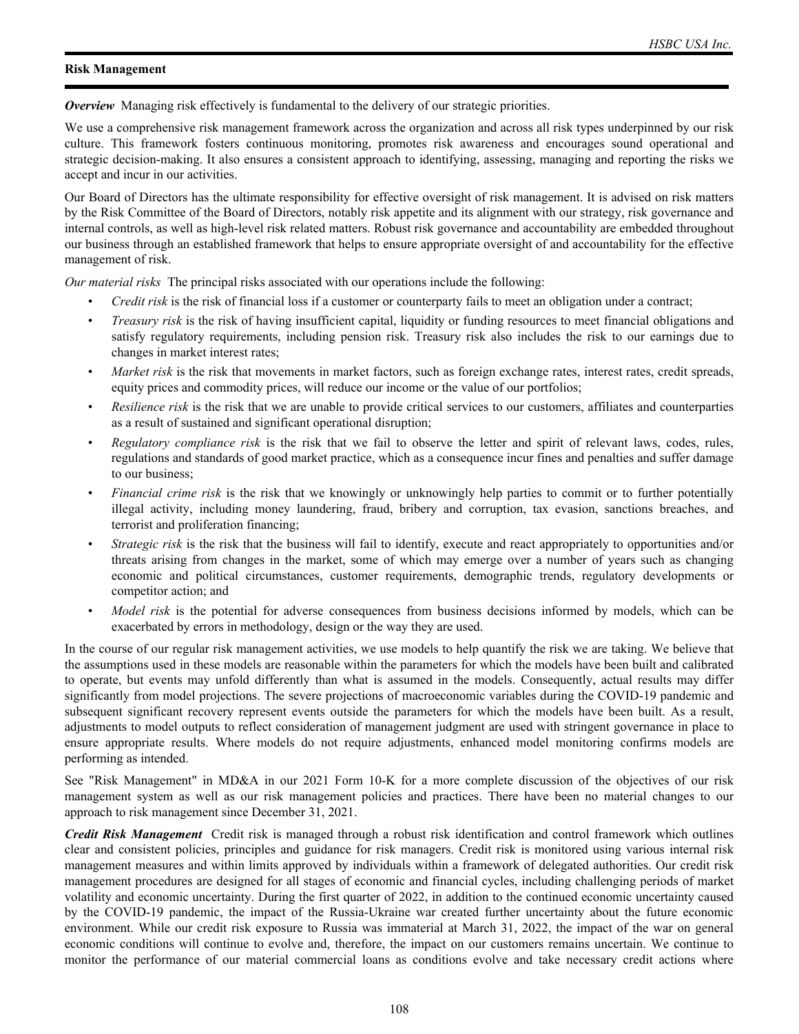## Risk Management

***Overview*** Managing risk effectively is fundamental to the delivery of our strategic priorities.

We use a comprehensive risk management framework across the organization and across all risk types underpinned by our risk culture. This framework fosters continuous monitoring, promotes risk awareness and encourages sound operational and strategic decision-making. It also ensures a consistent approach to identifying, assessing, managing and reporting the risks we accept and incur in our activities.

Our Board of Directors has the ultimate responsibility for effective oversight of risk management. It is advised on risk matters by the Risk Committee of the Board of Directors, notably risk appetite and its alignment with our strategy, risk governance and internal controls, as well as high-level risk related matters. Robust risk governance and accountability are embedded throughout our business through an established framework that helps to ensure appropriate oversight of and accountability for the effective management of risk.

*Our material risks* The principal risks associated with our operations include the following:

- *Credit risk* is the risk of financial loss if a customer or counterparty fails to meet an obligation under a contract;
- *Treasury risk* is the risk of having insufficient capital, liquidity or funding resources to meet financial obligations and satisfy regulatory requirements, including pension risk. Treasury risk also includes the risk to our earnings due to changes in market interest rates;
- *Market risk* is the risk that movements in market factors, such as foreign exchange rates, interest rates, credit spreads, equity prices and commodity prices, will reduce our income or the value of our portfolios;
- *Resilience risk* is the risk that we are unable to provide critical services to our customers, affiliates and counterparties as a result of sustained and significant operational disruption;
- *Regulatory compliance risk* is the risk that we fail to observe the letter and spirit of relevant laws, codes, rules, regulations and standards of good market practice, which as a consequence incur fines and penalties and suffer damage to our business;
- *Financial crime risk* is the risk that we knowingly or unknowingly help parties to commit or to further potentially illegal activity, including money laundering, fraud, bribery and corruption, tax evasion, sanctions breaches, and terrorist and proliferation financing;
- *Strategic risk* is the risk that the business will fail to identify, execute and react appropriately to opportunities and/or threats arising from changes in the market, some of which may emerge over a number of years such as changing economic and political circumstances, customer requirements, demographic trends, regulatory developments or competitor action; and
- *Model risk* is the potential for adverse consequences from business decisions informed by models, which can be exacerbated by errors in methodology, design or the way they are used.

In the course of our regular risk management activities, we use models to help quantify the risk we are taking. We believe that the assumptions used in these models are reasonable within the parameters for which the models have been built and calibrated to operate, but events may unfold differently than what is assumed in the models. Consequently, actual results may differ significantly from model projections. The severe projections of macroeconomic variables during the COVID-19 pandemic and subsequent significant recovery represent events outside the parameters for which the models have been built. As a result, adjustments to model outputs to reflect consideration of management judgment are used with stringent governance in place to ensure appropriate results. Where models do not require adjustments, enhanced model monitoring confirms models are performing as intended.

See "Risk Management" in MD&A in our 2021 Form 10-K for a more complete discussion of the objectives of our risk management system as well as our risk management policies and practices. There have been no material changes to our approach to risk management since December 31, 2021.

***Credit Risk Management*** Credit risk is managed through a robust risk identification and control framework which outlines clear and consistent policies, principles and guidance for risk managers. Credit risk is monitored using various internal risk management measures and within limits approved by individuals within a framework of delegated authorities. Our credit risk management procedures are designed for all stages of economic and financial cycles, including challenging periods of market volatility and economic uncertainty. During the first quarter of 2022, in addition to the continued economic uncertainty caused by the COVID-19 pandemic, the impact of the Russia-Ukraine war created further uncertainty about the future economic environment. While our credit risk exposure to Russia was immaterial at March 31, 2022, the impact of the war on general economic conditions will continue to evolve and, therefore, the impact on our customers remains uncertain. We continue to monitor the performance of our material commercial loans as conditions evolve and take necessary credit actions where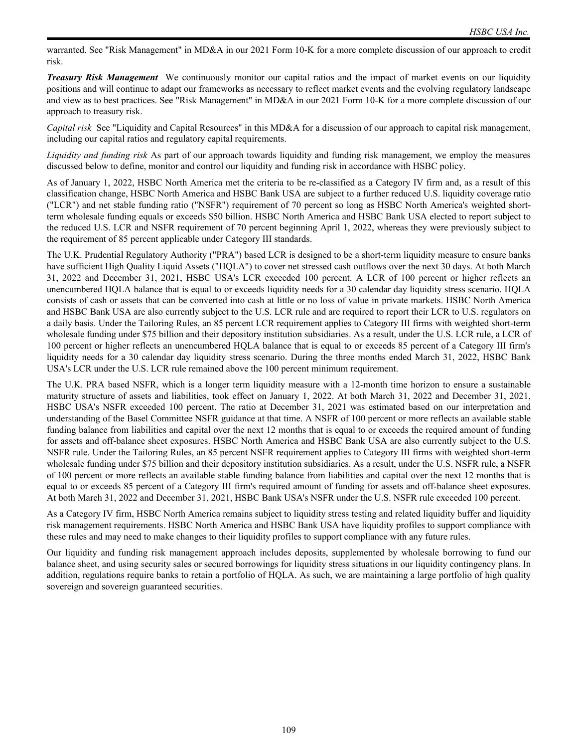warranted. See "Risk Management" in MD&A in our 2021 Form 10-K for a more complete discussion of our approach to credit risk.

***Treasury Risk Management*** We continuously monitor our capital ratios and the impact of market events on our liquidity positions and will continue to adapt our frameworks as necessary to reflect market events and the evolving regulatory landscape and view as to best practices. See "Risk Management" in MD&A in our 2021 Form 10-K for a more complete discussion of our approach to treasury risk.

*Capital risk* See "Liquidity and Capital Resources" in this MD&A for a discussion of our approach to capital risk management, including our capital ratios and regulatory capital requirements.

*Liquidity and funding risk* As part of our approach towards liquidity and funding risk management, we employ the measures discussed below to define, monitor and control our liquidity and funding risk in accordance with HSBC policy.

As of January 1, 2022, HSBC North America met the criteria to be re-classified as a Category IV firm and, as a result of this classification change, HSBC North America and HSBC Bank USA are subject to a further reduced U.S. liquidity coverage ratio ("LCR") and net stable funding ratio ("NSFR") requirement of 70 percent so long as HSBC North America's weighted short-term wholesale funding equals or exceeds $50 billion. HSBC North America and HSBC Bank USA elected to report subject to the reduced U.S. LCR and NSFR requirement of 70 percent beginning April 1, 2022, whereas they were previously subject to the requirement of 85 percent applicable under Category III standards.

The U.K. Prudential Regulatory Authority ("PRA") based LCR is designed to be a short-term liquidity measure to ensure banks have sufficient High Quality Liquid Assets ("HQLA") to cover net stressed cash outflows over the next 30 days. At both March 31, 2022 and December 31, 2021, HSBC USA's LCR exceeded 100 percent. A LCR of 100 percent or higher reflects an unencumbered HQLA balance that is equal to or exceeds liquidity needs for a 30 calendar day liquidity stress scenario. HQLA consists of cash or assets that can be converted into cash at little or no loss of value in private markets. HSBC North America and HSBC Bank USA are also currently subject to the U.S. LCR rule and are required to report their LCR to U.S. regulators on a daily basis. Under the Tailoring Rules, an 85 percent LCR requirement applies to Category III firms with weighted short-term wholesale funding under $75 billion and their depository institution subsidiaries. As a result, under the U.S. LCR rule, a LCR of 100 percent or higher reflects an unencumbered HQLA balance that is equal to or exceeds 85 percent of a Category III firm's liquidity needs for a 30 calendar day liquidity stress scenario. During the three months ended March 31, 2022, HSBC Bank USA's LCR under the U.S. LCR rule remained above the 100 percent minimum requirement.

The U.K. PRA based NSFR, which is a longer term liquidity measure with a 12-month time horizon to ensure a sustainable maturity structure of assets and liabilities, took effect on January 1, 2022. At both March 31, 2022 and December 31, 2021, HSBC USA's NSFR exceeded 100 percent. The ratio at December 31, 2021 was estimated based on our interpretation and understanding of the Basel Committee NSFR guidance at that time. A NSFR of 100 percent or more reflects an available stable funding balance from liabilities and capital over the next 12 months that is equal to or exceeds the required amount of funding for assets and off-balance sheet exposures. HSBC North America and HSBC Bank USA are also currently subject to the U.S. NSFR rule. Under the Tailoring Rules, an 85 percent NSFR requirement applies to Category III firms with weighted short-term wholesale funding under $75 billion and their depository institution subsidiaries. As a result, under the U.S. NSFR rule, a NSFR of 100 percent or more reflects an available stable funding balance from liabilities and capital over the next 12 months that is equal to or exceeds 85 percent of a Category III firm's required amount of funding for assets and off-balance sheet exposures. At both March 31, 2022 and December 31, 2021, HSBC Bank USA's NSFR under the U.S. NSFR rule exceeded 100 percent.

As a Category IV firm, HSBC North America remains subject to liquidity stress testing and related liquidity buffer and liquidity risk management requirements. HSBC North America and HSBC Bank USA have liquidity profiles to support compliance with these rules and may need to make changes to their liquidity profiles to support compliance with any future rules.

Our liquidity and funding risk management approach includes deposits, supplemented by wholesale borrowing to fund our balance sheet, and using security sales or secured borrowings for liquidity stress situations in our liquidity contingency plans. In addition, regulations require banks to retain a portfolio of HQLA. As such, we are maintaining a large portfolio of high quality sovereign and sovereign guaranteed securities.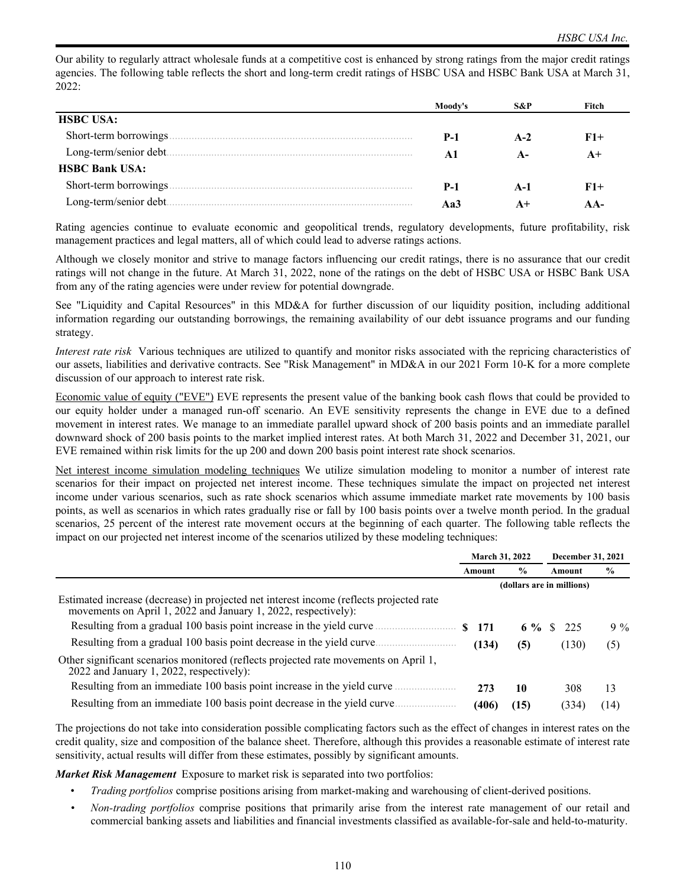Our ability to regularly attract wholesale funds at a competitive cost is enhanced by strong ratings from the major credit ratings agencies. The following table reflects the short and long-term credit ratings of HSBC USA and HSBC Bank USA at March 31, 2022:

| | Moody's | S&P | Fitch |
|---|---|---|---|
| **HSBC USA:** | | | |
| Short-term borrowings | **P-1** | **A-2** | **F1+** |
| Long-term/senior debt | **A1** | **A-** | **A+** |
| **HSBC Bank USA:** | | | |
| Short-term borrowings | **P-1** | **A-1** | **F1+** |
| Long-term/senior debt | **Aa3** | **A+** | **AA-** |

Rating agencies continue to evaluate economic and geopolitical trends, regulatory developments, future profitability, risk management practices and legal matters, all of which could lead to adverse ratings actions.

Although we closely monitor and strive to manage factors influencing our credit ratings, there is no assurance that our credit ratings will not change in the future. At March 31, 2022, none of the ratings on the debt of HSBC USA or HSBC Bank USA from any of the rating agencies were under review for potential downgrade.

See "Liquidity and Capital Resources" in this MD&A for further discussion of our liquidity position, including additional information regarding our outstanding borrowings, the remaining availability of our debt issuance programs and our funding strategy.

*Interest rate risk* Various techniques are utilized to quantify and monitor risks associated with the repricing characteristics of our assets, liabilities and derivative contracts. See "Risk Management" in MD&A in our 2021 Form 10-K for a more complete discussion of our approach to interest rate risk.

Economic value of equity ("EVE") EVE represents the present value of the banking book cash flows that could be provided to our equity holder under a managed run-off scenario. An EVE sensitivity represents the change in EVE due to a defined movement in interest rates. We manage to an immediate parallel upward shock of 200 basis points and an immediate parallel downward shock of 200 basis points to the market implied interest rates. At both March 31, 2022 and December 31, 2021, our EVE remained within risk limits for the up 200 and down 200 basis point interest rate shock scenarios.

Net interest income simulation modeling techniques We utilize simulation modeling to monitor a number of interest rate scenarios for their impact on projected net interest income. These techniques simulate the impact on projected net interest income under various scenarios, such as rate shock scenarios which assume immediate market rate movements by 100 basis points, as well as scenarios in which rates gradually rise or fall by 100 basis points over a twelve month period. In the gradual scenarios, 25 percent of the interest rate movement occurs at the beginning of each quarter. The following table reflects the impact on our projected net interest income of the scenarios utilized by these modeling techniques:

| | March 31, 2022 | | December 31, 2021 | |
|---|---|---|---|---|
| | Amount | % | Amount | % |
| | (dollars are in millions) | | | |
| Estimated increase (decrease) in projected net interest income (reflects projected rate movements on April 1, 2022 and January 1, 2022, respectively): | | | | |
| Resulting from a gradual 100 basis point increase in the yield curve | **$ 171** | **6 %** | $ 225 | 9 % |
| Resulting from a gradual 100 basis point decrease in the yield curve | **(134)** | **(5)** | (130) | (5) |
| Other significant scenarios monitored (reflects projected rate movements on April 1, 2022 and January 1, 2022, respectively): | | | | |
| Resulting from an immediate 100 basis point increase in the yield curve | **273** | **10** | 308 | 13 |
| Resulting from an immediate 100 basis point decrease in the yield curve | **(406)** | **(15)** | (334) | (14) |

The projections do not take into consideration possible complicating factors such as the effect of changes in interest rates on the credit quality, size and composition of the balance sheet. Therefore, although this provides a reasonable estimate of interest rate sensitivity, actual results will differ from these estimates, possibly by significant amounts.

***Market Risk Management*** Exposure to market risk is separated into two portfolios:

- *Trading portfolios* comprise positions arising from market-making and warehousing of client-derived positions.
- *Non-trading portfolios* comprise positions that primarily arise from the interest rate management of our retail and commercial banking assets and liabilities and financial investments classified as available-for-sale and held-to-maturity.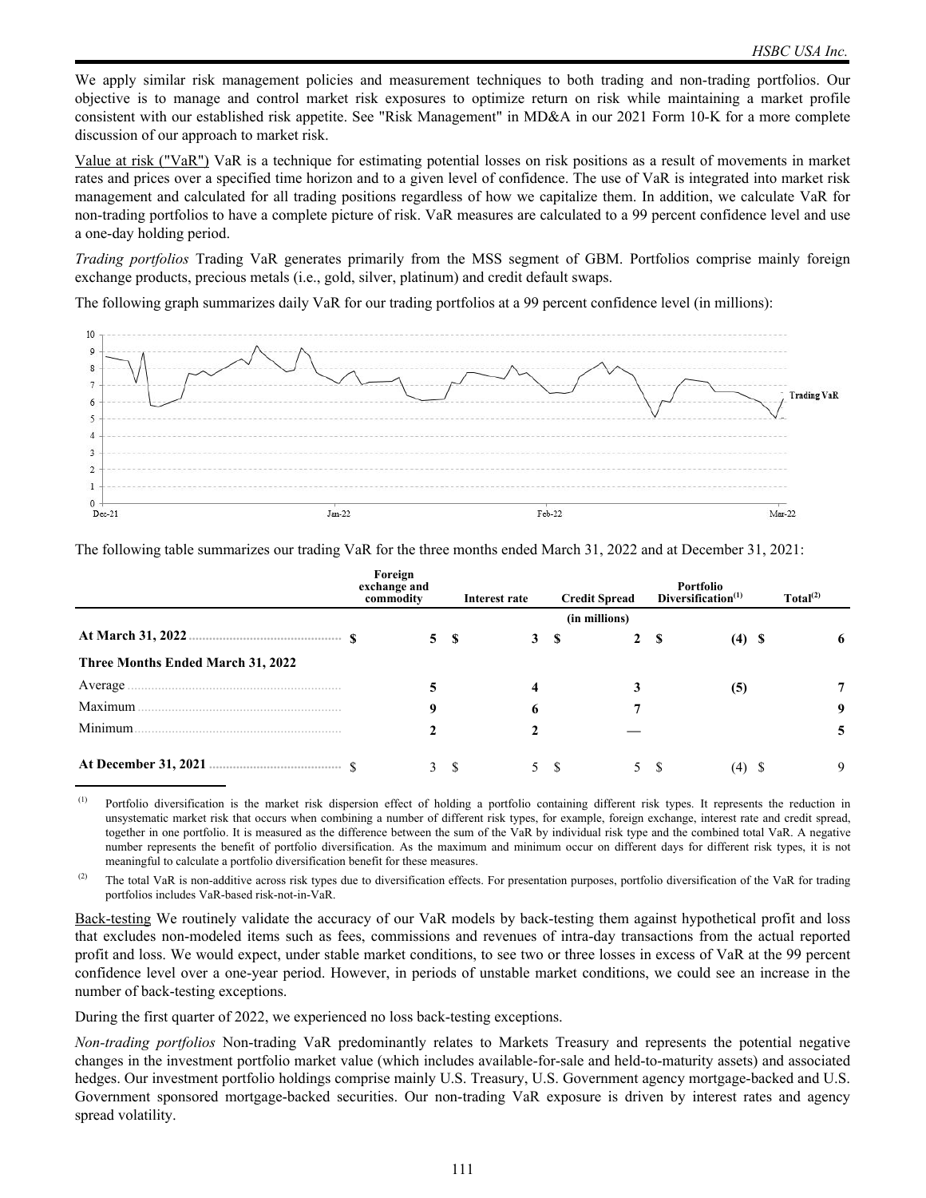We apply similar risk management policies and measurement techniques to both trading and non-trading portfolios. Our objective is to manage and control market risk exposures to optimize return on risk while maintaining a market profile consistent with our established risk appetite. See "Risk Management" in MD&A in our 2021 Form 10-K for a more complete discussion of our approach to market risk.

Value at risk ("VaR") VaR is a technique for estimating potential losses on risk positions as a result of movements in market rates and prices over a specified time horizon and to a given level of confidence. The use of VaR is integrated into market risk management and calculated for all trading positions regardless of how we capitalize them. In addition, we calculate VaR for non-trading portfolios to have a complete picture of risk. VaR measures are calculated to a 99 percent confidence level and use a one-day holding period.

*Trading portfolios* Trading VaR generates primarily from the MSS segment of GBM. Portfolios comprise mainly foreign exchange products, precious metals (i.e., gold, silver, platinum) and credit default swaps.

The following graph summarizes daily VaR for our trading portfolios at a 99 percent confidence level (in millions):

The following table summarizes our trading VaR for the three months ended March 31, 2022 and at December 31, 2021:

| | Foreign exchange and commodity | Interest rate | Credit Spread | Portfolio Diversification[(1)] | Total[(2)] |
|---|---|---|---|---|---|
| | | | (in millions) | | |
| **At March 31, 2022** | **$ 5** | **$ 3** | **$ 2** | **$ (4)** | **$ 6** |
| **Three Months Ended March 31, 2022** | | | | | |
| Average | **5** | **4** | **3** | **(5)** | **7** |
| Maximum | **9** | **6** | **7** | | **9** |
| Minimum | **2** | **2** | **—** | | **5** |
| **At December 31, 2021** | $ 3 | $ 5 | $ 5 | $ (4) | $ 9 |

(1) Portfolio diversification is the market risk dispersion effect of holding a portfolio containing different risk types. It represents the reduction in unsystematic market risk that occurs when combining a number of different risk types, for example, foreign exchange, interest rate and credit spread, together in one portfolio. It is measured as the difference between the sum of the VaR by individual risk type and the combined total VaR. A negative number represents the benefit of portfolio diversification. As the maximum and minimum occur on different days for different risk types, it is not meaningful to calculate a portfolio diversification benefit for these measures.

(2) The total VaR is non-additive across risk types due to diversification effects. For presentation purposes, portfolio diversification of the VaR for trading portfolios includes VaR-based risk-not-in-VaR.

Back-testing We routinely validate the accuracy of our VaR models by back-testing them against hypothetical profit and loss that excludes non-modeled items such as fees, commissions and revenues of intra-day transactions from the actual reported profit and loss. We would expect, under stable market conditions, to see two or three losses in excess of VaR at the 99 percent confidence level over a one-year period. However, in periods of unstable market conditions, we could see an increase in the number of back-testing exceptions.

During the first quarter of 2022, we experienced no loss back-testing exceptions.

*Non-trading portfolios* Non-trading VaR predominantly relates to Markets Treasury and represents the potential negative changes in the investment portfolio market value (which includes available-for-sale and held-to-maturity assets) and associated hedges. Our investment portfolio holdings comprise mainly U.S. Treasury, U.S. Government agency mortgage-backed and U.S. Government sponsored mortgage-backed securities. Our non-trading VaR exposure is driven by interest rates and agency spread volatility.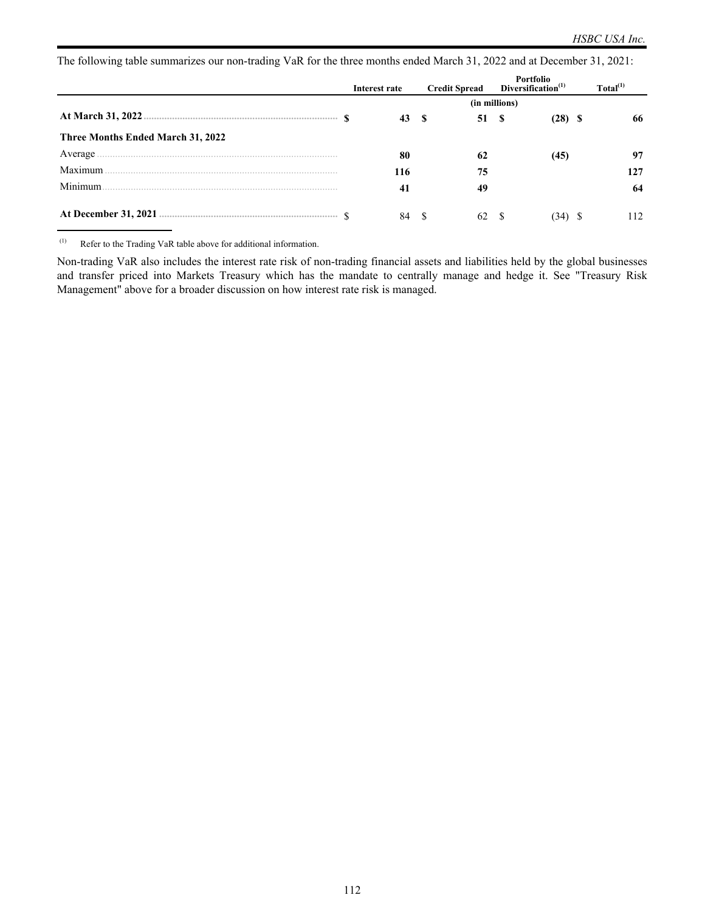The following table summarizes our non-trading VaR for the three months ended March 31, 2022 and at December 31, 2021:

| | Interest rate | Credit Spread | Portfolio Diversification[1] | Total[1] |
|---|---|---|---|---|
| | (in millions) | | | |
| **At March 31, 2022** | **$ 43** | **$ 51** | **$ (28)** | **$ 66** |
| **Three Months Ended March 31, 2022** | | | | |
| Average | **80** | **62** | **(45)** | **97** |
| Maximum | **116** | **75** | | **127** |
| Minimum | **41** | **49** | | **64** |
| **At December 31, 2021** | $ 84 | $ 62 | $ (34) | $ 112 |

(1) Refer to the Trading VaR table above for additional information.

Non-trading VaR also includes the interest rate risk of non-trading financial assets and liabilities held by the global businesses and transfer priced into Markets Treasury which has the mandate to centrally manage and hedge it. See "Treasury Risk Management" above for a broader discussion on how interest rate risk is managed.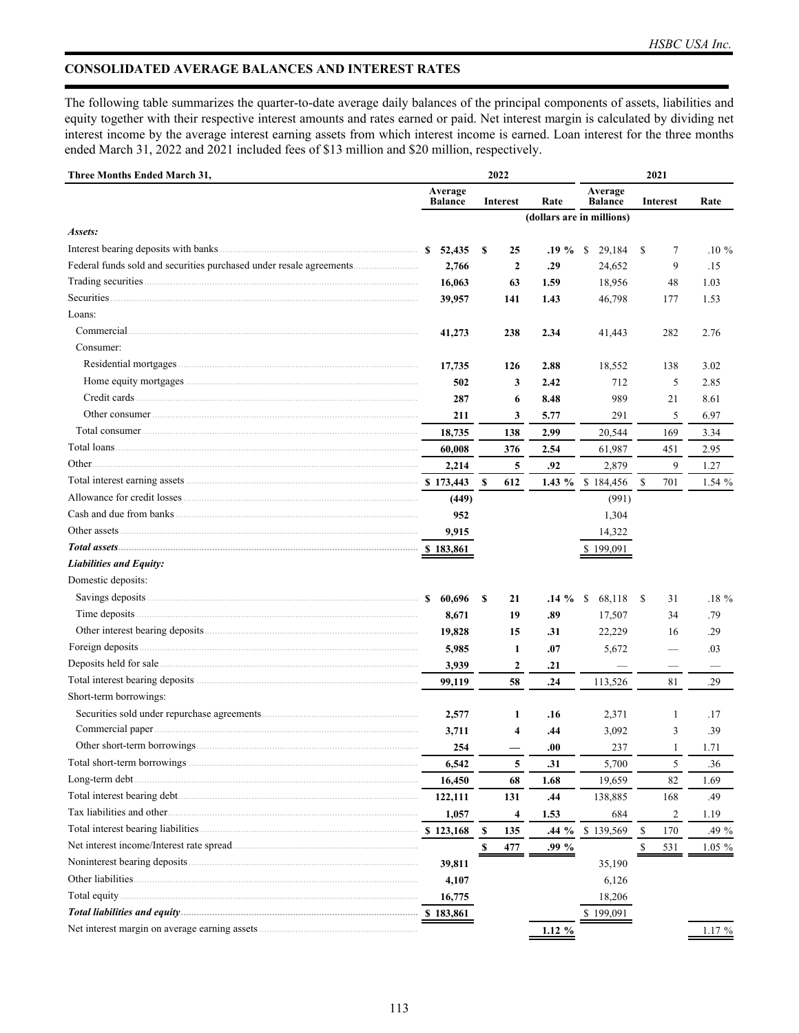## CONSOLIDATED AVERAGE BALANCES AND INTEREST RATES

The following table summarizes the quarter-to-date average daily balances of the principal components of assets, liabilities and equity together with their respective interest amounts and rates earned or paid. Net interest margin is calculated by dividing net interest income by the average interest earning assets from which interest income is earned. Loan interest for the three months ended March 31, 2022 and 2021 included fees of $13 million and $20 million, respectively.

| Three Months Ended March 31, | 2022 | | | 2021 | | |
|---|---|---|---|---|---|---|
| | Average Balance | Interest | Rate | Average Balance | Interest | Rate |
| | (dollars are in millions) | | | | | |
| ***Assets:*** | | | | | | |
| Interest bearing deposits with banks | $ 52,435 | $ 25 | .19 % | $ 29,184 | $ 7 | .10 % |
| Federal funds sold and securities purchased under resale agreements | 2,766 | 2 | .29 | 24,652 | 9 | .15 |
| Trading securities | 16,063 | 63 | 1.59 | 18,956 | 48 | 1.03 |
| Securities | 39,957 | 141 | 1.43 | 46,798 | 177 | 1.53 |
| Loans: | | | | | | |
| Commercial | 41,273 | 238 | 2.34 | 41,443 | 282 | 2.76 |
| Consumer: | | | | | | |
| Residential mortgages | 17,735 | 126 | 2.88 | 18,552 | 138 | 3.02 |
| Home equity mortgages | 502 | 3 | 2.42 | 712 | 5 | 2.85 |
| Credit cards | 287 | 6 | 8.48 | 989 | 21 | 8.61 |
| Other consumer | 211 | 3 | 5.77 | 291 | 5 | 6.97 |
| Total consumer | 18,735 | 138 | 2.99 | 20,544 | 169 | 3.34 |
| Total loans | 60,008 | 376 | 2.54 | 61,987 | 451 | 2.95 |
| Other | 2,214 | 5 | .92 | 2,879 | 9 | 1.27 |
| Total interest earning assets | $ 173,443 | $ 612 | 1.43 % | $ 184,456 | $ 701 | 1.54 % |
| Allowance for credit losses | (449) | | | (991) | | |
| Cash and due from banks | 952 | | | 1,304 | | |
| Other assets | 9,915 | | | 14,322 | | |
| ***Total assets*** | $ 183,861 | | | $ 199,091 | | |
| ***Liabilities and Equity:*** | | | | | | |
| Domestic deposits: | | | | | | |
| Savings deposits | $ 60,696 | $ 21 | .14 % | $ 68,118 | $ 31 | .18 % |
| Time deposits | 8,671 | 19 | .89 | 17,507 | 34 | .79 |
| Other interest bearing deposits | 19,828 | 15 | .31 | 22,229 | 16 | .29 |
| Foreign deposits | 5,985 | 1 | .07 | 5,672 | — | .03 |
| Deposits held for sale | 3,939 | 2 | .21 | — | — | — |
| Total interest bearing deposits | 99,119 | 58 | .24 | 113,526 | 81 | .29 |
| Short-term borrowings: | | | | | | |
| Securities sold under repurchase agreements | 2,577 | 1 | .16 | 2,371 | 1 | .17 |
| Commercial paper | 3,711 | 4 | .44 | 3,092 | 3 | .39 |
| Other short-term borrowings | 254 | — | .00 | 237 | 1 | 1.71 |
| Total short-term borrowings | 6,542 | 5 | .31 | 5,700 | 5 | .36 |
| Long-term debt | 16,450 | 68 | 1.68 | 19,659 | 82 | 1.69 |
| Total interest bearing debt | 122,111 | 131 | .44 | 138,885 | 168 | .49 |
| Tax liabilities and other | 1,057 | 4 | 1.53 | 684 | 2 | 1.19 |
| Total interest bearing liabilities | $ 123,168 | $ 135 | .44 % | $ 139,569 | $ 170 | .49 % |
| Net interest income/Interest rate spread | | $ 477 | .99 % | | $ 531 | 1.05 % |
| Noninterest bearing deposits | 39,811 | | | 35,190 | | |
| Other liabilities | 4,107 | | | 6,126 | | |
| Total equity | 16,775 | | | 18,206 | | |
| ***Total liabilities and equity*** | $ 183,861 | | | $ 199,091 | | |
| Net interest margin on average earning assets | | | 1.12 % | | | 1.17 % |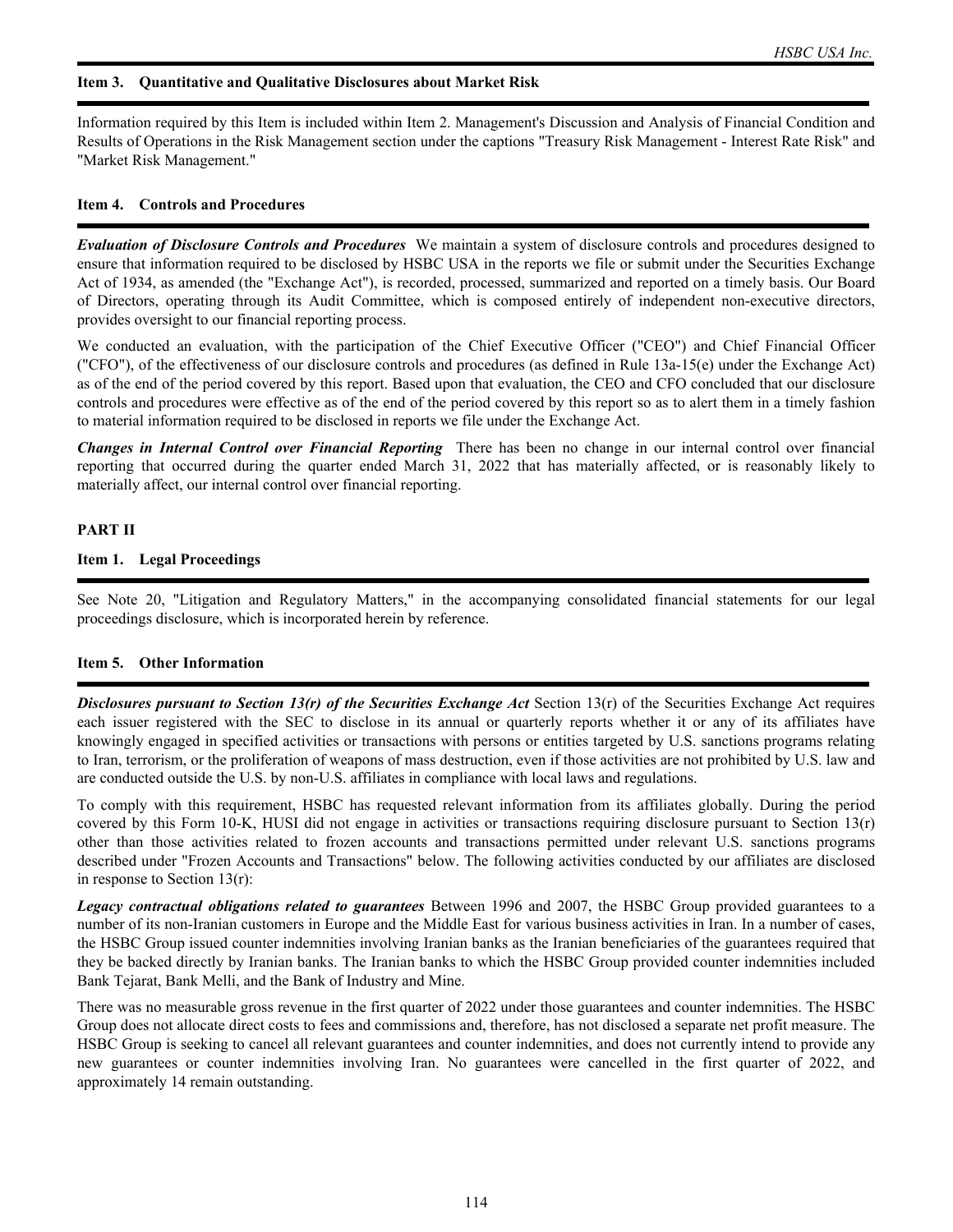## Item 3. Quantitative and Qualitative Disclosures about Market Risk

Information required by this Item is included within Item 2. Management's Discussion and Analysis of Financial Condition and Results of Operations in the Risk Management section under the captions "Treasury Risk Management - Interest Rate Risk" and "Market Risk Management."

## Item 4. Controls and Procedures

***Evaluation of Disclosure Controls and Procedures*** We maintain a system of disclosure controls and procedures designed to ensure that information required to be disclosed by HSBC USA in the reports we file or submit under the Securities Exchange Act of 1934, as amended (the "Exchange Act"), is recorded, processed, summarized and reported on a timely basis. Our Board of Directors, operating through its Audit Committee, which is composed entirely of independent non-executive directors, provides oversight to our financial reporting process.

We conducted an evaluation, with the participation of the Chief Executive Officer ("CEO") and Chief Financial Officer ("CFO"), of the effectiveness of our disclosure controls and procedures (as defined in Rule 13a-15(e) under the Exchange Act) as of the end of the period covered by this report. Based upon that evaluation, the CEO and CFO concluded that our disclosure controls and procedures were effective as of the end of the period covered by this report so as to alert them in a timely fashion to material information required to be disclosed in reports we file under the Exchange Act.

***Changes in Internal Control over Financial Reporting*** There has been no change in our internal control over financial reporting that occurred during the quarter ended March 31, 2022 that has materially affected, or is reasonably likely to materially affect, our internal control over financial reporting.

# PART II

## Item 1. Legal Proceedings

See Note 20, "Litigation and Regulatory Matters," in the accompanying consolidated financial statements for our legal proceedings disclosure, which is incorporated herein by reference.

## Item 5. Other Information

***Disclosures pursuant to Section 13(r) of the Securities Exchange Act*** Section 13(r) of the Securities Exchange Act requires each issuer registered with the SEC to disclose in its annual or quarterly reports whether it or any of its affiliates have knowingly engaged in specified activities or transactions with persons or entities targeted by U.S. sanctions programs relating to Iran, terrorism, or the proliferation of weapons of mass destruction, even if those activities are not prohibited by U.S. law and are conducted outside the U.S. by non-U.S. affiliates in compliance with local laws and regulations.

To comply with this requirement, HSBC has requested relevant information from its affiliates globally. During the period covered by this Form 10-K, HUSI did not engage in activities or transactions requiring disclosure pursuant to Section 13(r) other than those activities related to frozen accounts and transactions permitted under relevant U.S. sanctions programs described under "Frozen Accounts and Transactions" below. The following activities conducted by our affiliates are disclosed in response to Section 13(r):

***Legacy contractual obligations related to guarantees*** Between 1996 and 2007, the HSBC Group provided guarantees to a number of its non-Iranian customers in Europe and the Middle East for various business activities in Iran. In a number of cases, the HSBC Group issued counter indemnities involving Iranian banks as the Iranian beneficiaries of the guarantees required that they be backed directly by Iranian banks. The Iranian banks to which the HSBC Group provided counter indemnities included Bank Tejarat, Bank Melli, and the Bank of Industry and Mine.

There was no measurable gross revenue in the first quarter of 2022 under those guarantees and counter indemnities. The HSBC Group does not allocate direct costs to fees and commissions and, therefore, has not disclosed a separate net profit measure. The HSBC Group is seeking to cancel all relevant guarantees and counter indemnities, and does not currently intend to provide any new guarantees or counter indemnities involving Iran. No guarantees were cancelled in the first quarter of 2022, and approximately 14 remain outstanding.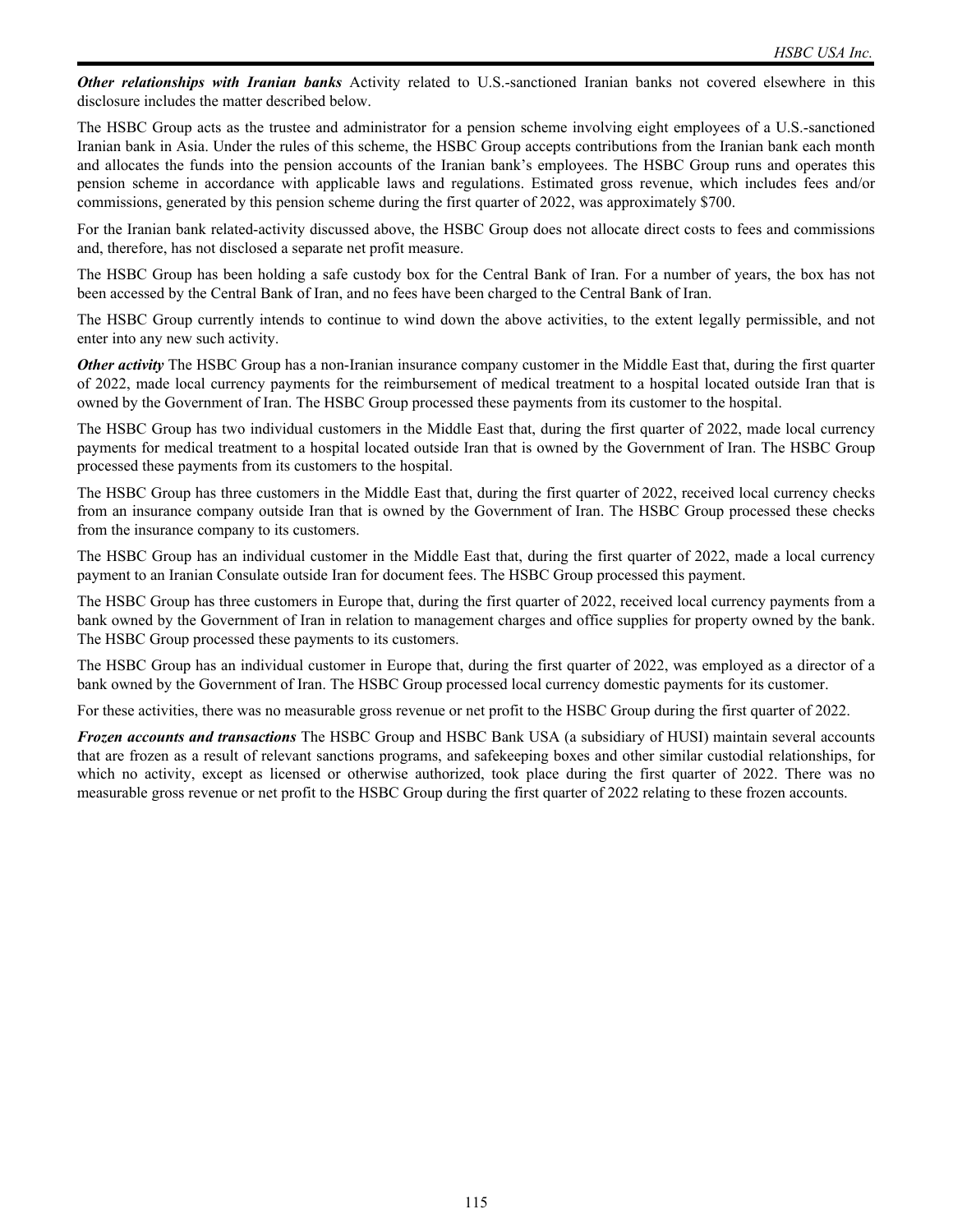***Other relationships with Iranian banks*** Activity related to U.S.-sanctioned Iranian banks not covered elsewhere in this disclosure includes the matter described below.

The HSBC Group acts as the trustee and administrator for a pension scheme involving eight employees of a U.S.-sanctioned Iranian bank in Asia. Under the rules of this scheme, the HSBC Group accepts contributions from the Iranian bank each month and allocates the funds into the pension accounts of the Iranian bank's employees. The HSBC Group runs and operates this pension scheme in accordance with applicable laws and regulations. Estimated gross revenue, which includes fees and/or commissions, generated by this pension scheme during the first quarter of 2022, was approximately $700.

For the Iranian bank related-activity discussed above, the HSBC Group does not allocate direct costs to fees and commissions and, therefore, has not disclosed a separate net profit measure.

The HSBC Group has been holding a safe custody box for the Central Bank of Iran. For a number of years, the box has not been accessed by the Central Bank of Iran, and no fees have been charged to the Central Bank of Iran.

The HSBC Group currently intends to continue to wind down the above activities, to the extent legally permissible, and not enter into any new such activity.

***Other activity*** The HSBC Group has a non-Iranian insurance company customer in the Middle East that, during the first quarter of 2022, made local currency payments for the reimbursement of medical treatment to a hospital located outside Iran that is owned by the Government of Iran. The HSBC Group processed these payments from its customer to the hospital.

The HSBC Group has two individual customers in the Middle East that, during the first quarter of 2022, made local currency payments for medical treatment to a hospital located outside Iran that is owned by the Government of Iran. The HSBC Group processed these payments from its customers to the hospital.

The HSBC Group has three customers in the Middle East that, during the first quarter of 2022, received local currency checks from an insurance company outside Iran that is owned by the Government of Iran. The HSBC Group processed these checks from the insurance company to its customers.

The HSBC Group has an individual customer in the Middle East that, during the first quarter of 2022, made a local currency payment to an Iranian Consulate outside Iran for document fees. The HSBC Group processed this payment.

The HSBC Group has three customers in Europe that, during the first quarter of 2022, received local currency payments from a bank owned by the Government of Iran in relation to management charges and office supplies for property owned by the bank. The HSBC Group processed these payments to its customers.

The HSBC Group has an individual customer in Europe that, during the first quarter of 2022, was employed as a director of a bank owned by the Government of Iran. The HSBC Group processed local currency domestic payments for its customer.

For these activities, there was no measurable gross revenue or net profit to the HSBC Group during the first quarter of 2022.

***Frozen accounts and transactions*** The HSBC Group and HSBC Bank USA (a subsidiary of HUSI) maintain several accounts that are frozen as a result of relevant sanctions programs, and safekeeping boxes and other similar custodial relationships, for which no activity, except as licensed or otherwise authorized, took place during the first quarter of 2022. There was no measurable gross revenue or net profit to the HSBC Group during the first quarter of 2022 relating to these frozen accounts.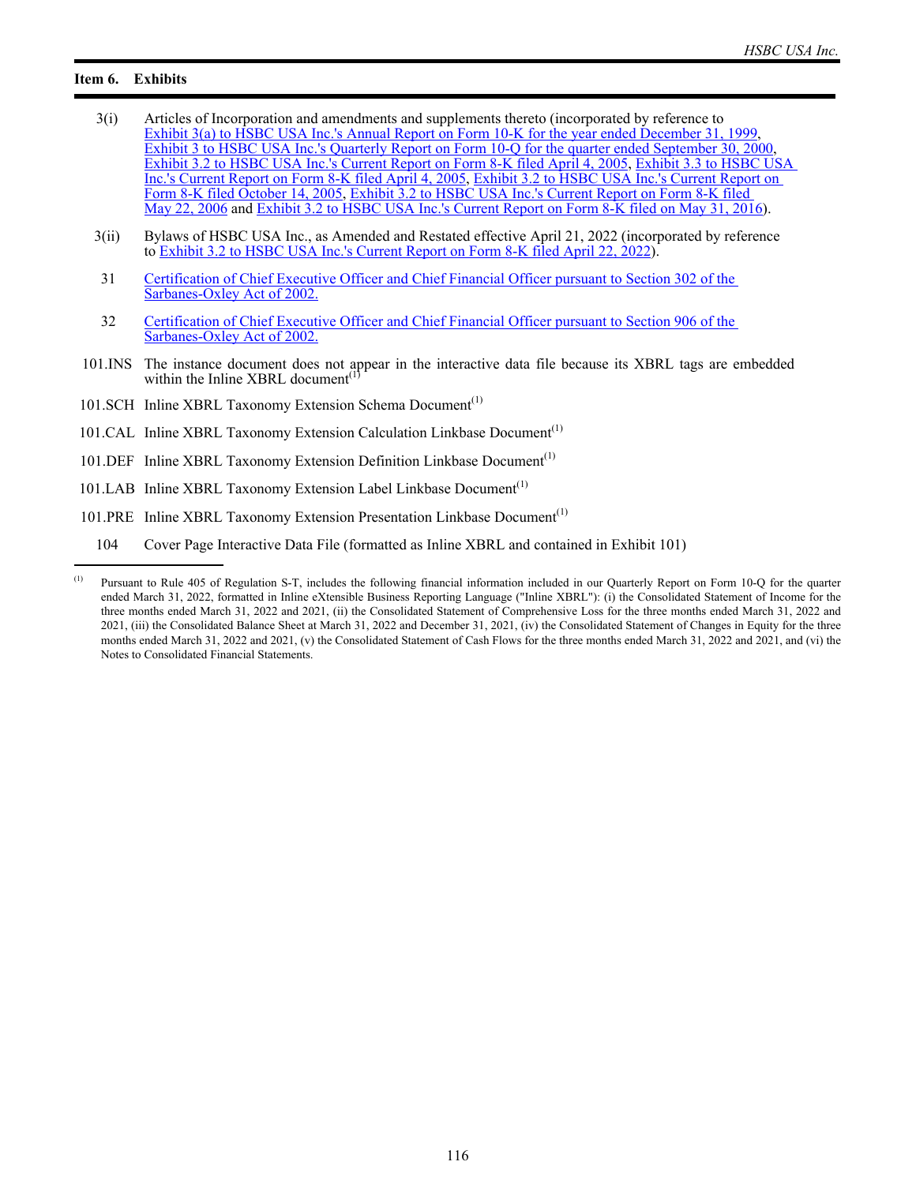## Item 6. Exhibits

| | |
|---|---|
| 3(i) | Articles of Incorporation and amendments and supplements thereto (incorporated by reference to Exhibit 3(a) to HSBC USA Inc.'s Annual Report on Form 10-K for the year ended December 31, 1999, Exhibit 3 to HSBC USA Inc.'s Quarterly Report on Form 10-Q for the quarter ended September 30, 2000, Exhibit 3.2 to HSBC USA Inc.'s Current Report on Form 8-K filed April 4, 2005, Exhibit 3.3 to HSBC USA Inc.'s Current Report on Form 8-K filed April 4, 2005, Exhibit 3.2 to HSBC USA Inc.'s Current Report on Form 8-K filed October 14, 2005, Exhibit 3.2 to HSBC USA Inc.'s Current Report on Form 8-K filed May 22, 2006 and Exhibit 3.2 to HSBC USA Inc.'s Current Report on Form 8-K filed on May 31, 2016). |
| 3(ii) | Bylaws of HSBC USA Inc., as Amended and Restated effective April 21, 2022 (incorporated by reference to Exhibit 3.2 to HSBC USA Inc.'s Current Report on Form 8-K filed April 22, 2022). |
| 31 | Certification of Chief Executive Officer and Chief Financial Officer pursuant to Section 302 of the Sarbanes-Oxley Act of 2002. |
| 32 | Certification of Chief Executive Officer and Chief Financial Officer pursuant to Section 906 of the Sarbanes-Oxley Act of 2002. |
| 101.INS | The instance document does not appear in the interactive data file because its XBRL tags are embedded within the Inline XBRL document[1] |
| 101.SCH | Inline XBRL Taxonomy Extension Schema Document[1] |
| 101.CAL | Inline XBRL Taxonomy Extension Calculation Linkbase Document[1] |
| 101.DEF | Inline XBRL Taxonomy Extension Definition Linkbase Document[1] |
| 101.LAB | Inline XBRL Taxonomy Extension Label Linkbase Document[1] |
| 101.PRE | Inline XBRL Taxonomy Extension Presentation Linkbase Document[1] |
| 104 | Cover Page Interactive Data File (formatted as Inline XBRL and contained in Exhibit 101) |

(1) Pursuant to Rule 405 of Regulation S-T, includes the following financial information included in our Quarterly Report on Form 10-Q for the quarter ended March 31, 2022, formatted in Inline eXtensible Business Reporting Language ("Inline XBRL"): (i) the Consolidated Statement of Income for the three months ended March 31, 2022 and 2021, (ii) the Consolidated Statement of Comprehensive Loss for the three months ended March 31, 2022 and 2021, (iii) the Consolidated Balance Sheet at March 31, 2022 and December 31, 2021, (iv) the Consolidated Statement of Changes in Equity for the three months ended March 31, 2022 and 2021, (v) the Consolidated Statement of Cash Flows for the three months ended March 31, 2022 and 2021, and (vi) the Notes to Consolidated Financial Statements.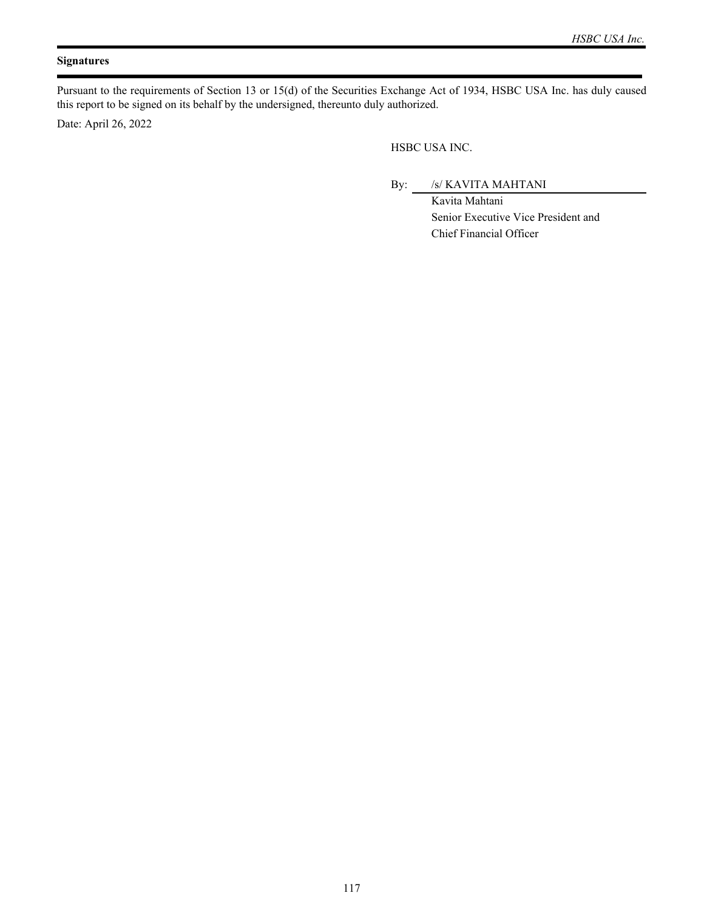## Signatures

Pursuant to the requirements of Section 13 or 15(d) of the Securities Exchange Act of 1934, HSBC USA Inc. has duly caused this report to be signed on its behalf by the undersigned, thereunto duly authorized.

Date: April 26, 2022

HSBC USA INC.

By: /s/ KAVITA MAHTANI

Kavita Mahtani
Senior Executive Vice President and
Chief Financial Officer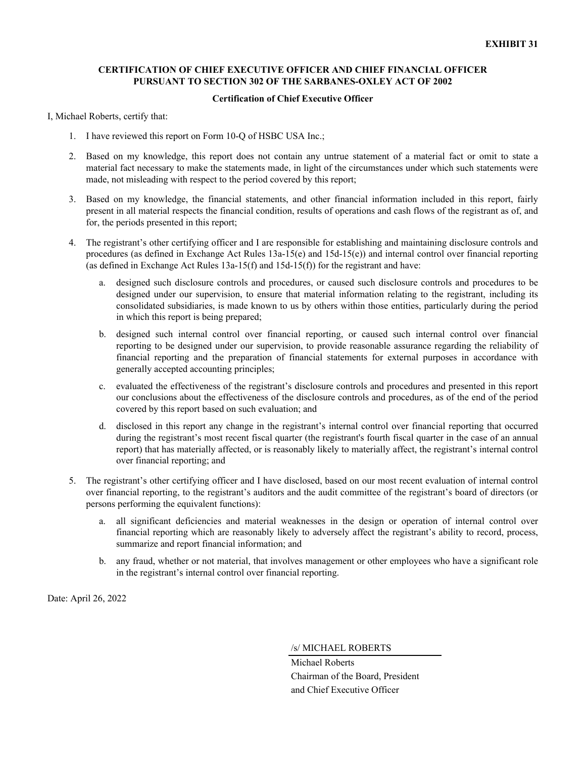**EXHIBIT 31**

## CERTIFICATION OF CHIEF EXECUTIVE OFFICER AND CHIEF FINANCIAL OFFICER PURSUANT TO SECTION 302 OF THE SARBANES-OXLEY ACT OF 2002

### Certification of Chief Executive Officer

I, Michael Roberts, certify that:

1. I have reviewed this report on Form 10-Q of HSBC USA Inc.;
2. Based on my knowledge, this report does not contain any untrue statement of a material fact or omit to state a material fact necessary to make the statements made, in light of the circumstances under which such statements were made, not misleading with respect to the period covered by this report;
3. Based on my knowledge, the financial statements, and other financial information included in this report, fairly present in all material respects the financial condition, results of operations and cash flows of the registrant as of, and for, the periods presented in this report;
4. The registrant's other certifying officer and I are responsible for establishing and maintaining disclosure controls and procedures (as defined in Exchange Act Rules 13a-15(e) and 15d-15(e)) and internal control over financial reporting (as defined in Exchange Act Rules 13a-15(f) and 15d-15(f)) for the registrant and have:
   a. designed such disclosure controls and procedures, or caused such disclosure controls and procedures to be designed under our supervision, to ensure that material information relating to the registrant, including its consolidated subsidiaries, is made known to us by others within those entities, particularly during the period in which this report is being prepared;
   b. designed such internal control over financial reporting, or caused such internal control over financial reporting to be designed under our supervision, to provide reasonable assurance regarding the reliability of financial reporting and the preparation of financial statements for external purposes in accordance with generally accepted accounting principles;
   c. evaluated the effectiveness of the registrant's disclosure controls and procedures and presented in this report our conclusions about the effectiveness of the disclosure controls and procedures, as of the end of the period covered by this report based on such evaluation; and
   d. disclosed in this report any change in the registrant's internal control over financial reporting that occurred during the registrant's most recent fiscal quarter (the registrant's fourth fiscal quarter in the case of an annual report) that has materially affected, or is reasonably likely to materially affect, the registrant's internal control over financial reporting; and
5. The registrant's other certifying officer and I have disclosed, based on our most recent evaluation of internal control over financial reporting, to the registrant's auditors and the audit committee of the registrant's board of directors (or persons performing the equivalent functions):
   a. all significant deficiencies and material weaknesses in the design or operation of internal control over financial reporting which are reasonably likely to adversely affect the registrant's ability to record, process, summarize and report financial information; and
   b. any fraud, whether or not material, that involves management or other employees who have a significant role in the registrant's internal control over financial reporting.

Date: April 26, 2022

/s/ MICHAEL ROBERTS

Michael Roberts
Chairman of the Board, President
and Chief Executive Officer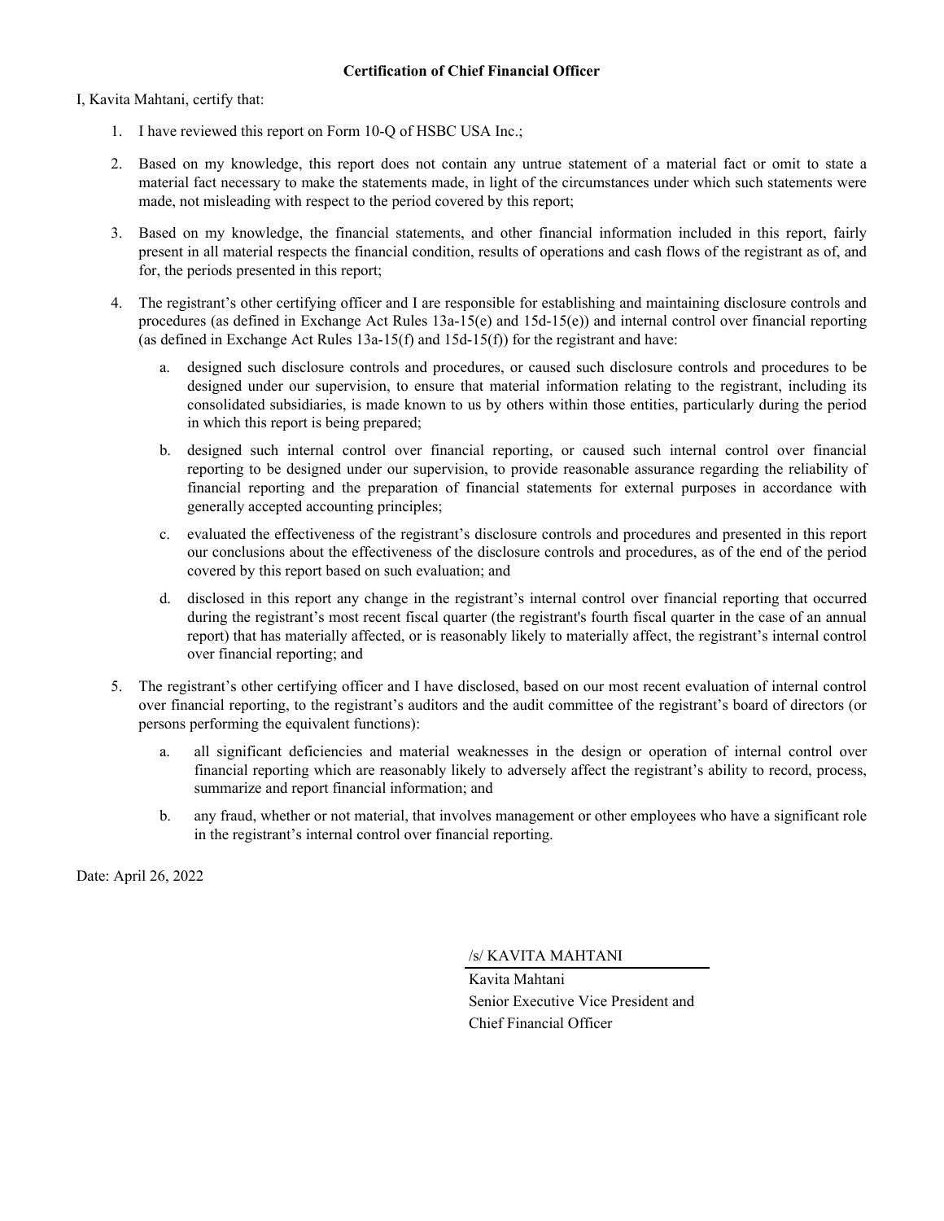**Certification of Chief Financial Officer**

I, Kavita Mahtani, certify that:

1. I have reviewed this report on Form 10-Q of HSBC USA Inc.;

2. Based on my knowledge, this report does not contain any untrue statement of a material fact or omit to state a material fact necessary to make the statements made, in light of the circumstances under which such statements were made, not misleading with respect to the period covered by this report;

3. Based on my knowledge, the financial statements, and other financial information included in this report, fairly present in all material respects the financial condition, results of operations and cash flows of the registrant as of, and for, the periods presented in this report;

4. The registrant's other certifying officer and I are responsible for establishing and maintaining disclosure controls and procedures (as defined in Exchange Act Rules 13a-15(e) and 15d-15(e)) and internal control over financial reporting (as defined in Exchange Act Rules 13a-15(f) and 15d-15(f)) for the registrant and have:

   a. designed such disclosure controls and procedures, or caused such disclosure controls and procedures to be designed under our supervision, to ensure that material information relating to the registrant, including its consolidated subsidiaries, is made known to us by others within those entities, particularly during the period in which this report is being prepared;

   b. designed such internal control over financial reporting, or caused such internal control over financial reporting to be designed under our supervision, to provide reasonable assurance regarding the reliability of financial reporting and the preparation of financial statements for external purposes in accordance with generally accepted accounting principles;

   c. evaluated the effectiveness of the registrant's disclosure controls and procedures and presented in this report our conclusions about the effectiveness of the disclosure controls and procedures, as of the end of the period covered by this report based on such evaluation; and

   d. disclosed in this report any change in the registrant's internal control over financial reporting that occurred during the registrant's most recent fiscal quarter (the registrant's fourth fiscal quarter in the case of an annual report) that has materially affected, or is reasonably likely to materially affect, the registrant's internal control over financial reporting; and

5. The registrant's other certifying officer and I have disclosed, based on our most recent evaluation of internal control over financial reporting, to the registrant's auditors and the audit committee of the registrant's board of directors (or persons performing the equivalent functions):

   a. all significant deficiencies and material weaknesses in the design or operation of internal control over financial reporting which are reasonably likely to adversely affect the registrant's ability to record, process, summarize and report financial information; and

   b. any fraud, whether or not material, that involves management or other employees who have a significant role in the registrant's internal control over financial reporting.

Date: April 26, 2022

/s/ KAVITA MAHTANI

Kavita Mahtani
Senior Executive Vice President and
Chief Financial Officer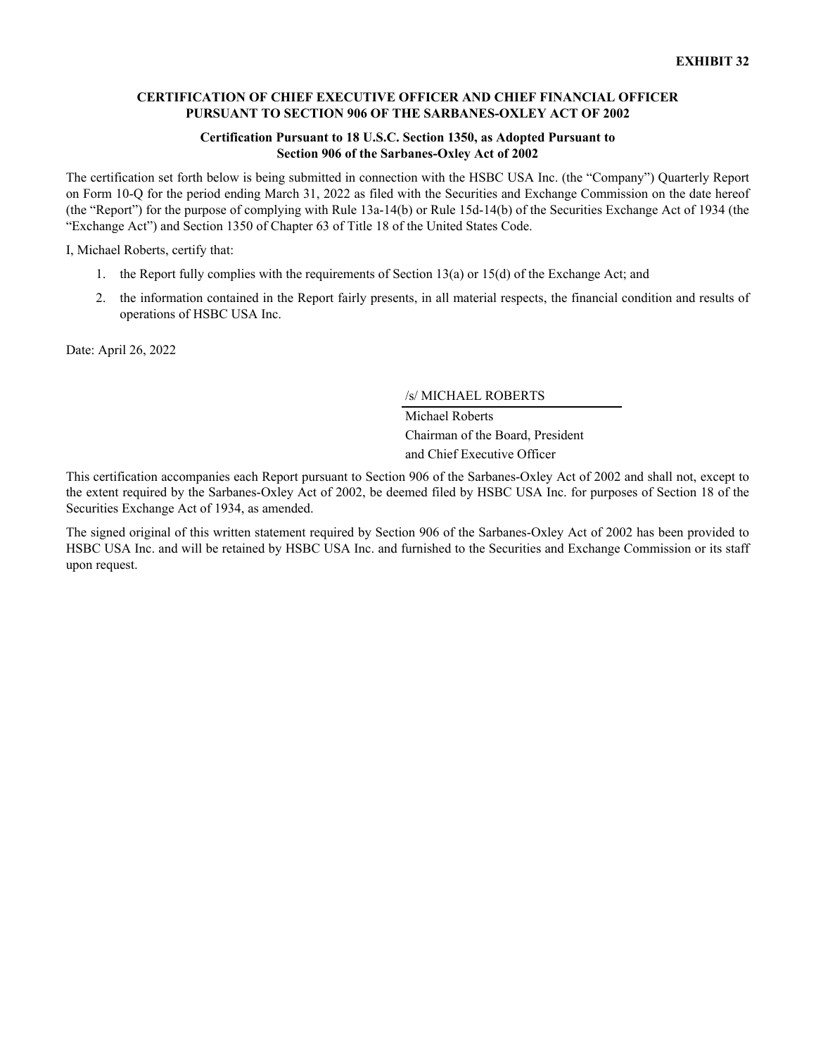**EXHIBIT 32**

**CERTIFICATION OF CHIEF EXECUTIVE OFFICER AND CHIEF FINANCIAL OFFICER PURSUANT TO SECTION 906 OF THE SARBANES-OXLEY ACT OF 2002**

**Certification Pursuant to 18 U.S.C. Section 1350, as Adopted Pursuant to Section 906 of the Sarbanes-Oxley Act of 2002**

The certification set forth below is being submitted in connection with the HSBC USA Inc. (the "Company") Quarterly Report on Form 10-Q for the period ending March 31, 2022 as filed with the Securities and Exchange Commission on the date hereof (the "Report") for the purpose of complying with Rule 13a-14(b) or Rule 15d-14(b) of the Securities Exchange Act of 1934 (the "Exchange Act") and Section 1350 of Chapter 63 of Title 18 of the United States Code.

I, Michael Roberts, certify that:

1. the Report fully complies with the requirements of Section 13(a) or 15(d) of the Exchange Act; and
2. the information contained in the Report fairly presents, in all material respects, the financial condition and results of operations of HSBC USA Inc.

Date: April 26, 2022

/s/ MICHAEL ROBERTS

Michael Roberts
Chairman of the Board, President
and Chief Executive Officer

This certification accompanies each Report pursuant to Section 906 of the Sarbanes-Oxley Act of 2002 and shall not, except to the extent required by the Sarbanes-Oxley Act of 2002, be deemed filed by HSBC USA Inc. for purposes of Section 18 of the Securities Exchange Act of 1934, as amended.

The signed original of this written statement required by Section 906 of the Sarbanes-Oxley Act of 2002 has been provided to HSBC USA Inc. and will be retained by HSBC USA Inc. and furnished to the Securities and Exchange Commission or its staff upon request.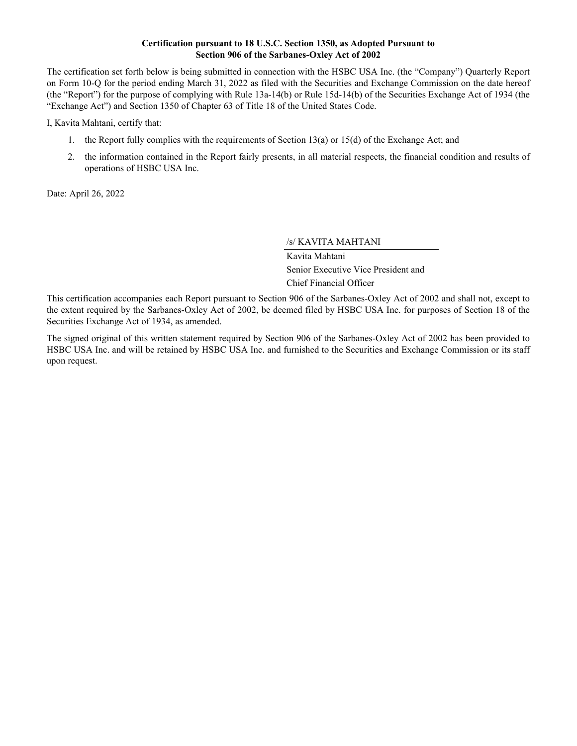**Certification pursuant to 18 U.S.C. Section 1350, as Adopted Pursuant to Section 906 of the Sarbanes-Oxley Act of 2002**

The certification set forth below is being submitted in connection with the HSBC USA Inc. (the "Company") Quarterly Report on Form 10-Q for the period ending March 31, 2022 as filed with the Securities and Exchange Commission on the date hereof (the "Report") for the purpose of complying with Rule 13a-14(b) or Rule 15d-14(b) of the Securities Exchange Act of 1934 (the "Exchange Act") and Section 1350 of Chapter 63 of Title 18 of the United States Code.

I, Kavita Mahtani, certify that:

1. the Report fully complies with the requirements of Section 13(a) or 15(d) of the Exchange Act; and
2. the information contained in the Report fairly presents, in all material respects, the financial condition and results of operations of HSBC USA Inc.

Date: April 26, 2022

/s/ KAVITA MAHTANI

Kavita Mahtani
Senior Executive Vice President and
Chief Financial Officer

This certification accompanies each Report pursuant to Section 906 of the Sarbanes-Oxley Act of 2002 and shall not, except to the extent required by the Sarbanes-Oxley Act of 2002, be deemed filed by HSBC USA Inc. for purposes of Section 18 of the Securities Exchange Act of 1934, as amended.

The signed original of this written statement required by Section 906 of the Sarbanes-Oxley Act of 2002 has been provided to HSBC USA Inc. and will be retained by HSBC USA Inc. and furnished to the Securities and Exchange Commission or its staff upon request.